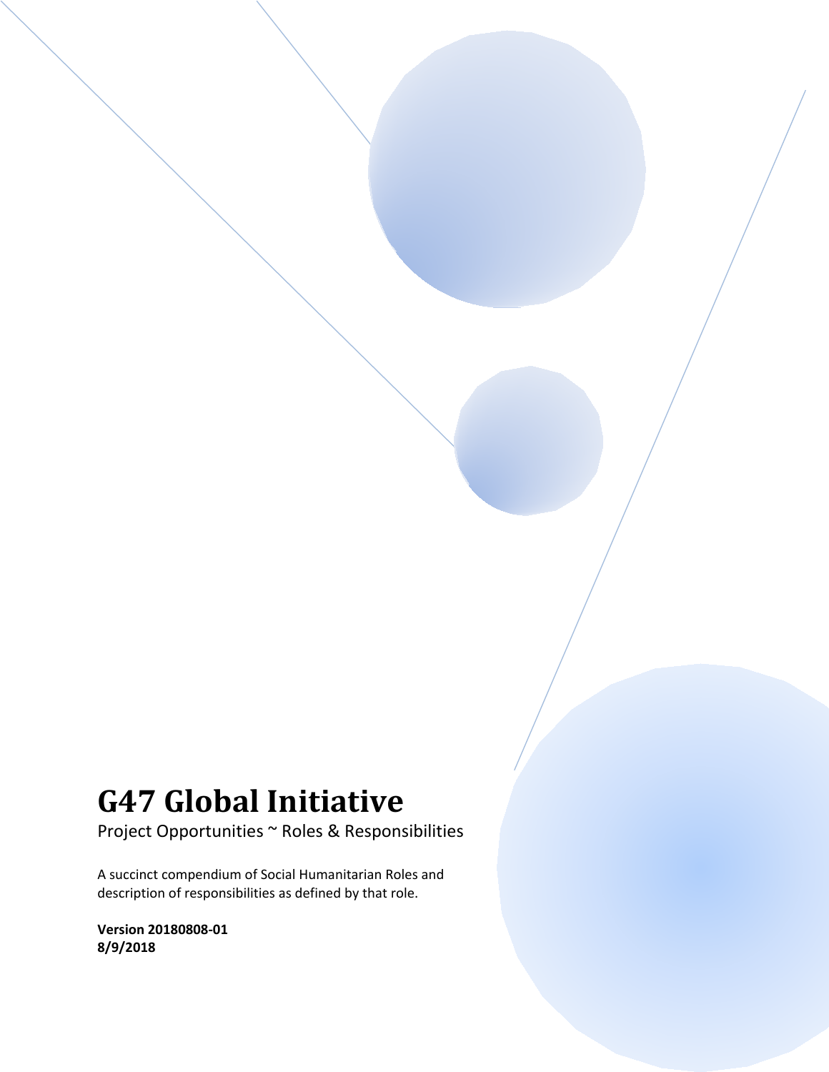# G47 Global Initiative

Project Opportunities ~ Roles & Responsibilities

A succinct compendium of Social Humanitarian Roles and description of responsibilities as defined by that role.

**Version 20180808-01**
**8/9/2018**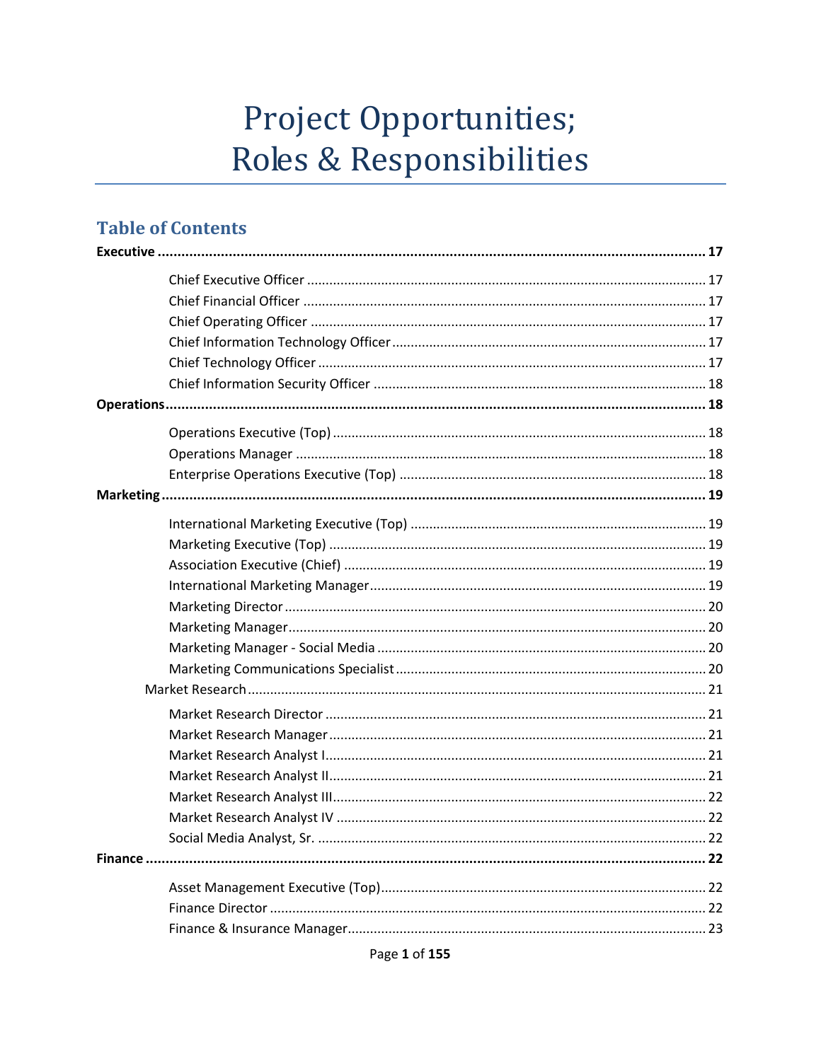# Project Opportunities; Roles & Responsibilities

## Table of Contents

**Executive** ..... **17**

- Chief Executive Officer ..... 17
- Chief Financial Officer ..... 17
- Chief Operating Officer ..... 17
- Chief Information Technology Officer ..... 17
- Chief Technology Officer ..... 17
- Chief Information Security Officer ..... 18

**Operations** ..... **18**

- Operations Executive (Top) ..... 18
- Operations Manager ..... 18
- Enterprise Operations Executive (Top) ..... 18

**Marketing** ..... **19**

- International Marketing Executive (Top) ..... 19
- Marketing Executive (Top) ..... 19
- Association Executive (Chief) ..... 19
- International Marketing Manager ..... 19
- Marketing Director ..... 20
- Marketing Manager ..... 20
- Marketing Manager - Social Media ..... 20
- Marketing Communications Specialist ..... 20

Market Research ..... 21

- Market Research Director ..... 21
- Market Research Manager ..... 21
- Market Research Analyst I ..... 21
- Market Research Analyst II ..... 21
- Market Research Analyst III ..... 22
- Market Research Analyst IV ..... 22
- Social Media Analyst, Sr. ..... 22

**Finance** ..... **22**

- Asset Management Executive (Top) ..... 22
- Finance Director ..... 22
- Finance & Insurance Manager ..... 23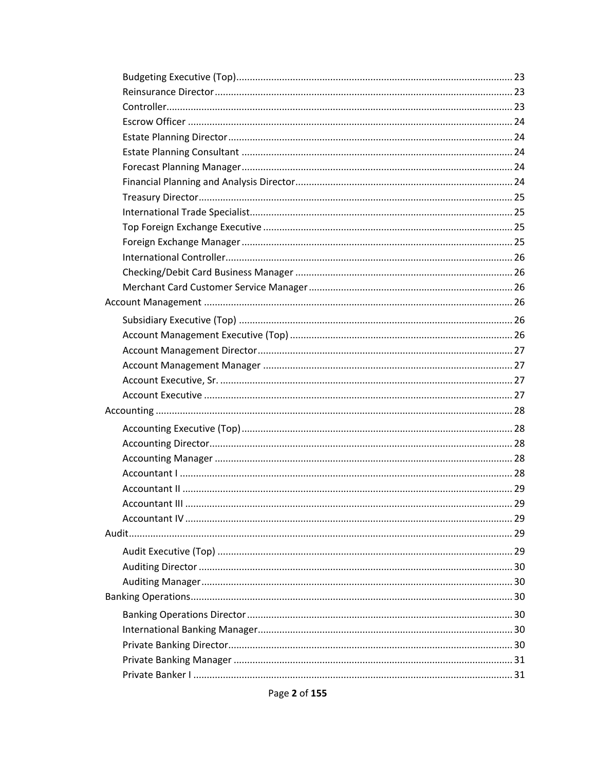- Budgeting Executive (Top) ...... 23
- Reinsurance Director ...... 23
- Controller ...... 23
- Escrow Officer ...... 24
- Estate Planning Director ...... 24
- Estate Planning Consultant ...... 24
- Forecast Planning Manager ...... 24
- Financial Planning and Analysis Director ...... 24
- Treasury Director ...... 25
- International Trade Specialist ...... 25
- Top Foreign Exchange Executive ...... 25
- Foreign Exchange Manager ...... 25
- International Controller ...... 26
- Checking/Debit Card Business Manager ...... 26
- Merchant Card Customer Service Manager ...... 26

Account Management ...... 26

- Subsidiary Executive (Top) ...... 26
- Account Management Executive (Top) ...... 26
- Account Management Director ...... 27
- Account Management Manager ...... 27
- Account Executive, Sr. ...... 27
- Account Executive ...... 27

Accounting ...... 28

- Accounting Executive (Top) ...... 28
- Accounting Director ...... 28
- Accounting Manager ...... 28
- Accountant I ...... 28
- Accountant II ...... 29
- Accountant III ...... 29
- Accountant IV ...... 29

Audit ...... 29

- Audit Executive (Top) ...... 29
- Auditing Director ...... 30
- Auditing Manager ...... 30

Banking Operations ...... 30

- Banking Operations Director ...... 30
- International Banking Manager ...... 30
- Private Banking Director ...... 30
- Private Banking Manager ...... 31
- Private Banker I ...... 31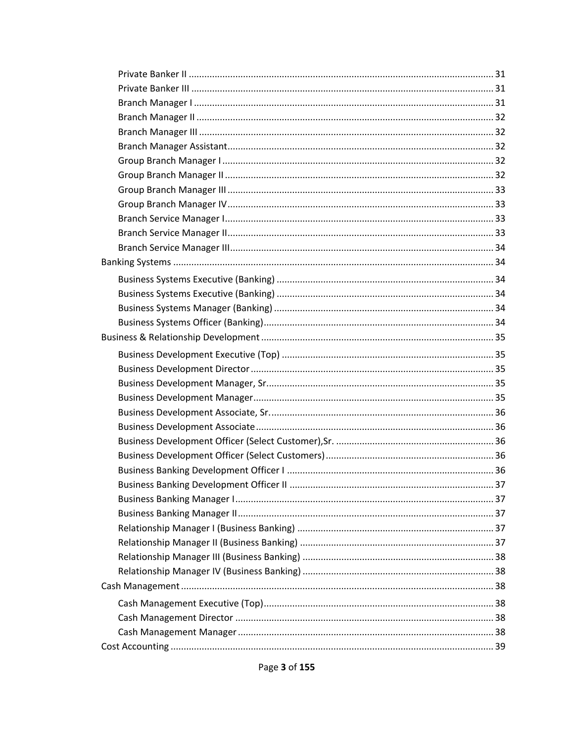- Private Banker II ..... 31
- Private Banker III ..... 31
- Branch Manager I ..... 31
- Branch Manager II ..... 32
- Branch Manager III ..... 32
- Branch Manager Assistant ..... 32
- Group Branch Manager I ..... 32
- Group Branch Manager II ..... 32
- Group Branch Manager III ..... 33
- Group Branch Manager IV ..... 33
- Branch Service Manager I ..... 33
- Branch Service Manager II ..... 33
- Branch Service Manager III ..... 34

Banking Systems ..... 34

- Business Systems Executive (Banking) ..... 34
- Business Systems Executive (Banking) ..... 34
- Business Systems Manager (Banking) ..... 34
- Business Systems Officer (Banking) ..... 34

Business & Relationship Development ..... 35

- Business Development Executive (Top) ..... 35
- Business Development Director ..... 35
- Business Development Manager, Sr. ..... 35
- Business Development Manager ..... 35
- Business Development Associate, Sr. ..... 36
- Business Development Associate ..... 36
- Business Development Officer (Select Customer),Sr. ..... 36
- Business Development Officer (Select Customers) ..... 36
- Business Banking Development Officer I ..... 36
- Business Banking Development Officer II ..... 37
- Business Banking Manager I ..... 37
- Business Banking Manager II ..... 37
- Relationship Manager I (Business Banking) ..... 37
- Relationship Manager II (Business Banking) ..... 37
- Relationship Manager III (Business Banking) ..... 38
- Relationship Manager IV (Business Banking) ..... 38

Cash Management ..... 38

- Cash Management Executive (Top) ..... 38
- Cash Management Director ..... 38
- Cash Management Manager ..... 38

Cost Accounting ..... 39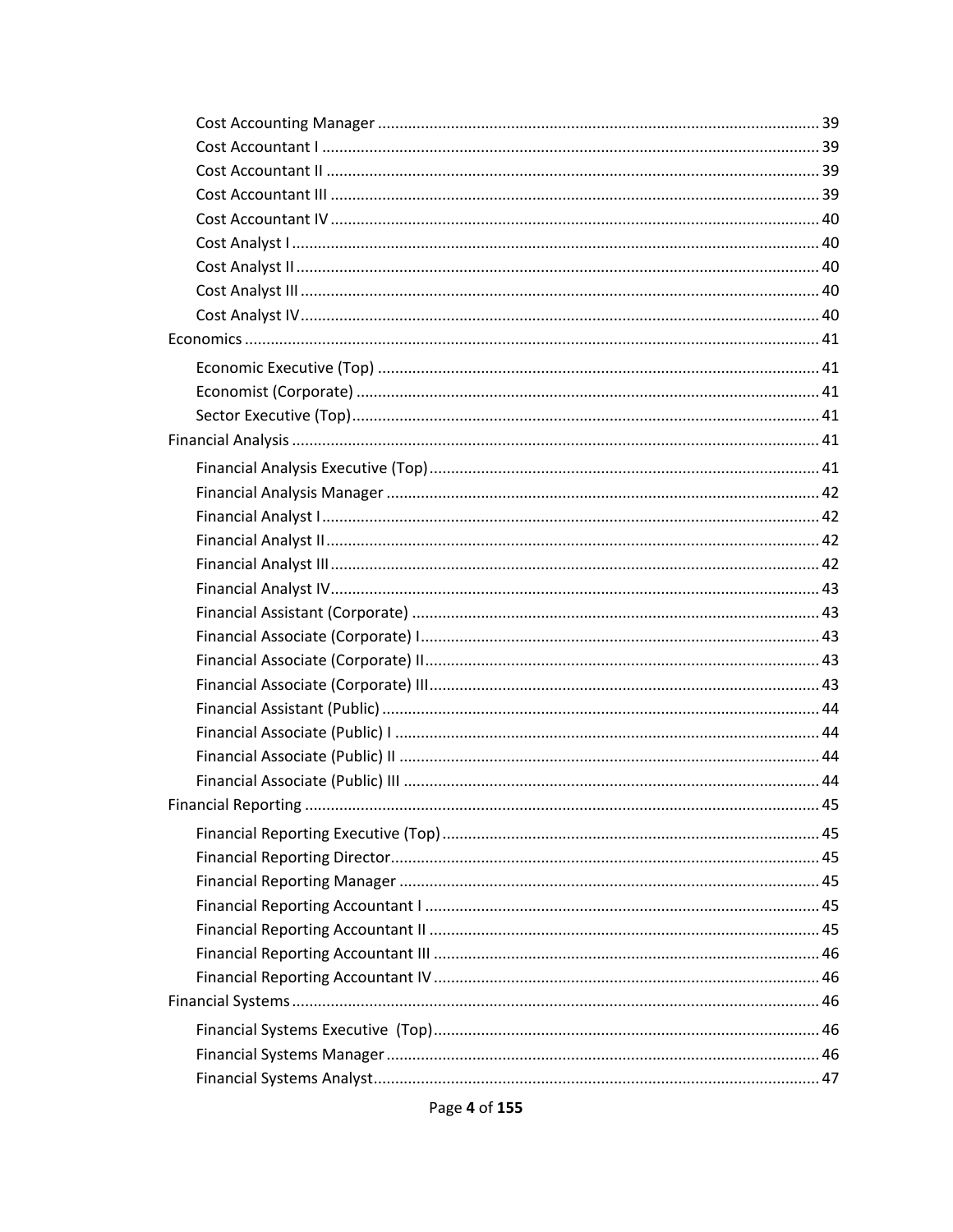- Cost Accounting Manager ........ 39
- Cost Accountant I ........ 39
- Cost Accountant II ........ 39
- Cost Accountant III ........ 39
- Cost Accountant IV ........ 40
- Cost Analyst I ........ 40
- Cost Analyst II ........ 40
- Cost Analyst III ........ 40
- Cost Analyst IV ........ 40

Economics ........ 41

- Economic Executive (Top) ........ 41
- Economist (Corporate) ........ 41
- Sector Executive (Top) ........ 41

Financial Analysis ........ 41

- Financial Analysis Executive (Top) ........ 41
- Financial Analysis Manager ........ 42
- Financial Analyst I ........ 42
- Financial Analyst II ........ 42
- Financial Analyst III ........ 42
- Financial Analyst IV ........ 43
- Financial Assistant (Corporate) ........ 43
- Financial Associate (Corporate) I ........ 43
- Financial Associate (Corporate) II ........ 43
- Financial Associate (Corporate) III ........ 43
- Financial Assistant (Public) ........ 44
- Financial Associate (Public) I ........ 44
- Financial Associate (Public) II ........ 44
- Financial Associate (Public) III ........ 44

Financial Reporting ........ 45

- Financial Reporting Executive (Top) ........ 45
- Financial Reporting Director ........ 45
- Financial Reporting Manager ........ 45
- Financial Reporting Accountant I ........ 45
- Financial Reporting Accountant II ........ 45
- Financial Reporting Accountant III ........ 46
- Financial Reporting Accountant IV ........ 46

Financial Systems ........ 46

- Financial Systems Executive (Top) ........ 46
- Financial Systems Manager ........ 46
- Financial Systems Analyst ........ 47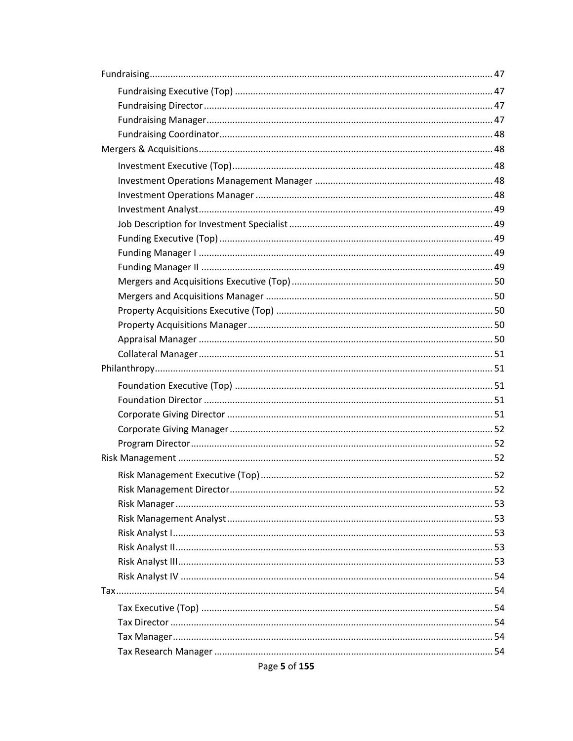- Fundraising ........ 47
  - Fundraising Executive (Top) ........ 47
  - Fundraising Director ........ 47
  - Fundraising Manager ........ 47
  - Fundraising Coordinator ........ 48
- Mergers & Acquisitions ........ 48
  - Investment Executive (Top) ........ 48
  - Investment Operations Management Manager ........ 48
  - Investment Operations Manager ........ 48
  - Investment Analyst ........ 49
  - Job Description for Investment Specialist ........ 49
  - Funding Executive (Top) ........ 49
  - Funding Manager I ........ 49
  - Funding Manager II ........ 49
  - Mergers and Acquisitions Executive (Top) ........ 50
  - Mergers and Acquisitions Manager ........ 50
  - Property Acquisitions Executive (Top) ........ 50
  - Property Acquisitions Manager ........ 50
  - Appraisal Manager ........ 50
  - Collateral Manager ........ 51
- Philanthropy ........ 51
  - Foundation Executive (Top) ........ 51
  - Foundation Director ........ 51
  - Corporate Giving Director ........ 51
  - Corporate Giving Manager ........ 52
  - Program Director ........ 52
- Risk Management ........ 52
  - Risk Management Executive (Top) ........ 52
  - Risk Management Director ........ 52
  - Risk Manager ........ 53
  - Risk Management Analyst ........ 53
  - Risk Analyst I ........ 53
  - Risk Analyst II ........ 53
  - Risk Analyst III ........ 53
  - Risk Analyst IV ........ 54
- Tax ........ 54
  - Tax Executive (Top) ........ 54
  - Tax Director ........ 54
  - Tax Manager ........ 54
  - Tax Research Manager ........ 54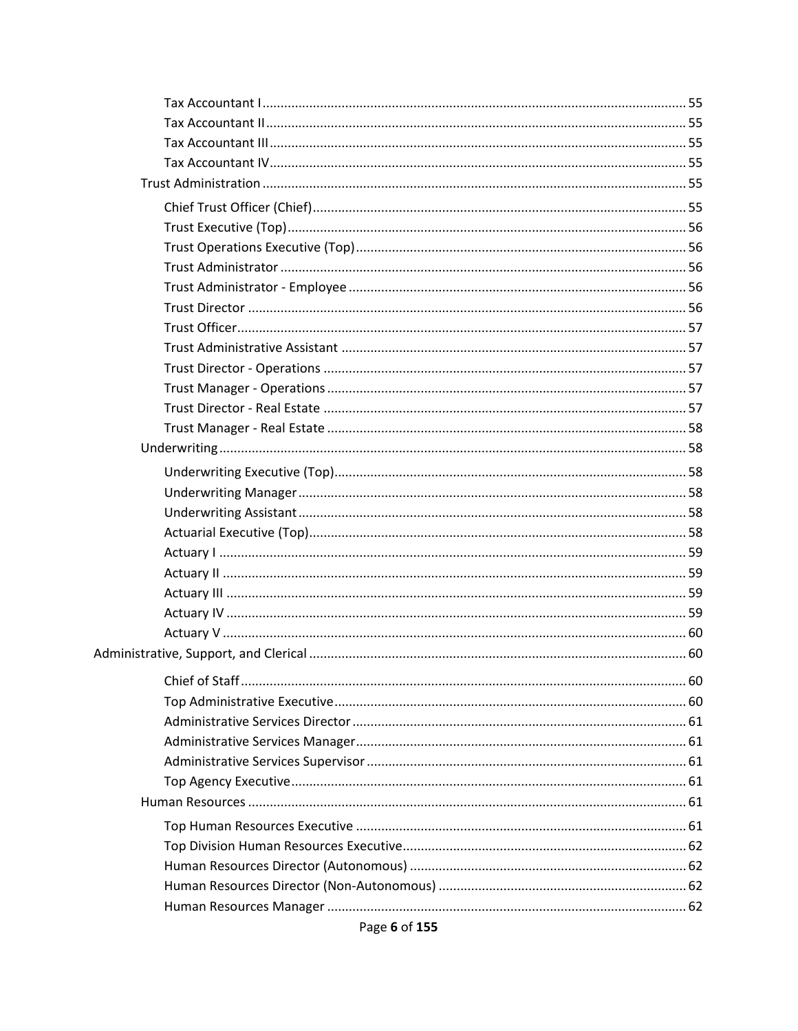- Tax Accountant I ..... 55
- Tax Accountant II ..... 55
- Tax Accountant III ..... 55
- Tax Accountant IV ..... 55

Trust Administration ..... 55

- Chief Trust Officer (Chief) ..... 55
- Trust Executive (Top) ..... 56
- Trust Operations Executive (Top) ..... 56
- Trust Administrator ..... 56
- Trust Administrator - Employee ..... 56
- Trust Director ..... 56
- Trust Officer ..... 57
- Trust Administrative Assistant ..... 57
- Trust Director - Operations ..... 57
- Trust Manager - Operations ..... 57
- Trust Director - Real Estate ..... 57
- Trust Manager - Real Estate ..... 58

Underwriting ..... 58

- Underwriting Executive (Top) ..... 58
- Underwriting Manager ..... 58
- Underwriting Assistant ..... 58
- Actuarial Executive (Top) ..... 58
- Actuary I ..... 59
- Actuary II ..... 59
- Actuary III ..... 59
- Actuary IV ..... 59
- Actuary V ..... 60

Administrative, Support, and Clerical ..... 60

- Chief of Staff ..... 60
- Top Administrative Executive ..... 60
- Administrative Services Director ..... 61
- Administrative Services Manager ..... 61
- Administrative Services Supervisor ..... 61
- Top Agency Executive ..... 61

Human Resources ..... 61

- Top Human Resources Executive ..... 61
- Top Division Human Resources Executive ..... 62
- Human Resources Director (Autonomous) ..... 62
- Human Resources Director (Non-Autonomous) ..... 62
- Human Resources Manager ..... 62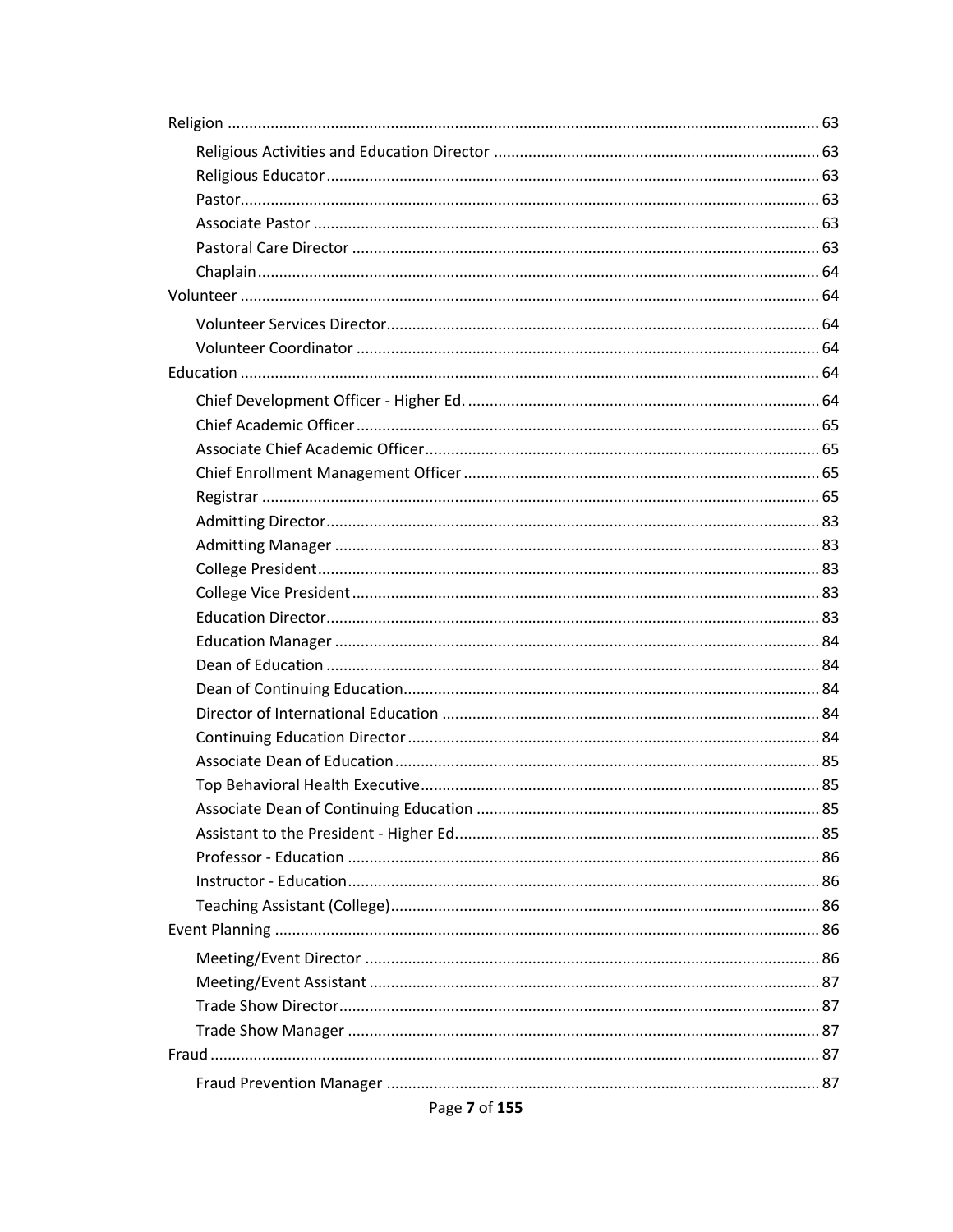Religion ........................................................................................................................... 63

- Religious Activities and Education Director ........................................................................... 63
- Religious Educator ................................................................................................................. 63
- Pastor ..................................................................................................................................... 63
- Associate Pastor .................................................................................................................... 63
- Pastoral Care Director ............................................................................................................ 63
- Chaplain ................................................................................................................................. 64

Volunteer ......................................................................................................................... 64

- Volunteer Services Director .................................................................................................... 64
- Volunteer Coordinator ........................................................................................................... 64

Education ......................................................................................................................... 64

- Chief Development Officer - Higher Ed. ................................................................................. 64
- Chief Academic Officer ........................................................................................................... 65
- Associate Chief Academic Officer ........................................................................................... 65
- Chief Enrollment Management Officer .................................................................................. 65
- Registrar ................................................................................................................................ 65
- Admitting Director .................................................................................................................. 83
- Admitting Manager ................................................................................................................ 83
- College President .................................................................................................................... 83
- College Vice President ............................................................................................................ 83
- Education Director .................................................................................................................. 83
- Education Manager ................................................................................................................ 84
- Dean of Education .................................................................................................................. 84
- Dean of Continuing Education ................................................................................................ 84
- Director of International Education ....................................................................................... 84
- Continuing Education Director ............................................................................................... 84
- Associate Dean of Education .................................................................................................. 85
- Top Behavioral Health Executive ............................................................................................ 85
- Associate Dean of Continuing Education ............................................................................... 85
- Assistant to the President - Higher Ed. .................................................................................... 85
- Professor - Education ............................................................................................................. 86
- Instructor - Education ............................................................................................................. 86
- Teaching Assistant (College) ................................................................................................... 86

Event Planning ................................................................................................................. 86

- Meeting/Event Director ......................................................................................................... 86
- Meeting/Event Assistant ........................................................................................................ 87
- Trade Show Director ............................................................................................................... 87
- Trade Show Manager ............................................................................................................. 87

Fraud ................................................................................................................................ 87

- Fraud Prevention Manager .................................................................................................... 87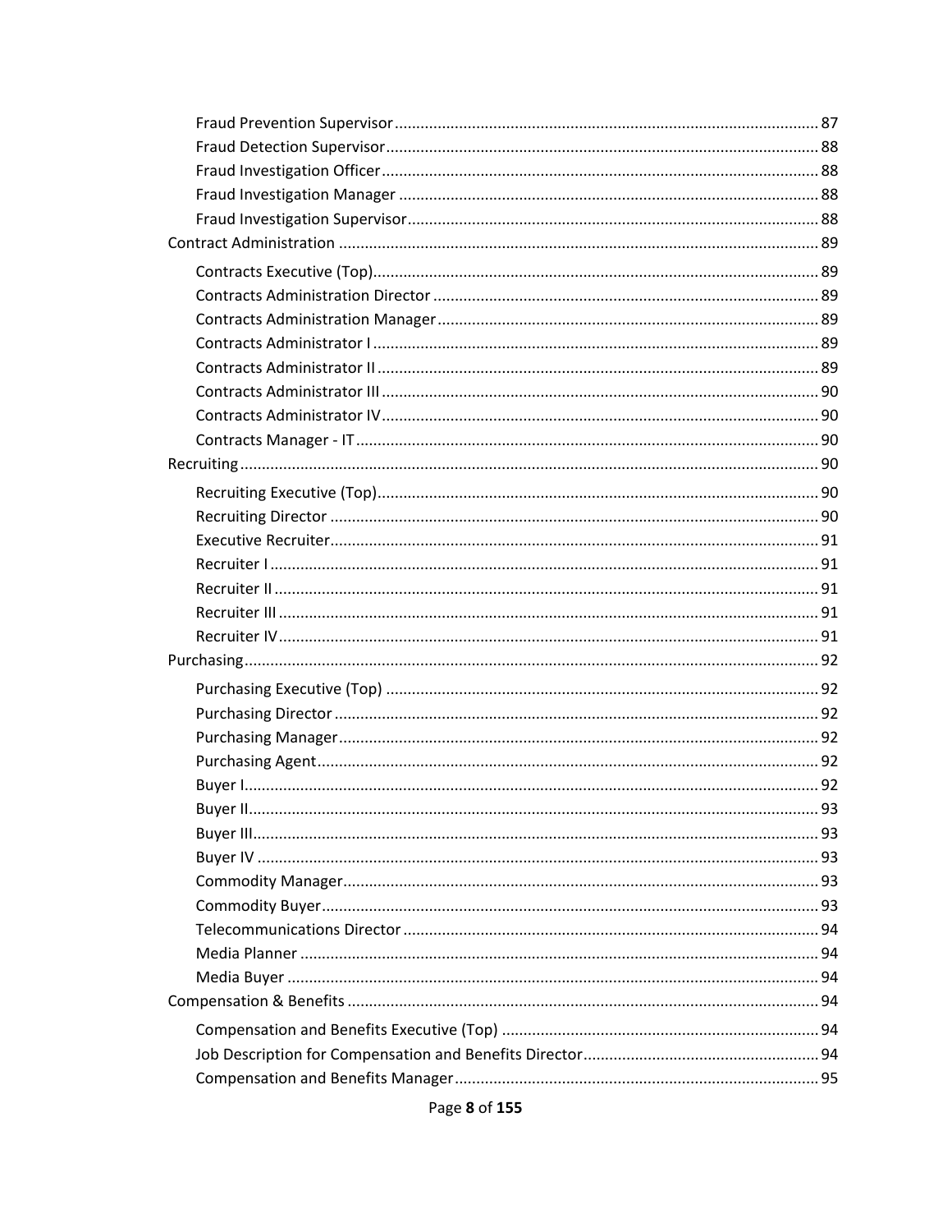- Fraud Prevention Supervisor ... 87
- Fraud Detection Supervisor ... 88
- Fraud Investigation Officer ... 88
- Fraud Investigation Manager ... 88
- Fraud Investigation Supervisor ... 88

Contract Administration ... 89

- Contracts Executive (Top) ... 89
- Contracts Administration Director ... 89
- Contracts Administration Manager ... 89
- Contracts Administrator I ... 89
- Contracts Administrator II ... 89
- Contracts Administrator III ... 90
- Contracts Administrator IV ... 90
- Contracts Manager - IT ... 90

Recruiting ... 90

- Recruiting Executive (Top) ... 90
- Recruiting Director ... 90
- Executive Recruiter ... 91
- Recruiter I ... 91
- Recruiter II ... 91
- Recruiter III ... 91
- Recruiter IV ... 91

Purchasing ... 92

- Purchasing Executive (Top) ... 92
- Purchasing Director ... 92
- Purchasing Manager ... 92
- Purchasing Agent ... 92
- Buyer I ... 92
- Buyer II ... 93
- Buyer III ... 93
- Buyer IV ... 93
- Commodity Manager ... 93
- Commodity Buyer ... 93
- Telecommunications Director ... 94
- Media Planner ... 94
- Media Buyer ... 94

Compensation & Benefits ... 94

- Compensation and Benefits Executive (Top) ... 94
- Job Description for Compensation and Benefits Director ... 94
- Compensation and Benefits Manager ... 95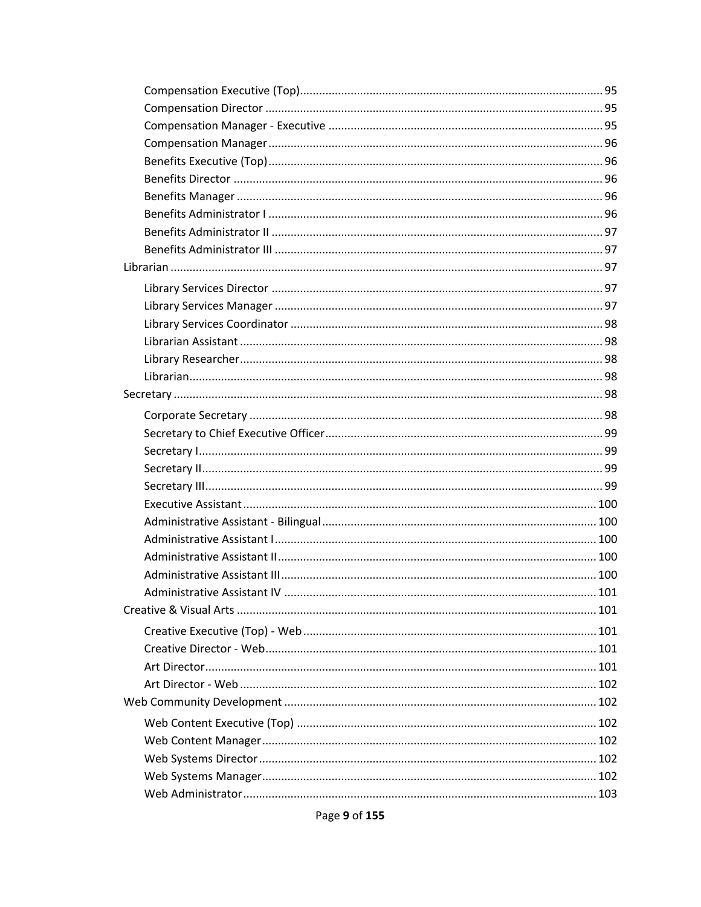- Compensation Executive (Top) ............................................................ 95
- Compensation Director ............................................................ 95
- Compensation Manager - Executive ............................................................ 95
- Compensation Manager ............................................................ 96
- Benefits Executive (Top) ............................................................ 96
- Benefits Director ............................................................ 96
- Benefits Manager ............................................................ 96
- Benefits Administrator I ............................................................ 96
- Benefits Administrator II ............................................................ 97
- Benefits Administrator III ............................................................ 97

Librarian ............................................................ 97

- Library Services Director ............................................................ 97
- Library Services Manager ............................................................ 97
- Library Services Coordinator ............................................................ 98
- Librarian Assistant ............................................................ 98
- Library Researcher ............................................................ 98
- Librarian ............................................................ 98

Secretary ............................................................ 98

- Corporate Secretary ............................................................ 98
- Secretary to Chief Executive Officer ............................................................ 99
- Secretary I ............................................................ 99
- Secretary II ............................................................ 99
- Secretary III ............................................................ 99
- Executive Assistant ............................................................ 100
- Administrative Assistant - Bilingual ............................................................ 100
- Administrative Assistant I ............................................................ 100
- Administrative Assistant II ............................................................ 100
- Administrative Assistant III ............................................................ 100
- Administrative Assistant IV ............................................................ 101

Creative & Visual Arts ............................................................ 101

- Creative Executive (Top) - Web ............................................................ 101
- Creative Director - Web ............................................................ 101
- Art Director ............................................................ 101
- Art Director - Web ............................................................ 102

Web Community Development ............................................................ 102

- Web Content Executive (Top) ............................................................ 102
- Web Content Manager ............................................................ 102
- Web Systems Director ............................................................ 102
- Web Systems Manager ............................................................ 102
- Web Administrator ............................................................ 103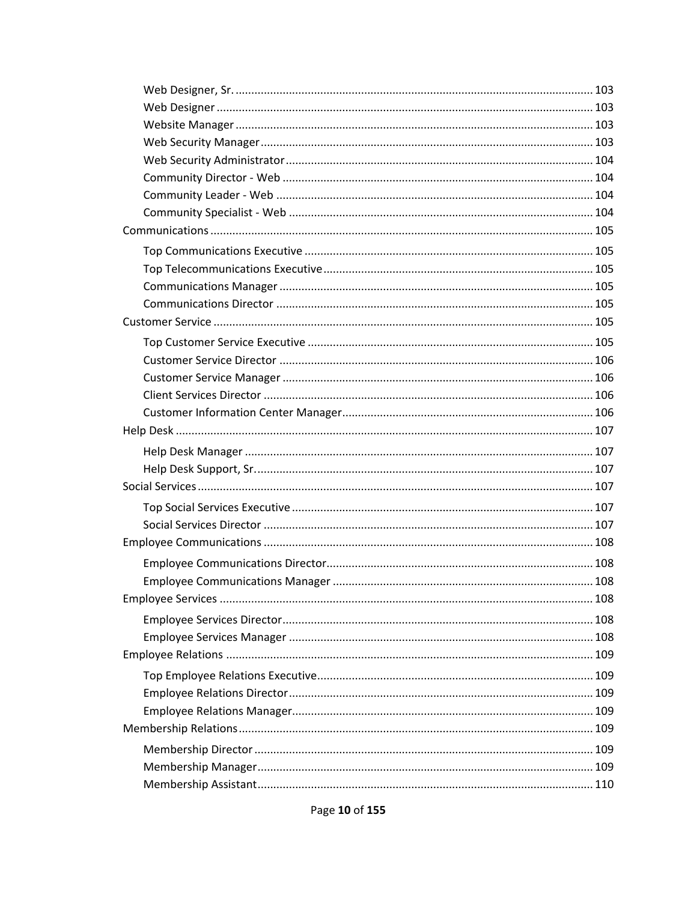- Web Designer, Sr. .......... 103
- Web Designer .......... 103
- Website Manager .......... 103
- Web Security Manager .......... 103
- Web Security Administrator .......... 104
- Community Director - Web .......... 104
- Community Leader - Web .......... 104
- Community Specialist - Web .......... 104

Communications .......... 105

- Top Communications Executive .......... 105
- Top Telecommunications Executive .......... 105
- Communications Manager .......... 105
- Communications Director .......... 105

Customer Service .......... 105

- Top Customer Service Executive .......... 105
- Customer Service Director .......... 106
- Customer Service Manager .......... 106
- Client Services Director .......... 106
- Customer Information Center Manager .......... 106

Help Desk .......... 107

- Help Desk Manager .......... 107
- Help Desk Support, Sr. .......... 107

Social Services .......... 107

- Top Social Services Executive .......... 107
- Social Services Director .......... 107

Employee Communications .......... 108

- Employee Communications Director .......... 108
- Employee Communications Manager .......... 108

Employee Services .......... 108

- Employee Services Director .......... 108
- Employee Services Manager .......... 108

Employee Relations .......... 109

- Top Employee Relations Executive .......... 109
- Employee Relations Director .......... 109
- Employee Relations Manager .......... 109

Membership Relations .......... 109

- Membership Director .......... 109
- Membership Manager .......... 109
- Membership Assistant .......... 110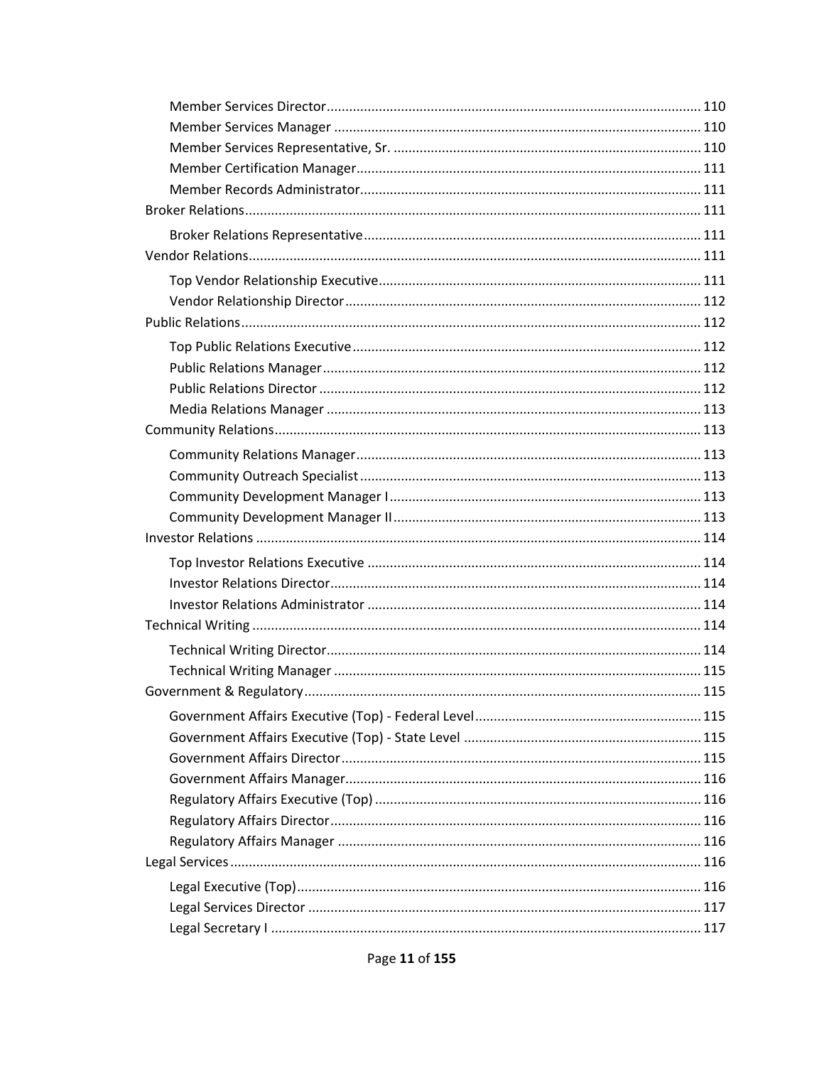- Member Services Director ........................................................................................ 110
- Member Services Manager ........................................................................................ 110
- Member Services Representative, Sr. ........................................................................ 110
- Member Certification Manager ................................................................................. 111
- Member Records Administrator ................................................................................ 111

Broker Relations ......................................................................................................... 111

- Broker Relations Representative ............................................................................... 111

Vendor Relations ......................................................................................................... 111

- Top Vendor Relationship Executive ........................................................................... 111
- Vendor Relationship Director .................................................................................... 112

Public Relations ........................................................................................................... 112

- Top Public Relations Executive .................................................................................. 112
- Public Relations Manager .......................................................................................... 112
- Public Relations Director ........................................................................................... 112
- Media Relations Manager .......................................................................................... 113

Community Relations .................................................................................................. 113

- Community Relations Manager ................................................................................. 113
- Community Outreach Specialist ................................................................................ 113
- Community Development Manager I ......................................................................... 113
- Community Development Manager II ........................................................................ 113

Investor Relations ....................................................................................................... 114

- Top Investor Relations Executive ............................................................................... 114
- Investor Relations Director ........................................................................................ 114
- Investor Relations Administrator ............................................................................... 114

Technical Writing ........................................................................................................ 114

- Technical Writing Director ......................................................................................... 114
- Technical Writing Manager ........................................................................................ 115

Government & Regulatory .......................................................................................... 115

- Government Affairs Executive (Top) - Federal Level .................................................. 115
- Government Affairs Executive (Top) - State Level ..................................................... 115
- Government Affairs Director ...................................................................................... 115
- Government Affairs Manager ..................................................................................... 116
- Regulatory Affairs Executive (Top) ............................................................................ 116
- Regulatory Affairs Director ........................................................................................ 116
- Regulatory Affairs Manager ....................................................................................... 116

Legal Services .............................................................................................................. 116

- Legal Executive (Top) ................................................................................................. 116
- Legal Services Director ............................................................................................... 117
- Legal Secretary I ........................................................................................................ 117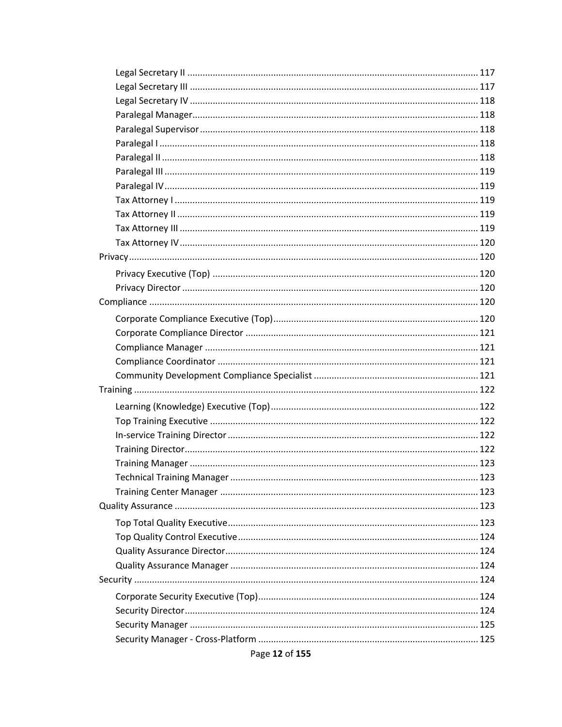- Legal Secretary II ........ 117
- Legal Secretary III ........ 117
- Legal Secretary IV ........ 118
- Paralegal Manager ........ 118
- Paralegal Supervisor ........ 118
- Paralegal I ........ 118
- Paralegal II ........ 118
- Paralegal III ........ 119
- Paralegal IV ........ 119
- Tax Attorney I ........ 119
- Tax Attorney II ........ 119
- Tax Attorney III ........ 119
- Tax Attorney IV ........ 120

Privacy ........ 120

- Privacy Executive (Top) ........ 120
- Privacy Director ........ 120

Compliance ........ 120

- Corporate Compliance Executive (Top) ........ 120
- Corporate Compliance Director ........ 121
- Compliance Manager ........ 121
- Compliance Coordinator ........ 121
- Community Development Compliance Specialist ........ 121

Training ........ 122

- Learning (Knowledge) Executive (Top) ........ 122
- Top Training Executive ........ 122
- In-service Training Director ........ 122
- Training Director ........ 122
- Training Manager ........ 123
- Technical Training Manager ........ 123
- Training Center Manager ........ 123

Quality Assurance ........ 123

- Top Total Quality Executive ........ 123
- Top Quality Control Executive ........ 124
- Quality Assurance Director ........ 124
- Quality Assurance Manager ........ 124

Security ........ 124

- Corporate Security Executive (Top) ........ 124
- Security Director ........ 124
- Security Manager ........ 125
- Security Manager - Cross-Platform ........ 125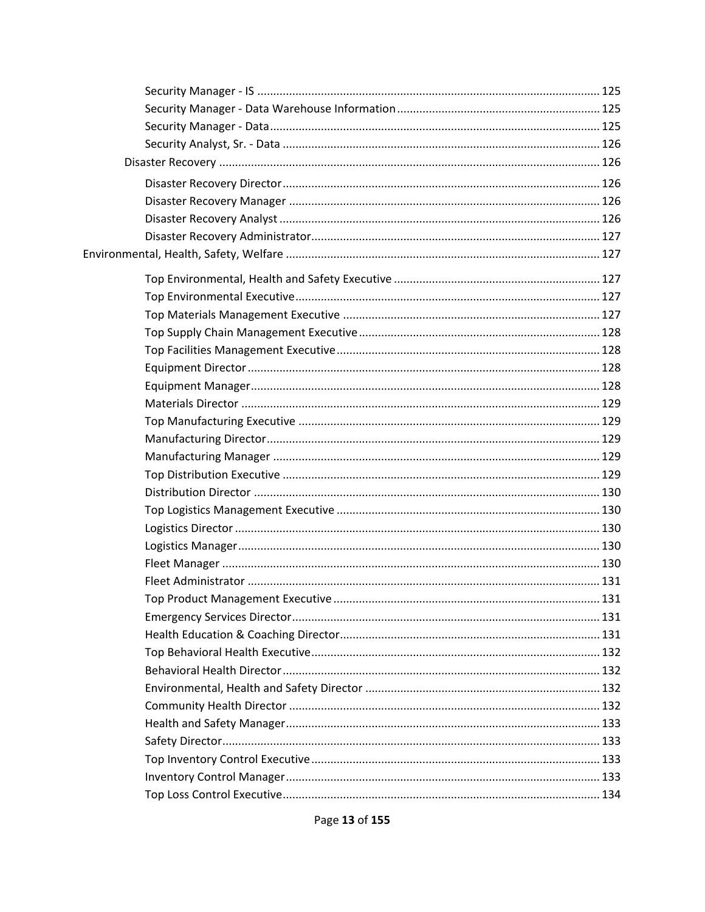Security Manager - IS ........................................................................................................... 125
Security Manager - Data Warehouse Information ............................................................... 125
Security Manager - Data ....................................................................................................... 125
Security Analyst, Sr. - Data ................................................................................................... 126
Disaster Recovery ....................................................................................................................... 126
Disaster Recovery Director ................................................................................................... 126
Disaster Recovery Manager ................................................................................................. 126
Disaster Recovery Analyst .................................................................................................... 126
Disaster Recovery Administrator .......................................................................................... 127
Environmental, Health, Safety, Welfare .................................................................................................. 127
Top Environmental, Health and Safety Executive ................................................................ 127
Top Environmental Executive ............................................................................................... 127
Top Materials Management Executive ................................................................................ 127
Top Supply Chain Management Executive ........................................................................... 128
Top Facilities Management Executive .................................................................................. 128
Equipment Director .............................................................................................................. 128
Equipment Manager ............................................................................................................. 128
Materials Director ................................................................................................................ 129
Top Manufacturing Executive .............................................................................................. 129
Manufacturing Director ........................................................................................................ 129
Manufacturing Manager ...................................................................................................... 129
Top Distribution Executive ................................................................................................... 129
Distribution Director ............................................................................................................ 130
Top Logistics Management Executive .................................................................................. 130
Logistics Director .................................................................................................................. 130
Logistics Manager ................................................................................................................. 130
Fleet Manager ...................................................................................................................... 130
Fleet Administrator .............................................................................................................. 131
Top Product Management Executive ................................................................................... 131
Emergency Services Director ................................................................................................ 131
Health Education & Coaching Director ................................................................................. 131
Top Behavioral Health Executive .......................................................................................... 132
Behavioral Health Director ................................................................................................... 132
Environmental, Health and Safety Director ......................................................................... 132
Community Health Director ................................................................................................. 132
Health and Safety Manager .................................................................................................. 133
Safety Director ...................................................................................................................... 133
Top Inventory Control Executive .......................................................................................... 133
Inventory Control Manager .................................................................................................. 133
Top Loss Control Executive ................................................................................................... 134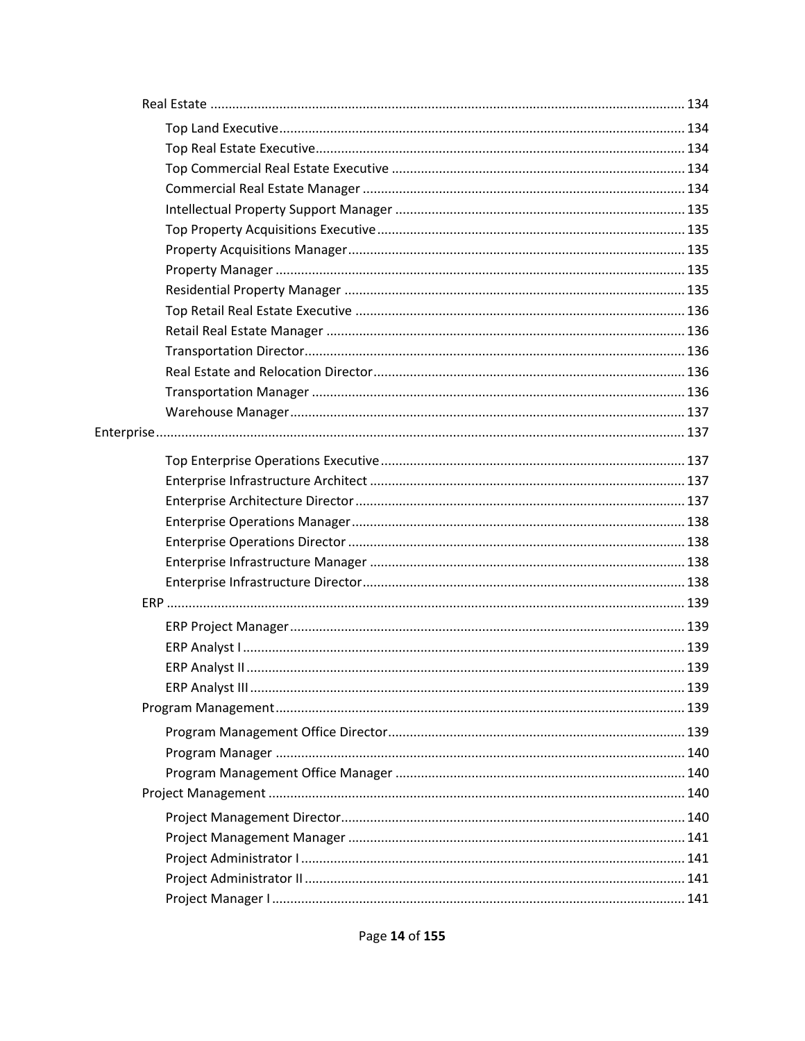- Real Estate ... 134
  - Top Land Executive ... 134
  - Top Real Estate Executive ... 134
  - Top Commercial Real Estate Executive ... 134
  - Commercial Real Estate Manager ... 134
  - Intellectual Property Support Manager ... 135
  - Top Property Acquisitions Executive ... 135
  - Property Acquisitions Manager ... 135
  - Property Manager ... 135
  - Residential Property Manager ... 135
  - Top Retail Real Estate Executive ... 136
  - Retail Real Estate Manager ... 136
  - Transportation Director ... 136
  - Real Estate and Relocation Director ... 136
  - Transportation Manager ... 136
  - Warehouse Manager ... 137

Enterprise ... 137

  - Top Enterprise Operations Executive ... 137
  - Enterprise Infrastructure Architect ... 137
  - Enterprise Architecture Director ... 137
  - Enterprise Operations Manager ... 138
  - Enterprise Operations Director ... 138
  - Enterprise Infrastructure Manager ... 138
  - Enterprise Infrastructure Director ... 138
- ERP ... 139
  - ERP Project Manager ... 139
  - ERP Analyst I ... 139
  - ERP Analyst II ... 139
  - ERP Analyst III ... 139
- Program Management ... 139
  - Program Management Office Director ... 139
  - Program Manager ... 140
  - Program Management Office Manager ... 140
- Project Management ... 140
  - Project Management Director ... 140
  - Project Management Manager ... 141
  - Project Administrator I ... 141
  - Project Administrator II ... 141
  - Project Manager I ... 141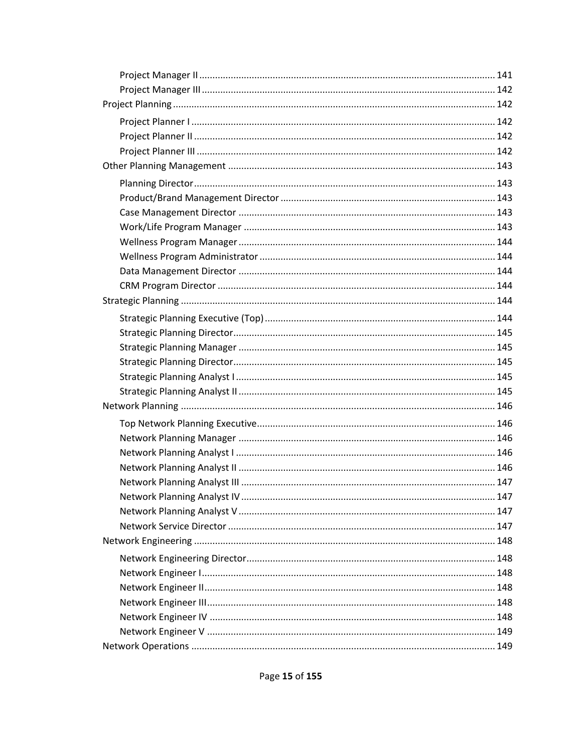- Project Manager II ........ 141
- Project Manager III ........ 142

Project Planning ........ 142

- Project Planner I ........ 142
- Project Planner II ........ 142
- Project Planner III ........ 142

Other Planning Management ........ 143

- Planning Director ........ 143
- Product/Brand Management Director ........ 143
- Case Management Director ........ 143
- Work/Life Program Manager ........ 143
- Wellness Program Manager ........ 144
- Wellness Program Administrator ........ 144
- Data Management Director ........ 144
- CRM Program Director ........ 144

Strategic Planning ........ 144

- Strategic Planning Executive (Top) ........ 144
- Strategic Planning Director ........ 145
- Strategic Planning Manager ........ 145
- Strategic Planning Director ........ 145
- Strategic Planning Analyst I ........ 145
- Strategic Planning Analyst II ........ 145

Network Planning ........ 146

- Top Network Planning Executive ........ 146
- Network Planning Manager ........ 146
- Network Planning Analyst I ........ 146
- Network Planning Analyst II ........ 146
- Network Planning Analyst III ........ 147
- Network Planning Analyst IV ........ 147
- Network Planning Analyst V ........ 147
- Network Service Director ........ 147

Network Engineering ........ 148

- Network Engineering Director ........ 148
- Network Engineer I ........ 148
- Network Engineer II ........ 148
- Network Engineer III ........ 148
- Network Engineer IV ........ 148
- Network Engineer V ........ 149

Network Operations ........ 149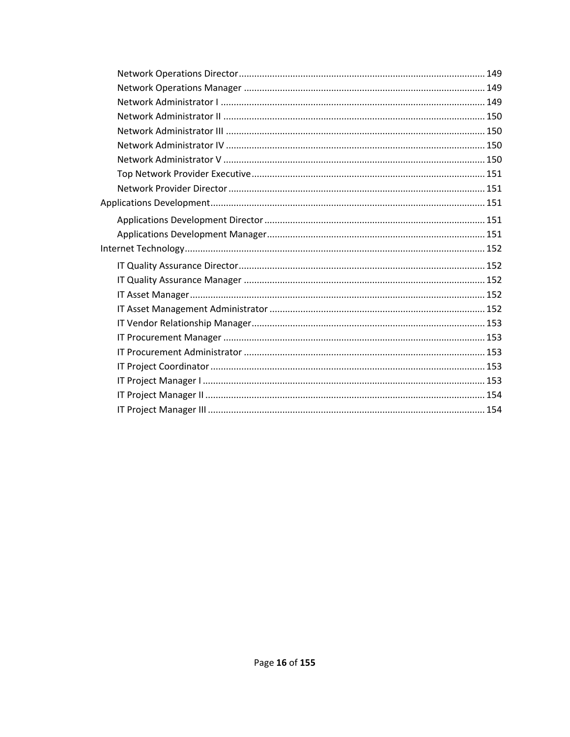- Network Operations Director ... 149
- Network Operations Manager ... 149
- Network Administrator I ... 149
- Network Administrator II ... 150
- Network Administrator III ... 150
- Network Administrator IV ... 150
- Network Administrator V ... 150
- Top Network Provider Executive ... 151
- Network Provider Director ... 151

Applications Development ... 151

- Applications Development Director ... 151
- Applications Development Manager ... 151

Internet Technology ... 152

- IT Quality Assurance Director ... 152
- IT Quality Assurance Manager ... 152
- IT Asset Manager ... 152
- IT Asset Management Administrator ... 152
- IT Vendor Relationship Manager ... 153
- IT Procurement Manager ... 153
- IT Procurement Administrator ... 153
- IT Project Coordinator ... 153
- IT Project Manager I ... 153
- IT Project Manager II ... 154
- IT Project Manager III ... 154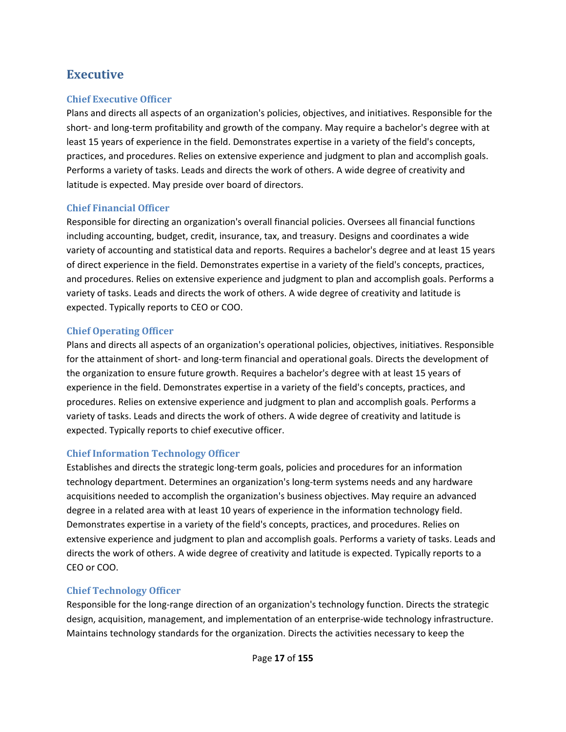## Executive

### Chief Executive Officer

Plans and directs all aspects of an organization's policies, objectives, and initiatives. Responsible for the short- and long-term profitability and growth of the company. May require a bachelor's degree with at least 15 years of experience in the field. Demonstrates expertise in a variety of the field's concepts, practices, and procedures. Relies on extensive experience and judgment to plan and accomplish goals. Performs a variety of tasks. Leads and directs the work of others. A wide degree of creativity and latitude is expected. May preside over board of directors.

### Chief Financial Officer

Responsible for directing an organization's overall financial policies. Oversees all financial functions including accounting, budget, credit, insurance, tax, and treasury. Designs and coordinates a wide variety of accounting and statistical data and reports. Requires a bachelor's degree and at least 15 years of direct experience in the field. Demonstrates expertise in a variety of the field's concepts, practices, and procedures. Relies on extensive experience and judgment to plan and accomplish goals. Performs a variety of tasks. Leads and directs the work of others. A wide degree of creativity and latitude is expected. Typically reports to CEO or COO.

### Chief Operating Officer

Plans and directs all aspects of an organization's operational policies, objectives, initiatives. Responsible for the attainment of short- and long-term financial and operational goals. Directs the development of the organization to ensure future growth. Requires a bachelor's degree with at least 15 years of experience in the field. Demonstrates expertise in a variety of the field's concepts, practices, and procedures. Relies on extensive experience and judgment to plan and accomplish goals. Performs a variety of tasks. Leads and directs the work of others. A wide degree of creativity and latitude is expected. Typically reports to chief executive officer.

### Chief Information Technology Officer

Establishes and directs the strategic long-term goals, policies and procedures for an information technology department. Determines an organization's long-term systems needs and any hardware acquisitions needed to accomplish the organization's business objectives. May require an advanced degree in a related area with at least 10 years of experience in the information technology field. Demonstrates expertise in a variety of the field's concepts, practices, and procedures. Relies on extensive experience and judgment to plan and accomplish goals. Performs a variety of tasks. Leads and directs the work of others. A wide degree of creativity and latitude is expected. Typically reports to a CEO or COO.

### Chief Technology Officer

Responsible for the long-range direction of an organization's technology function. Directs the strategic design, acquisition, management, and implementation of an enterprise-wide technology infrastructure. Maintains technology standards for the organization. Directs the activities necessary to keep the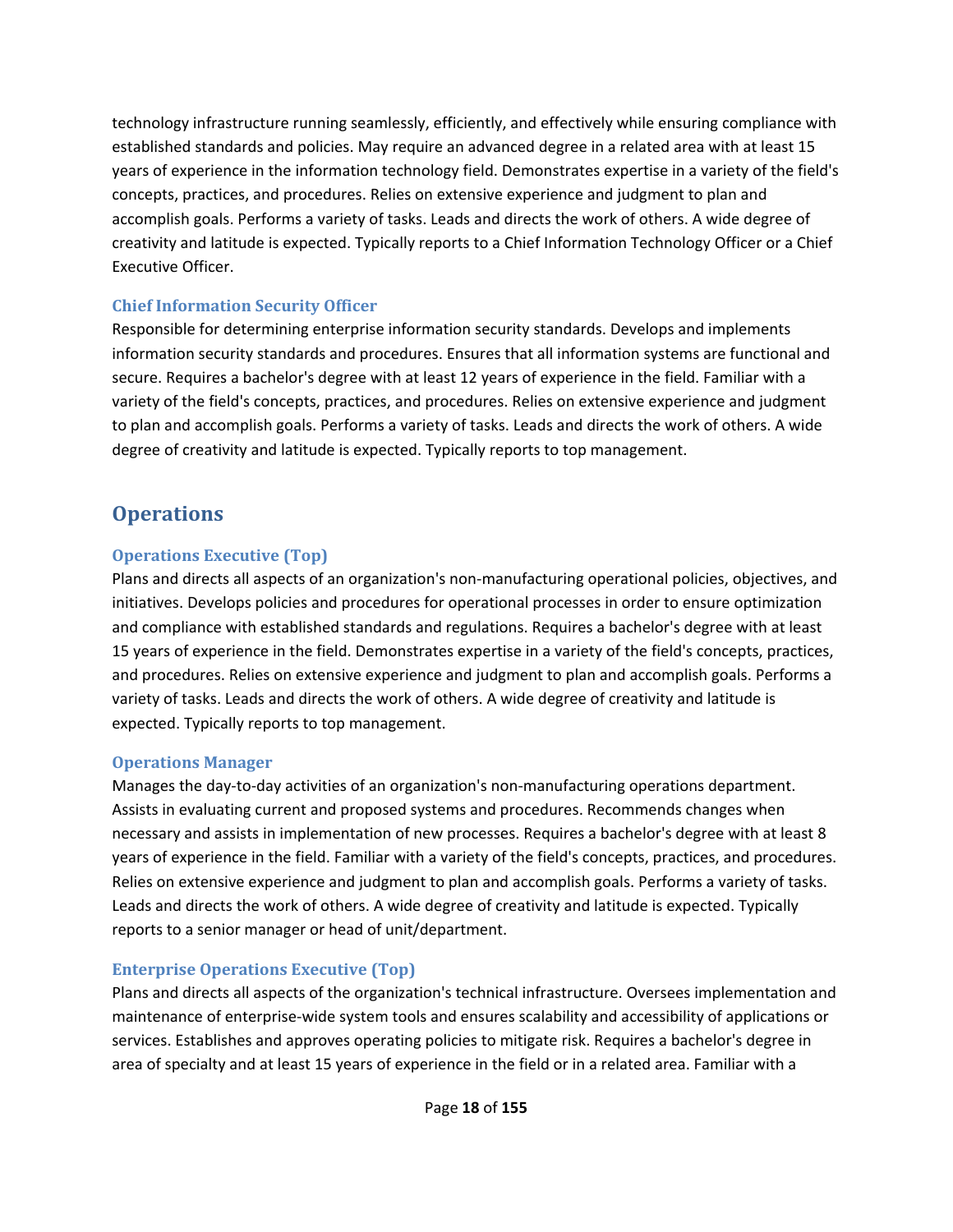technology infrastructure running seamlessly, efficiently, and effectively while ensuring compliance with established standards and policies. May require an advanced degree in a related area with at least 15 years of experience in the information technology field. Demonstrates expertise in a variety of the field's concepts, practices, and procedures. Relies on extensive experience and judgment to plan and accomplish goals. Performs a variety of tasks. Leads and directs the work of others. A wide degree of creativity and latitude is expected. Typically reports to a Chief Information Technology Officer or a Chief Executive Officer.

### Chief Information Security Officer

Responsible for determining enterprise information security standards. Develops and implements information security standards and procedures. Ensures that all information systems are functional and secure. Requires a bachelor's degree with at least 12 years of experience in the field. Familiar with a variety of the field's concepts, practices, and procedures. Relies on extensive experience and judgment to plan and accomplish goals. Performs a variety of tasks. Leads and directs the work of others. A wide degree of creativity and latitude is expected. Typically reports to top management.

## Operations

### Operations Executive (Top)

Plans and directs all aspects of an organization's non-manufacturing operational policies, objectives, and initiatives. Develops policies and procedures for operational processes in order to ensure optimization and compliance with established standards and regulations. Requires a bachelor's degree with at least 15 years of experience in the field. Demonstrates expertise in a variety of the field's concepts, practices, and procedures. Relies on extensive experience and judgment to plan and accomplish goals. Performs a variety of tasks. Leads and directs the work of others. A wide degree of creativity and latitude is expected. Typically reports to top management.

### Operations Manager

Manages the day-to-day activities of an organization's non-manufacturing operations department. Assists in evaluating current and proposed systems and procedures. Recommends changes when necessary and assists in implementation of new processes. Requires a bachelor's degree with at least 8 years of experience in the field. Familiar with a variety of the field's concepts, practices, and procedures. Relies on extensive experience and judgment to plan and accomplish goals. Performs a variety of tasks. Leads and directs the work of others. A wide degree of creativity and latitude is expected. Typically reports to a senior manager or head of unit/department.

### Enterprise Operations Executive (Top)

Plans and directs all aspects of the organization's technical infrastructure. Oversees implementation and maintenance of enterprise-wide system tools and ensures scalability and accessibility of applications or services. Establishes and approves operating policies to mitigate risk. Requires a bachelor's degree in area of specialty and at least 15 years of experience in the field or in a related area. Familiar with a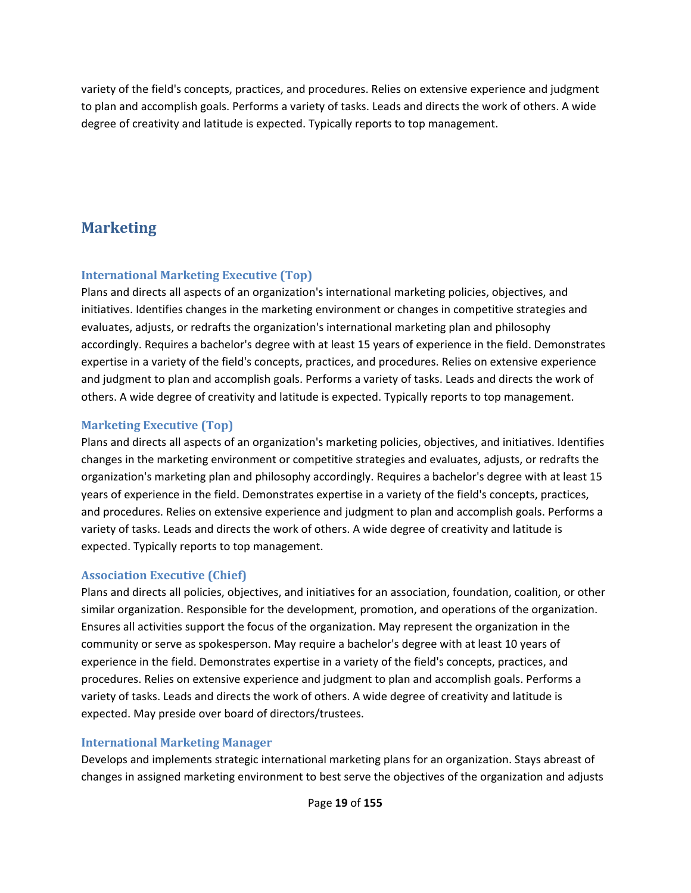variety of the field's concepts, practices, and procedures. Relies on extensive experience and judgment to plan and accomplish goals. Performs a variety of tasks. Leads and directs the work of others. A wide degree of creativity and latitude is expected. Typically reports to top management.

## Marketing

### International Marketing Executive (Top)

Plans and directs all aspects of an organization's international marketing policies, objectives, and initiatives. Identifies changes in the marketing environment or changes in competitive strategies and evaluates, adjusts, or redrafts the organization's international marketing plan and philosophy accordingly. Requires a bachelor's degree with at least 15 years of experience in the field. Demonstrates expertise in a variety of the field's concepts, practices, and procedures. Relies on extensive experience and judgment to plan and accomplish goals. Performs a variety of tasks. Leads and directs the work of others. A wide degree of creativity and latitude is expected. Typically reports to top management.

### Marketing Executive (Top)

Plans and directs all aspects of an organization's marketing policies, objectives, and initiatives. Identifies changes in the marketing environment or competitive strategies and evaluates, adjusts, or redrafts the organization's marketing plan and philosophy accordingly. Requires a bachelor's degree with at least 15 years of experience in the field. Demonstrates expertise in a variety of the field's concepts, practices, and procedures. Relies on extensive experience and judgment to plan and accomplish goals. Performs a variety of tasks. Leads and directs the work of others. A wide degree of creativity and latitude is expected. Typically reports to top management.

### Association Executive (Chief)

Plans and directs all policies, objectives, and initiatives for an association, foundation, coalition, or other similar organization. Responsible for the development, promotion, and operations of the organization. Ensures all activities support the focus of the organization. May represent the organization in the community or serve as spokesperson. May require a bachelor's degree with at least 10 years of experience in the field. Demonstrates expertise in a variety of the field's concepts, practices, and procedures. Relies on extensive experience and judgment to plan and accomplish goals. Performs a variety of tasks. Leads and directs the work of others. A wide degree of creativity and latitude is expected. May preside over board of directors/trustees.

### International Marketing Manager

Develops and implements strategic international marketing plans for an organization. Stays abreast of changes in assigned marketing environment to best serve the objectives of the organization and adjusts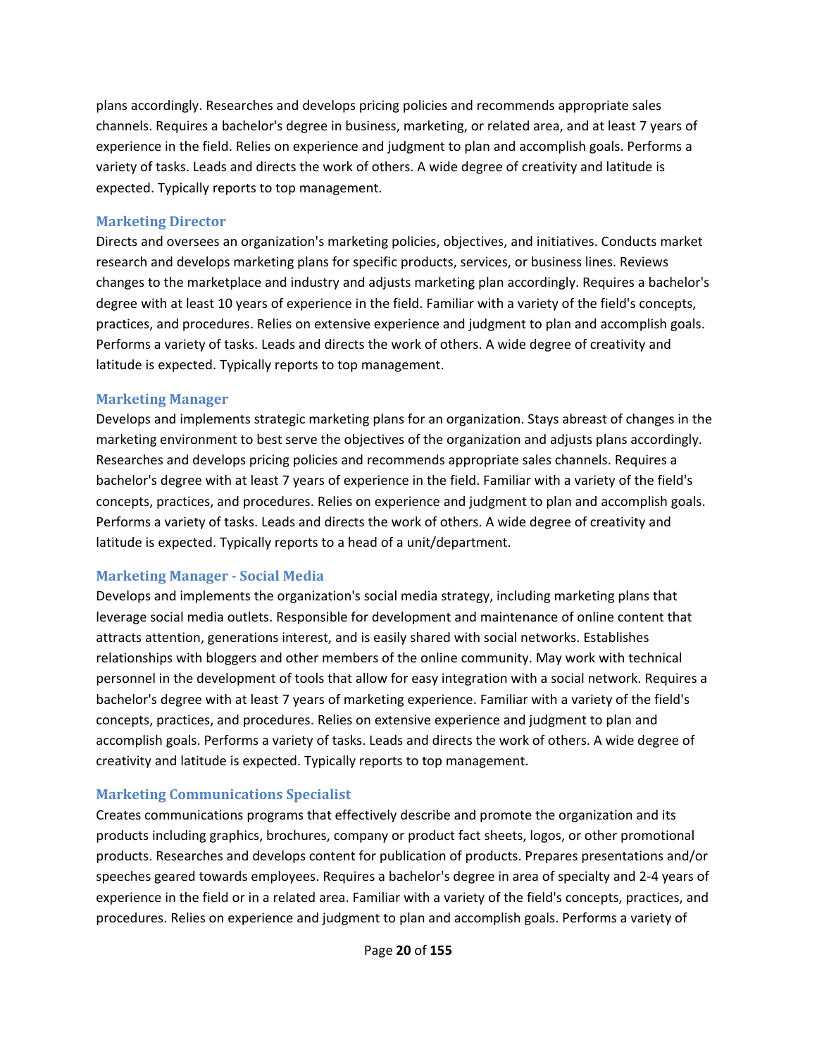plans accordingly. Researches and develops pricing policies and recommends appropriate sales channels. Requires a bachelor's degree in business, marketing, or related area, and at least 7 years of experience in the field. Relies on experience and judgment to plan and accomplish goals. Performs a variety of tasks. Leads and directs the work of others. A wide degree of creativity and latitude is expected. Typically reports to top management.

### Marketing Director

Directs and oversees an organization's marketing policies, objectives, and initiatives. Conducts market research and develops marketing plans for specific products, services, or business lines. Reviews changes to the marketplace and industry and adjusts marketing plan accordingly. Requires a bachelor's degree with at least 10 years of experience in the field. Familiar with a variety of the field's concepts, practices, and procedures. Relies on extensive experience and judgment to plan and accomplish goals. Performs a variety of tasks. Leads and directs the work of others. A wide degree of creativity and latitude is expected. Typically reports to top management.

### Marketing Manager

Develops and implements strategic marketing plans for an organization. Stays abreast of changes in the marketing environment to best serve the objectives of the organization and adjusts plans accordingly. Researches and develops pricing policies and recommends appropriate sales channels. Requires a bachelor's degree with at least 7 years of experience in the field. Familiar with a variety of the field's concepts, practices, and procedures. Relies on experience and judgment to plan and accomplish goals. Performs a variety of tasks. Leads and directs the work of others. A wide degree of creativity and latitude is expected. Typically reports to a head of a unit/department.

### Marketing Manager - Social Media

Develops and implements the organization's social media strategy, including marketing plans that leverage social media outlets. Responsible for development and maintenance of online content that attracts attention, generations interest, and is easily shared with social networks. Establishes relationships with bloggers and other members of the online community. May work with technical personnel in the development of tools that allow for easy integration with a social network. Requires a bachelor's degree with at least 7 years of marketing experience. Familiar with a variety of the field's concepts, practices, and procedures. Relies on extensive experience and judgment to plan and accomplish goals. Performs a variety of tasks. Leads and directs the work of others. A wide degree of creativity and latitude is expected. Typically reports to top management.

### Marketing Communications Specialist

Creates communications programs that effectively describe and promote the organization and its products including graphics, brochures, company or product fact sheets, logos, or other promotional products. Researches and develops content for publication of products. Prepares presentations and/or speeches geared towards employees. Requires a bachelor's degree in area of specialty and 2-4 years of experience in the field or in a related area. Familiar with a variety of the field's concepts, practices, and procedures. Relies on experience and judgment to plan and accomplish goals. Performs a variety of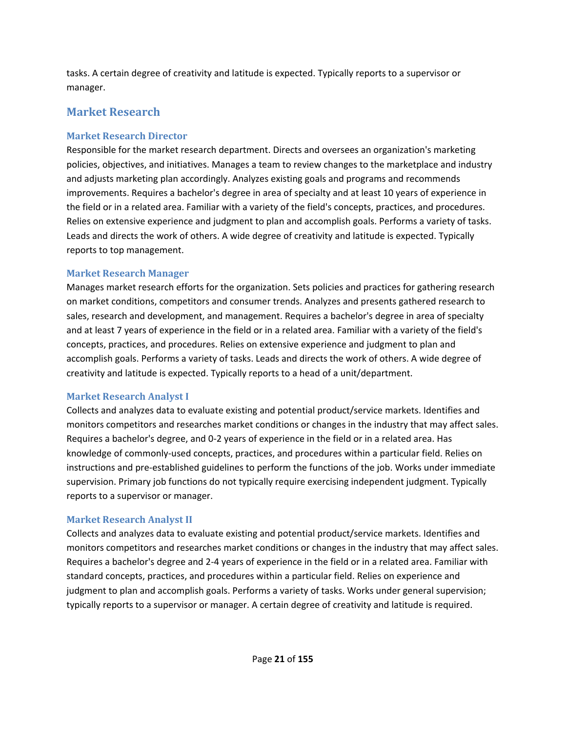tasks. A certain degree of creativity and latitude is expected. Typically reports to a supervisor or manager.

## Market Research

### Market Research Director

Responsible for the market research department. Directs and oversees an organization's marketing policies, objectives, and initiatives. Manages a team to review changes to the marketplace and industry and adjusts marketing plan accordingly. Analyzes existing goals and programs and recommends improvements. Requires a bachelor's degree in area of specialty and at least 10 years of experience in the field or in a related area. Familiar with a variety of the field's concepts, practices, and procedures. Relies on extensive experience and judgment to plan and accomplish goals. Performs a variety of tasks. Leads and directs the work of others. A wide degree of creativity and latitude is expected. Typically reports to top management.

### Market Research Manager

Manages market research efforts for the organization. Sets policies and practices for gathering research on market conditions, competitors and consumer trends. Analyzes and presents gathered research to sales, research and development, and management. Requires a bachelor's degree in area of specialty and at least 7 years of experience in the field or in a related area. Familiar with a variety of the field's concepts, practices, and procedures. Relies on extensive experience and judgment to plan and accomplish goals. Performs a variety of tasks. Leads and directs the work of others. A wide degree of creativity and latitude is expected. Typically reports to a head of a unit/department.

### Market Research Analyst I

Collects and analyzes data to evaluate existing and potential product/service markets. Identifies and monitors competitors and researches market conditions or changes in the industry that may affect sales. Requires a bachelor's degree, and 0-2 years of experience in the field or in a related area. Has knowledge of commonly-used concepts, practices, and procedures within a particular field. Relies on instructions and pre-established guidelines to perform the functions of the job. Works under immediate supervision. Primary job functions do not typically require exercising independent judgment. Typically reports to a supervisor or manager.

### Market Research Analyst II

Collects and analyzes data to evaluate existing and potential product/service markets. Identifies and monitors competitors and researches market conditions or changes in the industry that may affect sales. Requires a bachelor's degree and 2-4 years of experience in the field or in a related area. Familiar with standard concepts, practices, and procedures within a particular field. Relies on experience and judgment to plan and accomplish goals. Performs a variety of tasks. Works under general supervision; typically reports to a supervisor or manager. A certain degree of creativity and latitude is required.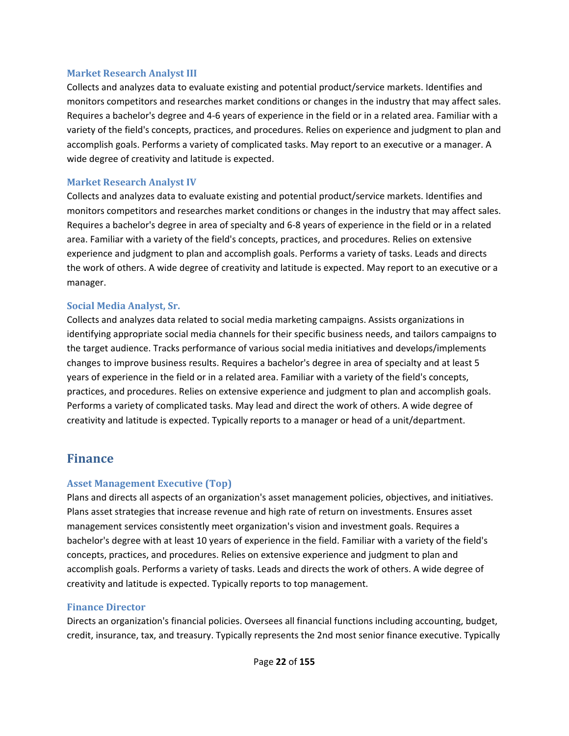### Market Research Analyst III

Collects and analyzes data to evaluate existing and potential product/service markets. Identifies and monitors competitors and researches market conditions or changes in the industry that may affect sales. Requires a bachelor's degree and 4-6 years of experience in the field or in a related area. Familiar with a variety of the field's concepts, practices, and procedures. Relies on experience and judgment to plan and accomplish goals. Performs a variety of complicated tasks. May report to an executive or a manager. A wide degree of creativity and latitude is expected.

### Market Research Analyst IV

Collects and analyzes data to evaluate existing and potential product/service markets. Identifies and monitors competitors and researches market conditions or changes in the industry that may affect sales. Requires a bachelor's degree in area of specialty and 6-8 years of experience in the field or in a related area. Familiar with a variety of the field's concepts, practices, and procedures. Relies on extensive experience and judgment to plan and accomplish goals. Performs a variety of tasks. Leads and directs the work of others. A wide degree of creativity and latitude is expected. May report to an executive or a manager.

### Social Media Analyst, Sr.

Collects and analyzes data related to social media marketing campaigns. Assists organizations in identifying appropriate social media channels for their specific business needs, and tailors campaigns to the target audience. Tracks performance of various social media initiatives and develops/implements changes to improve business results. Requires a bachelor's degree in area of specialty and at least 5 years of experience in the field or in a related area. Familiar with a variety of the field's concepts, practices, and procedures. Relies on extensive experience and judgment to plan and accomplish goals. Performs a variety of complicated tasks. May lead and direct the work of others. A wide degree of creativity and latitude is expected. Typically reports to a manager or head of a unit/department.

## Finance

### Asset Management Executive (Top)

Plans and directs all aspects of an organization's asset management policies, objectives, and initiatives. Plans asset strategies that increase revenue and high rate of return on investments. Ensures asset management services consistently meet organization's vision and investment goals. Requires a bachelor's degree with at least 10 years of experience in the field. Familiar with a variety of the field's concepts, practices, and procedures. Relies on extensive experience and judgment to plan and accomplish goals. Performs a variety of tasks. Leads and directs the work of others. A wide degree of creativity and latitude is expected. Typically reports to top management.

### Finance Director

Directs an organization's financial policies. Oversees all financial functions including accounting, budget, credit, insurance, tax, and treasury. Typically represents the 2nd most senior finance executive. Typically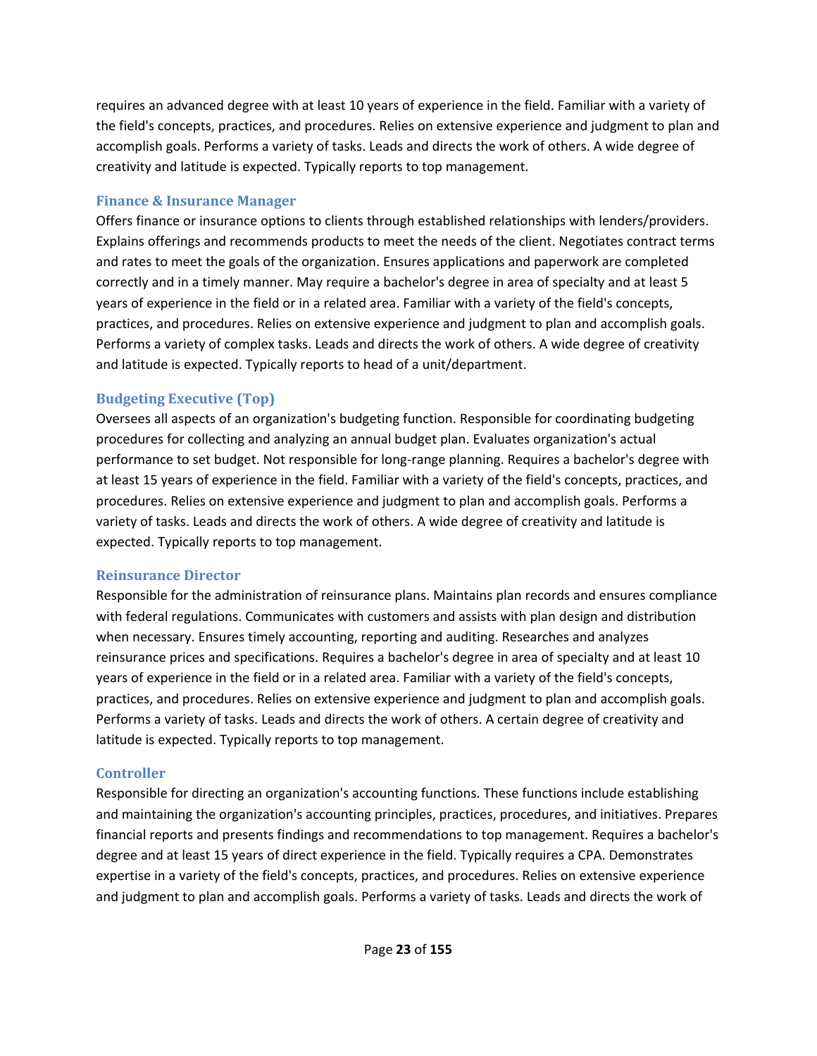requires an advanced degree with at least 10 years of experience in the field. Familiar with a variety of the field's concepts, practices, and procedures. Relies on extensive experience and judgment to plan and accomplish goals. Performs a variety of tasks. Leads and directs the work of others. A wide degree of creativity and latitude is expected. Typically reports to top management.

### Finance & Insurance Manager

Offers finance or insurance options to clients through established relationships with lenders/providers. Explains offerings and recommends products to meet the needs of the client. Negotiates contract terms and rates to meet the goals of the organization. Ensures applications and paperwork are completed correctly and in a timely manner. May require a bachelor's degree in area of specialty and at least 5 years of experience in the field or in a related area. Familiar with a variety of the field's concepts, practices, and procedures. Relies on extensive experience and judgment to plan and accomplish goals. Performs a variety of complex tasks. Leads and directs the work of others. A wide degree of creativity and latitude is expected. Typically reports to head of a unit/department.

### Budgeting Executive (Top)

Oversees all aspects of an organization's budgeting function. Responsible for coordinating budgeting procedures for collecting and analyzing an annual budget plan. Evaluates organization's actual performance to set budget. Not responsible for long-range planning. Requires a bachelor's degree with at least 15 years of experience in the field. Familiar with a variety of the field's concepts, practices, and procedures. Relies on extensive experience and judgment to plan and accomplish goals. Performs a variety of tasks. Leads and directs the work of others. A wide degree of creativity and latitude is expected. Typically reports to top management.

### Reinsurance Director

Responsible for the administration of reinsurance plans. Maintains plan records and ensures compliance with federal regulations. Communicates with customers and assists with plan design and distribution when necessary. Ensures timely accounting, reporting and auditing. Researches and analyzes reinsurance prices and specifications. Requires a bachelor's degree in area of specialty and at least 10 years of experience in the field or in a related area. Familiar with a variety of the field's concepts, practices, and procedures. Relies on extensive experience and judgment to plan and accomplish goals. Performs a variety of tasks. Leads and directs the work of others. A certain degree of creativity and latitude is expected. Typically reports to top management.

### Controller

Responsible for directing an organization's accounting functions. These functions include establishing and maintaining the organization's accounting principles, practices, procedures, and initiatives. Prepares financial reports and presents findings and recommendations to top management. Requires a bachelor's degree and at least 15 years of direct experience in the field. Typically requires a CPA. Demonstrates expertise in a variety of the field's concepts, practices, and procedures. Relies on extensive experience and judgment to plan and accomplish goals. Performs a variety of tasks. Leads and directs the work of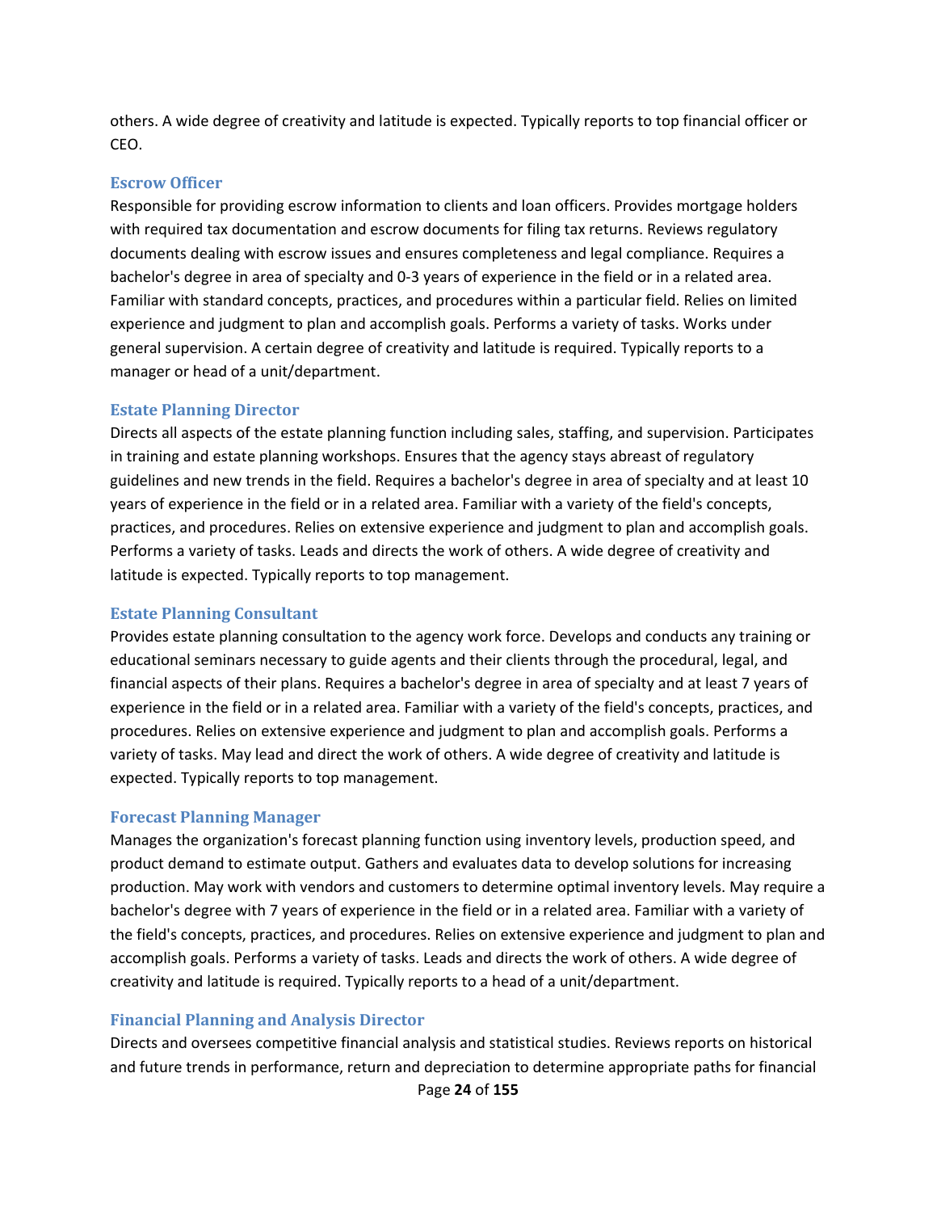others. A wide degree of creativity and latitude is expected. Typically reports to top financial officer or CEO.

### Escrow Officer

Responsible for providing escrow information to clients and loan officers. Provides mortgage holders with required tax documentation and escrow documents for filing tax returns. Reviews regulatory documents dealing with escrow issues and ensures completeness and legal compliance. Requires a bachelor's degree in area of specialty and 0-3 years of experience in the field or in a related area. Familiar with standard concepts, practices, and procedures within a particular field. Relies on limited experience and judgment to plan and accomplish goals. Performs a variety of tasks. Works under general supervision. A certain degree of creativity and latitude is required. Typically reports to a manager or head of a unit/department.

### Estate Planning Director

Directs all aspects of the estate planning function including sales, staffing, and supervision. Participates in training and estate planning workshops. Ensures that the agency stays abreast of regulatory guidelines and new trends in the field. Requires a bachelor's degree in area of specialty and at least 10 years of experience in the field or in a related area. Familiar with a variety of the field's concepts, practices, and procedures. Relies on extensive experience and judgment to plan and accomplish goals. Performs a variety of tasks. Leads and directs the work of others. A wide degree of creativity and latitude is expected. Typically reports to top management.

### Estate Planning Consultant

Provides estate planning consultation to the agency work force. Develops and conducts any training or educational seminars necessary to guide agents and their clients through the procedural, legal, and financial aspects of their plans. Requires a bachelor's degree in area of specialty and at least 7 years of experience in the field or in a related area. Familiar with a variety of the field's concepts, practices, and procedures. Relies on extensive experience and judgment to plan and accomplish goals. Performs a variety of tasks. May lead and direct the work of others. A wide degree of creativity and latitude is expected. Typically reports to top management.

### Forecast Planning Manager

Manages the organization's forecast planning function using inventory levels, production speed, and product demand to estimate output. Gathers and evaluates data to develop solutions for increasing production. May work with vendors and customers to determine optimal inventory levels. May require a bachelor's degree with 7 years of experience in the field or in a related area. Familiar with a variety of the field's concepts, practices, and procedures. Relies on extensive experience and judgment to plan and accomplish goals. Performs a variety of tasks. Leads and directs the work of others. A wide degree of creativity and latitude is required. Typically reports to a head of a unit/department.

### Financial Planning and Analysis Director

Directs and oversees competitive financial analysis and statistical studies. Reviews reports on historical and future trends in performance, return and depreciation to determine appropriate paths for financial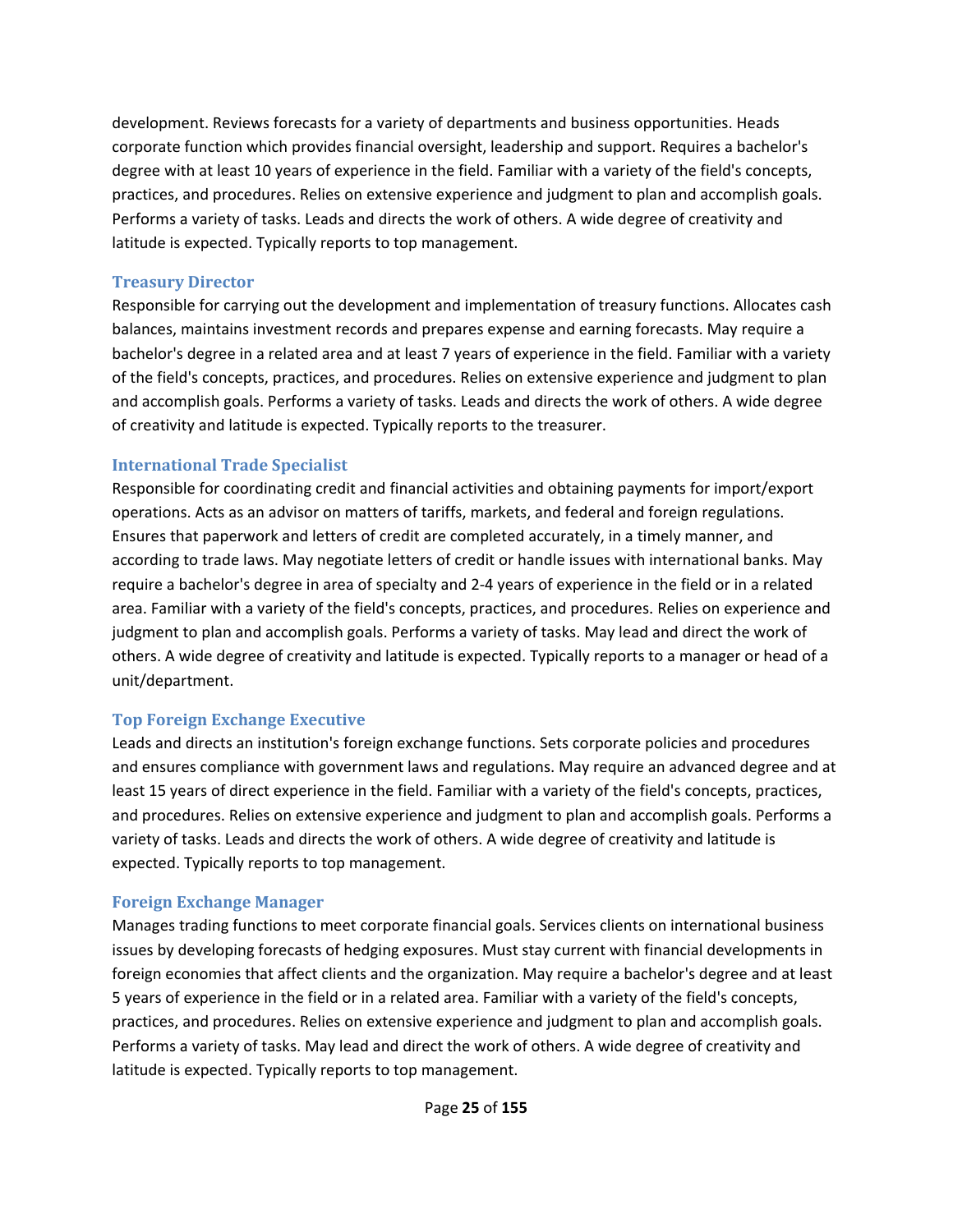development. Reviews forecasts for a variety of departments and business opportunities. Heads corporate function which provides financial oversight, leadership and support. Requires a bachelor's degree with at least 10 years of experience in the field. Familiar with a variety of the field's concepts, practices, and procedures. Relies on extensive experience and judgment to plan and accomplish goals. Performs a variety of tasks. Leads and directs the work of others. A wide degree of creativity and latitude is expected. Typically reports to top management.

### Treasury Director

Responsible for carrying out the development and implementation of treasury functions. Allocates cash balances, maintains investment records and prepares expense and earning forecasts. May require a bachelor's degree in a related area and at least 7 years of experience in the field. Familiar with a variety of the field's concepts, practices, and procedures. Relies on extensive experience and judgment to plan and accomplish goals. Performs a variety of tasks. Leads and directs the work of others. A wide degree of creativity and latitude is expected. Typically reports to the treasurer.

### International Trade Specialist

Responsible for coordinating credit and financial activities and obtaining payments for import/export operations. Acts as an advisor on matters of tariffs, markets, and federal and foreign regulations. Ensures that paperwork and letters of credit are completed accurately, in a timely manner, and according to trade laws. May negotiate letters of credit or handle issues with international banks. May require a bachelor's degree in area of specialty and 2-4 years of experience in the field or in a related area. Familiar with a variety of the field's concepts, practices, and procedures. Relies on experience and judgment to plan and accomplish goals. Performs a variety of tasks. May lead and direct the work of others. A wide degree of creativity and latitude is expected. Typically reports to a manager or head of a unit/department.

### Top Foreign Exchange Executive

Leads and directs an institution's foreign exchange functions. Sets corporate policies and procedures and ensures compliance with government laws and regulations. May require an advanced degree and at least 15 years of direct experience in the field. Familiar with a variety of the field's concepts, practices, and procedures. Relies on extensive experience and judgment to plan and accomplish goals. Performs a variety of tasks. Leads and directs the work of others. A wide degree of creativity and latitude is expected. Typically reports to top management.

### Foreign Exchange Manager

Manages trading functions to meet corporate financial goals. Services clients on international business issues by developing forecasts of hedging exposures. Must stay current with financial developments in foreign economies that affect clients and the organization. May require a bachelor's degree and at least 5 years of experience in the field or in a related area. Familiar with a variety of the field's concepts, practices, and procedures. Relies on extensive experience and judgment to plan and accomplish goals. Performs a variety of tasks. May lead and direct the work of others. A wide degree of creativity and latitude is expected. Typically reports to top management.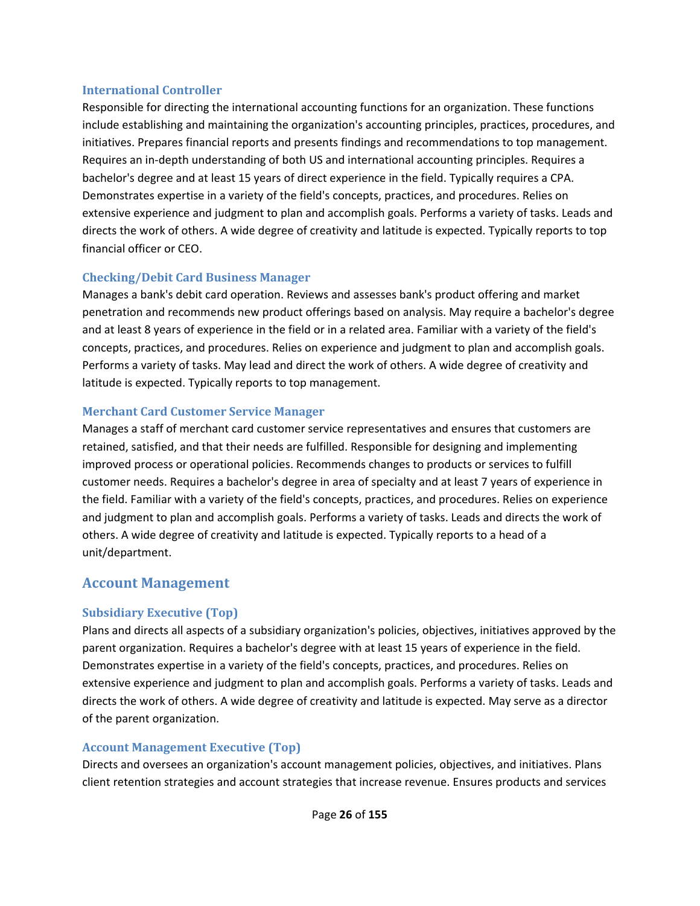### International Controller

Responsible for directing the international accounting functions for an organization. These functions include establishing and maintaining the organization's accounting principles, practices, procedures, and initiatives. Prepares financial reports and presents findings and recommendations to top management. Requires an in-depth understanding of both US and international accounting principles. Requires a bachelor's degree and at least 15 years of direct experience in the field. Typically requires a CPA. Demonstrates expertise in a variety of the field's concepts, practices, and procedures. Relies on extensive experience and judgment to plan and accomplish goals. Performs a variety of tasks. Leads and directs the work of others. A wide degree of creativity and latitude is expected. Typically reports to top financial officer or CEO.

### Checking/Debit Card Business Manager

Manages a bank's debit card operation. Reviews and assesses bank's product offering and market penetration and recommends new product offerings based on analysis. May require a bachelor's degree and at least 8 years of experience in the field or in a related area. Familiar with a variety of the field's concepts, practices, and procedures. Relies on experience and judgment to plan and accomplish goals. Performs a variety of tasks. May lead and direct the work of others. A wide degree of creativity and latitude is expected. Typically reports to top management.

### Merchant Card Customer Service Manager

Manages a staff of merchant card customer service representatives and ensures that customers are retained, satisfied, and that their needs are fulfilled. Responsible for designing and implementing improved process or operational policies. Recommends changes to products or services to fulfill customer needs. Requires a bachelor's degree in area of specialty and at least 7 years of experience in the field. Familiar with a variety of the field's concepts, practices, and procedures. Relies on experience and judgment to plan and accomplish goals. Performs a variety of tasks. Leads and directs the work of others. A wide degree of creativity and latitude is expected. Typically reports to a head of a unit/department.

## Account Management

### Subsidiary Executive (Top)

Plans and directs all aspects of a subsidiary organization's policies, objectives, initiatives approved by the parent organization. Requires a bachelor's degree with at least 15 years of experience in the field. Demonstrates expertise in a variety of the field's concepts, practices, and procedures. Relies on extensive experience and judgment to plan and accomplish goals. Performs a variety of tasks. Leads and directs the work of others. A wide degree of creativity and latitude is expected. May serve as a director of the parent organization.

### Account Management Executive (Top)

Directs and oversees an organization's account management policies, objectives, and initiatives. Plans client retention strategies and account strategies that increase revenue. Ensures products and services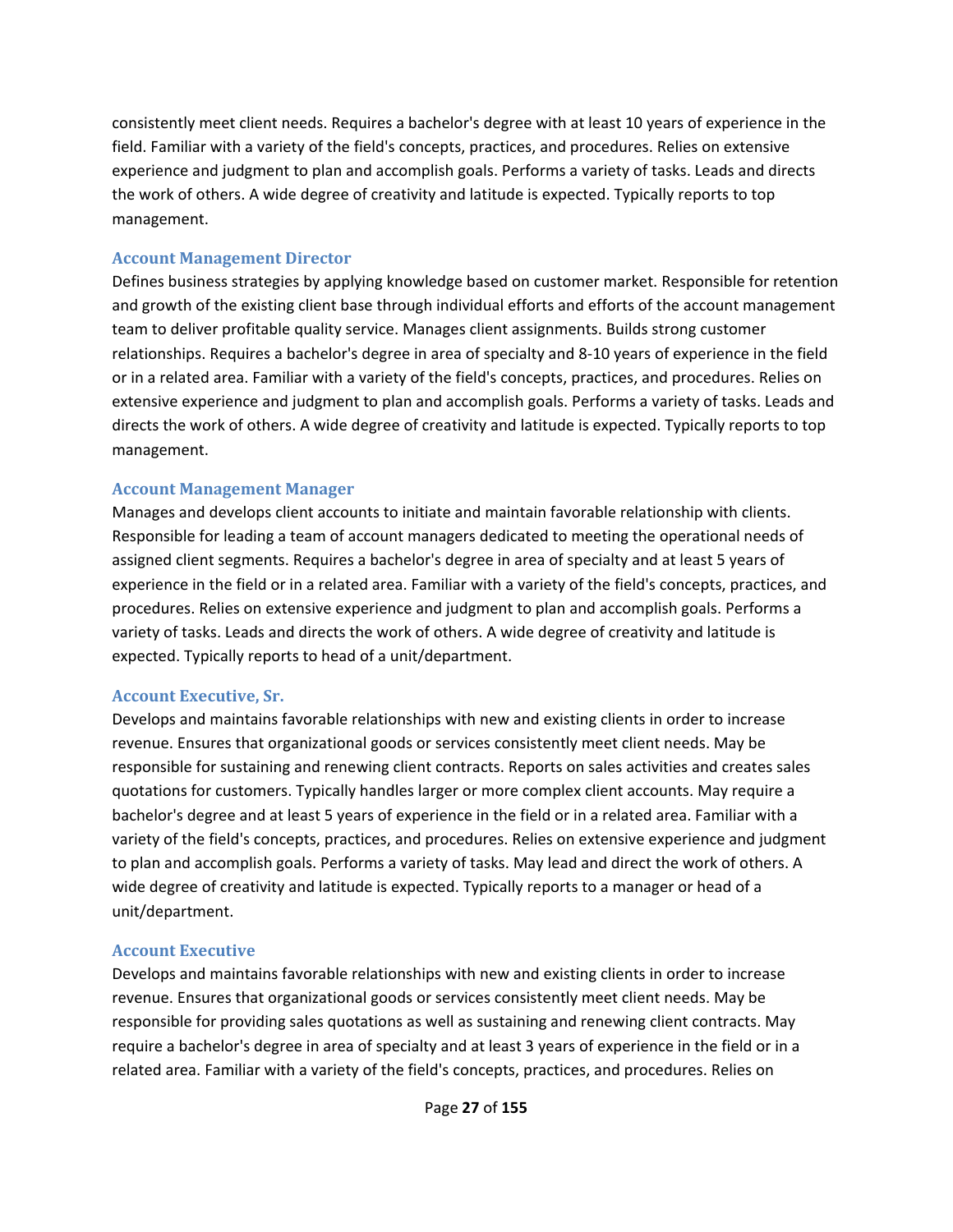consistently meet client needs. Requires a bachelor's degree with at least 10 years of experience in the field. Familiar with a variety of the field's concepts, practices, and procedures. Relies on extensive experience and judgment to plan and accomplish goals. Performs a variety of tasks. Leads and directs the work of others. A wide degree of creativity and latitude is expected. Typically reports to top management.

### Account Management Director

Defines business strategies by applying knowledge based on customer market. Responsible for retention and growth of the existing client base through individual efforts and efforts of the account management team to deliver profitable quality service. Manages client assignments. Builds strong customer relationships. Requires a bachelor's degree in area of specialty and 8-10 years of experience in the field or in a related area. Familiar with a variety of the field's concepts, practices, and procedures. Relies on extensive experience and judgment to plan and accomplish goals. Performs a variety of tasks. Leads and directs the work of others. A wide degree of creativity and latitude is expected. Typically reports to top management.

### Account Management Manager

Manages and develops client accounts to initiate and maintain favorable relationship with clients. Responsible for leading a team of account managers dedicated to meeting the operational needs of assigned client segments. Requires a bachelor's degree in area of specialty and at least 5 years of experience in the field or in a related area. Familiar with a variety of the field's concepts, practices, and procedures. Relies on extensive experience and judgment to plan and accomplish goals. Performs a variety of tasks. Leads and directs the work of others. A wide degree of creativity and latitude is expected. Typically reports to head of a unit/department.

### Account Executive, Sr.

Develops and maintains favorable relationships with new and existing clients in order to increase revenue. Ensures that organizational goods or services consistently meet client needs. May be responsible for sustaining and renewing client contracts. Reports on sales activities and creates sales quotations for customers. Typically handles larger or more complex client accounts. May require a bachelor's degree and at least 5 years of experience in the field or in a related area. Familiar with a variety of the field's concepts, practices, and procedures. Relies on extensive experience and judgment to plan and accomplish goals. Performs a variety of tasks. May lead and direct the work of others. A wide degree of creativity and latitude is expected. Typically reports to a manager or head of a unit/department.

### Account Executive

Develops and maintains favorable relationships with new and existing clients in order to increase revenue. Ensures that organizational goods or services consistently meet client needs. May be responsible for providing sales quotations as well as sustaining and renewing client contracts. May require a bachelor's degree in area of specialty and at least 3 years of experience in the field or in a related area. Familiar with a variety of the field's concepts, practices, and procedures. Relies on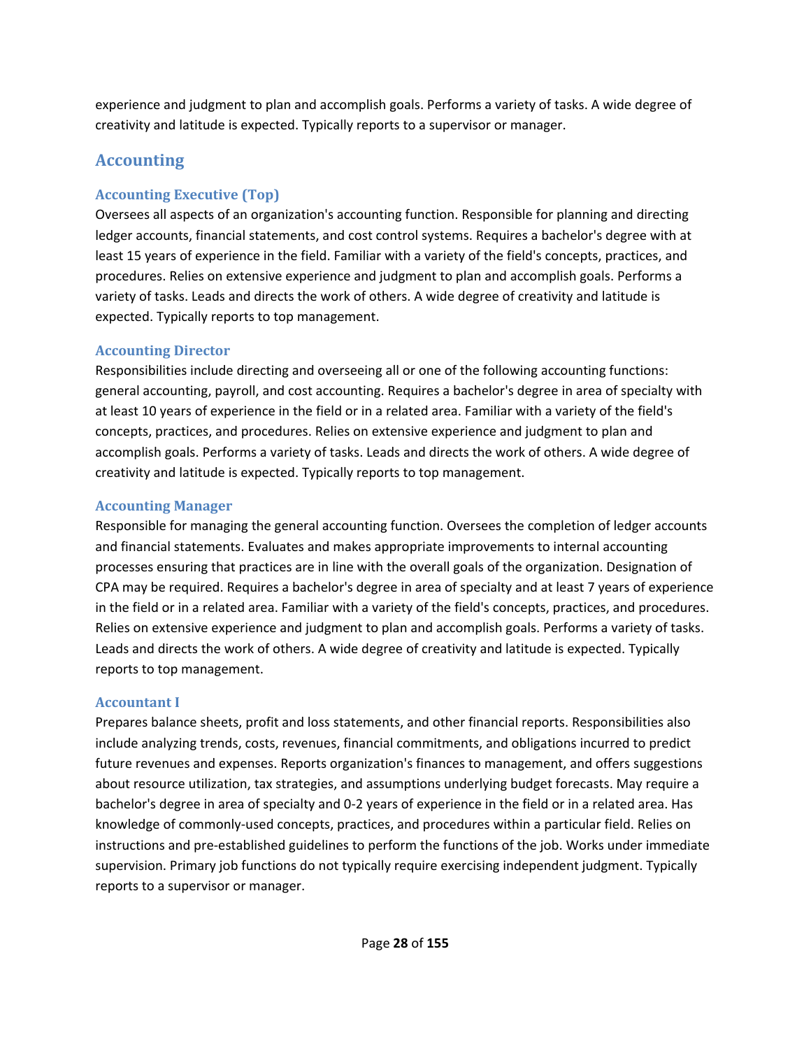experience and judgment to plan and accomplish goals. Performs a variety of tasks. A wide degree of creativity and latitude is expected. Typically reports to a supervisor or manager.

## Accounting

### Accounting Executive (Top)

Oversees all aspects of an organization's accounting function. Responsible for planning and directing ledger accounts, financial statements, and cost control systems. Requires a bachelor's degree with at least 15 years of experience in the field. Familiar with a variety of the field's concepts, practices, and procedures. Relies on extensive experience and judgment to plan and accomplish goals. Performs a variety of tasks. Leads and directs the work of others. A wide degree of creativity and latitude is expected. Typically reports to top management.

### Accounting Director

Responsibilities include directing and overseeing all or one of the following accounting functions: general accounting, payroll, and cost accounting. Requires a bachelor's degree in area of specialty with at least 10 years of experience in the field or in a related area. Familiar with a variety of the field's concepts, practices, and procedures. Relies on extensive experience and judgment to plan and accomplish goals. Performs a variety of tasks. Leads and directs the work of others. A wide degree of creativity and latitude is expected. Typically reports to top management.

### Accounting Manager

Responsible for managing the general accounting function. Oversees the completion of ledger accounts and financial statements. Evaluates and makes appropriate improvements to internal accounting processes ensuring that practices are in line with the overall goals of the organization. Designation of CPA may be required. Requires a bachelor's degree in area of specialty and at least 7 years of experience in the field or in a related area. Familiar with a variety of the field's concepts, practices, and procedures. Relies on extensive experience and judgment to plan and accomplish goals. Performs a variety of tasks. Leads and directs the work of others. A wide degree of creativity and latitude is expected. Typically reports to top management.

### Accountant I

Prepares balance sheets, profit and loss statements, and other financial reports. Responsibilities also include analyzing trends, costs, revenues, financial commitments, and obligations incurred to predict future revenues and expenses. Reports organization's finances to management, and offers suggestions about resource utilization, tax strategies, and assumptions underlying budget forecasts. May require a bachelor's degree in area of specialty and 0-2 years of experience in the field or in a related area. Has knowledge of commonly-used concepts, practices, and procedures within a particular field. Relies on instructions and pre-established guidelines to perform the functions of the job. Works under immediate supervision. Primary job functions do not typically require exercising independent judgment. Typically reports to a supervisor or manager.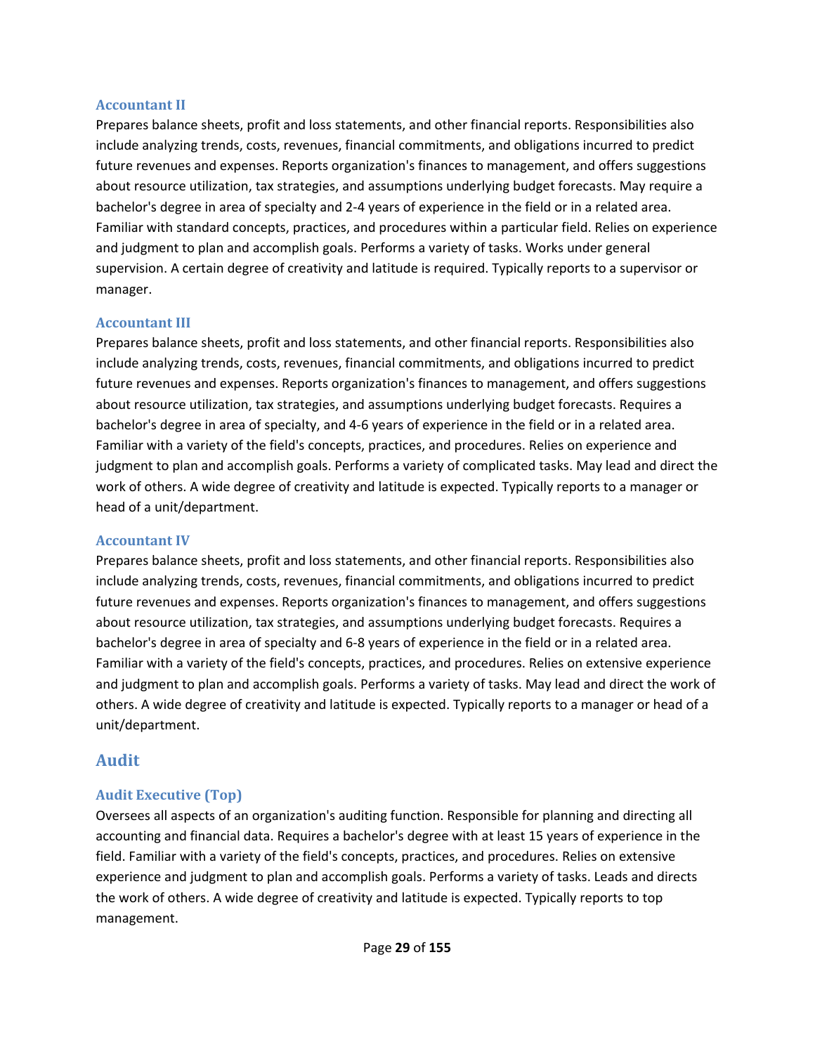### Accountant II

Prepares balance sheets, profit and loss statements, and other financial reports. Responsibilities also include analyzing trends, costs, revenues, financial commitments, and obligations incurred to predict future revenues and expenses. Reports organization's finances to management, and offers suggestions about resource utilization, tax strategies, and assumptions underlying budget forecasts. May require a bachelor's degree in area of specialty and 2-4 years of experience in the field or in a related area. Familiar with standard concepts, practices, and procedures within a particular field. Relies on experience and judgment to plan and accomplish goals. Performs a variety of tasks. Works under general supervision. A certain degree of creativity and latitude is required. Typically reports to a supervisor or manager.

### Accountant III

Prepares balance sheets, profit and loss statements, and other financial reports. Responsibilities also include analyzing trends, costs, revenues, financial commitments, and obligations incurred to predict future revenues and expenses. Reports organization's finances to management, and offers suggestions about resource utilization, tax strategies, and assumptions underlying budget forecasts. Requires a bachelor's degree in area of specialty, and 4-6 years of experience in the field or in a related area. Familiar with a variety of the field's concepts, practices, and procedures. Relies on experience and judgment to plan and accomplish goals. Performs a variety of complicated tasks. May lead and direct the work of others. A wide degree of creativity and latitude is expected. Typically reports to a manager or head of a unit/department.

### Accountant IV

Prepares balance sheets, profit and loss statements, and other financial reports. Responsibilities also include analyzing trends, costs, revenues, financial commitments, and obligations incurred to predict future revenues and expenses. Reports organization's finances to management, and offers suggestions about resource utilization, tax strategies, and assumptions underlying budget forecasts. Requires a bachelor's degree in area of specialty and 6-8 years of experience in the field or in a related area. Familiar with a variety of the field's concepts, practices, and procedures. Relies on extensive experience and judgment to plan and accomplish goals. Performs a variety of tasks. May lead and direct the work of others. A wide degree of creativity and latitude is expected. Typically reports to a manager or head of a unit/department.

## Audit

### Audit Executive (Top)

Oversees all aspects of an organization's auditing function. Responsible for planning and directing all accounting and financial data. Requires a bachelor's degree with at least 15 years of experience in the field. Familiar with a variety of the field's concepts, practices, and procedures. Relies on extensive experience and judgment to plan and accomplish goals. Performs a variety of tasks. Leads and directs the work of others. A wide degree of creativity and latitude is expected. Typically reports to top management.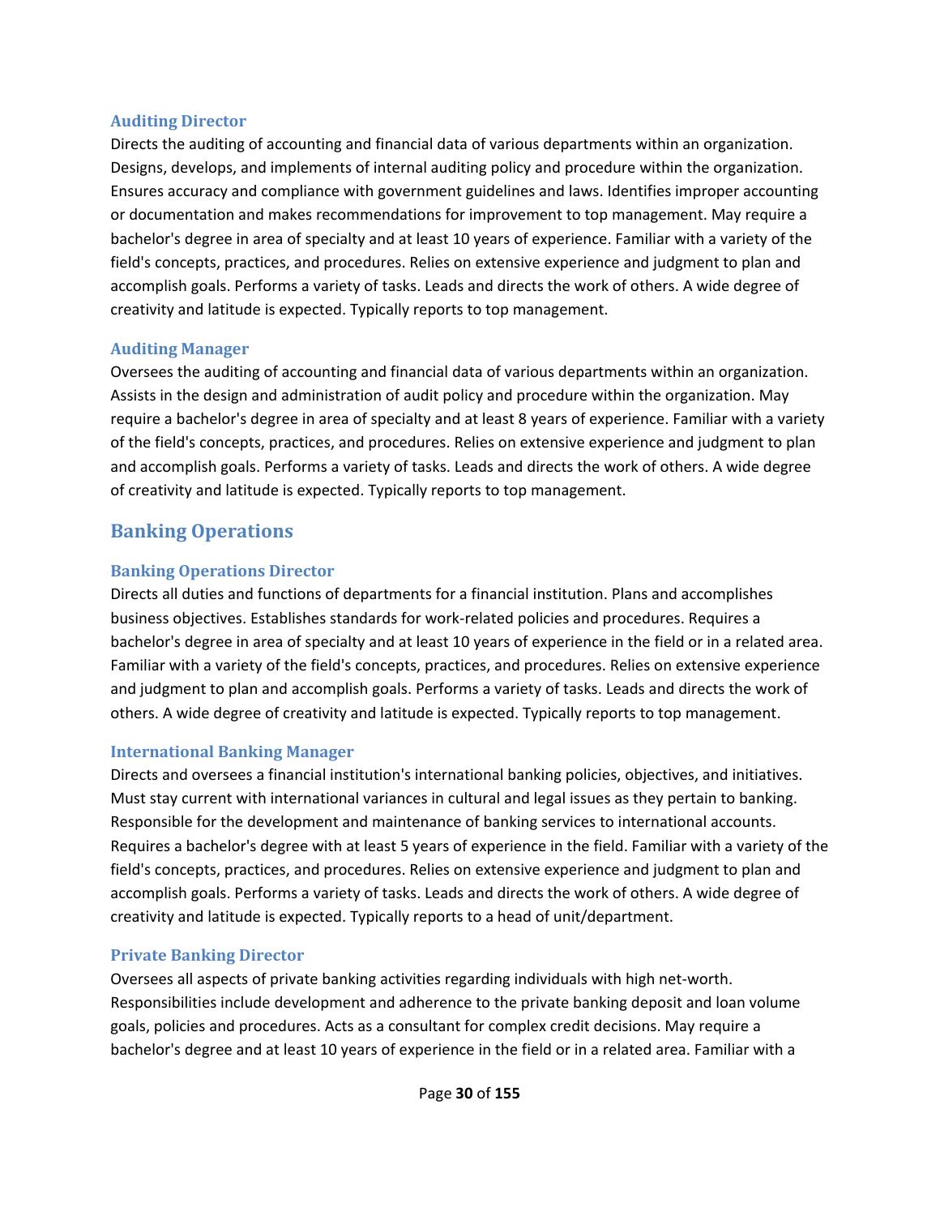### Auditing Director

Directs the auditing of accounting and financial data of various departments within an organization. Designs, develops, and implements of internal auditing policy and procedure within the organization. Ensures accuracy and compliance with government guidelines and laws. Identifies improper accounting or documentation and makes recommendations for improvement to top management. May require a bachelor's degree in area of specialty and at least 10 years of experience. Familiar with a variety of the field's concepts, practices, and procedures. Relies on extensive experience and judgment to plan and accomplish goals. Performs a variety of tasks. Leads and directs the work of others. A wide degree of creativity and latitude is expected. Typically reports to top management.

### Auditing Manager

Oversees the auditing of accounting and financial data of various departments within an organization. Assists in the design and administration of audit policy and procedure within the organization. May require a bachelor's degree in area of specialty and at least 8 years of experience. Familiar with a variety of the field's concepts, practices, and procedures. Relies on extensive experience and judgment to plan and accomplish goals. Performs a variety of tasks. Leads and directs the work of others. A wide degree of creativity and latitude is expected. Typically reports to top management.

## Banking Operations

### Banking Operations Director

Directs all duties and functions of departments for a financial institution. Plans and accomplishes business objectives. Establishes standards for work-related policies and procedures. Requires a bachelor's degree in area of specialty and at least 10 years of experience in the field or in a related area. Familiar with a variety of the field's concepts, practices, and procedures. Relies on extensive experience and judgment to plan and accomplish goals. Performs a variety of tasks. Leads and directs the work of others. A wide degree of creativity and latitude is expected. Typically reports to top management.

### International Banking Manager

Directs and oversees a financial institution's international banking policies, objectives, and initiatives. Must stay current with international variances in cultural and legal issues as they pertain to banking. Responsible for the development and maintenance of banking services to international accounts. Requires a bachelor's degree with at least 5 years of experience in the field. Familiar with a variety of the field's concepts, practices, and procedures. Relies on extensive experience and judgment to plan and accomplish goals. Performs a variety of tasks. Leads and directs the work of others. A wide degree of creativity and latitude is expected. Typically reports to a head of unit/department.

### Private Banking Director

Oversees all aspects of private banking activities regarding individuals with high net-worth. Responsibilities include development and adherence to the private banking deposit and loan volume goals, policies and procedures. Acts as a consultant for complex credit decisions. May require a bachelor's degree and at least 10 years of experience in the field or in a related area. Familiar with a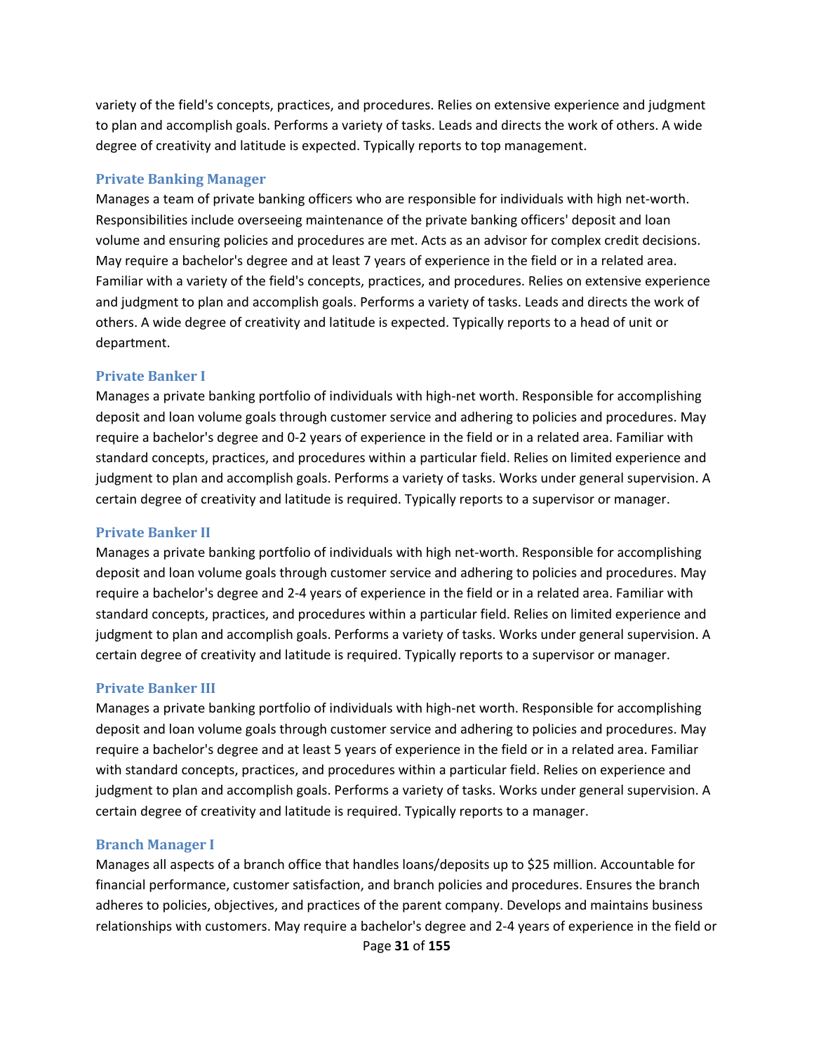variety of the field's concepts, practices, and procedures. Relies on extensive experience and judgment to plan and accomplish goals. Performs a variety of tasks. Leads and directs the work of others. A wide degree of creativity and latitude is expected. Typically reports to top management.

### Private Banking Manager

Manages a team of private banking officers who are responsible for individuals with high net-worth. Responsibilities include overseeing maintenance of the private banking officers' deposit and loan volume and ensuring policies and procedures are met. Acts as an advisor for complex credit decisions. May require a bachelor's degree and at least 7 years of experience in the field or in a related area. Familiar with a variety of the field's concepts, practices, and procedures. Relies on extensive experience and judgment to plan and accomplish goals. Performs a variety of tasks. Leads and directs the work of others. A wide degree of creativity and latitude is expected. Typically reports to a head of unit or department.

### Private Banker I

Manages a private banking portfolio of individuals with high-net worth. Responsible for accomplishing deposit and loan volume goals through customer service and adhering to policies and procedures. May require a bachelor's degree and 0-2 years of experience in the field or in a related area. Familiar with standard concepts, practices, and procedures within a particular field. Relies on limited experience and judgment to plan and accomplish goals. Performs a variety of tasks. Works under general supervision. A certain degree of creativity and latitude is required. Typically reports to a supervisor or manager.

### Private Banker II

Manages a private banking portfolio of individuals with high net-worth. Responsible for accomplishing deposit and loan volume goals through customer service and adhering to policies and procedures. May require a bachelor's degree and 2-4 years of experience in the field or in a related area. Familiar with standard concepts, practices, and procedures within a particular field. Relies on limited experience and judgment to plan and accomplish goals. Performs a variety of tasks. Works under general supervision. A certain degree of creativity and latitude is required. Typically reports to a supervisor or manager.

### Private Banker III

Manages a private banking portfolio of individuals with high-net worth. Responsible for accomplishing deposit and loan volume goals through customer service and adhering to policies and procedures. May require a bachelor's degree and at least 5 years of experience in the field or in a related area. Familiar with standard concepts, practices, and procedures within a particular field. Relies on experience and judgment to plan and accomplish goals. Performs a variety of tasks. Works under general supervision. A certain degree of creativity and latitude is required. Typically reports to a manager.

### Branch Manager I

Manages all aspects of a branch office that handles loans/deposits up to $25 million. Accountable for financial performance, customer satisfaction, and branch policies and procedures. Ensures the branch adheres to policies, objectives, and practices of the parent company. Develops and maintains business relationships with customers. May require a bachelor's degree and 2-4 years of experience in the field or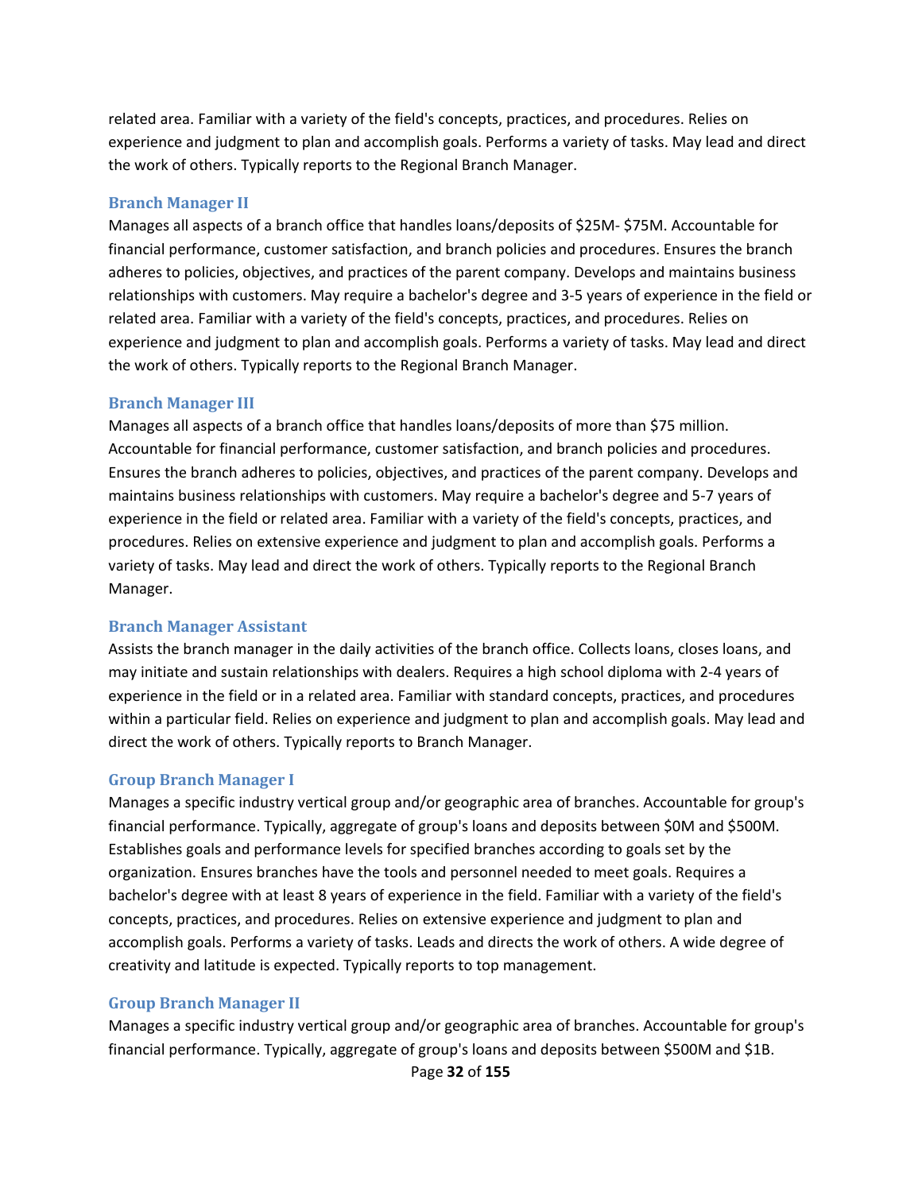related area. Familiar with a variety of the field's concepts, practices, and procedures. Relies on experience and judgment to plan and accomplish goals. Performs a variety of tasks. May lead and direct the work of others. Typically reports to the Regional Branch Manager.

### Branch Manager II

Manages all aspects of a branch office that handles loans/deposits of $25M- $75M. Accountable for financial performance, customer satisfaction, and branch policies and procedures. Ensures the branch adheres to policies, objectives, and practices of the parent company. Develops and maintains business relationships with customers. May require a bachelor's degree and 3-5 years of experience in the field or related area. Familiar with a variety of the field's concepts, practices, and procedures. Relies on experience and judgment to plan and accomplish goals. Performs a variety of tasks. May lead and direct the work of others. Typically reports to the Regional Branch Manager.

### Branch Manager III

Manages all aspects of a branch office that handles loans/deposits of more than $75 million. Accountable for financial performance, customer satisfaction, and branch policies and procedures. Ensures the branch adheres to policies, objectives, and practices of the parent company. Develops and maintains business relationships with customers. May require a bachelor's degree and 5-7 years of experience in the field or related area. Familiar with a variety of the field's concepts, practices, and procedures. Relies on extensive experience and judgment to plan and accomplish goals. Performs a variety of tasks. May lead and direct the work of others. Typically reports to the Regional Branch Manager.

### Branch Manager Assistant

Assists the branch manager in the daily activities of the branch office. Collects loans, closes loans, and may initiate and sustain relationships with dealers. Requires a high school diploma with 2-4 years of experience in the field or in a related area. Familiar with standard concepts, practices, and procedures within a particular field. Relies on experience and judgment to plan and accomplish goals. May lead and direct the work of others. Typically reports to Branch Manager.

### Group Branch Manager I

Manages a specific industry vertical group and/or geographic area of branches. Accountable for group's financial performance. Typically, aggregate of group's loans and deposits between $0M and $500M. Establishes goals and performance levels for specified branches according to goals set by the organization. Ensures branches have the tools and personnel needed to meet goals. Requires a bachelor's degree with at least 8 years of experience in the field. Familiar with a variety of the field's concepts, practices, and procedures. Relies on extensive experience and judgment to plan and accomplish goals. Performs a variety of tasks. Leads and directs the work of others. A wide degree of creativity and latitude is expected. Typically reports to top management.

### Group Branch Manager II

Manages a specific industry vertical group and/or geographic area of branches. Accountable for group's financial performance. Typically, aggregate of group's loans and deposits between $500M and $1B.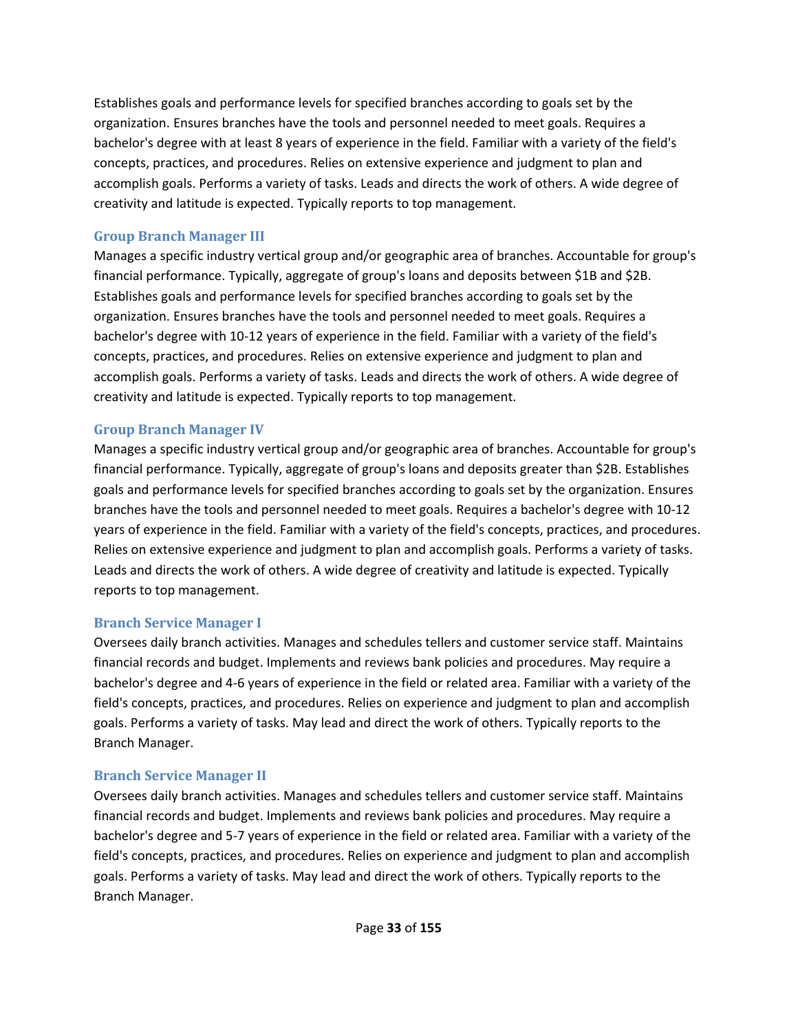Establishes goals and performance levels for specified branches according to goals set by the organization. Ensures branches have the tools and personnel needed to meet goals. Requires a bachelor's degree with at least 8 years of experience in the field. Familiar with a variety of the field's concepts, practices, and procedures. Relies on extensive experience and judgment to plan and accomplish goals. Performs a variety of tasks. Leads and directs the work of others. A wide degree of creativity and latitude is expected. Typically reports to top management.

### Group Branch Manager III

Manages a specific industry vertical group and/or geographic area of branches. Accountable for group's financial performance. Typically, aggregate of group's loans and deposits between $1B and $2B. Establishes goals and performance levels for specified branches according to goals set by the organization. Ensures branches have the tools and personnel needed to meet goals. Requires a bachelor's degree with 10-12 years of experience in the field. Familiar with a variety of the field's concepts, practices, and procedures. Relies on extensive experience and judgment to plan and accomplish goals. Performs a variety of tasks. Leads and directs the work of others. A wide degree of creativity and latitude is expected. Typically reports to top management.

### Group Branch Manager IV

Manages a specific industry vertical group and/or geographic area of branches. Accountable for group's financial performance. Typically, aggregate of group's loans and deposits greater than $2B. Establishes goals and performance levels for specified branches according to goals set by the organization. Ensures branches have the tools and personnel needed to meet goals. Requires a bachelor's degree with 10-12 years of experience in the field. Familiar with a variety of the field's concepts, practices, and procedures. Relies on extensive experience and judgment to plan and accomplish goals. Performs a variety of tasks. Leads and directs the work of others. A wide degree of creativity and latitude is expected. Typically reports to top management.

### Branch Service Manager I

Oversees daily branch activities. Manages and schedules tellers and customer service staff. Maintains financial records and budget. Implements and reviews bank policies and procedures. May require a bachelor's degree and 4-6 years of experience in the field or related area. Familiar with a variety of the field's concepts, practices, and procedures. Relies on experience and judgment to plan and accomplish goals. Performs a variety of tasks. May lead and direct the work of others. Typically reports to the Branch Manager.

### Branch Service Manager II

Oversees daily branch activities. Manages and schedules tellers and customer service staff. Maintains financial records and budget. Implements and reviews bank policies and procedures. May require a bachelor's degree and 5-7 years of experience in the field or related area. Familiar with a variety of the field's concepts, practices, and procedures. Relies on experience and judgment to plan and accomplish goals. Performs a variety of tasks. May lead and direct the work of others. Typically reports to the Branch Manager.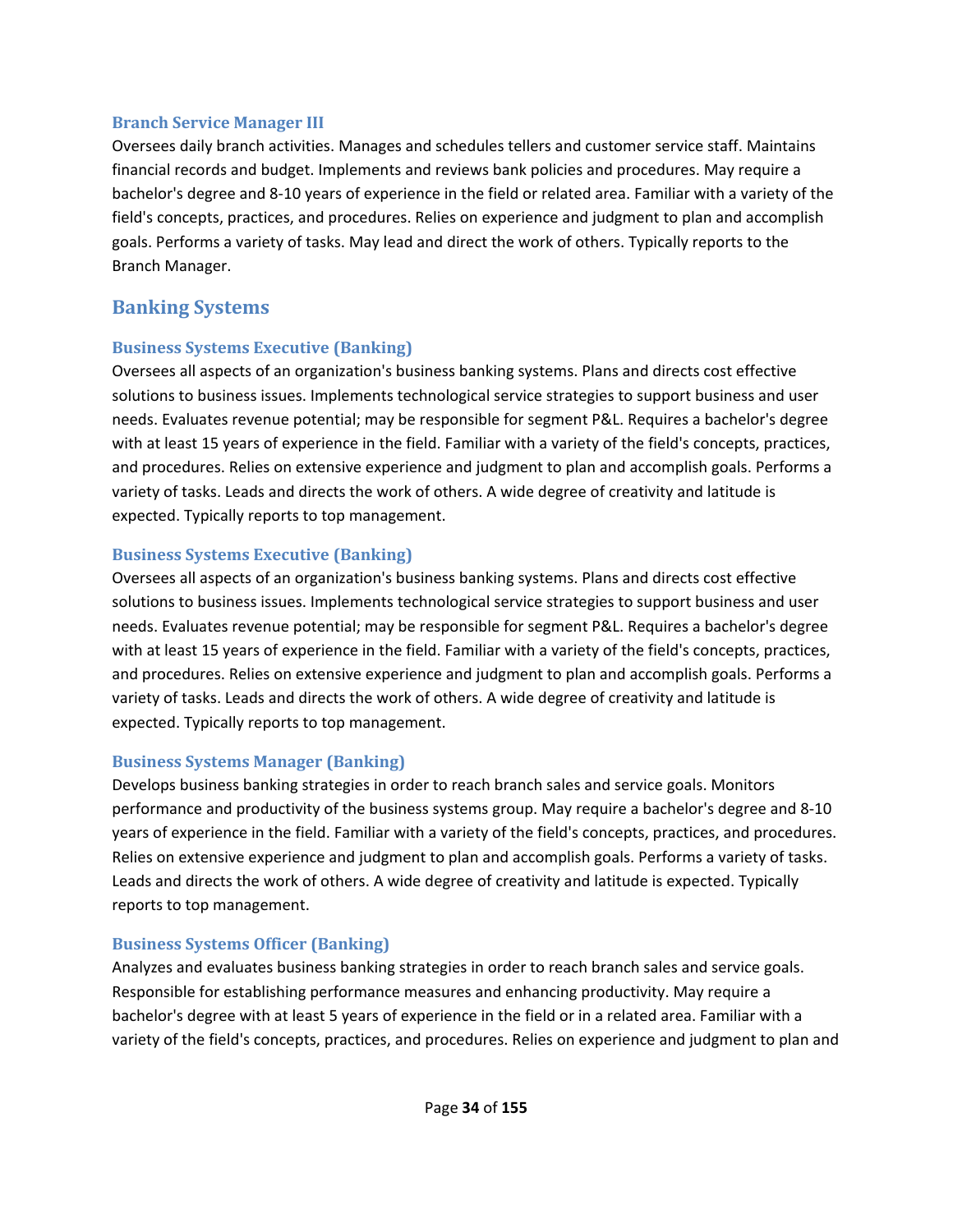### Branch Service Manager III

Oversees daily branch activities. Manages and schedules tellers and customer service staff. Maintains financial records and budget. Implements and reviews bank policies and procedures. May require a bachelor's degree and 8-10 years of experience in the field or related area. Familiar with a variety of the field's concepts, practices, and procedures. Relies on experience and judgment to plan and accomplish goals. Performs a variety of tasks. May lead and direct the work of others. Typically reports to the Branch Manager.

## Banking Systems

### Business Systems Executive (Banking)

Oversees all aspects of an organization's business banking systems. Plans and directs cost effective solutions to business issues. Implements technological service strategies to support business and user needs. Evaluates revenue potential; may be responsible for segment P&L. Requires a bachelor's degree with at least 15 years of experience in the field. Familiar with a variety of the field's concepts, practices, and procedures. Relies on extensive experience and judgment to plan and accomplish goals. Performs a variety of tasks. Leads and directs the work of others. A wide degree of creativity and latitude is expected. Typically reports to top management.

### Business Systems Executive (Banking)

Oversees all aspects of an organization's business banking systems. Plans and directs cost effective solutions to business issues. Implements technological service strategies to support business and user needs. Evaluates revenue potential; may be responsible for segment P&L. Requires a bachelor's degree with at least 15 years of experience in the field. Familiar with a variety of the field's concepts, practices, and procedures. Relies on extensive experience and judgment to plan and accomplish goals. Performs a variety of tasks. Leads and directs the work of others. A wide degree of creativity and latitude is expected. Typically reports to top management.

### Business Systems Manager (Banking)

Develops business banking strategies in order to reach branch sales and service goals. Monitors performance and productivity of the business systems group. May require a bachelor's degree and 8-10 years of experience in the field. Familiar with a variety of the field's concepts, practices, and procedures. Relies on extensive experience and judgment to plan and accomplish goals. Performs a variety of tasks. Leads and directs the work of others. A wide degree of creativity and latitude is expected. Typically reports to top management.

### Business Systems Officer (Banking)

Analyzes and evaluates business banking strategies in order to reach branch sales and service goals. Responsible for establishing performance measures and enhancing productivity. May require a bachelor's degree with at least 5 years of experience in the field or in a related area. Familiar with a variety of the field's concepts, practices, and procedures. Relies on experience and judgment to plan and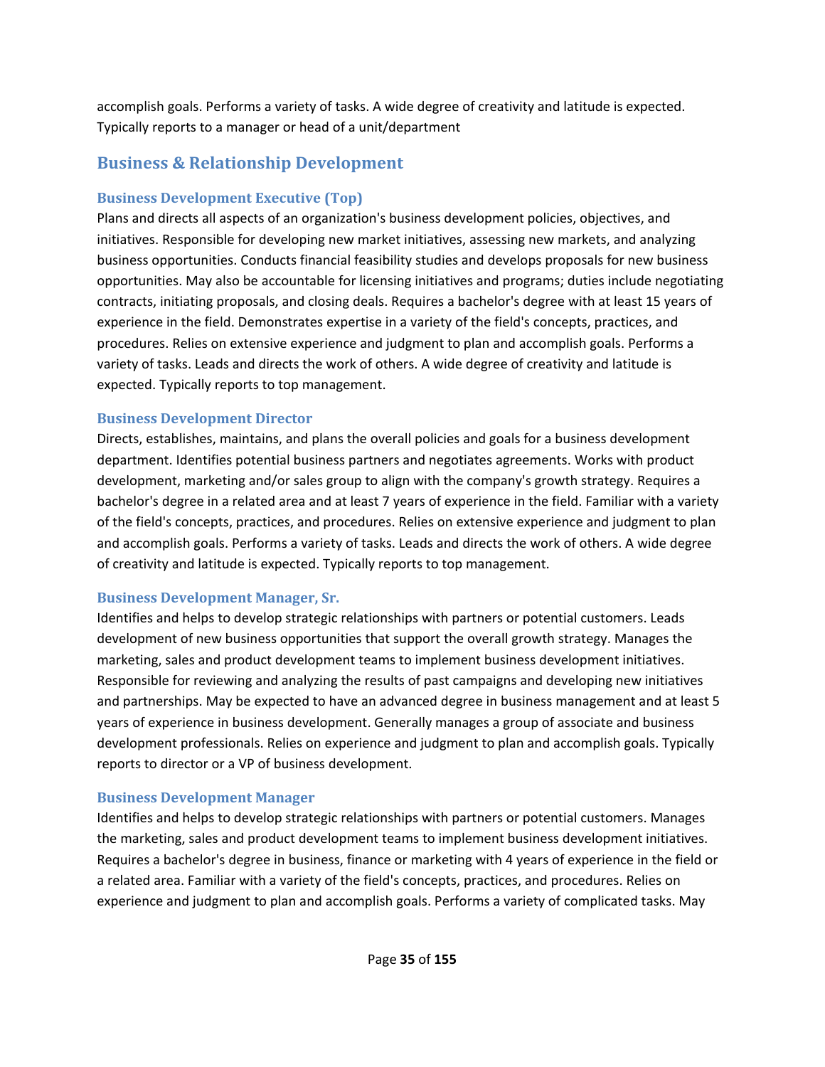accomplish goals. Performs a variety of tasks. A wide degree of creativity and latitude is expected. Typically reports to a manager or head of a unit/department

## Business & Relationship Development

### Business Development Executive (Top)

Plans and directs all aspects of an organization's business development policies, objectives, and initiatives. Responsible for developing new market initiatives, assessing new markets, and analyzing business opportunities. Conducts financial feasibility studies and develops proposals for new business opportunities. May also be accountable for licensing initiatives and programs; duties include negotiating contracts, initiating proposals, and closing deals. Requires a bachelor's degree with at least 15 years of experience in the field. Demonstrates expertise in a variety of the field's concepts, practices, and procedures. Relies on extensive experience and judgment to plan and accomplish goals. Performs a variety of tasks. Leads and directs the work of others. A wide degree of creativity and latitude is expected. Typically reports to top management.

### Business Development Director

Directs, establishes, maintains, and plans the overall policies and goals for a business development department. Identifies potential business partners and negotiates agreements. Works with product development, marketing and/or sales group to align with the company's growth strategy. Requires a bachelor's degree in a related area and at least 7 years of experience in the field. Familiar with a variety of the field's concepts, practices, and procedures. Relies on extensive experience and judgment to plan and accomplish goals. Performs a variety of tasks. Leads and directs the work of others. A wide degree of creativity and latitude is expected. Typically reports to top management.

### Business Development Manager, Sr.

Identifies and helps to develop strategic relationships with partners or potential customers. Leads development of new business opportunities that support the overall growth strategy. Manages the marketing, sales and product development teams to implement business development initiatives. Responsible for reviewing and analyzing the results of past campaigns and developing new initiatives and partnerships. May be expected to have an advanced degree in business management and at least 5 years of experience in business development. Generally manages a group of associate and business development professionals. Relies on experience and judgment to plan and accomplish goals. Typically reports to director or a VP of business development.

### Business Development Manager

Identifies and helps to develop strategic relationships with partners or potential customers. Manages the marketing, sales and product development teams to implement business development initiatives. Requires a bachelor's degree in business, finance or marketing with 4 years of experience in the field or a related area. Familiar with a variety of the field's concepts, practices, and procedures. Relies on experience and judgment to plan and accomplish goals. Performs a variety of complicated tasks. May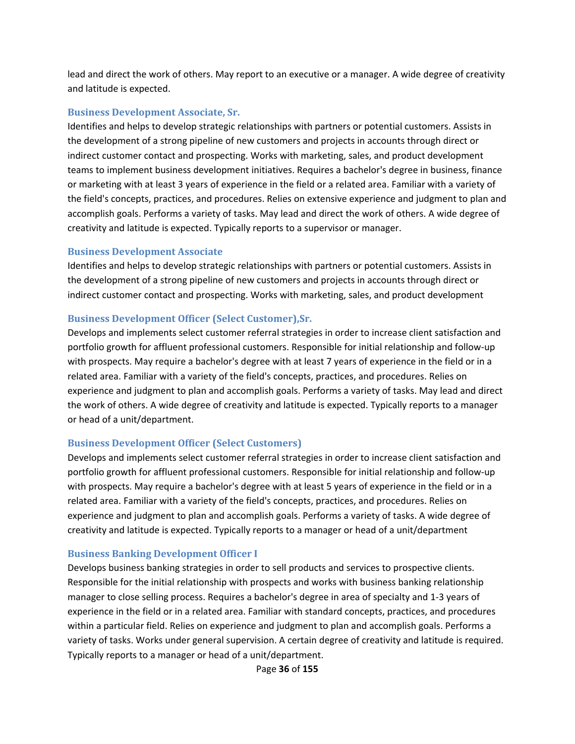lead and direct the work of others. May report to an executive or a manager. A wide degree of creativity and latitude is expected.

### Business Development Associate, Sr.

Identifies and helps to develop strategic relationships with partners or potential customers. Assists in the development of a strong pipeline of new customers and projects in accounts through direct or indirect customer contact and prospecting. Works with marketing, sales, and product development teams to implement business development initiatives. Requires a bachelor's degree in business, finance or marketing with at least 3 years of experience in the field or a related area. Familiar with a variety of the field's concepts, practices, and procedures. Relies on extensive experience and judgment to plan and accomplish goals. Performs a variety of tasks. May lead and direct the work of others. A wide degree of creativity and latitude is expected. Typically reports to a supervisor or manager.

### Business Development Associate

Identifies and helps to develop strategic relationships with partners or potential customers. Assists in the development of a strong pipeline of new customers and projects in accounts through direct or indirect customer contact and prospecting. Works with marketing, sales, and product development

### Business Development Officer (Select Customer),Sr.

Develops and implements select customer referral strategies in order to increase client satisfaction and portfolio growth for affluent professional customers. Responsible for initial relationship and follow-up with prospects. May require a bachelor's degree with at least 7 years of experience in the field or in a related area. Familiar with a variety of the field's concepts, practices, and procedures. Relies on experience and judgment to plan and accomplish goals. Performs a variety of tasks. May lead and direct the work of others. A wide degree of creativity and latitude is expected. Typically reports to a manager or head of a unit/department.

### Business Development Officer (Select Customers)

Develops and implements select customer referral strategies in order to increase client satisfaction and portfolio growth for affluent professional customers. Responsible for initial relationship and follow-up with prospects. May require a bachelor's degree with at least 5 years of experience in the field or in a related area. Familiar with a variety of the field's concepts, practices, and procedures. Relies on experience and judgment to plan and accomplish goals. Performs a variety of tasks. A wide degree of creativity and latitude is expected. Typically reports to a manager or head of a unit/department

### Business Banking Development Officer I

Develops business banking strategies in order to sell products and services to prospective clients. Responsible for the initial relationship with prospects and works with business banking relationship manager to close selling process. Requires a bachelor's degree in area of specialty and 1-3 years of experience in the field or in a related area. Familiar with standard concepts, practices, and procedures within a particular field. Relies on experience and judgment to plan and accomplish goals. Performs a variety of tasks. Works under general supervision. A certain degree of creativity and latitude is required. Typically reports to a manager or head of a unit/department.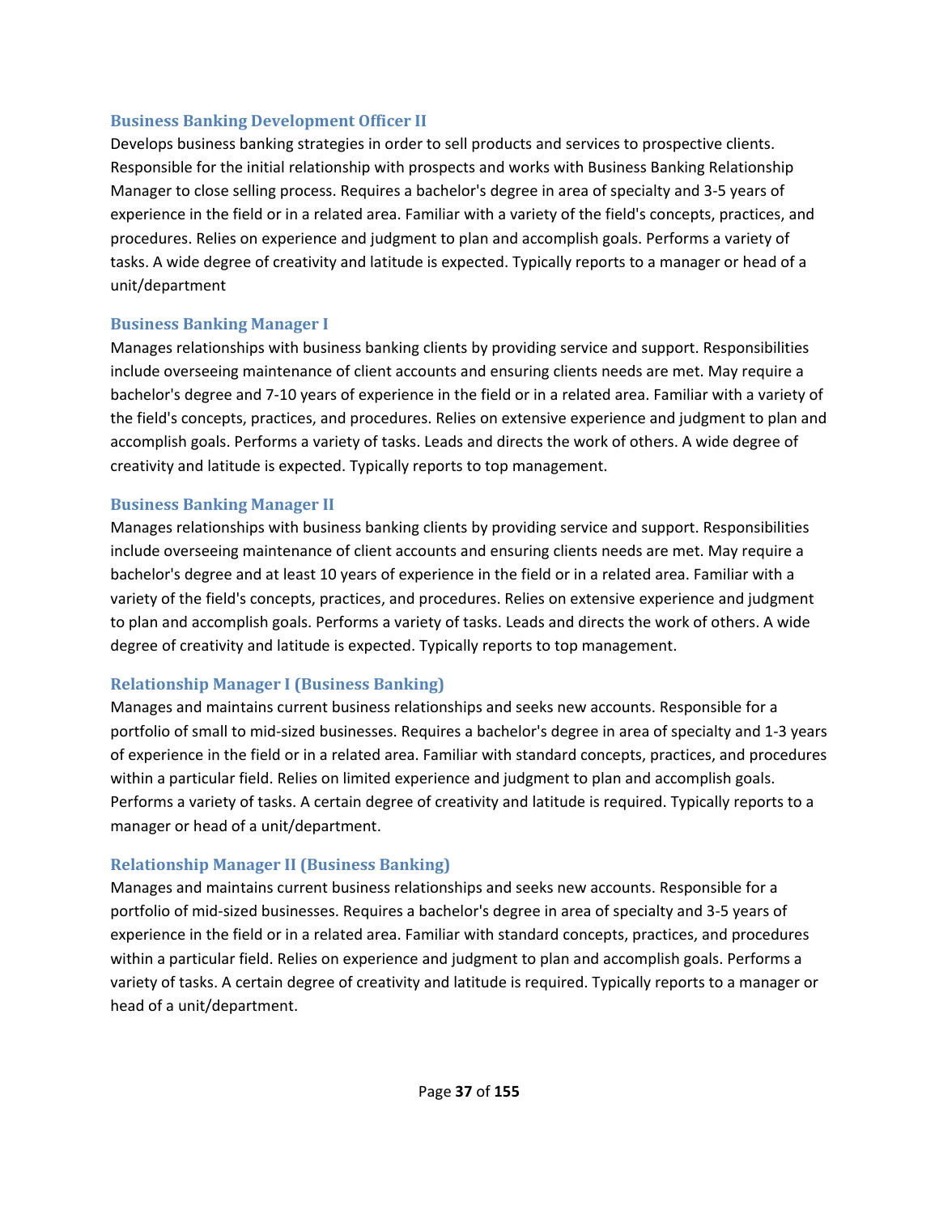### Business Banking Development Officer II

Develops business banking strategies in order to sell products and services to prospective clients. Responsible for the initial relationship with prospects and works with Business Banking Relationship Manager to close selling process. Requires a bachelor's degree in area of specialty and 3-5 years of experience in the field or in a related area. Familiar with a variety of the field's concepts, practices, and procedures. Relies on experience and judgment to plan and accomplish goals. Performs a variety of tasks. A wide degree of creativity and latitude is expected. Typically reports to a manager or head of a unit/department

### Business Banking Manager I

Manages relationships with business banking clients by providing service and support. Responsibilities include overseeing maintenance of client accounts and ensuring clients needs are met. May require a bachelor's degree and 7-10 years of experience in the field or in a related area. Familiar with a variety of the field's concepts, practices, and procedures. Relies on extensive experience and judgment to plan and accomplish goals. Performs a variety of tasks. Leads and directs the work of others. A wide degree of creativity and latitude is expected. Typically reports to top management.

### Business Banking Manager II

Manages relationships with business banking clients by providing service and support. Responsibilities include overseeing maintenance of client accounts and ensuring clients needs are met. May require a bachelor's degree and at least 10 years of experience in the field or in a related area. Familiar with a variety of the field's concepts, practices, and procedures. Relies on extensive experience and judgment to plan and accomplish goals. Performs a variety of tasks. Leads and directs the work of others. A wide degree of creativity and latitude is expected. Typically reports to top management.

### Relationship Manager I (Business Banking)

Manages and maintains current business relationships and seeks new accounts. Responsible for a portfolio of small to mid-sized businesses. Requires a bachelor's degree in area of specialty and 1-3 years of experience in the field or in a related area. Familiar with standard concepts, practices, and procedures within a particular field. Relies on limited experience and judgment to plan and accomplish goals. Performs a variety of tasks. A certain degree of creativity and latitude is required. Typically reports to a manager or head of a unit/department.

### Relationship Manager II (Business Banking)

Manages and maintains current business relationships and seeks new accounts. Responsible for a portfolio of mid-sized businesses. Requires a bachelor's degree in area of specialty and 3-5 years of experience in the field or in a related area. Familiar with standard concepts, practices, and procedures within a particular field. Relies on experience and judgment to plan and accomplish goals. Performs a variety of tasks. A certain degree of creativity and latitude is required. Typically reports to a manager or head of a unit/department.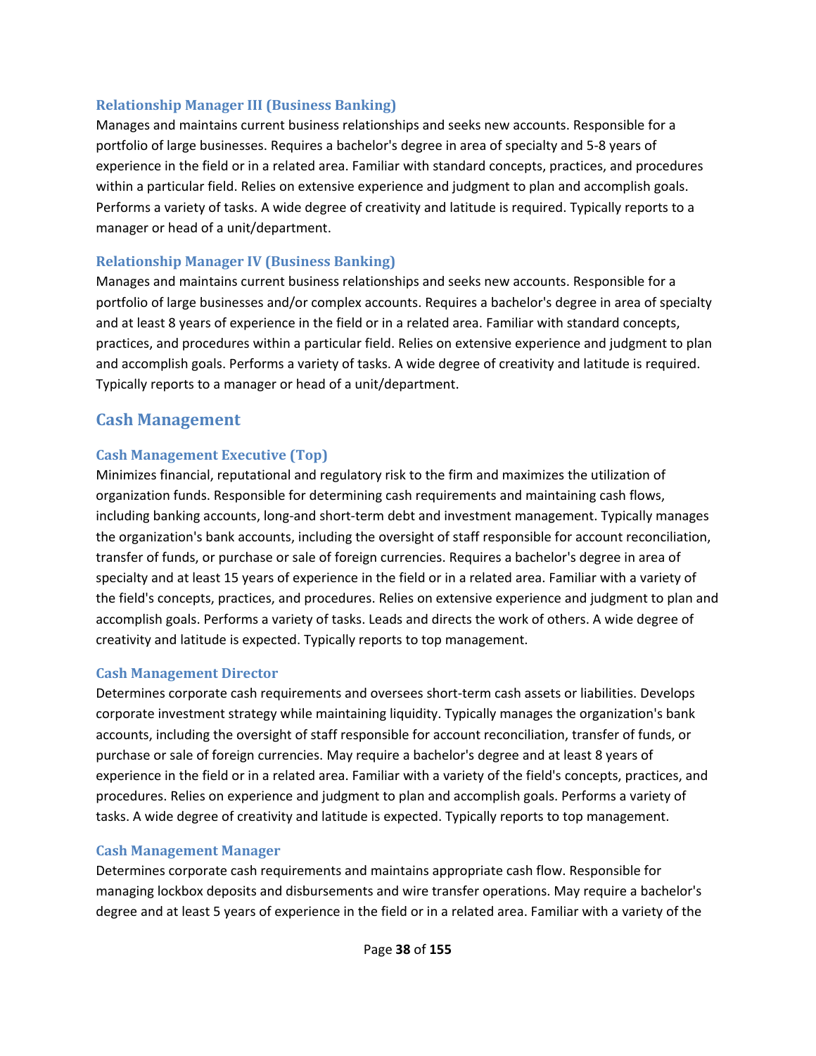### Relationship Manager III (Business Banking)

Manages and maintains current business relationships and seeks new accounts. Responsible for a portfolio of large businesses. Requires a bachelor's degree in area of specialty and 5-8 years of experience in the field or in a related area. Familiar with standard concepts, practices, and procedures within a particular field. Relies on extensive experience and judgment to plan and accomplish goals. Performs a variety of tasks. A wide degree of creativity and latitude is required. Typically reports to a manager or head of a unit/department.

### Relationship Manager IV (Business Banking)

Manages and maintains current business relationships and seeks new accounts. Responsible for a portfolio of large businesses and/or complex accounts. Requires a bachelor's degree in area of specialty and at least 8 years of experience in the field or in a related area. Familiar with standard concepts, practices, and procedures within a particular field. Relies on extensive experience and judgment to plan and accomplish goals. Performs a variety of tasks. A wide degree of creativity and latitude is required. Typically reports to a manager or head of a unit/department.

## Cash Management

### Cash Management Executive (Top)

Minimizes financial, reputational and regulatory risk to the firm and maximizes the utilization of organization funds. Responsible for determining cash requirements and maintaining cash flows, including banking accounts, long-and short-term debt and investment management. Typically manages the organization's bank accounts, including the oversight of staff responsible for account reconciliation, transfer of funds, or purchase or sale of foreign currencies. Requires a bachelor's degree in area of specialty and at least 15 years of experience in the field or in a related area. Familiar with a variety of the field's concepts, practices, and procedures. Relies on extensive experience and judgment to plan and accomplish goals. Performs a variety of tasks. Leads and directs the work of others. A wide degree of creativity and latitude is expected. Typically reports to top management.

### Cash Management Director

Determines corporate cash requirements and oversees short-term cash assets or liabilities. Develops corporate investment strategy while maintaining liquidity. Typically manages the organization's bank accounts, including the oversight of staff responsible for account reconciliation, transfer of funds, or purchase or sale of foreign currencies. May require a bachelor's degree and at least 8 years of experience in the field or in a related area. Familiar with a variety of the field's concepts, practices, and procedures. Relies on experience and judgment to plan and accomplish goals. Performs a variety of tasks. A wide degree of creativity and latitude is expected. Typically reports to top management.

### Cash Management Manager

Determines corporate cash requirements and maintains appropriate cash flow. Responsible for managing lockbox deposits and disbursements and wire transfer operations. May require a bachelor's degree and at least 5 years of experience in the field or in a related area. Familiar with a variety of the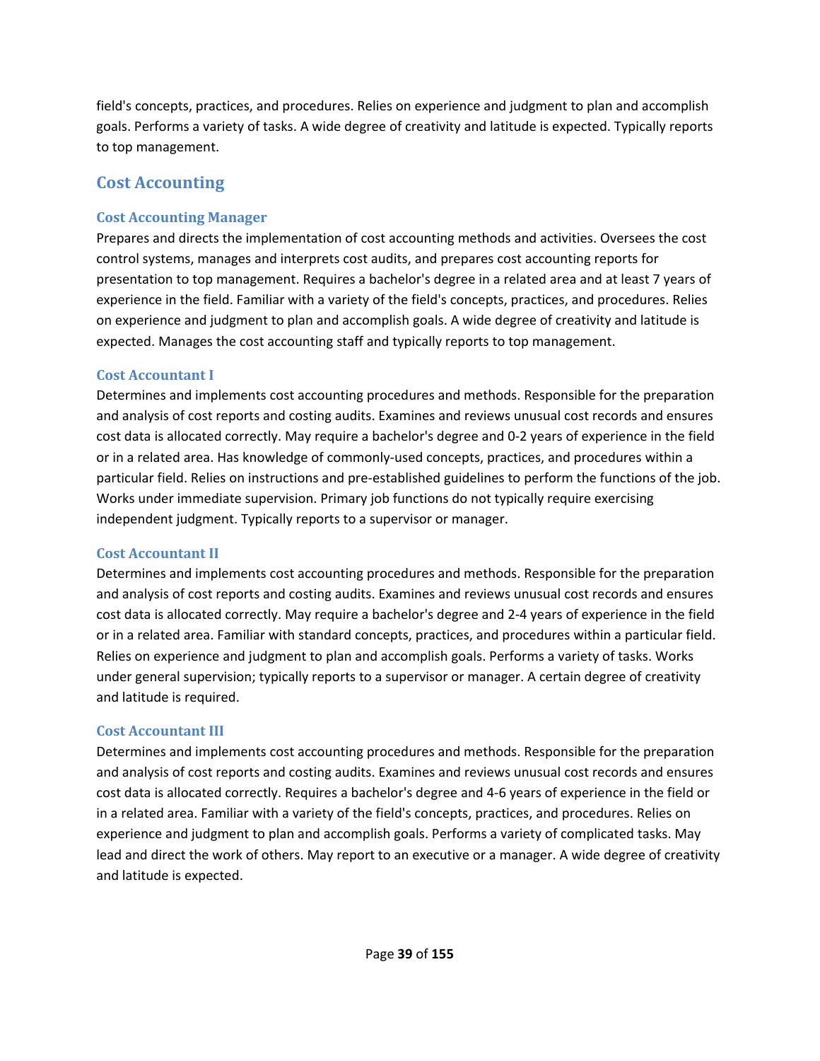field's concepts, practices, and procedures. Relies on experience and judgment to plan and accomplish goals. Performs a variety of tasks. A wide degree of creativity and latitude is expected. Typically reports to top management.

## Cost Accounting

### Cost Accounting Manager

Prepares and directs the implementation of cost accounting methods and activities. Oversees the cost control systems, manages and interprets cost audits, and prepares cost accounting reports for presentation to top management. Requires a bachelor's degree in a related area and at least 7 years of experience in the field. Familiar with a variety of the field's concepts, practices, and procedures. Relies on experience and judgment to plan and accomplish goals. A wide degree of creativity and latitude is expected. Manages the cost accounting staff and typically reports to top management.

### Cost Accountant I

Determines and implements cost accounting procedures and methods. Responsible for the preparation and analysis of cost reports and costing audits. Examines and reviews unusual cost records and ensures cost data is allocated correctly. May require a bachelor's degree and 0-2 years of experience in the field or in a related area. Has knowledge of commonly-used concepts, practices, and procedures within a particular field. Relies on instructions and pre-established guidelines to perform the functions of the job. Works under immediate supervision. Primary job functions do not typically require exercising independent judgment. Typically reports to a supervisor or manager.

### Cost Accountant II

Determines and implements cost accounting procedures and methods. Responsible for the preparation and analysis of cost reports and costing audits. Examines and reviews unusual cost records and ensures cost data is allocated correctly. May require a bachelor's degree and 2-4 years of experience in the field or in a related area. Familiar with standard concepts, practices, and procedures within a particular field. Relies on experience and judgment to plan and accomplish goals. Performs a variety of tasks. Works under general supervision; typically reports to a supervisor or manager. A certain degree of creativity and latitude is required.

### Cost Accountant III

Determines and implements cost accounting procedures and methods. Responsible for the preparation and analysis of cost reports and costing audits. Examines and reviews unusual cost records and ensures cost data is allocated correctly. Requires a bachelor's degree and 4-6 years of experience in the field or in a related area. Familiar with a variety of the field's concepts, practices, and procedures. Relies on experience and judgment to plan and accomplish goals. Performs a variety of complicated tasks. May lead and direct the work of others. May report to an executive or a manager. A wide degree of creativity and latitude is expected.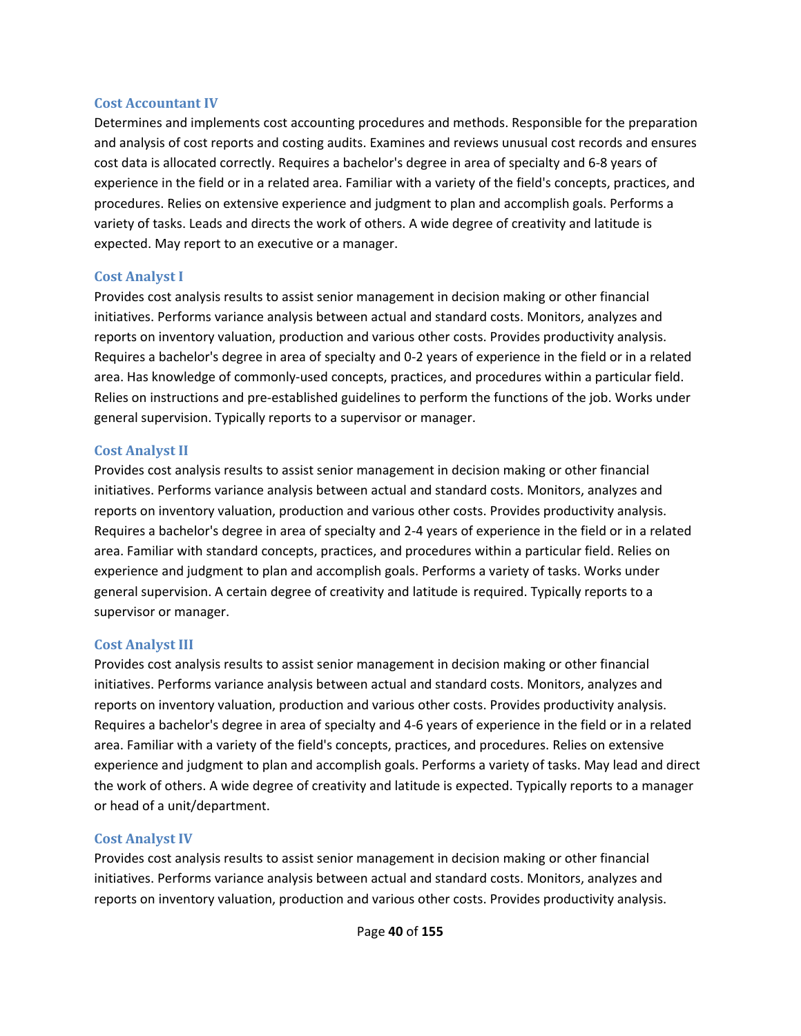### Cost Accountant IV

Determines and implements cost accounting procedures and methods. Responsible for the preparation and analysis of cost reports and costing audits. Examines and reviews unusual cost records and ensures cost data is allocated correctly. Requires a bachelor's degree in area of specialty and 6-8 years of experience in the field or in a related area. Familiar with a variety of the field's concepts, practices, and procedures. Relies on extensive experience and judgment to plan and accomplish goals. Performs a variety of tasks. Leads and directs the work of others. A wide degree of creativity and latitude is expected. May report to an executive or a manager.

### Cost Analyst I

Provides cost analysis results to assist senior management in decision making or other financial initiatives. Performs variance analysis between actual and standard costs. Monitors, analyzes and reports on inventory valuation, production and various other costs. Provides productivity analysis. Requires a bachelor's degree in area of specialty and 0-2 years of experience in the field or in a related area. Has knowledge of commonly-used concepts, practices, and procedures within a particular field. Relies on instructions and pre-established guidelines to perform the functions of the job. Works under general supervision. Typically reports to a supervisor or manager.

### Cost Analyst II

Provides cost analysis results to assist senior management in decision making or other financial initiatives. Performs variance analysis between actual and standard costs. Monitors, analyzes and reports on inventory valuation, production and various other costs. Provides productivity analysis. Requires a bachelor's degree in area of specialty and 2-4 years of experience in the field or in a related area. Familiar with standard concepts, practices, and procedures within a particular field. Relies on experience and judgment to plan and accomplish goals. Performs a variety of tasks. Works under general supervision. A certain degree of creativity and latitude is required. Typically reports to a supervisor or manager.

### Cost Analyst III

Provides cost analysis results to assist senior management in decision making or other financial initiatives. Performs variance analysis between actual and standard costs. Monitors, analyzes and reports on inventory valuation, production and various other costs. Provides productivity analysis. Requires a bachelor's degree in area of specialty and 4-6 years of experience in the field or in a related area. Familiar with a variety of the field's concepts, practices, and procedures. Relies on extensive experience and judgment to plan and accomplish goals. Performs a variety of tasks. May lead and direct the work of others. A wide degree of creativity and latitude is expected. Typically reports to a manager or head of a unit/department.

### Cost Analyst IV

Provides cost analysis results to assist senior management in decision making or other financial initiatives. Performs variance analysis between actual and standard costs. Monitors, analyzes and reports on inventory valuation, production and various other costs. Provides productivity analysis.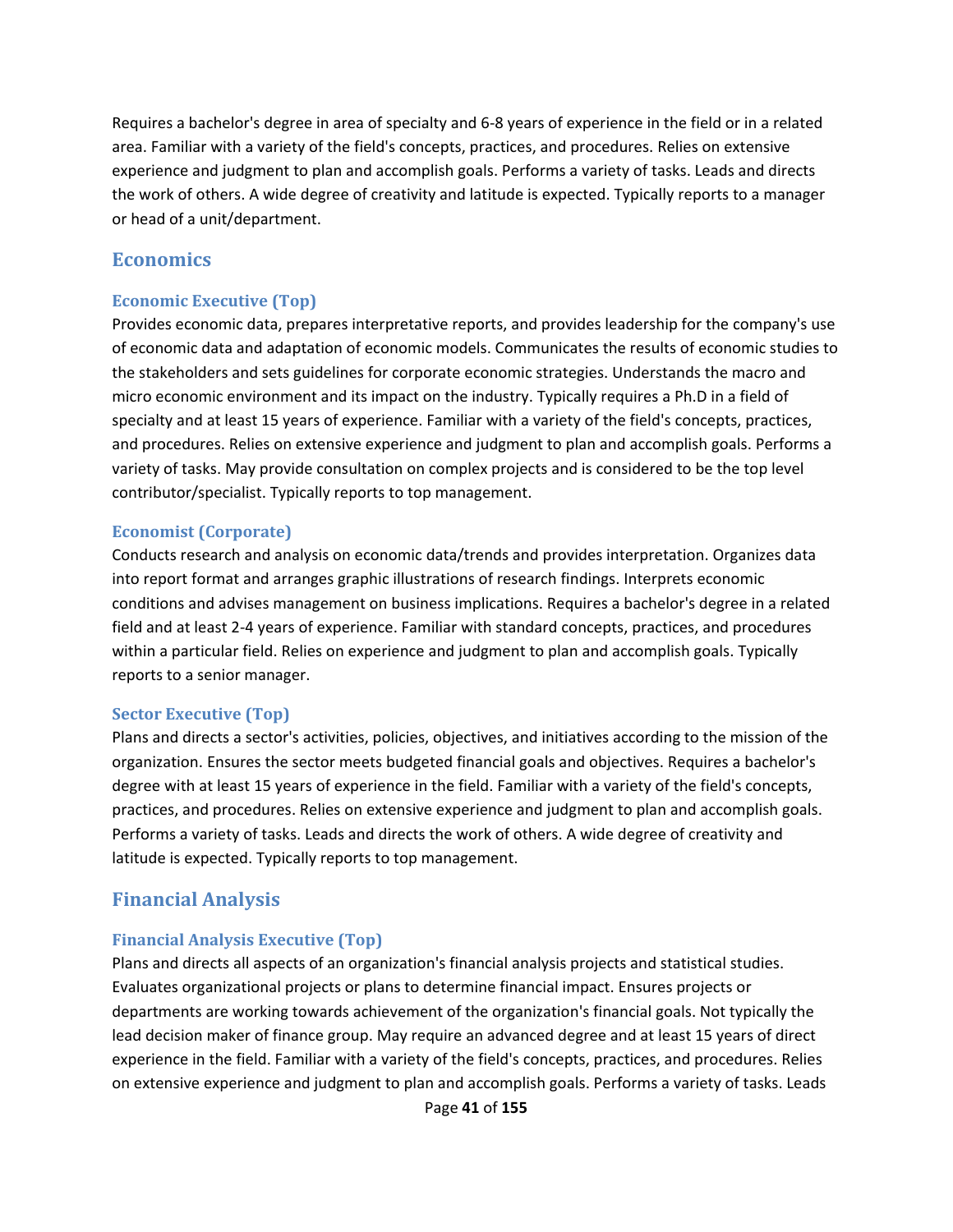Requires a bachelor's degree in area of specialty and 6-8 years of experience in the field or in a related area. Familiar with a variety of the field's concepts, practices, and procedures. Relies on extensive experience and judgment to plan and accomplish goals. Performs a variety of tasks. Leads and directs the work of others. A wide degree of creativity and latitude is expected. Typically reports to a manager or head of a unit/department.

## Economics

### Economic Executive (Top)

Provides economic data, prepares interpretative reports, and provides leadership for the company's use of economic data and adaptation of economic models. Communicates the results of economic studies to the stakeholders and sets guidelines for corporate economic strategies. Understands the macro and micro economic environment and its impact on the industry. Typically requires a Ph.D in a field of specialty and at least 15 years of experience. Familiar with a variety of the field's concepts, practices, and procedures. Relies on extensive experience and judgment to plan and accomplish goals. Performs a variety of tasks. May provide consultation on complex projects and is considered to be the top level contributor/specialist. Typically reports to top management.

### Economist (Corporate)

Conducts research and analysis on economic data/trends and provides interpretation. Organizes data into report format and arranges graphic illustrations of research findings. Interprets economic conditions and advises management on business implications. Requires a bachelor's degree in a related field and at least 2-4 years of experience. Familiar with standard concepts, practices, and procedures within a particular field. Relies on experience and judgment to plan and accomplish goals. Typically reports to a senior manager.

### Sector Executive (Top)

Plans and directs a sector's activities, policies, objectives, and initiatives according to the mission of the organization. Ensures the sector meets budgeted financial goals and objectives. Requires a bachelor's degree with at least 15 years of experience in the field. Familiar with a variety of the field's concepts, practices, and procedures. Relies on extensive experience and judgment to plan and accomplish goals. Performs a variety of tasks. Leads and directs the work of others. A wide degree of creativity and latitude is expected. Typically reports to top management.

## Financial Analysis

### Financial Analysis Executive (Top)

Plans and directs all aspects of an organization's financial analysis projects and statistical studies. Evaluates organizational projects or plans to determine financial impact. Ensures projects or departments are working towards achievement of the organization's financial goals. Not typically the lead decision maker of finance group. May require an advanced degree and at least 15 years of direct experience in the field. Familiar with a variety of the field's concepts, practices, and procedures. Relies on extensive experience and judgment to plan and accomplish goals. Performs a variety of tasks. Leads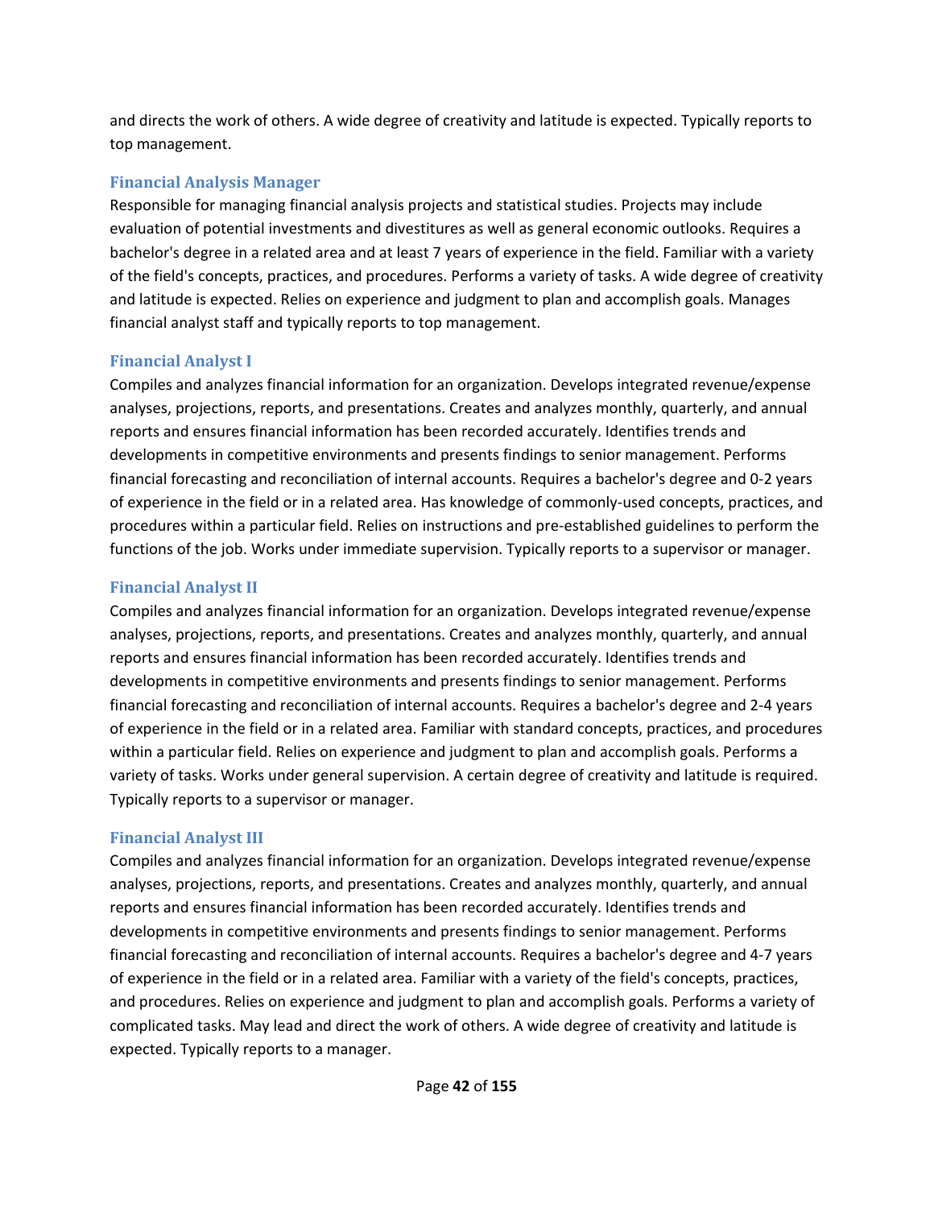and directs the work of others. A wide degree of creativity and latitude is expected. Typically reports to top management.

### Financial Analysis Manager

Responsible for managing financial analysis projects and statistical studies. Projects may include evaluation of potential investments and divestitures as well as general economic outlooks. Requires a bachelor's degree in a related area and at least 7 years of experience in the field. Familiar with a variety of the field's concepts, practices, and procedures. Performs a variety of tasks. A wide degree of creativity and latitude is expected. Relies on experience and judgment to plan and accomplish goals. Manages financial analyst staff and typically reports to top management.

### Financial Analyst I

Compiles and analyzes financial information for an organization. Develops integrated revenue/expense analyses, projections, reports, and presentations. Creates and analyzes monthly, quarterly, and annual reports and ensures financial information has been recorded accurately. Identifies trends and developments in competitive environments and presents findings to senior management. Performs financial forecasting and reconciliation of internal accounts. Requires a bachelor's degree and 0-2 years of experience in the field or in a related area. Has knowledge of commonly-used concepts, practices, and procedures within a particular field. Relies on instructions and pre-established guidelines to perform the functions of the job. Works under immediate supervision. Typically reports to a supervisor or manager.

### Financial Analyst II

Compiles and analyzes financial information for an organization. Develops integrated revenue/expense analyses, projections, reports, and presentations. Creates and analyzes monthly, quarterly, and annual reports and ensures financial information has been recorded accurately. Identifies trends and developments in competitive environments and presents findings to senior management. Performs financial forecasting and reconciliation of internal accounts. Requires a bachelor's degree and 2-4 years of experience in the field or in a related area. Familiar with standard concepts, practices, and procedures within a particular field. Relies on experience and judgment to plan and accomplish goals. Performs a variety of tasks. Works under general supervision. A certain degree of creativity and latitude is required. Typically reports to a supervisor or manager.

### Financial Analyst III

Compiles and analyzes financial information for an organization. Develops integrated revenue/expense analyses, projections, reports, and presentations. Creates and analyzes monthly, quarterly, and annual reports and ensures financial information has been recorded accurately. Identifies trends and developments in competitive environments and presents findings to senior management. Performs financial forecasting and reconciliation of internal accounts. Requires a bachelor's degree and 4-7 years of experience in the field or in a related area. Familiar with a variety of the field's concepts, practices, and procedures. Relies on experience and judgment to plan and accomplish goals. Performs a variety of complicated tasks. May lead and direct the work of others. A wide degree of creativity and latitude is expected. Typically reports to a manager.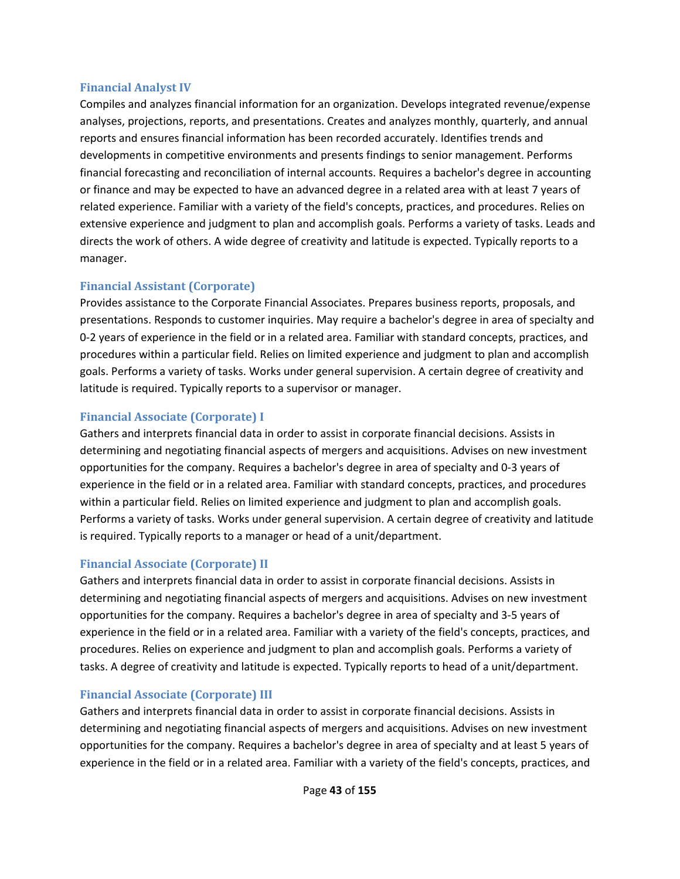### Financial Analyst IV

Compiles and analyzes financial information for an organization. Develops integrated revenue/expense analyses, projections, reports, and presentations. Creates and analyzes monthly, quarterly, and annual reports and ensures financial information has been recorded accurately. Identifies trends and developments in competitive environments and presents findings to senior management. Performs financial forecasting and reconciliation of internal accounts. Requires a bachelor's degree in accounting or finance and may be expected to have an advanced degree in a related area with at least 7 years of related experience. Familiar with a variety of the field's concepts, practices, and procedures. Relies on extensive experience and judgment to plan and accomplish goals. Performs a variety of tasks. Leads and directs the work of others. A wide degree of creativity and latitude is expected. Typically reports to a manager.

### Financial Assistant (Corporate)

Provides assistance to the Corporate Financial Associates. Prepares business reports, proposals, and presentations. Responds to customer inquiries. May require a bachelor's degree in area of specialty and 0-2 years of experience in the field or in a related area. Familiar with standard concepts, practices, and procedures within a particular field. Relies on limited experience and judgment to plan and accomplish goals. Performs a variety of tasks. Works under general supervision. A certain degree of creativity and latitude is required. Typically reports to a supervisor or manager.

### Financial Associate (Corporate) I

Gathers and interprets financial data in order to assist in corporate financial decisions. Assists in determining and negotiating financial aspects of mergers and acquisitions. Advises on new investment opportunities for the company. Requires a bachelor's degree in area of specialty and 0-3 years of experience in the field or in a related area. Familiar with standard concepts, practices, and procedures within a particular field. Relies on limited experience and judgment to plan and accomplish goals. Performs a variety of tasks. Works under general supervision. A certain degree of creativity and latitude is required. Typically reports to a manager or head of a unit/department.

### Financial Associate (Corporate) II

Gathers and interprets financial data in order to assist in corporate financial decisions. Assists in determining and negotiating financial aspects of mergers and acquisitions. Advises on new investment opportunities for the company. Requires a bachelor's degree in area of specialty and 3-5 years of experience in the field or in a related area. Familiar with a variety of the field's concepts, practices, and procedures. Relies on experience and judgment to plan and accomplish goals. Performs a variety of tasks. A degree of creativity and latitude is expected. Typically reports to head of a unit/department.

### Financial Associate (Corporate) III

Gathers and interprets financial data in order to assist in corporate financial decisions. Assists in determining and negotiating financial aspects of mergers and acquisitions. Advises on new investment opportunities for the company. Requires a bachelor's degree in area of specialty and at least 5 years of experience in the field or in a related area. Familiar with a variety of the field's concepts, practices, and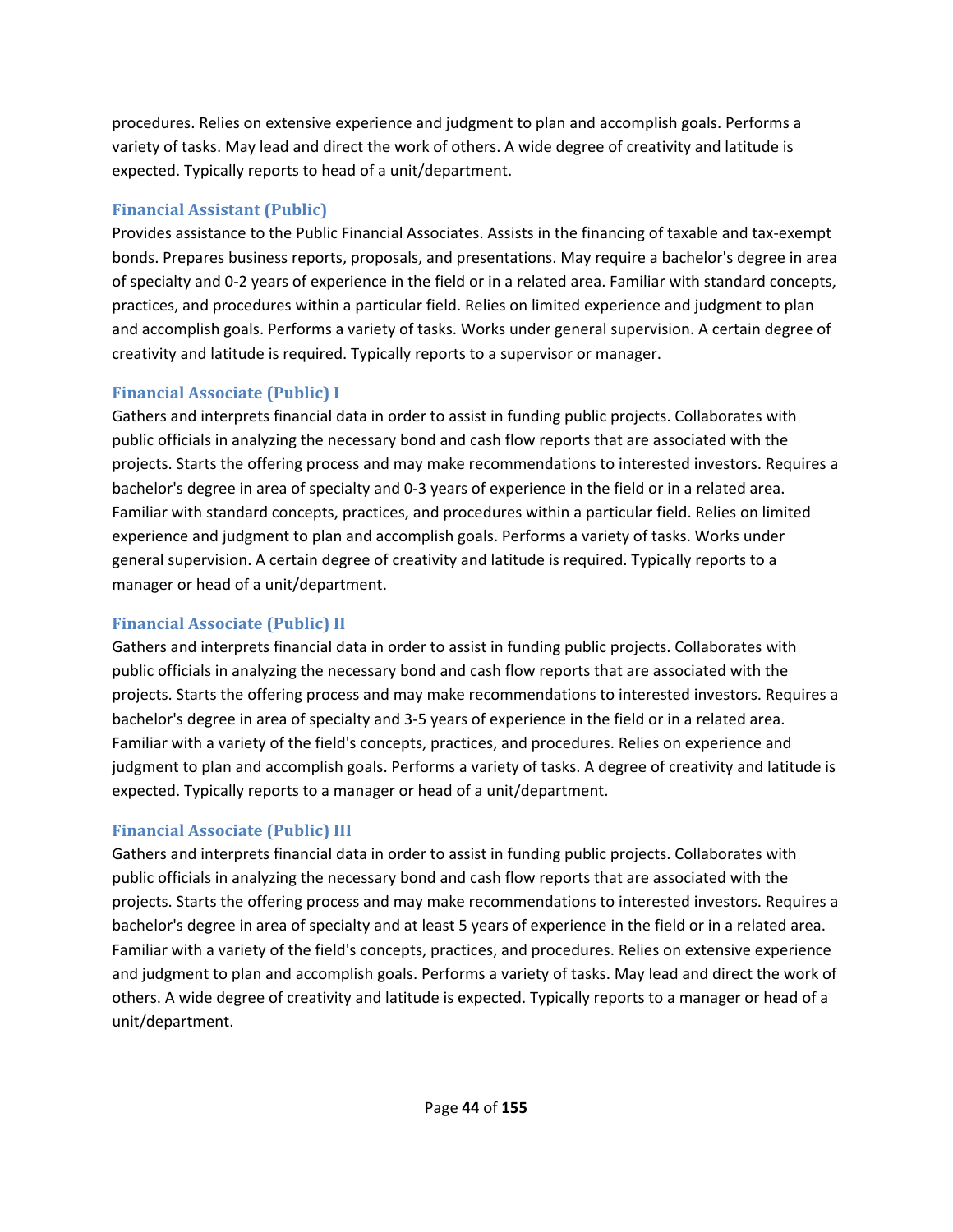procedures. Relies on extensive experience and judgment to plan and accomplish goals. Performs a variety of tasks. May lead and direct the work of others. A wide degree of creativity and latitude is expected. Typically reports to head of a unit/department.

### Financial Assistant (Public)

Provides assistance to the Public Financial Associates. Assists in the financing of taxable and tax-exempt bonds. Prepares business reports, proposals, and presentations. May require a bachelor's degree in area of specialty and 0-2 years of experience in the field or in a related area. Familiar with standard concepts, practices, and procedures within a particular field. Relies on limited experience and judgment to plan and accomplish goals. Performs a variety of tasks. Works under general supervision. A certain degree of creativity and latitude is required. Typically reports to a supervisor or manager.

### Financial Associate (Public) I

Gathers and interprets financial data in order to assist in funding public projects. Collaborates with public officials in analyzing the necessary bond and cash flow reports that are associated with the projects. Starts the offering process and may make recommendations to interested investors. Requires a bachelor's degree in area of specialty and 0-3 years of experience in the field or in a related area. Familiar with standard concepts, practices, and procedures within a particular field. Relies on limited experience and judgment to plan and accomplish goals. Performs a variety of tasks. Works under general supervision. A certain degree of creativity and latitude is required. Typically reports to a manager or head of a unit/department.

### Financial Associate (Public) II

Gathers and interprets financial data in order to assist in funding public projects. Collaborates with public officials in analyzing the necessary bond and cash flow reports that are associated with the projects. Starts the offering process and may make recommendations to interested investors. Requires a bachelor's degree in area of specialty and 3-5 years of experience in the field or in a related area. Familiar with a variety of the field's concepts, practices, and procedures. Relies on experience and judgment to plan and accomplish goals. Performs a variety of tasks. A degree of creativity and latitude is expected. Typically reports to a manager or head of a unit/department.

### Financial Associate (Public) III

Gathers and interprets financial data in order to assist in funding public projects. Collaborates with public officials in analyzing the necessary bond and cash flow reports that are associated with the projects. Starts the offering process and may make recommendations to interested investors. Requires a bachelor's degree in area of specialty and at least 5 years of experience in the field or in a related area. Familiar with a variety of the field's concepts, practices, and procedures. Relies on extensive experience and judgment to plan and accomplish goals. Performs a variety of tasks. May lead and direct the work of others. A wide degree of creativity and latitude is expected. Typically reports to a manager or head of a unit/department.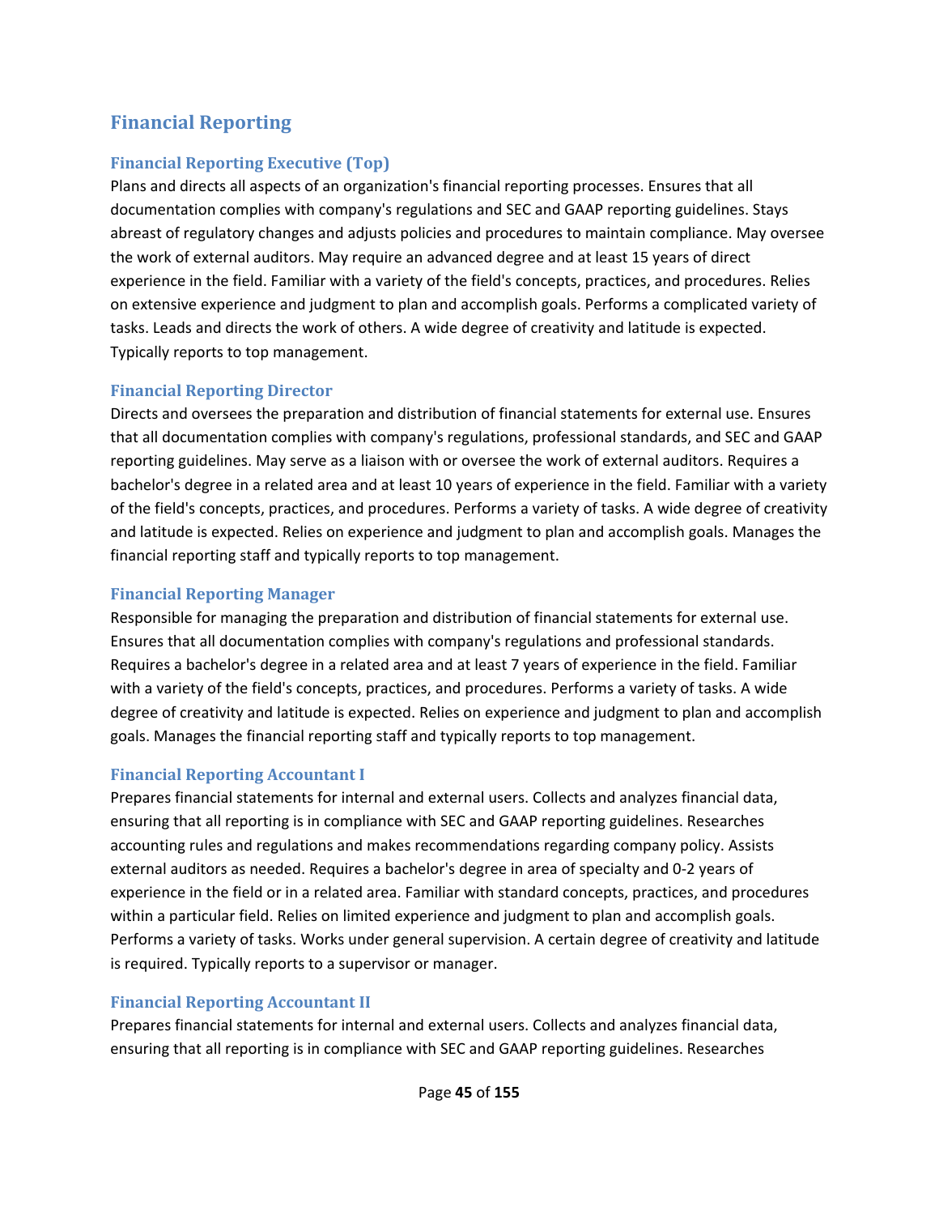## Financial Reporting

### Financial Reporting Executive (Top)

Plans and directs all aspects of an organization's financial reporting processes. Ensures that all documentation complies with company's regulations and SEC and GAAP reporting guidelines. Stays abreast of regulatory changes and adjusts policies and procedures to maintain compliance. May oversee the work of external auditors. May require an advanced degree and at least 15 years of direct experience in the field. Familiar with a variety of the field's concepts, practices, and procedures. Relies on extensive experience and judgment to plan and accomplish goals. Performs a complicated variety of tasks. Leads and directs the work of others. A wide degree of creativity and latitude is expected. Typically reports to top management.

### Financial Reporting Director

Directs and oversees the preparation and distribution of financial statements for external use. Ensures that all documentation complies with company's regulations, professional standards, and SEC and GAAP reporting guidelines. May serve as a liaison with or oversee the work of external auditors. Requires a bachelor's degree in a related area and at least 10 years of experience in the field. Familiar with a variety of the field's concepts, practices, and procedures. Performs a variety of tasks. A wide degree of creativity and latitude is expected. Relies on experience and judgment to plan and accomplish goals. Manages the financial reporting staff and typically reports to top management.

### Financial Reporting Manager

Responsible for managing the preparation and distribution of financial statements for external use. Ensures that all documentation complies with company's regulations and professional standards. Requires a bachelor's degree in a related area and at least 7 years of experience in the field. Familiar with a variety of the field's concepts, practices, and procedures. Performs a variety of tasks. A wide degree of creativity and latitude is expected. Relies on experience and judgment to plan and accomplish goals. Manages the financial reporting staff and typically reports to top management.

### Financial Reporting Accountant I

Prepares financial statements for internal and external users. Collects and analyzes financial data, ensuring that all reporting is in compliance with SEC and GAAP reporting guidelines. Researches accounting rules and regulations and makes recommendations regarding company policy. Assists external auditors as needed. Requires a bachelor's degree in area of specialty and 0-2 years of experience in the field or in a related area. Familiar with standard concepts, practices, and procedures within a particular field. Relies on limited experience and judgment to plan and accomplish goals. Performs a variety of tasks. Works under general supervision. A certain degree of creativity and latitude is required. Typically reports to a supervisor or manager.

### Financial Reporting Accountant II

Prepares financial statements for internal and external users. Collects and analyzes financial data, ensuring that all reporting is in compliance with SEC and GAAP reporting guidelines. Researches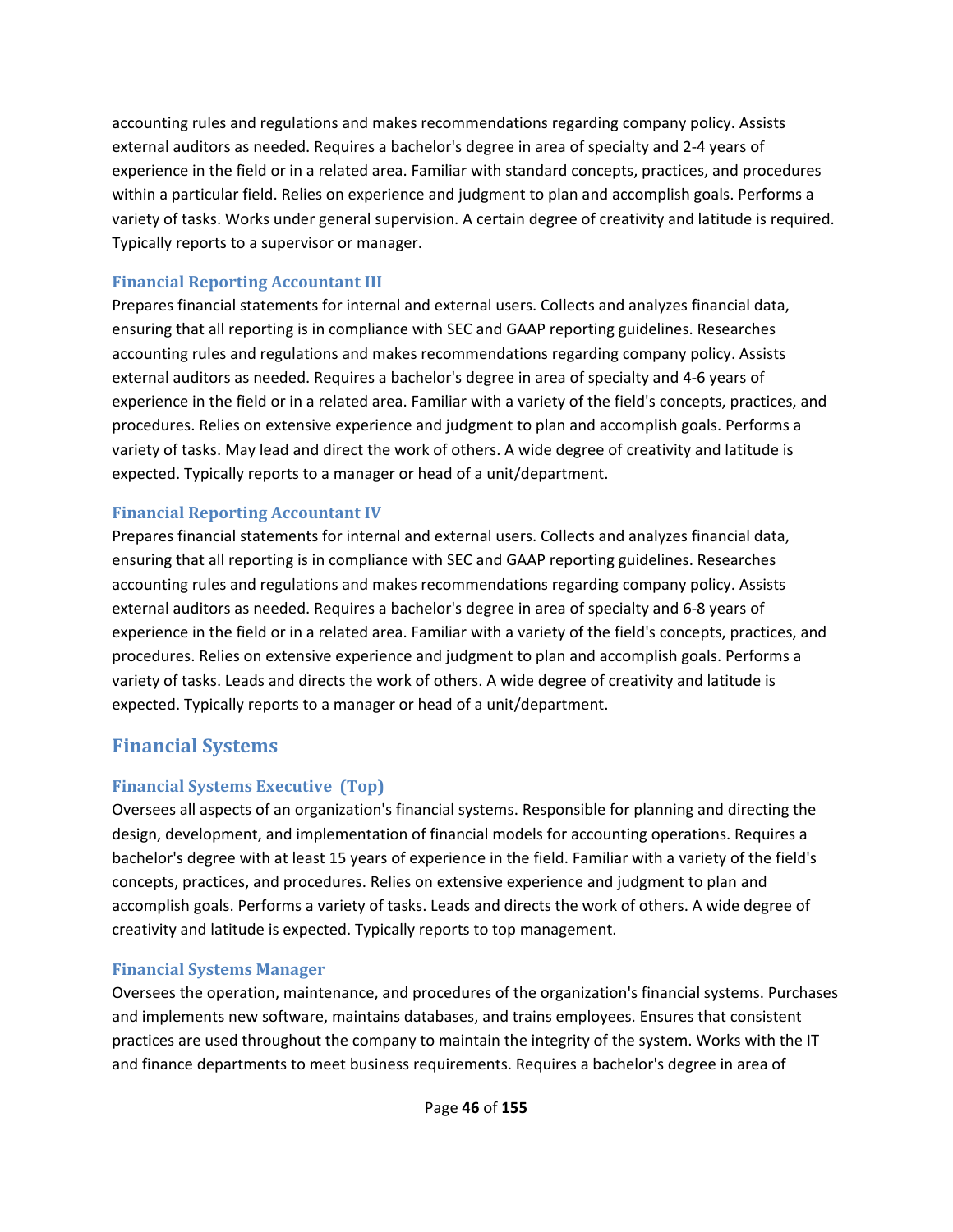accounting rules and regulations and makes recommendations regarding company policy. Assists external auditors as needed. Requires a bachelor's degree in area of specialty and 2-4 years of experience in the field or in a related area. Familiar with standard concepts, practices, and procedures within a particular field. Relies on experience and judgment to plan and accomplish goals. Performs a variety of tasks. Works under general supervision. A certain degree of creativity and latitude is required. Typically reports to a supervisor or manager.

### Financial Reporting Accountant III

Prepares financial statements for internal and external users. Collects and analyzes financial data, ensuring that all reporting is in compliance with SEC and GAAP reporting guidelines. Researches accounting rules and regulations and makes recommendations regarding company policy. Assists external auditors as needed. Requires a bachelor's degree in area of specialty and 4-6 years of experience in the field or in a related area. Familiar with a variety of the field's concepts, practices, and procedures. Relies on extensive experience and judgment to plan and accomplish goals. Performs a variety of tasks. May lead and direct the work of others. A wide degree of creativity and latitude is expected. Typically reports to a manager or head of a unit/department.

### Financial Reporting Accountant IV

Prepares financial statements for internal and external users. Collects and analyzes financial data, ensuring that all reporting is in compliance with SEC and GAAP reporting guidelines. Researches accounting rules and regulations and makes recommendations regarding company policy. Assists external auditors as needed. Requires a bachelor's degree in area of specialty and 6-8 years of experience in the field or in a related area. Familiar with a variety of the field's concepts, practices, and procedures. Relies on extensive experience and judgment to plan and accomplish goals. Performs a variety of tasks. Leads and directs the work of others. A wide degree of creativity and latitude is expected. Typically reports to a manager or head of a unit/department.

## Financial Systems

### Financial Systems Executive (Top)

Oversees all aspects of an organization's financial systems. Responsible for planning and directing the design, development, and implementation of financial models for accounting operations. Requires a bachelor's degree with at least 15 years of experience in the field. Familiar with a variety of the field's concepts, practices, and procedures. Relies on extensive experience and judgment to plan and accomplish goals. Performs a variety of tasks. Leads and directs the work of others. A wide degree of creativity and latitude is expected. Typically reports to top management.

### Financial Systems Manager

Oversees the operation, maintenance, and procedures of the organization's financial systems. Purchases and implements new software, maintains databases, and trains employees. Ensures that consistent practices are used throughout the company to maintain the integrity of the system. Works with the IT and finance departments to meet business requirements. Requires a bachelor's degree in area of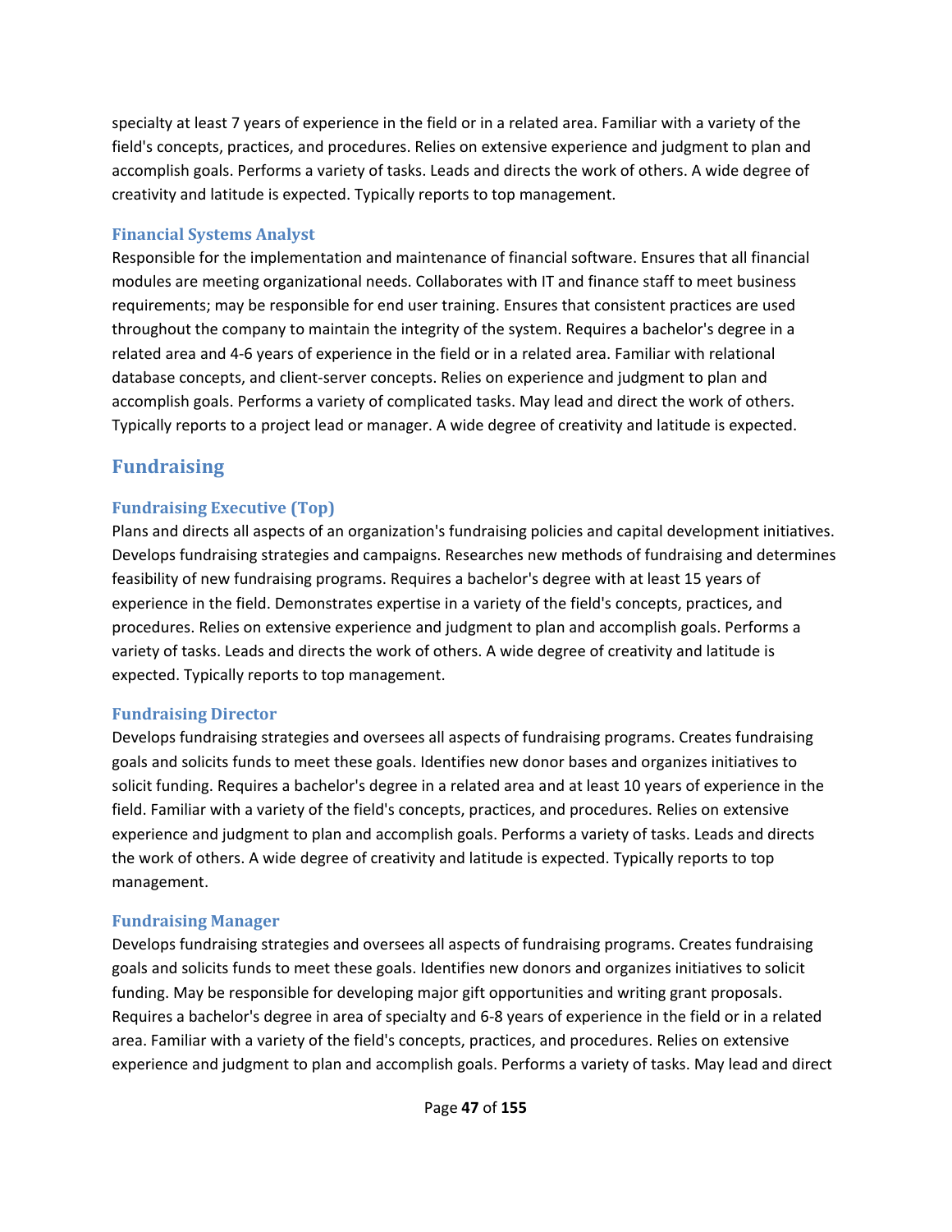specialty at least 7 years of experience in the field or in a related area. Familiar with a variety of the field's concepts, practices, and procedures. Relies on extensive experience and judgment to plan and accomplish goals. Performs a variety of tasks. Leads and directs the work of others. A wide degree of creativity and latitude is expected. Typically reports to top management.

### Financial Systems Analyst

Responsible for the implementation and maintenance of financial software. Ensures that all financial modules are meeting organizational needs. Collaborates with IT and finance staff to meet business requirements; may be responsible for end user training. Ensures that consistent practices are used throughout the company to maintain the integrity of the system. Requires a bachelor's degree in a related area and 4-6 years of experience in the field or in a related area. Familiar with relational database concepts, and client-server concepts. Relies on experience and judgment to plan and accomplish goals. Performs a variety of complicated tasks. May lead and direct the work of others. Typically reports to a project lead or manager. A wide degree of creativity and latitude is expected.

## Fundraising

### Fundraising Executive (Top)

Plans and directs all aspects of an organization's fundraising policies and capital development initiatives. Develops fundraising strategies and campaigns. Researches new methods of fundraising and determines feasibility of new fundraising programs. Requires a bachelor's degree with at least 15 years of experience in the field. Demonstrates expertise in a variety of the field's concepts, practices, and procedures. Relies on extensive experience and judgment to plan and accomplish goals. Performs a variety of tasks. Leads and directs the work of others. A wide degree of creativity and latitude is expected. Typically reports to top management.

### Fundraising Director

Develops fundraising strategies and oversees all aspects of fundraising programs. Creates fundraising goals and solicits funds to meet these goals. Identifies new donor bases and organizes initiatives to solicit funding. Requires a bachelor's degree in a related area and at least 10 years of experience in the field. Familiar with a variety of the field's concepts, practices, and procedures. Relies on extensive experience and judgment to plan and accomplish goals. Performs a variety of tasks. Leads and directs the work of others. A wide degree of creativity and latitude is expected. Typically reports to top management.

### Fundraising Manager

Develops fundraising strategies and oversees all aspects of fundraising programs. Creates fundraising goals and solicits funds to meet these goals. Identifies new donors and organizes initiatives to solicit funding. May be responsible for developing major gift opportunities and writing grant proposals. Requires a bachelor's degree in area of specialty and 6-8 years of experience in the field or in a related area. Familiar with a variety of the field's concepts, practices, and procedures. Relies on extensive experience and judgment to plan and accomplish goals. Performs a variety of tasks. May lead and direct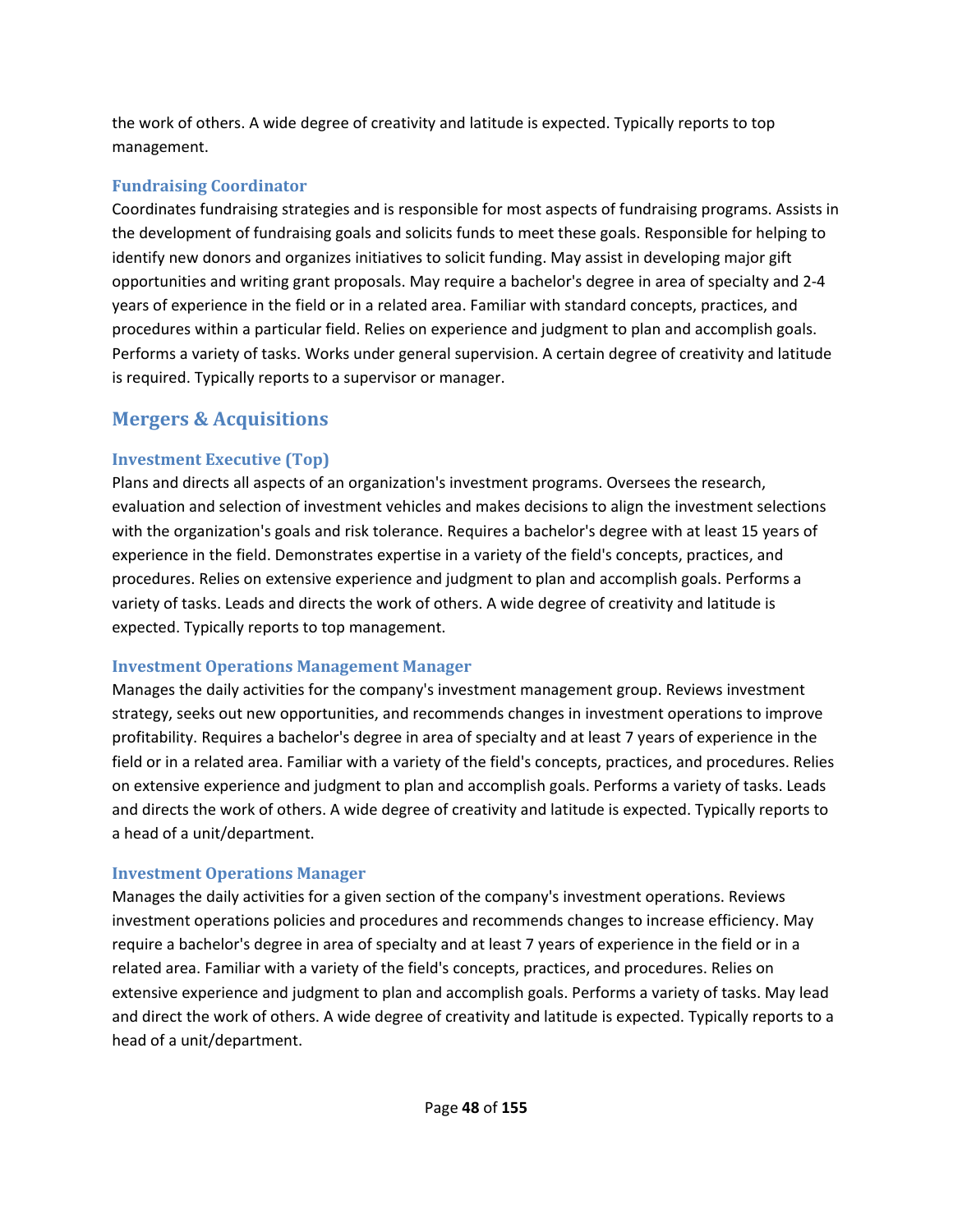the work of others. A wide degree of creativity and latitude is expected. Typically reports to top management.

### Fundraising Coordinator

Coordinates fundraising strategies and is responsible for most aspects of fundraising programs. Assists in the development of fundraising goals and solicits funds to meet these goals. Responsible for helping to identify new donors and organizes initiatives to solicit funding. May assist in developing major gift opportunities and writing grant proposals. May require a bachelor's degree in area of specialty and 2-4 years of experience in the field or in a related area. Familiar with standard concepts, practices, and procedures within a particular field. Relies on experience and judgment to plan and accomplish goals. Performs a variety of tasks. Works under general supervision. A certain degree of creativity and latitude is required. Typically reports to a supervisor or manager.

## Mergers & Acquisitions

### Investment Executive (Top)

Plans and directs all aspects of an organization's investment programs. Oversees the research, evaluation and selection of investment vehicles and makes decisions to align the investment selections with the organization's goals and risk tolerance. Requires a bachelor's degree with at least 15 years of experience in the field. Demonstrates expertise in a variety of the field's concepts, practices, and procedures. Relies on extensive experience and judgment to plan and accomplish goals. Performs a variety of tasks. Leads and directs the work of others. A wide degree of creativity and latitude is expected. Typically reports to top management.

### Investment Operations Management Manager

Manages the daily activities for the company's investment management group. Reviews investment strategy, seeks out new opportunities, and recommends changes in investment operations to improve profitability. Requires a bachelor's degree in area of specialty and at least 7 years of experience in the field or in a related area. Familiar with a variety of the field's concepts, practices, and procedures. Relies on extensive experience and judgment to plan and accomplish goals. Performs a variety of tasks. Leads and directs the work of others. A wide degree of creativity and latitude is expected. Typically reports to a head of a unit/department.

### Investment Operations Manager

Manages the daily activities for a given section of the company's investment operations. Reviews investment operations policies and procedures and recommends changes to increase efficiency. May require a bachelor's degree in area of specialty and at least 7 years of experience in the field or in a related area. Familiar with a variety of the field's concepts, practices, and procedures. Relies on extensive experience and judgment to plan and accomplish goals. Performs a variety of tasks. May lead and direct the work of others. A wide degree of creativity and latitude is expected. Typically reports to a head of a unit/department.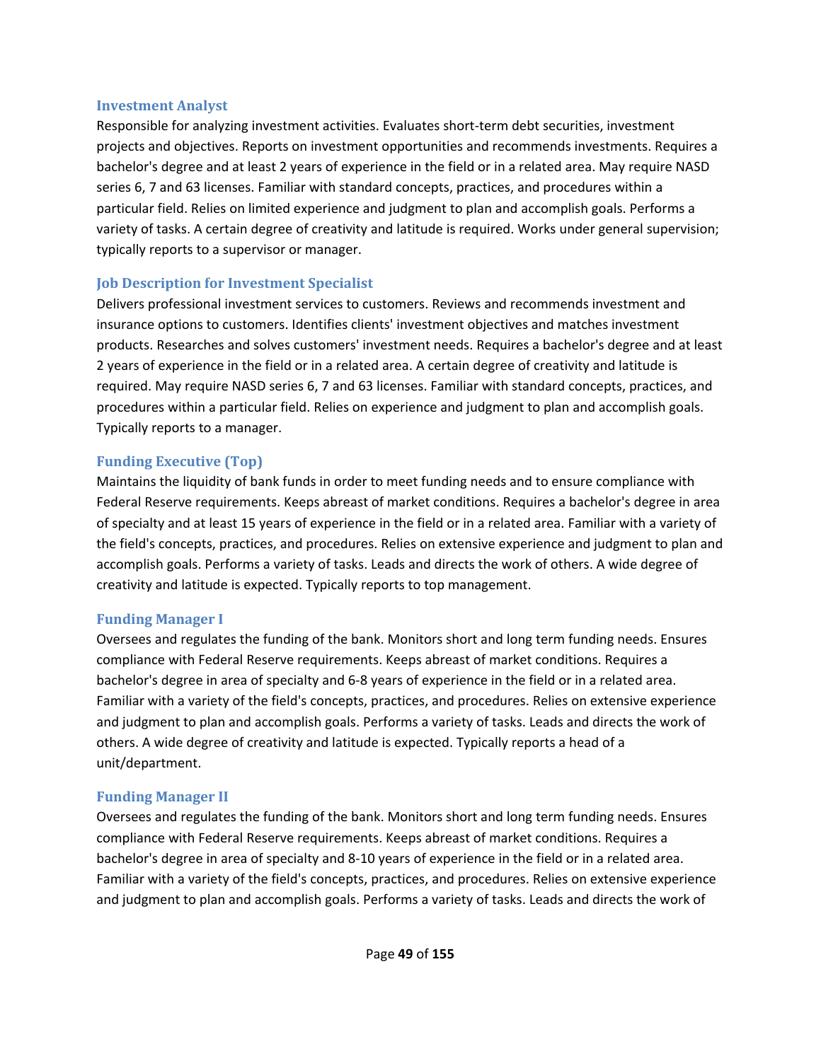### Investment Analyst

Responsible for analyzing investment activities. Evaluates short-term debt securities, investment projects and objectives. Reports on investment opportunities and recommends investments. Requires a bachelor's degree and at least 2 years of experience in the field or in a related area. May require NASD series 6, 7 and 63 licenses. Familiar with standard concepts, practices, and procedures within a particular field. Relies on limited experience and judgment to plan and accomplish goals. Performs a variety of tasks. A certain degree of creativity and latitude is required. Works under general supervision; typically reports to a supervisor or manager.

### Job Description for Investment Specialist

Delivers professional investment services to customers. Reviews and recommends investment and insurance options to customers. Identifies clients' investment objectives and matches investment products. Researches and solves customers' investment needs. Requires a bachelor's degree and at least 2 years of experience in the field or in a related area. A certain degree of creativity and latitude is required. May require NASD series 6, 7 and 63 licenses. Familiar with standard concepts, practices, and procedures within a particular field. Relies on experience and judgment to plan and accomplish goals. Typically reports to a manager.

### Funding Executive (Top)

Maintains the liquidity of bank funds in order to meet funding needs and to ensure compliance with Federal Reserve requirements. Keeps abreast of market conditions. Requires a bachelor's degree in area of specialty and at least 15 years of experience in the field or in a related area. Familiar with a variety of the field's concepts, practices, and procedures. Relies on extensive experience and judgment to plan and accomplish goals. Performs a variety of tasks. Leads and directs the work of others. A wide degree of creativity and latitude is expected. Typically reports to top management.

### Funding Manager I

Oversees and regulates the funding of the bank. Monitors short and long term funding needs. Ensures compliance with Federal Reserve requirements. Keeps abreast of market conditions. Requires a bachelor's degree in area of specialty and 6-8 years of experience in the field or in a related area. Familiar with a variety of the field's concepts, practices, and procedures. Relies on extensive experience and judgment to plan and accomplish goals. Performs a variety of tasks. Leads and directs the work of others. A wide degree of creativity and latitude is expected. Typically reports a head of a unit/department.

### Funding Manager II

Oversees and regulates the funding of the bank. Monitors short and long term funding needs. Ensures compliance with Federal Reserve requirements. Keeps abreast of market conditions. Requires a bachelor's degree in area of specialty and 8-10 years of experience in the field or in a related area. Familiar with a variety of the field's concepts, practices, and procedures. Relies on extensive experience and judgment to plan and accomplish goals. Performs a variety of tasks. Leads and directs the work of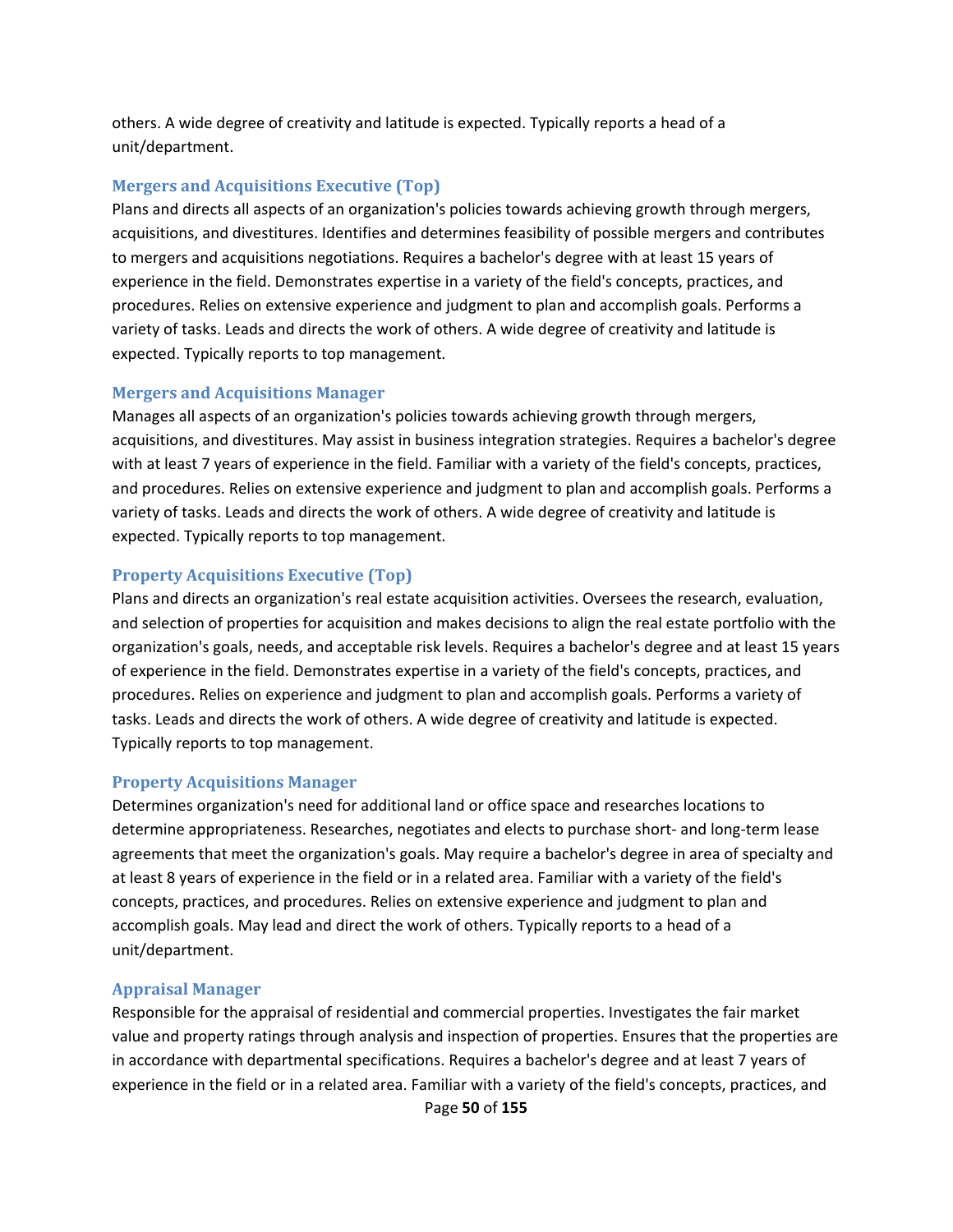others. A wide degree of creativity and latitude is expected. Typically reports a head of a unit/department.

### Mergers and Acquisitions Executive (Top)

Plans and directs all aspects of an organization's policies towards achieving growth through mergers, acquisitions, and divestitures. Identifies and determines feasibility of possible mergers and contributes to mergers and acquisitions negotiations. Requires a bachelor's degree with at least 15 years of experience in the field. Demonstrates expertise in a variety of the field's concepts, practices, and procedures. Relies on extensive experience and judgment to plan and accomplish goals. Performs a variety of tasks. Leads and directs the work of others. A wide degree of creativity and latitude is expected. Typically reports to top management.

### Mergers and Acquisitions Manager

Manages all aspects of an organization's policies towards achieving growth through mergers, acquisitions, and divestitures. May assist in business integration strategies. Requires a bachelor's degree with at least 7 years of experience in the field. Familiar with a variety of the field's concepts, practices, and procedures. Relies on extensive experience and judgment to plan and accomplish goals. Performs a variety of tasks. Leads and directs the work of others. A wide degree of creativity and latitude is expected. Typically reports to top management.

### Property Acquisitions Executive (Top)

Plans and directs an organization's real estate acquisition activities. Oversees the research, evaluation, and selection of properties for acquisition and makes decisions to align the real estate portfolio with the organization's goals, needs, and acceptable risk levels. Requires a bachelor's degree and at least 15 years of experience in the field. Demonstrates expertise in a variety of the field's concepts, practices, and procedures. Relies on experience and judgment to plan and accomplish goals. Performs a variety of tasks. Leads and directs the work of others. A wide degree of creativity and latitude is expected. Typically reports to top management.

### Property Acquisitions Manager

Determines organization's need for additional land or office space and researches locations to determine appropriateness. Researches, negotiates and elects to purchase short- and long-term lease agreements that meet the organization's goals. May require a bachelor's degree in area of specialty and at least 8 years of experience in the field or in a related area. Familiar with a variety of the field's concepts, practices, and procedures. Relies on extensive experience and judgment to plan and accomplish goals. May lead and direct the work of others. Typically reports to a head of a unit/department.

### Appraisal Manager

Responsible for the appraisal of residential and commercial properties. Investigates the fair market value and property ratings through analysis and inspection of properties. Ensures that the properties are in accordance with departmental specifications. Requires a bachelor's degree and at least 7 years of experience in the field or in a related area. Familiar with a variety of the field's concepts, practices, and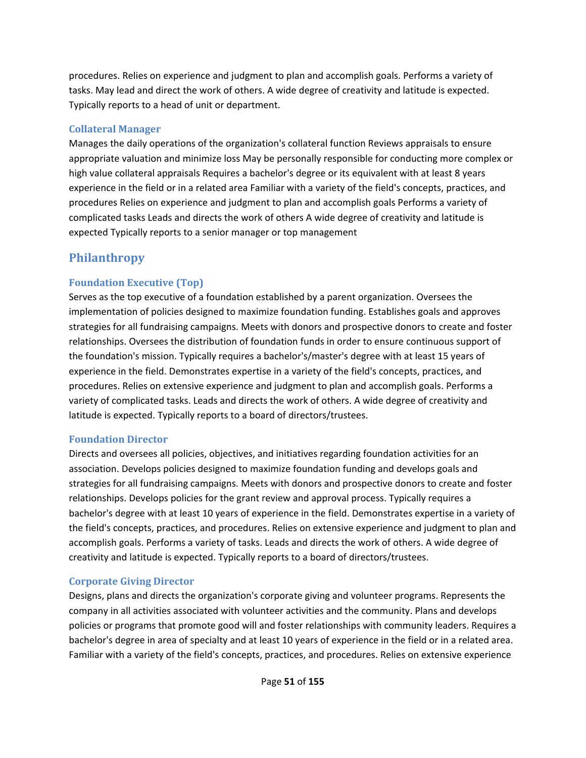procedures. Relies on experience and judgment to plan and accomplish goals. Performs a variety of tasks. May lead and direct the work of others. A wide degree of creativity and latitude is expected. Typically reports to a head of unit or department.

### Collateral Manager

Manages the daily operations of the organization's collateral function Reviews appraisals to ensure appropriate valuation and minimize loss May be personally responsible for conducting more complex or high value collateral appraisals Requires a bachelor's degree or its equivalent with at least 8 years experience in the field or in a related area Familiar with a variety of the field's concepts, practices, and procedures Relies on experience and judgment to plan and accomplish goals Performs a variety of complicated tasks Leads and directs the work of others A wide degree of creativity and latitude is expected Typically reports to a senior manager or top management

## Philanthropy

### Foundation Executive (Top)

Serves as the top executive of a foundation established by a parent organization. Oversees the implementation of policies designed to maximize foundation funding. Establishes goals and approves strategies for all fundraising campaigns. Meets with donors and prospective donors to create and foster relationships. Oversees the distribution of foundation funds in order to ensure continuous support of the foundation's mission. Typically requires a bachelor's/master's degree with at least 15 years of experience in the field. Demonstrates expertise in a variety of the field's concepts, practices, and procedures. Relies on extensive experience and judgment to plan and accomplish goals. Performs a variety of complicated tasks. Leads and directs the work of others. A wide degree of creativity and latitude is expected. Typically reports to a board of directors/trustees.

### Foundation Director

Directs and oversees all policies, objectives, and initiatives regarding foundation activities for an association. Develops policies designed to maximize foundation funding and develops goals and strategies for all fundraising campaigns. Meets with donors and prospective donors to create and foster relationships. Develops policies for the grant review and approval process. Typically requires a bachelor's degree with at least 10 years of experience in the field. Demonstrates expertise in a variety of the field's concepts, practices, and procedures. Relies on extensive experience and judgment to plan and accomplish goals. Performs a variety of tasks. Leads and directs the work of others. A wide degree of creativity and latitude is expected. Typically reports to a board of directors/trustees.

### Corporate Giving Director

Designs, plans and directs the organization's corporate giving and volunteer programs. Represents the company in all activities associated with volunteer activities and the community. Plans and develops policies or programs that promote good will and foster relationships with community leaders. Requires a bachelor's degree in area of specialty and at least 10 years of experience in the field or in a related area. Familiar with a variety of the field's concepts, practices, and procedures. Relies on extensive experience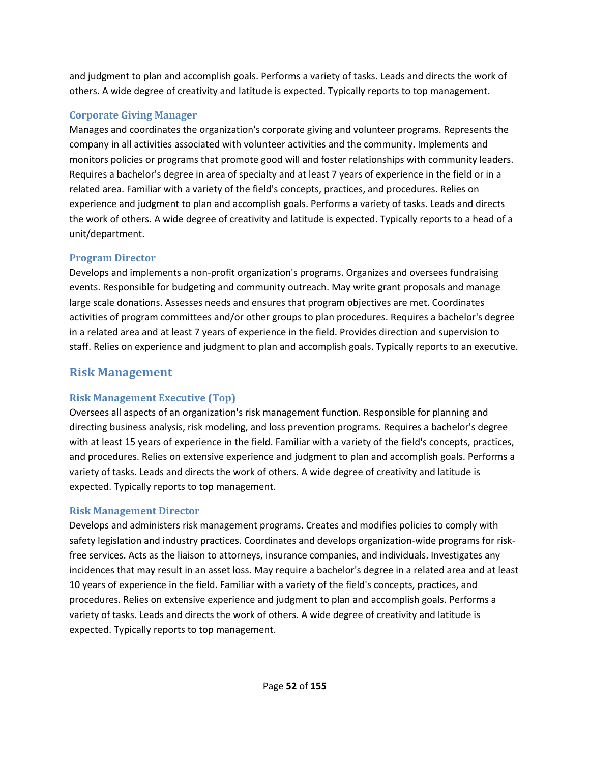and judgment to plan and accomplish goals. Performs a variety of tasks. Leads and directs the work of others. A wide degree of creativity and latitude is expected. Typically reports to top management.

### Corporate Giving Manager

Manages and coordinates the organization's corporate giving and volunteer programs. Represents the company in all activities associated with volunteer activities and the community. Implements and monitors policies or programs that promote good will and foster relationships with community leaders. Requires a bachelor's degree in area of specialty and at least 7 years of experience in the field or in a related area. Familiar with a variety of the field's concepts, practices, and procedures. Relies on experience and judgment to plan and accomplish goals. Performs a variety of tasks. Leads and directs the work of others. A wide degree of creativity and latitude is expected. Typically reports to a head of a unit/department.

### Program Director

Develops and implements a non-profit organization's programs. Organizes and oversees fundraising events. Responsible for budgeting and community outreach. May write grant proposals and manage large scale donations. Assesses needs and ensures that program objectives are met. Coordinates activities of program committees and/or other groups to plan procedures. Requires a bachelor's degree in a related area and at least 7 years of experience in the field. Provides direction and supervision to staff. Relies on experience and judgment to plan and accomplish goals. Typically reports to an executive.

## Risk Management

### Risk Management Executive (Top)

Oversees all aspects of an organization's risk management function. Responsible for planning and directing business analysis, risk modeling, and loss prevention programs. Requires a bachelor's degree with at least 15 years of experience in the field. Familiar with a variety of the field's concepts, practices, and procedures. Relies on extensive experience and judgment to plan and accomplish goals. Performs a variety of tasks. Leads and directs the work of others. A wide degree of creativity and latitude is expected. Typically reports to top management.

### Risk Management Director

Develops and administers risk management programs. Creates and modifies policies to comply with safety legislation and industry practices. Coordinates and develops organization-wide programs for risk-free services. Acts as the liaison to attorneys, insurance companies, and individuals. Investigates any incidences that may result in an asset loss. May require a bachelor's degree in a related area and at least 10 years of experience in the field. Familiar with a variety of the field's concepts, practices, and procedures. Relies on extensive experience and judgment to plan and accomplish goals. Performs a variety of tasks. Leads and directs the work of others. A wide degree of creativity and latitude is expected. Typically reports to top management.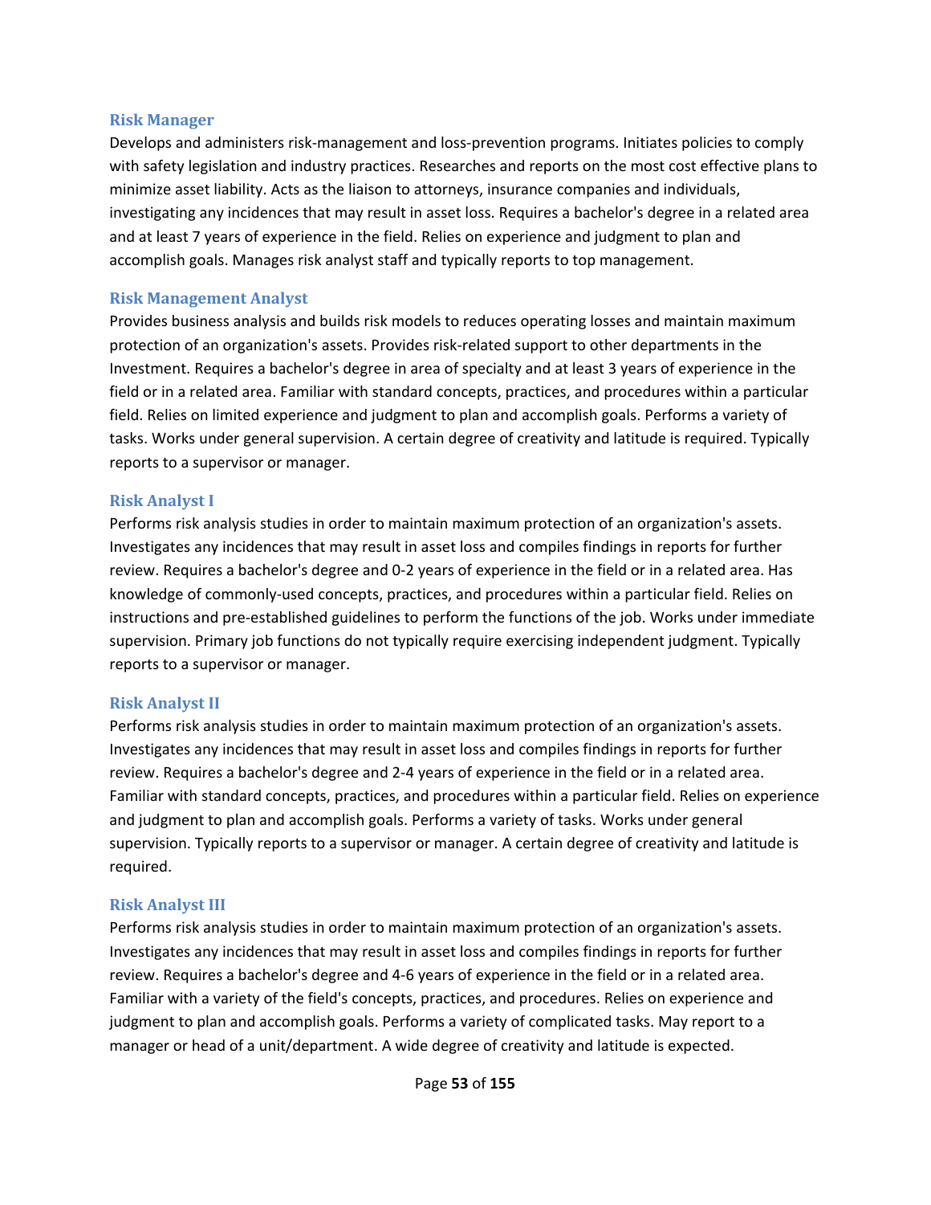### Risk Manager

Develops and administers risk-management and loss-prevention programs. Initiates policies to comply with safety legislation and industry practices. Researches and reports on the most cost effective plans to minimize asset liability. Acts as the liaison to attorneys, insurance companies and individuals, investigating any incidences that may result in asset loss. Requires a bachelor's degree in a related area and at least 7 years of experience in the field. Relies on experience and judgment to plan and accomplish goals. Manages risk analyst staff and typically reports to top management.

### Risk Management Analyst

Provides business analysis and builds risk models to reduces operating losses and maintain maximum protection of an organization's assets. Provides risk-related support to other departments in the Investment. Requires a bachelor's degree in area of specialty and at least 3 years of experience in the field or in a related area. Familiar with standard concepts, practices, and procedures within a particular field. Relies on limited experience and judgment to plan and accomplish goals. Performs a variety of tasks. Works under general supervision. A certain degree of creativity and latitude is required. Typically reports to a supervisor or manager.

### Risk Analyst I

Performs risk analysis studies in order to maintain maximum protection of an organization's assets. Investigates any incidences that may result in asset loss and compiles findings in reports for further review. Requires a bachelor's degree and 0-2 years of experience in the field or in a related area. Has knowledge of commonly-used concepts, practices, and procedures within a particular field. Relies on instructions and pre-established guidelines to perform the functions of the job. Works under immediate supervision. Primary job functions do not typically require exercising independent judgment. Typically reports to a supervisor or manager.

### Risk Analyst II

Performs risk analysis studies in order to maintain maximum protection of an organization's assets. Investigates any incidences that may result in asset loss and compiles findings in reports for further review. Requires a bachelor's degree and 2-4 years of experience in the field or in a related area. Familiar with standard concepts, practices, and procedures within a particular field. Relies on experience and judgment to plan and accomplish goals. Performs a variety of tasks. Works under general supervision. Typically reports to a supervisor or manager. A certain degree of creativity and latitude is required.

### Risk Analyst III

Performs risk analysis studies in order to maintain maximum protection of an organization's assets. Investigates any incidences that may result in asset loss and compiles findings in reports for further review. Requires a bachelor's degree and 4-6 years of experience in the field or in a related area. Familiar with a variety of the field's concepts, practices, and procedures. Relies on experience and judgment to plan and accomplish goals. Performs a variety of complicated tasks. May report to a manager or head of a unit/department. A wide degree of creativity and latitude is expected.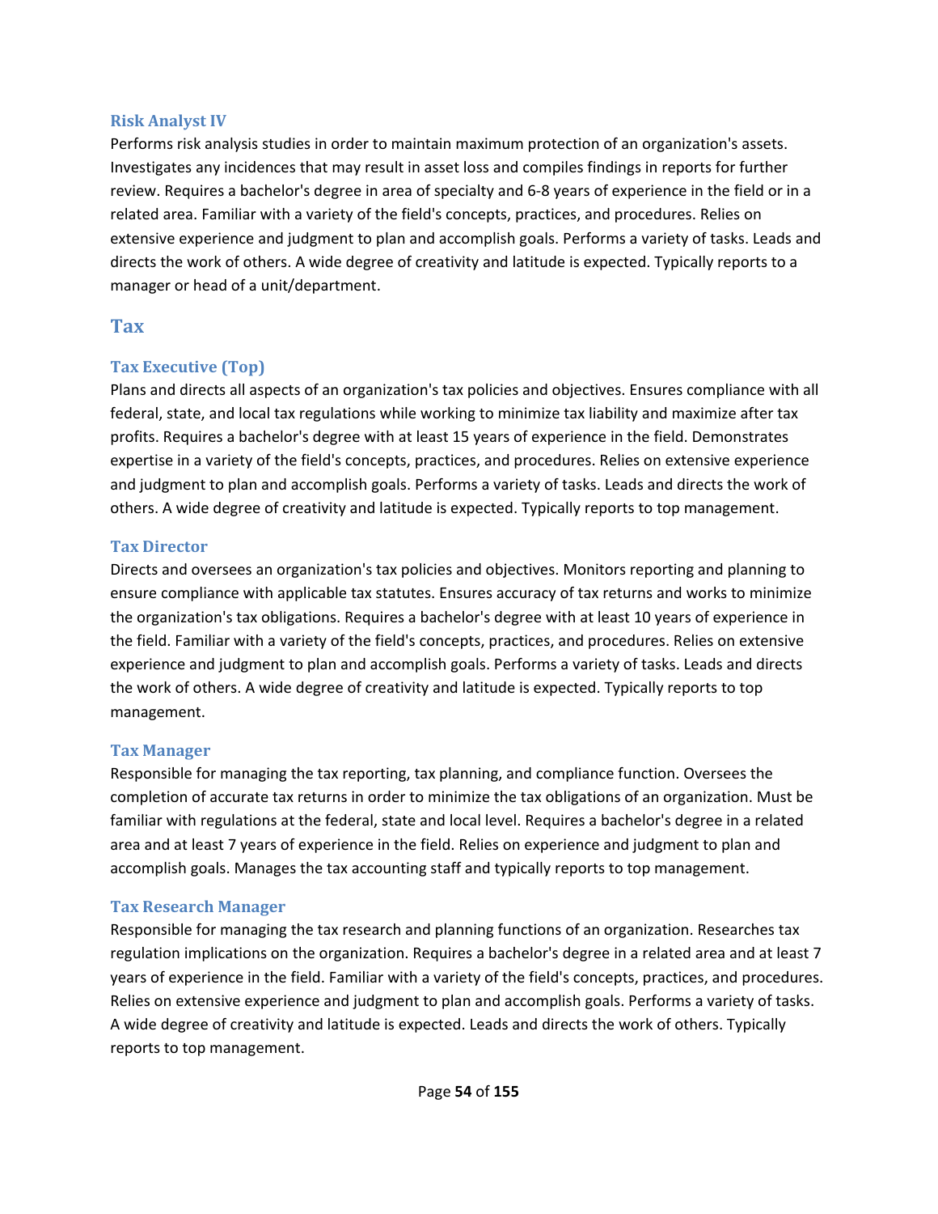### Risk Analyst IV

Performs risk analysis studies in order to maintain maximum protection of an organization's assets. Investigates any incidences that may result in asset loss and compiles findings in reports for further review. Requires a bachelor's degree in area of specialty and 6-8 years of experience in the field or in a related area. Familiar with a variety of the field's concepts, practices, and procedures. Relies on extensive experience and judgment to plan and accomplish goals. Performs a variety of tasks. Leads and directs the work of others. A wide degree of creativity and latitude is expected. Typically reports to a manager or head of a unit/department.

## Tax

### Tax Executive (Top)

Plans and directs all aspects of an organization's tax policies and objectives. Ensures compliance with all federal, state, and local tax regulations while working to minimize tax liability and maximize after tax profits. Requires a bachelor's degree with at least 15 years of experience in the field. Demonstrates expertise in a variety of the field's concepts, practices, and procedures. Relies on extensive experience and judgment to plan and accomplish goals. Performs a variety of tasks. Leads and directs the work of others. A wide degree of creativity and latitude is expected. Typically reports to top management.

### Tax Director

Directs and oversees an organization's tax policies and objectives. Monitors reporting and planning to ensure compliance with applicable tax statutes. Ensures accuracy of tax returns and works to minimize the organization's tax obligations. Requires a bachelor's degree with at least 10 years of experience in the field. Familiar with a variety of the field's concepts, practices, and procedures. Relies on extensive experience and judgment to plan and accomplish goals. Performs a variety of tasks. Leads and directs the work of others. A wide degree of creativity and latitude is expected. Typically reports to top management.

### Tax Manager

Responsible for managing the tax reporting, tax planning, and compliance function. Oversees the completion of accurate tax returns in order to minimize the tax obligations of an organization. Must be familiar with regulations at the federal, state and local level. Requires a bachelor's degree in a related area and at least 7 years of experience in the field. Relies on experience and judgment to plan and accomplish goals. Manages the tax accounting staff and typically reports to top management.

### Tax Research Manager

Responsible for managing the tax research and planning functions of an organization. Researches tax regulation implications on the organization. Requires a bachelor's degree in a related area and at least 7 years of experience in the field. Familiar with a variety of the field's concepts, practices, and procedures. Relies on extensive experience and judgment to plan and accomplish goals. Performs a variety of tasks. A wide degree of creativity and latitude is expected. Leads and directs the work of others. Typically reports to top management.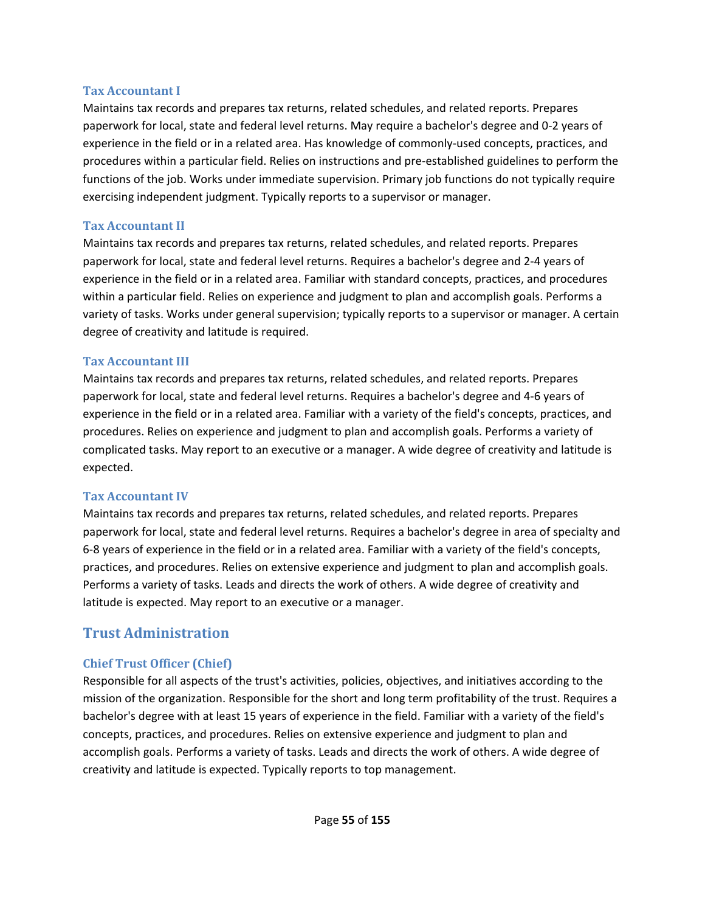### Tax Accountant I

Maintains tax records and prepares tax returns, related schedules, and related reports. Prepares paperwork for local, state and federal level returns. May require a bachelor's degree and 0-2 years of experience in the field or in a related area. Has knowledge of commonly-used concepts, practices, and procedures within a particular field. Relies on instructions and pre-established guidelines to perform the functions of the job. Works under immediate supervision. Primary job functions do not typically require exercising independent judgment. Typically reports to a supervisor or manager.

### Tax Accountant II

Maintains tax records and prepares tax returns, related schedules, and related reports. Prepares paperwork for local, state and federal level returns. Requires a bachelor's degree and 2-4 years of experience in the field or in a related area. Familiar with standard concepts, practices, and procedures within a particular field. Relies on experience and judgment to plan and accomplish goals. Performs a variety of tasks. Works under general supervision; typically reports to a supervisor or manager. A certain degree of creativity and latitude is required.

### Tax Accountant III

Maintains tax records and prepares tax returns, related schedules, and related reports. Prepares paperwork for local, state and federal level returns. Requires a bachelor's degree and 4-6 years of experience in the field or in a related area. Familiar with a variety of the field's concepts, practices, and procedures. Relies on experience and judgment to plan and accomplish goals. Performs a variety of complicated tasks. May report to an executive or a manager. A wide degree of creativity and latitude is expected.

### Tax Accountant IV

Maintains tax records and prepares tax returns, related schedules, and related reports. Prepares paperwork for local, state and federal level returns. Requires a bachelor's degree in area of specialty and 6-8 years of experience in the field or in a related area. Familiar with a variety of the field's concepts, practices, and procedures. Relies on extensive experience and judgment to plan and accomplish goals. Performs a variety of tasks. Leads and directs the work of others. A wide degree of creativity and latitude is expected. May report to an executive or a manager.

## Trust Administration

### Chief Trust Officer (Chief)

Responsible for all aspects of the trust's activities, policies, objectives, and initiatives according to the mission of the organization. Responsible for the short and long term profitability of the trust. Requires a bachelor's degree with at least 15 years of experience in the field. Familiar with a variety of the field's concepts, practices, and procedures. Relies on extensive experience and judgment to plan and accomplish goals. Performs a variety of tasks. Leads and directs the work of others. A wide degree of creativity and latitude is expected. Typically reports to top management.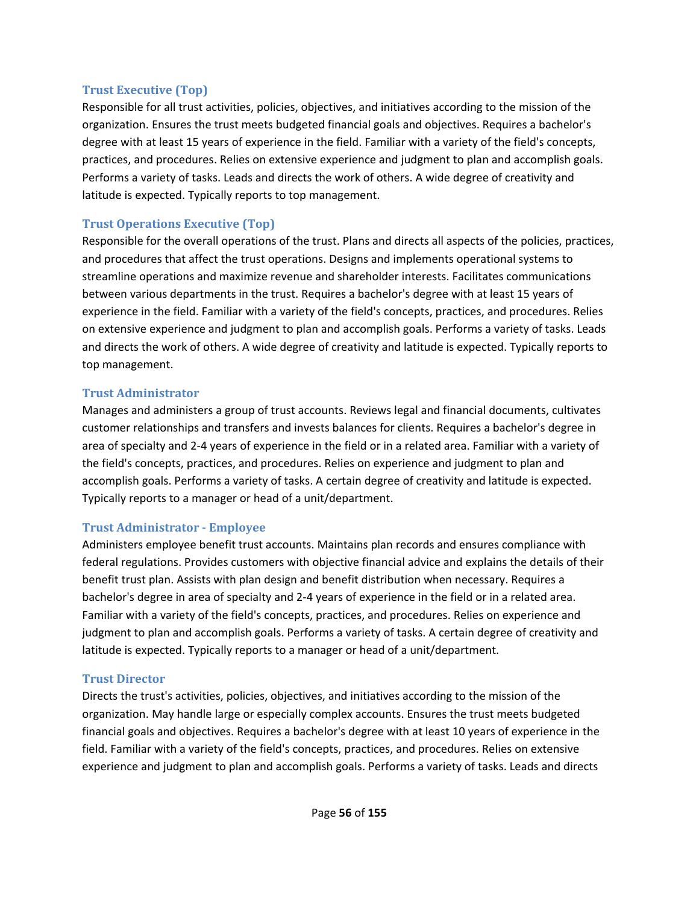### Trust Executive (Top)

Responsible for all trust activities, policies, objectives, and initiatives according to the mission of the organization. Ensures the trust meets budgeted financial goals and objectives. Requires a bachelor's degree with at least 15 years of experience in the field. Familiar with a variety of the field's concepts, practices, and procedures. Relies on extensive experience and judgment to plan and accomplish goals. Performs a variety of tasks. Leads and directs the work of others. A wide degree of creativity and latitude is expected. Typically reports to top management.

### Trust Operations Executive (Top)

Responsible for the overall operations of the trust. Plans and directs all aspects of the policies, practices, and procedures that affect the trust operations. Designs and implements operational systems to streamline operations and maximize revenue and shareholder interests. Facilitates communications between various departments in the trust. Requires a bachelor's degree with at least 15 years of experience in the field. Familiar with a variety of the field's concepts, practices, and procedures. Relies on extensive experience and judgment to plan and accomplish goals. Performs a variety of tasks. Leads and directs the work of others. A wide degree of creativity and latitude is expected. Typically reports to top management.

### Trust Administrator

Manages and administers a group of trust accounts. Reviews legal and financial documents, cultivates customer relationships and transfers and invests balances for clients. Requires a bachelor's degree in area of specialty and 2-4 years of experience in the field or in a related area. Familiar with a variety of the field's concepts, practices, and procedures. Relies on experience and judgment to plan and accomplish goals. Performs a variety of tasks. A certain degree of creativity and latitude is expected. Typically reports to a manager or head of a unit/department.

### Trust Administrator - Employee

Administers employee benefit trust accounts. Maintains plan records and ensures compliance with federal regulations. Provides customers with objective financial advice and explains the details of their benefit trust plan. Assists with plan design and benefit distribution when necessary. Requires a bachelor's degree in area of specialty and 2-4 years of experience in the field or in a related area. Familiar with a variety of the field's concepts, practices, and procedures. Relies on experience and judgment to plan and accomplish goals. Performs a variety of tasks. A certain degree of creativity and latitude is expected. Typically reports to a manager or head of a unit/department.

### Trust Director

Directs the trust's activities, policies, objectives, and initiatives according to the mission of the organization. May handle large or especially complex accounts. Ensures the trust meets budgeted financial goals and objectives. Requires a bachelor's degree with at least 10 years of experience in the field. Familiar with a variety of the field's concepts, practices, and procedures. Relies on extensive experience and judgment to plan and accomplish goals. Performs a variety of tasks. Leads and directs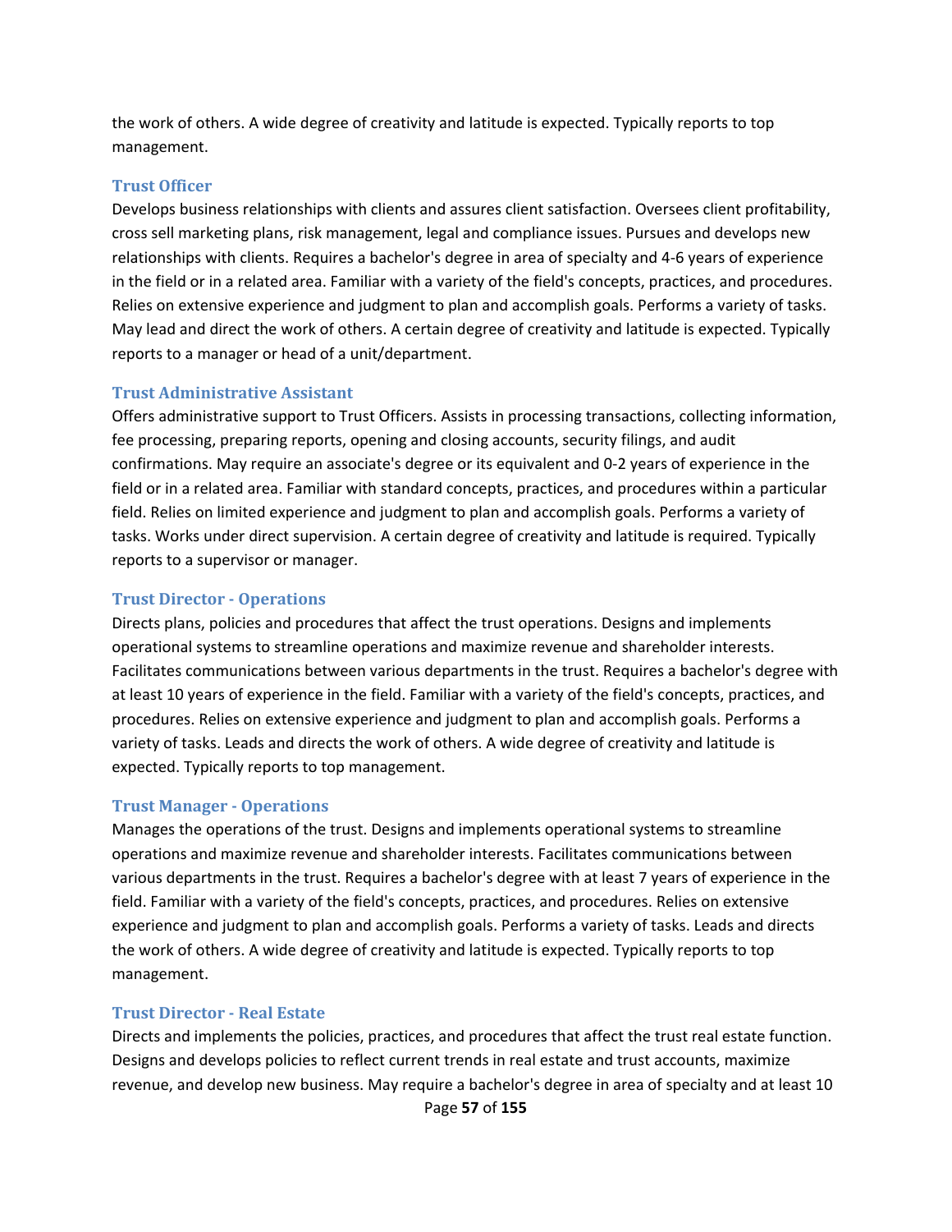the work of others. A wide degree of creativity and latitude is expected. Typically reports to top management.

### Trust Officer

Develops business relationships with clients and assures client satisfaction. Oversees client profitability, cross sell marketing plans, risk management, legal and compliance issues. Pursues and develops new relationships with clients. Requires a bachelor's degree in area of specialty and 4-6 years of experience in the field or in a related area. Familiar with a variety of the field's concepts, practices, and procedures. Relies on extensive experience and judgment to plan and accomplish goals. Performs a variety of tasks. May lead and direct the work of others. A certain degree of creativity and latitude is expected. Typically reports to a manager or head of a unit/department.

### Trust Administrative Assistant

Offers administrative support to Trust Officers. Assists in processing transactions, collecting information, fee processing, preparing reports, opening and closing accounts, security filings, and audit confirmations. May require an associate's degree or its equivalent and 0-2 years of experience in the field or in a related area. Familiar with standard concepts, practices, and procedures within a particular field. Relies on limited experience and judgment to plan and accomplish goals. Performs a variety of tasks. Works under direct supervision. A certain degree of creativity and latitude is required. Typically reports to a supervisor or manager.

### Trust Director - Operations

Directs plans, policies and procedures that affect the trust operations. Designs and implements operational systems to streamline operations and maximize revenue and shareholder interests. Facilitates communications between various departments in the trust. Requires a bachelor's degree with at least 10 years of experience in the field. Familiar with a variety of the field's concepts, practices, and procedures. Relies on extensive experience and judgment to plan and accomplish goals. Performs a variety of tasks. Leads and directs the work of others. A wide degree of creativity and latitude is expected. Typically reports to top management.

### Trust Manager - Operations

Manages the operations of the trust. Designs and implements operational systems to streamline operations and maximize revenue and shareholder interests. Facilitates communications between various departments in the trust. Requires a bachelor's degree with at least 7 years of experience in the field. Familiar with a variety of the field's concepts, practices, and procedures. Relies on extensive experience and judgment to plan and accomplish goals. Performs a variety of tasks. Leads and directs the work of others. A wide degree of creativity and latitude is expected. Typically reports to top management.

### Trust Director - Real Estate

Directs and implements the policies, practices, and procedures that affect the trust real estate function. Designs and develops policies to reflect current trends in real estate and trust accounts, maximize revenue, and develop new business. May require a bachelor's degree in area of specialty and at least 10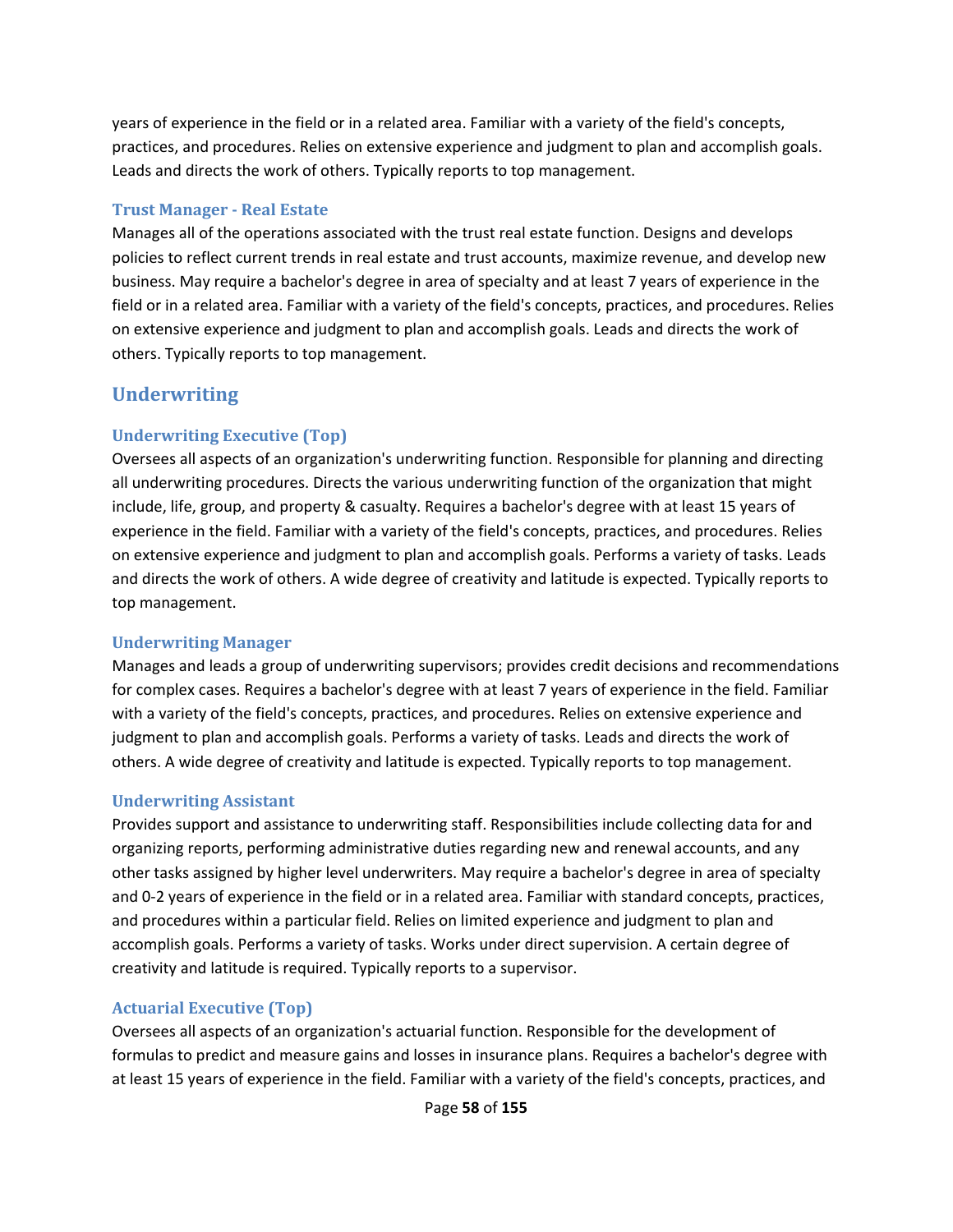years of experience in the field or in a related area. Familiar with a variety of the field's concepts, practices, and procedures. Relies on extensive experience and judgment to plan and accomplish goals. Leads and directs the work of others. Typically reports to top management.

### Trust Manager - Real Estate

Manages all of the operations associated with the trust real estate function. Designs and develops policies to reflect current trends in real estate and trust accounts, maximize revenue, and develop new business. May require a bachelor's degree in area of specialty and at least 7 years of experience in the field or in a related area. Familiar with a variety of the field's concepts, practices, and procedures. Relies on extensive experience and judgment to plan and accomplish goals. Leads and directs the work of others. Typically reports to top management.

## Underwriting

### Underwriting Executive (Top)

Oversees all aspects of an organization's underwriting function. Responsible for planning and directing all underwriting procedures. Directs the various underwriting function of the organization that might include, life, group, and property & casualty. Requires a bachelor's degree with at least 15 years of experience in the field. Familiar with a variety of the field's concepts, practices, and procedures. Relies on extensive experience and judgment to plan and accomplish goals. Performs a variety of tasks. Leads and directs the work of others. A wide degree of creativity and latitude is expected. Typically reports to top management.

### Underwriting Manager

Manages and leads a group of underwriting supervisors; provides credit decisions and recommendations for complex cases. Requires a bachelor's degree with at least 7 years of experience in the field. Familiar with a variety of the field's concepts, practices, and procedures. Relies on extensive experience and judgment to plan and accomplish goals. Performs a variety of tasks. Leads and directs the work of others. A wide degree of creativity and latitude is expected. Typically reports to top management.

### Underwriting Assistant

Provides support and assistance to underwriting staff. Responsibilities include collecting data for and organizing reports, performing administrative duties regarding new and renewal accounts, and any other tasks assigned by higher level underwriters. May require a bachelor's degree in area of specialty and 0-2 years of experience in the field or in a related area. Familiar with standard concepts, practices, and procedures within a particular field. Relies on limited experience and judgment to plan and accomplish goals. Performs a variety of tasks. Works under direct supervision. A certain degree of creativity and latitude is required. Typically reports to a supervisor.

### Actuarial Executive (Top)

Oversees all aspects of an organization's actuarial function. Responsible for the development of formulas to predict and measure gains and losses in insurance plans. Requires a bachelor's degree with at least 15 years of experience in the field. Familiar with a variety of the field's concepts, practices, and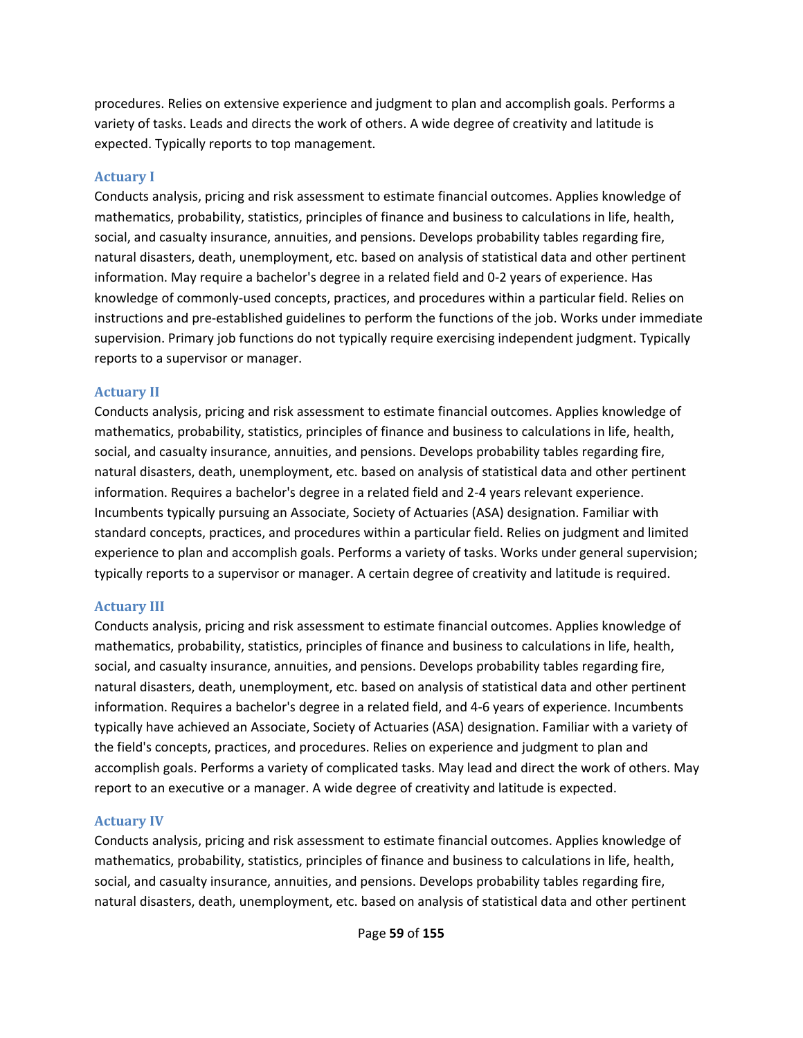procedures. Relies on extensive experience and judgment to plan and accomplish goals. Performs a variety of tasks. Leads and directs the work of others. A wide degree of creativity and latitude is expected. Typically reports to top management.

### Actuary I

Conducts analysis, pricing and risk assessment to estimate financial outcomes. Applies knowledge of mathematics, probability, statistics, principles of finance and business to calculations in life, health, social, and casualty insurance, annuities, and pensions. Develops probability tables regarding fire, natural disasters, death, unemployment, etc. based on analysis of statistical data and other pertinent information. May require a bachelor's degree in a related field and 0-2 years of experience. Has knowledge of commonly-used concepts, practices, and procedures within a particular field. Relies on instructions and pre-established guidelines to perform the functions of the job. Works under immediate supervision. Primary job functions do not typically require exercising independent judgment. Typically reports to a supervisor or manager.

### Actuary II

Conducts analysis, pricing and risk assessment to estimate financial outcomes. Applies knowledge of mathematics, probability, statistics, principles of finance and business to calculations in life, health, social, and casualty insurance, annuities, and pensions. Develops probability tables regarding fire, natural disasters, death, unemployment, etc. based on analysis of statistical data and other pertinent information. Requires a bachelor's degree in a related field and 2-4 years relevant experience. Incumbents typically pursuing an Associate, Society of Actuaries (ASA) designation. Familiar with standard concepts, practices, and procedures within a particular field. Relies on judgment and limited experience to plan and accomplish goals. Performs a variety of tasks. Works under general supervision; typically reports to a supervisor or manager. A certain degree of creativity and latitude is required.

### Actuary III

Conducts analysis, pricing and risk assessment to estimate financial outcomes. Applies knowledge of mathematics, probability, statistics, principles of finance and business to calculations in life, health, social, and casualty insurance, annuities, and pensions. Develops probability tables regarding fire, natural disasters, death, unemployment, etc. based on analysis of statistical data and other pertinent information. Requires a bachelor's degree in a related field, and 4-6 years of experience. Incumbents typically have achieved an Associate, Society of Actuaries (ASA) designation. Familiar with a variety of the field's concepts, practices, and procedures. Relies on experience and judgment to plan and accomplish goals. Performs a variety of complicated tasks. May lead and direct the work of others. May report to an executive or a manager. A wide degree of creativity and latitude is expected.

### Actuary IV

Conducts analysis, pricing and risk assessment to estimate financial outcomes. Applies knowledge of mathematics, probability, statistics, principles of finance and business to calculations in life, health, social, and casualty insurance, annuities, and pensions. Develops probability tables regarding fire, natural disasters, death, unemployment, etc. based on analysis of statistical data and other pertinent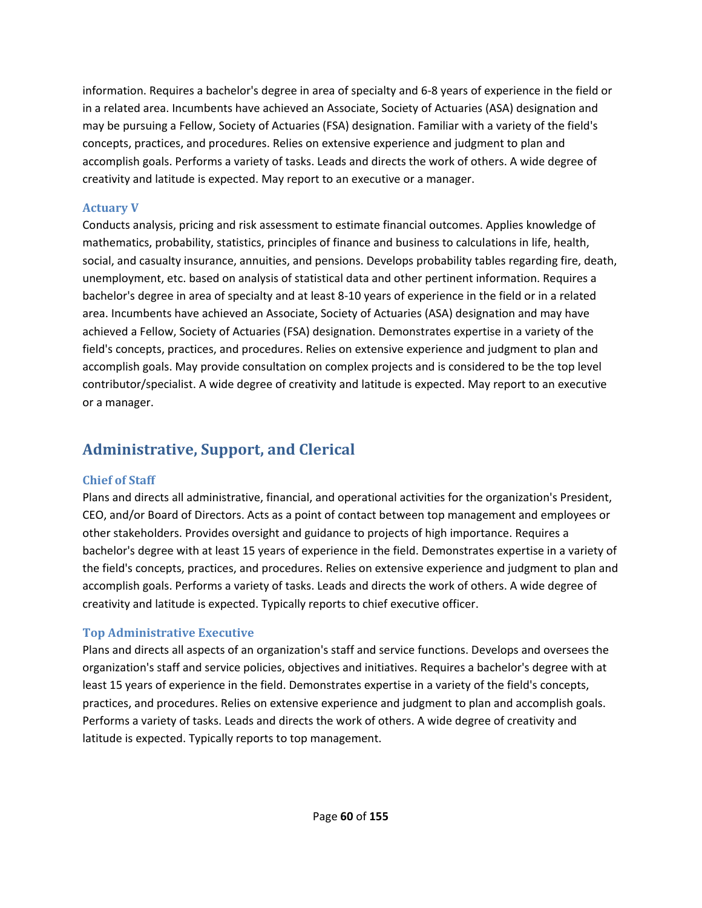information. Requires a bachelor's degree in area of specialty and 6-8 years of experience in the field or in a related area. Incumbents have achieved an Associate, Society of Actuaries (ASA) designation and may be pursuing a Fellow, Society of Actuaries (FSA) designation. Familiar with a variety of the field's concepts, practices, and procedures. Relies on extensive experience and judgment to plan and accomplish goals. Performs a variety of tasks. Leads and directs the work of others. A wide degree of creativity and latitude is expected. May report to an executive or a manager.

### Actuary V

Conducts analysis, pricing and risk assessment to estimate financial outcomes. Applies knowledge of mathematics, probability, statistics, principles of finance and business to calculations in life, health, social, and casualty insurance, annuities, and pensions. Develops probability tables regarding fire, death, unemployment, etc. based on analysis of statistical data and other pertinent information. Requires a bachelor's degree in area of specialty and at least 8-10 years of experience in the field or in a related area. Incumbents have achieved an Associate, Society of Actuaries (ASA) designation and may have achieved a Fellow, Society of Actuaries (FSA) designation. Demonstrates expertise in a variety of the field's concepts, practices, and procedures. Relies on extensive experience and judgment to plan and accomplish goals. May provide consultation on complex projects and is considered to be the top level contributor/specialist. A wide degree of creativity and latitude is expected. May report to an executive or a manager.

## Administrative, Support, and Clerical

### Chief of Staff

Plans and directs all administrative, financial, and operational activities for the organization's President, CEO, and/or Board of Directors. Acts as a point of contact between top management and employees or other stakeholders. Provides oversight and guidance to projects of high importance. Requires a bachelor's degree with at least 15 years of experience in the field. Demonstrates expertise in a variety of the field's concepts, practices, and procedures. Relies on extensive experience and judgment to plan and accomplish goals. Performs a variety of tasks. Leads and directs the work of others. A wide degree of creativity and latitude is expected. Typically reports to chief executive officer.

### Top Administrative Executive

Plans and directs all aspects of an organization's staff and service functions. Develops and oversees the organization's staff and service policies, objectives and initiatives. Requires a bachelor's degree with at least 15 years of experience in the field. Demonstrates expertise in a variety of the field's concepts, practices, and procedures. Relies on extensive experience and judgment to plan and accomplish goals. Performs a variety of tasks. Leads and directs the work of others. A wide degree of creativity and latitude is expected. Typically reports to top management.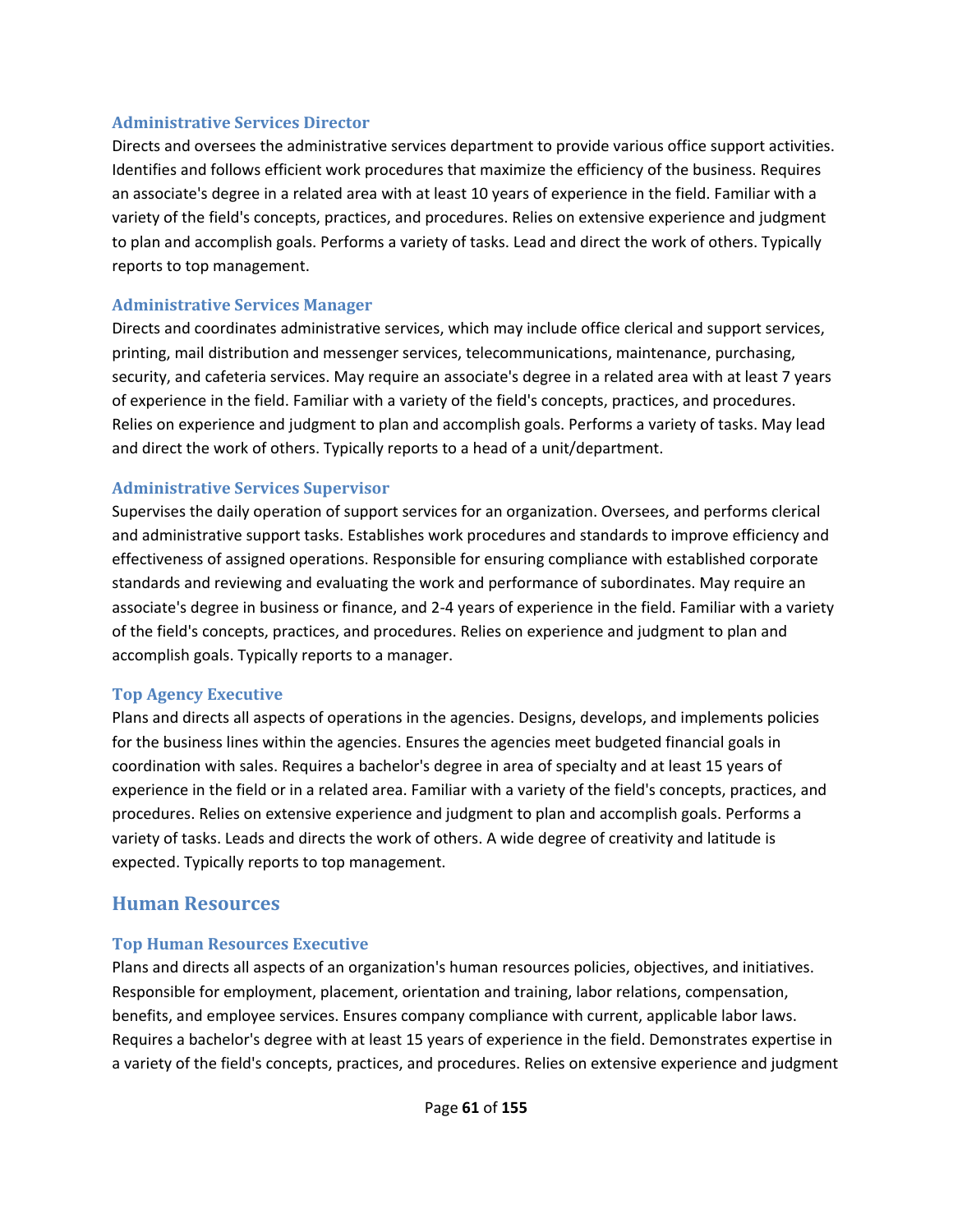### Administrative Services Director

Directs and oversees the administrative services department to provide various office support activities. Identifies and follows efficient work procedures that maximize the efficiency of the business. Requires an associate's degree in a related area with at least 10 years of experience in the field. Familiar with a variety of the field's concepts, practices, and procedures. Relies on extensive experience and judgment to plan and accomplish goals. Performs a variety of tasks. Lead and direct the work of others. Typically reports to top management.

### Administrative Services Manager

Directs and coordinates administrative services, which may include office clerical and support services, printing, mail distribution and messenger services, telecommunications, maintenance, purchasing, security, and cafeteria services. May require an associate's degree in a related area with at least 7 years of experience in the field. Familiar with a variety of the field's concepts, practices, and procedures. Relies on experience and judgment to plan and accomplish goals. Performs a variety of tasks. May lead and direct the work of others. Typically reports to a head of a unit/department.

### Administrative Services Supervisor

Supervises the daily operation of support services for an organization. Oversees, and performs clerical and administrative support tasks. Establishes work procedures and standards to improve efficiency and effectiveness of assigned operations. Responsible for ensuring compliance with established corporate standards and reviewing and evaluating the work and performance of subordinates. May require an associate's degree in business or finance, and 2-4 years of experience in the field. Familiar with a variety of the field's concepts, practices, and procedures. Relies on experience and judgment to plan and accomplish goals. Typically reports to a manager.

### Top Agency Executive

Plans and directs all aspects of operations in the agencies. Designs, develops, and implements policies for the business lines within the agencies. Ensures the agencies meet budgeted financial goals in coordination with sales. Requires a bachelor's degree in area of specialty and at least 15 years of experience in the field or in a related area. Familiar with a variety of the field's concepts, practices, and procedures. Relies on extensive experience and judgment to plan and accomplish goals. Performs a variety of tasks. Leads and directs the work of others. A wide degree of creativity and latitude is expected. Typically reports to top management.

## Human Resources

### Top Human Resources Executive

Plans and directs all aspects of an organization's human resources policies, objectives, and initiatives. Responsible for employment, placement, orientation and training, labor relations, compensation, benefits, and employee services. Ensures company compliance with current, applicable labor laws. Requires a bachelor's degree with at least 15 years of experience in the field. Demonstrates expertise in a variety of the field's concepts, practices, and procedures. Relies on extensive experience and judgment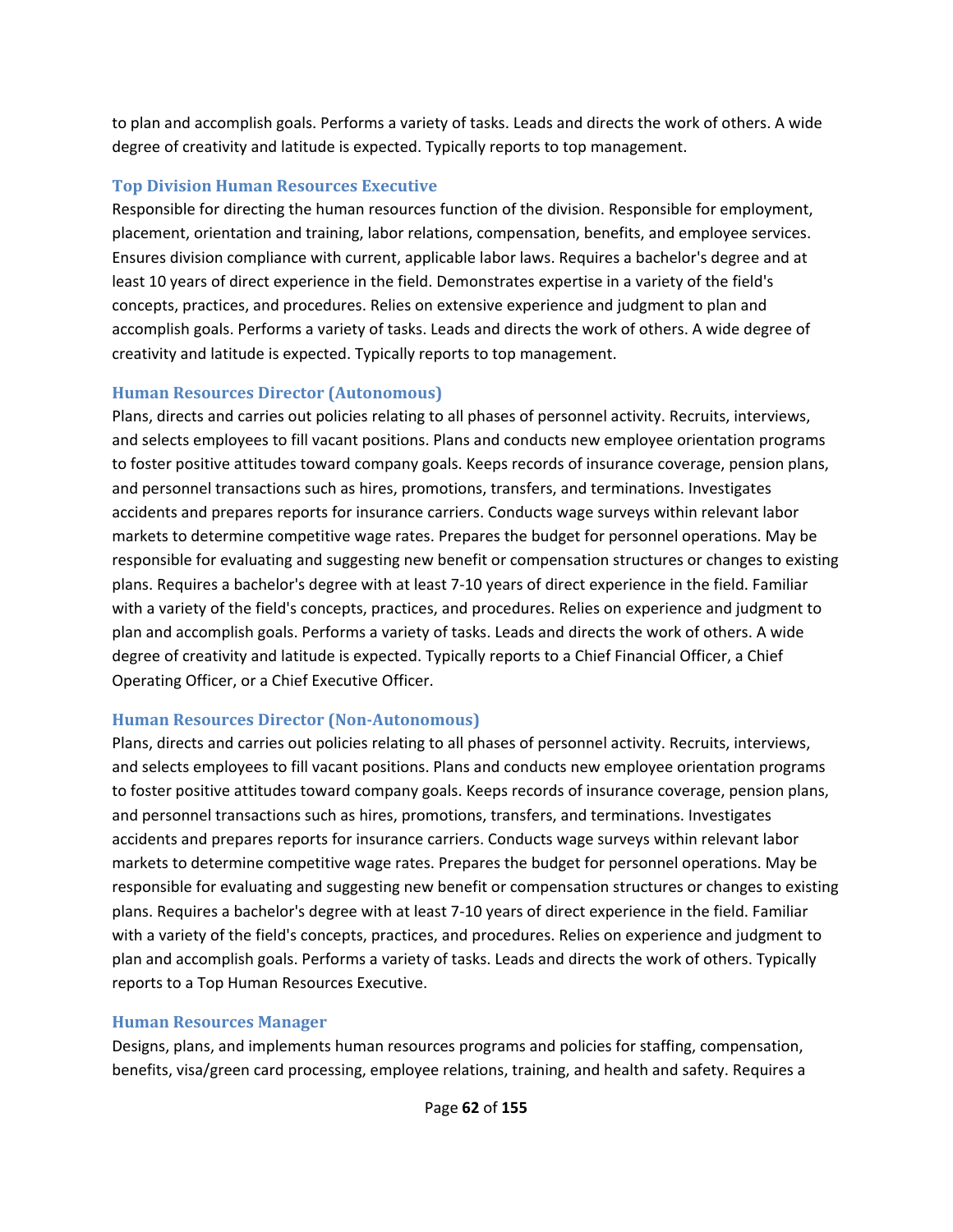to plan and accomplish goals. Performs a variety of tasks. Leads and directs the work of others. A wide degree of creativity and latitude is expected. Typically reports to top management.

### Top Division Human Resources Executive

Responsible for directing the human resources function of the division. Responsible for employment, placement, orientation and training, labor relations, compensation, benefits, and employee services. Ensures division compliance with current, applicable labor laws. Requires a bachelor's degree and at least 10 years of direct experience in the field. Demonstrates expertise in a variety of the field's concepts, practices, and procedures. Relies on extensive experience and judgment to plan and accomplish goals. Performs a variety of tasks. Leads and directs the work of others. A wide degree of creativity and latitude is expected. Typically reports to top management.

### Human Resources Director (Autonomous)

Plans, directs and carries out policies relating to all phases of personnel activity. Recruits, interviews, and selects employees to fill vacant positions. Plans and conducts new employee orientation programs to foster positive attitudes toward company goals. Keeps records of insurance coverage, pension plans, and personnel transactions such as hires, promotions, transfers, and terminations. Investigates accidents and prepares reports for insurance carriers. Conducts wage surveys within relevant labor markets to determine competitive wage rates. Prepares the budget for personnel operations. May be responsible for evaluating and suggesting new benefit or compensation structures or changes to existing plans. Requires a bachelor's degree with at least 7-10 years of direct experience in the field. Familiar with a variety of the field's concepts, practices, and procedures. Relies on experience and judgment to plan and accomplish goals. Performs a variety of tasks. Leads and directs the work of others. A wide degree of creativity and latitude is expected. Typically reports to a Chief Financial Officer, a Chief Operating Officer, or a Chief Executive Officer.

### Human Resources Director (Non-Autonomous)

Plans, directs and carries out policies relating to all phases of personnel activity. Recruits, interviews, and selects employees to fill vacant positions. Plans and conducts new employee orientation programs to foster positive attitudes toward company goals. Keeps records of insurance coverage, pension plans, and personnel transactions such as hires, promotions, transfers, and terminations. Investigates accidents and prepares reports for insurance carriers. Conducts wage surveys within relevant labor markets to determine competitive wage rates. Prepares the budget for personnel operations. May be responsible for evaluating and suggesting new benefit or compensation structures or changes to existing plans. Requires a bachelor's degree with at least 7-10 years of direct experience in the field. Familiar with a variety of the field's concepts, practices, and procedures. Relies on experience and judgment to plan and accomplish goals. Performs a variety of tasks. Leads and directs the work of others. Typically reports to a Top Human Resources Executive.

### Human Resources Manager

Designs, plans, and implements human resources programs and policies for staffing, compensation, benefits, visa/green card processing, employee relations, training, and health and safety. Requires a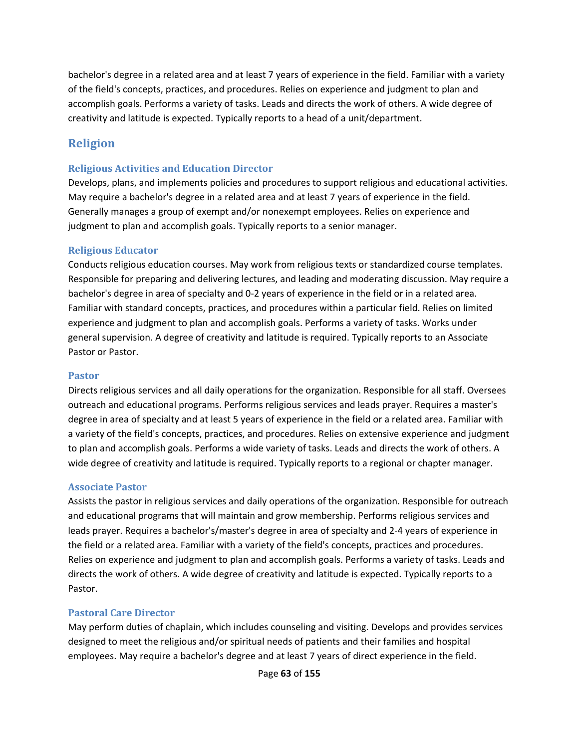bachelor's degree in a related area and at least 7 years of experience in the field. Familiar with a variety of the field's concepts, practices, and procedures. Relies on experience and judgment to plan and accomplish goals. Performs a variety of tasks. Leads and directs the work of others. A wide degree of creativity and latitude is expected. Typically reports to a head of a unit/department.

## Religion

### Religious Activities and Education Director

Develops, plans, and implements policies and procedures to support religious and educational activities. May require a bachelor's degree in a related area and at least 7 years of experience in the field. Generally manages a group of exempt and/or nonexempt employees. Relies on experience and judgment to plan and accomplish goals. Typically reports to a senior manager.

### Religious Educator

Conducts religious education courses. May work from religious texts or standardized course templates. Responsible for preparing and delivering lectures, and leading and moderating discussion. May require a bachelor's degree in area of specialty and 0-2 years of experience in the field or in a related area. Familiar with standard concepts, practices, and procedures within a particular field. Relies on limited experience and judgment to plan and accomplish goals. Performs a variety of tasks. Works under general supervision. A degree of creativity and latitude is required. Typically reports to an Associate Pastor or Pastor.

### Pastor

Directs religious services and all daily operations for the organization. Responsible for all staff. Oversees outreach and educational programs. Performs religious services and leads prayer. Requires a master's degree in area of specialty and at least 5 years of experience in the field or a related area. Familiar with a variety of the field's concepts, practices, and procedures. Relies on extensive experience and judgment to plan and accomplish goals. Performs a wide variety of tasks. Leads and directs the work of others. A wide degree of creativity and latitude is required. Typically reports to a regional or chapter manager.

### Associate Pastor

Assists the pastor in religious services and daily operations of the organization. Responsible for outreach and educational programs that will maintain and grow membership. Performs religious services and leads prayer. Requires a bachelor's/master's degree in area of specialty and 2-4 years of experience in the field or a related area. Familiar with a variety of the field's concepts, practices and procedures. Relies on experience and judgment to plan and accomplish goals. Performs a variety of tasks. Leads and directs the work of others. A wide degree of creativity and latitude is expected. Typically reports to a Pastor.

### Pastoral Care Director

May perform duties of chaplain, which includes counseling and visiting. Develops and provides services designed to meet the religious and/or spiritual needs of patients and their families and hospital employees. May require a bachelor's degree and at least 7 years of direct experience in the field.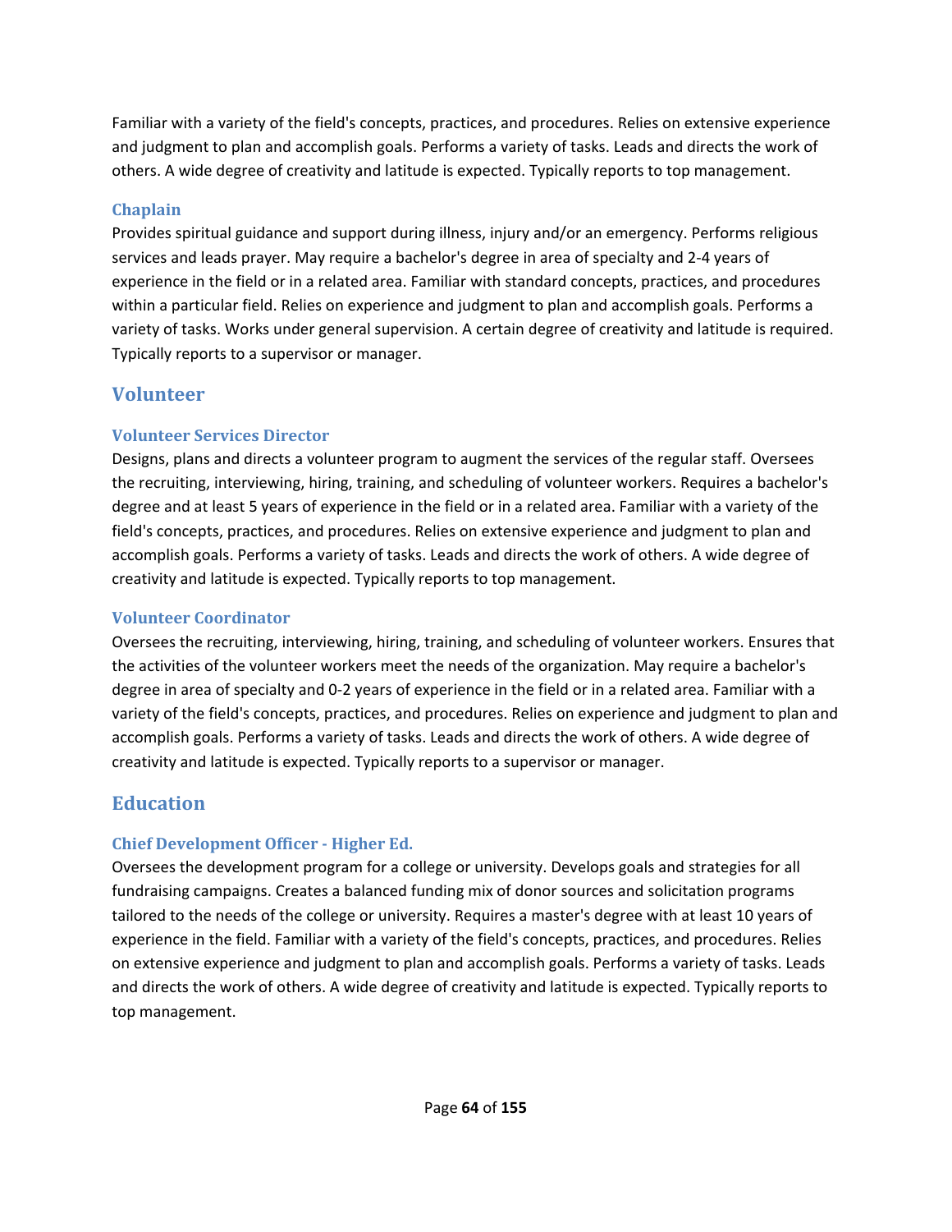Familiar with a variety of the field's concepts, practices, and procedures. Relies on extensive experience and judgment to plan and accomplish goals. Performs a variety of tasks. Leads and directs the work of others. A wide degree of creativity and latitude is expected. Typically reports to top management.

### Chaplain

Provides spiritual guidance and support during illness, injury and/or an emergency. Performs religious services and leads prayer. May require a bachelor's degree in area of specialty and 2-4 years of experience in the field or in a related area. Familiar with standard concepts, practices, and procedures within a particular field. Relies on experience and judgment to plan and accomplish goals. Performs a variety of tasks. Works under general supervision. A certain degree of creativity and latitude is required. Typically reports to a supervisor or manager.

## Volunteer

### Volunteer Services Director

Designs, plans and directs a volunteer program to augment the services of the regular staff. Oversees the recruiting, interviewing, hiring, training, and scheduling of volunteer workers. Requires a bachelor's degree and at least 5 years of experience in the field or in a related area. Familiar with a variety of the field's concepts, practices, and procedures. Relies on extensive experience and judgment to plan and accomplish goals. Performs a variety of tasks. Leads and directs the work of others. A wide degree of creativity and latitude is expected. Typically reports to top management.

### Volunteer Coordinator

Oversees the recruiting, interviewing, hiring, training, and scheduling of volunteer workers. Ensures that the activities of the volunteer workers meet the needs of the organization. May require a bachelor's degree in area of specialty and 0-2 years of experience in the field or in a related area. Familiar with a variety of the field's concepts, practices, and procedures. Relies on experience and judgment to plan and accomplish goals. Performs a variety of tasks. Leads and directs the work of others. A wide degree of creativity and latitude is expected. Typically reports to a supervisor or manager.

## Education

### Chief Development Officer - Higher Ed.

Oversees the development program for a college or university. Develops goals and strategies for all fundraising campaigns. Creates a balanced funding mix of donor sources and solicitation programs tailored to the needs of the college or university. Requires a master's degree with at least 10 years of experience in the field. Familiar with a variety of the field's concepts, practices, and procedures. Relies on extensive experience and judgment to plan and accomplish goals. Performs a variety of tasks. Leads and directs the work of others. A wide degree of creativity and latitude is expected. Typically reports to top management.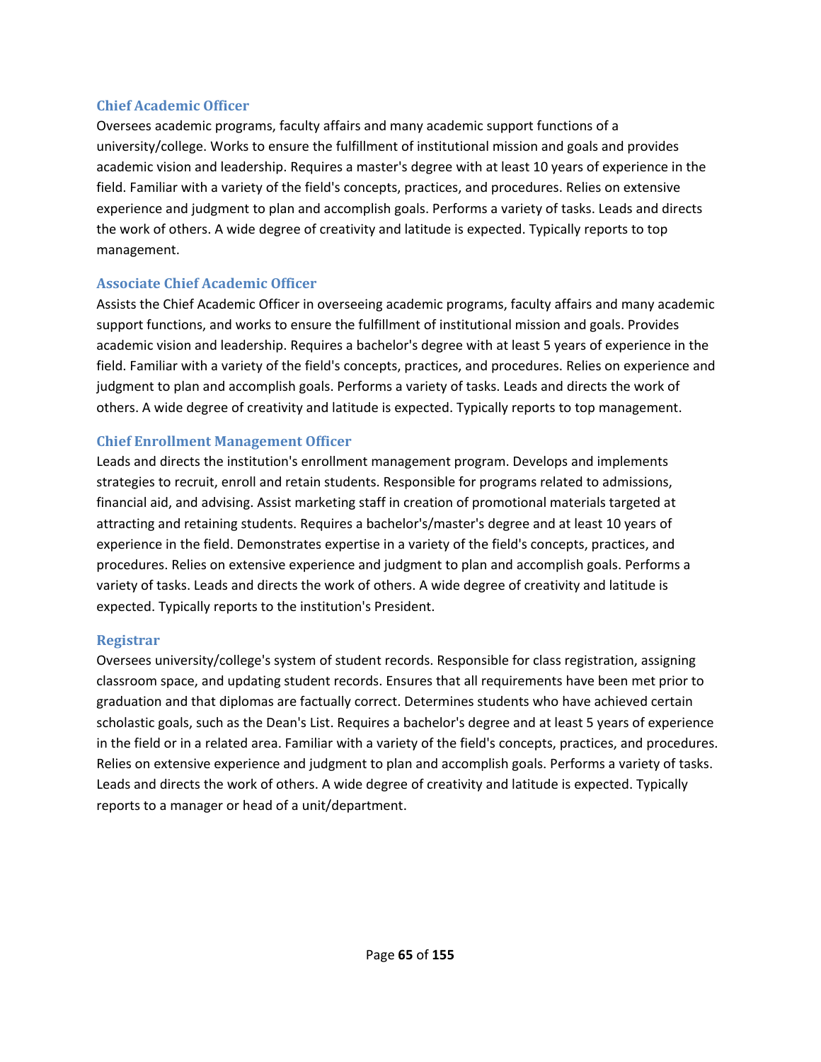### Chief Academic Officer

Oversees academic programs, faculty affairs and many academic support functions of a university/college. Works to ensure the fulfillment of institutional mission and goals and provides academic vision and leadership. Requires a master's degree with at least 10 years of experience in the field. Familiar with a variety of the field's concepts, practices, and procedures. Relies on extensive experience and judgment to plan and accomplish goals. Performs a variety of tasks. Leads and directs the work of others. A wide degree of creativity and latitude is expected. Typically reports to top management.

### Associate Chief Academic Officer

Assists the Chief Academic Officer in overseeing academic programs, faculty affairs and many academic support functions, and works to ensure the fulfillment of institutional mission and goals. Provides academic vision and leadership. Requires a bachelor's degree with at least 5 years of experience in the field. Familiar with a variety of the field's concepts, practices, and procedures. Relies on experience and judgment to plan and accomplish goals. Performs a variety of tasks. Leads and directs the work of others. A wide degree of creativity and latitude is expected. Typically reports to top management.

### Chief Enrollment Management Officer

Leads and directs the institution's enrollment management program. Develops and implements strategies to recruit, enroll and retain students. Responsible for programs related to admissions, financial aid, and advising. Assist marketing staff in creation of promotional materials targeted at attracting and retaining students. Requires a bachelor's/master's degree and at least 10 years of experience in the field. Demonstrates expertise in a variety of the field's concepts, practices, and procedures. Relies on extensive experience and judgment to plan and accomplish goals. Performs a variety of tasks. Leads and directs the work of others. A wide degree of creativity and latitude is expected. Typically reports to the institution's President.

### Registrar

Oversees university/college's system of student records. Responsible for class registration, assigning classroom space, and updating student records. Ensures that all requirements have been met prior to graduation and that diplomas are factually correct. Determines students who have achieved certain scholastic goals, such as the Dean's List. Requires a bachelor's degree and at least 5 years of experience in the field or in a related area. Familiar with a variety of the field's concepts, practices, and procedures. Relies on extensive experience and judgment to plan and accomplish goals. Performs a variety of tasks. Leads and directs the work of others. A wide degree of creativity and latitude is expected. Typically reports to a manager or head of a unit/department.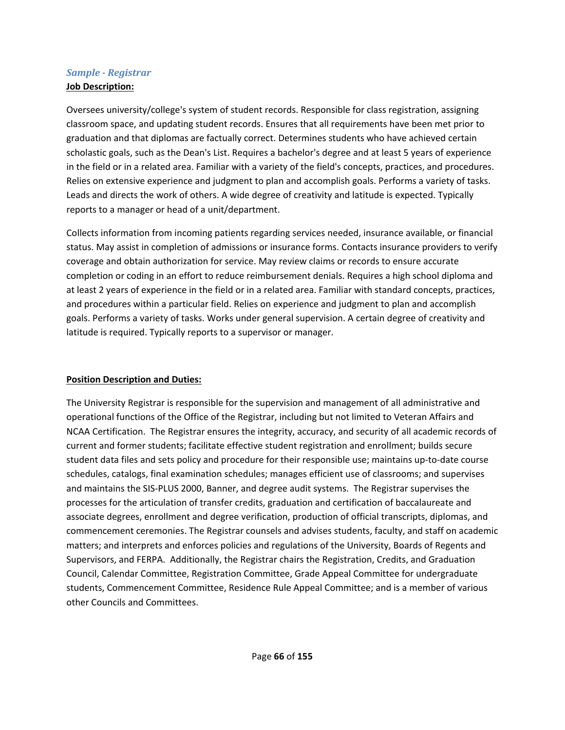### *Sample - Registrar*

**Job Description:**

Oversees university/college's system of student records. Responsible for class registration, assigning classroom space, and updating student records. Ensures that all requirements have been met prior to graduation and that diplomas are factually correct. Determines students who have achieved certain scholastic goals, such as the Dean's List. Requires a bachelor's degree and at least 5 years of experience in the field or in a related area. Familiar with a variety of the field's concepts, practices, and procedures. Relies on extensive experience and judgment to plan and accomplish goals. Performs a variety of tasks. Leads and directs the work of others. A wide degree of creativity and latitude is expected. Typically reports to a manager or head of a unit/department.

Collects information from incoming patients regarding services needed, insurance available, or financial status. May assist in completion of admissions or insurance forms. Contacts insurance providers to verify coverage and obtain authorization for service. May review claims or records to ensure accurate completion or coding in an effort to reduce reimbursement denials. Requires a high school diploma and at least 2 years of experience in the field or in a related area. Familiar with standard concepts, practices, and procedures within a particular field. Relies on experience and judgment to plan and accomplish goals. Performs a variety of tasks. Works under general supervision. A certain degree of creativity and latitude is required. Typically reports to a supervisor or manager.

**Position Description and Duties:**

The University Registrar is responsible for the supervision and management of all administrative and operational functions of the Office of the Registrar, including but not limited to Veteran Affairs and NCAA Certification. The Registrar ensures the integrity, accuracy, and security of all academic records of current and former students; facilitate effective student registration and enrollment; builds secure student data files and sets policy and procedure for their responsible use; maintains up-to-date course schedules, catalogs, final examination schedules; manages efficient use of classrooms; and supervises and maintains the SIS-PLUS 2000, Banner, and degree audit systems. The Registrar supervises the processes for the articulation of transfer credits, graduation and certification of baccalaureate and associate degrees, enrollment and degree verification, production of official transcripts, diplomas, and commencement ceremonies. The Registrar counsels and advises students, faculty, and staff on academic matters; and interprets and enforces policies and regulations of the University, Boards of Regents and Supervisors, and FERPA. Additionally, the Registrar chairs the Registration, Credits, and Graduation Council, Calendar Committee, Registration Committee, Grade Appeal Committee for undergraduate students, Commencement Committee, Residence Rule Appeal Committee; and is a member of various other Councils and Committees.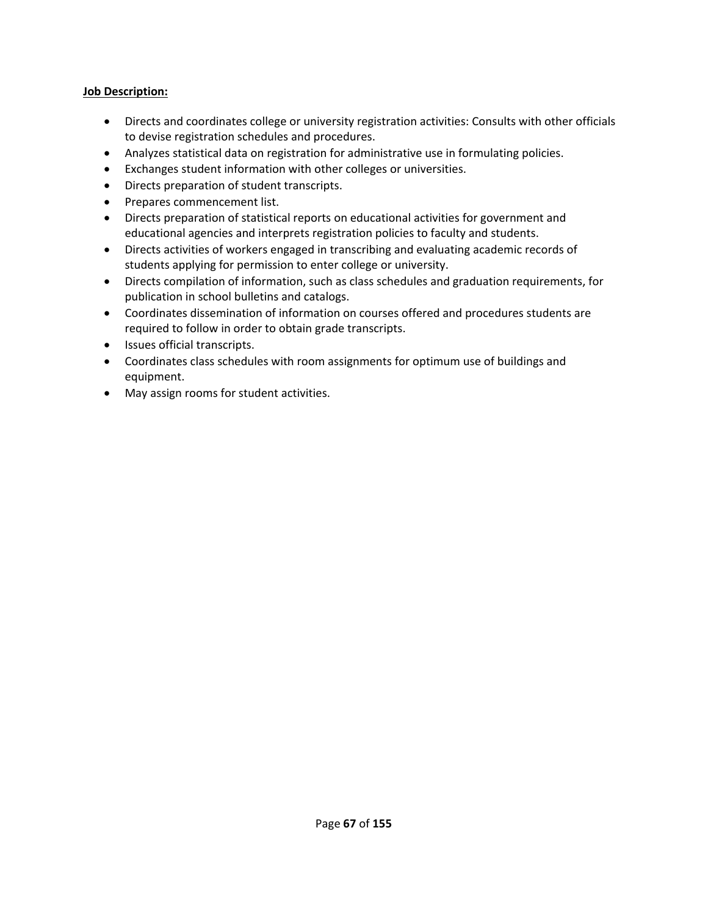**<u>Job Description:</u>**

- Directs and coordinates college or university registration activities: Consults with other officials to devise registration schedules and procedures.
- Analyzes statistical data on registration for administrative use in formulating policies.
- Exchanges student information with other colleges or universities.
- Directs preparation of student transcripts.
- Prepares commencement list.
- Directs preparation of statistical reports on educational activities for government and educational agencies and interprets registration policies to faculty and students.
- Directs activities of workers engaged in transcribing and evaluating academic records of students applying for permission to enter college or university.
- Directs compilation of information, such as class schedules and graduation requirements, for publication in school bulletins and catalogs.
- Coordinates dissemination of information on courses offered and procedures students are required to follow in order to obtain grade transcripts.
- Issues official transcripts.
- Coordinates class schedules with room assignments for optimum use of buildings and equipment.
- May assign rooms for student activities.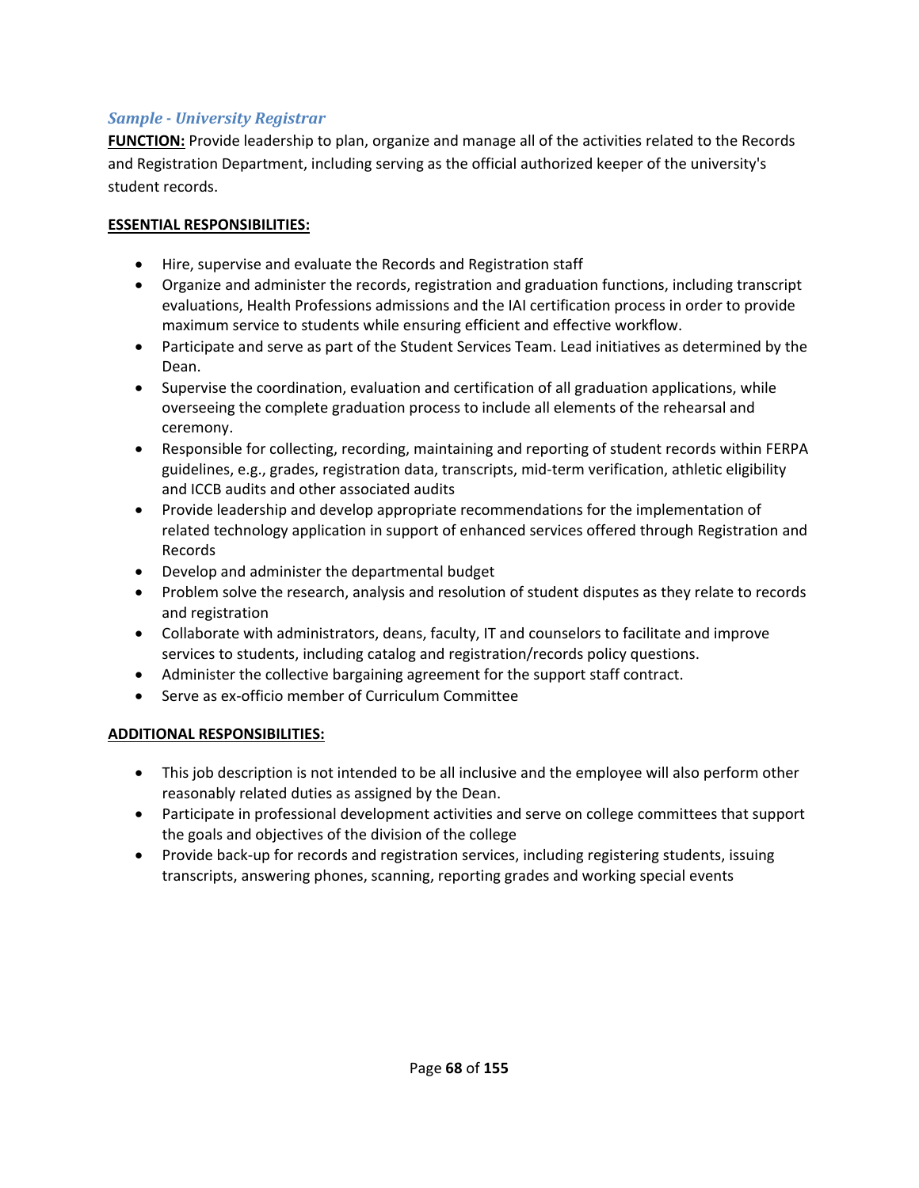### *Sample - University Registrar*

**FUNCTION:** Provide leadership to plan, organize and manage all of the activities related to the Records and Registration Department, including serving as the official authorized keeper of the university's student records.

**ESSENTIAL RESPONSIBILITIES:**

- Hire, supervise and evaluate the Records and Registration staff
- Organize and administer the records, registration and graduation functions, including transcript evaluations, Health Professions admissions and the IAI certification process in order to provide maximum service to students while ensuring efficient and effective workflow.
- Participate and serve as part of the Student Services Team. Lead initiatives as determined by the Dean.
- Supervise the coordination, evaluation and certification of all graduation applications, while overseeing the complete graduation process to include all elements of the rehearsal and ceremony.
- Responsible for collecting, recording, maintaining and reporting of student records within FERPA guidelines, e.g., grades, registration data, transcripts, mid-term verification, athletic eligibility and ICCB audits and other associated audits
- Provide leadership and develop appropriate recommendations for the implementation of related technology application in support of enhanced services offered through Registration and Records
- Develop and administer the departmental budget
- Problem solve the research, analysis and resolution of student disputes as they relate to records and registration
- Collaborate with administrators, deans, faculty, IT and counselors to facilitate and improve services to students, including catalog and registration/records policy questions.
- Administer the collective bargaining agreement for the support staff contract.
- Serve as ex-officio member of Curriculum Committee

**ADDITIONAL RESPONSIBILITIES:**

- This job description is not intended to be all inclusive and the employee will also perform other reasonably related duties as assigned by the Dean.
- Participate in professional development activities and serve on college committees that support the goals and objectives of the division of the college
- Provide back-up for records and registration services, including registering students, issuing transcripts, answering phones, scanning, reporting grades and working special events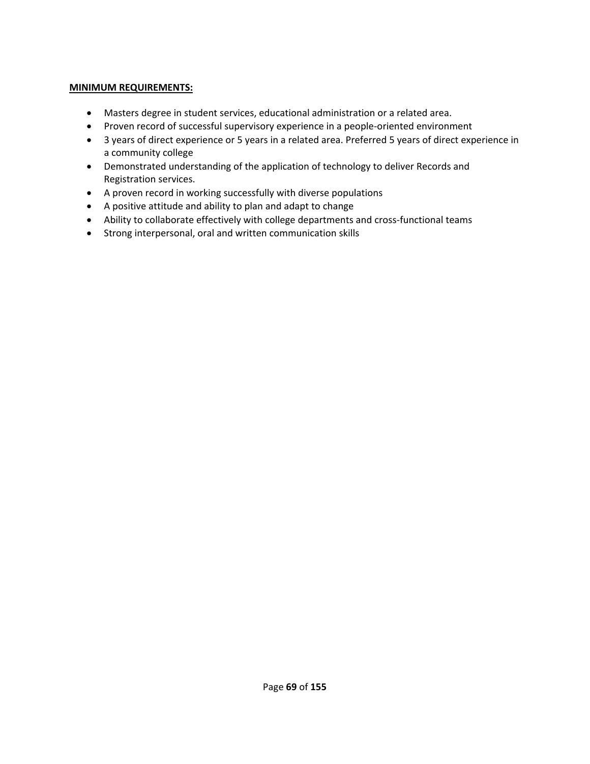**MINIMUM REQUIREMENTS:**

- Masters degree in student services, educational administration or a related area.
- Proven record of successful supervisory experience in a people-oriented environment
- 3 years of direct experience or 5 years in a related area. Preferred 5 years of direct experience in a community college
- Demonstrated understanding of the application of technology to deliver Records and Registration services.
- A proven record in working successfully with diverse populations
- A positive attitude and ability to plan and adapt to change
- Ability to collaborate effectively with college departments and cross-functional teams
- Strong interpersonal, oral and written communication skills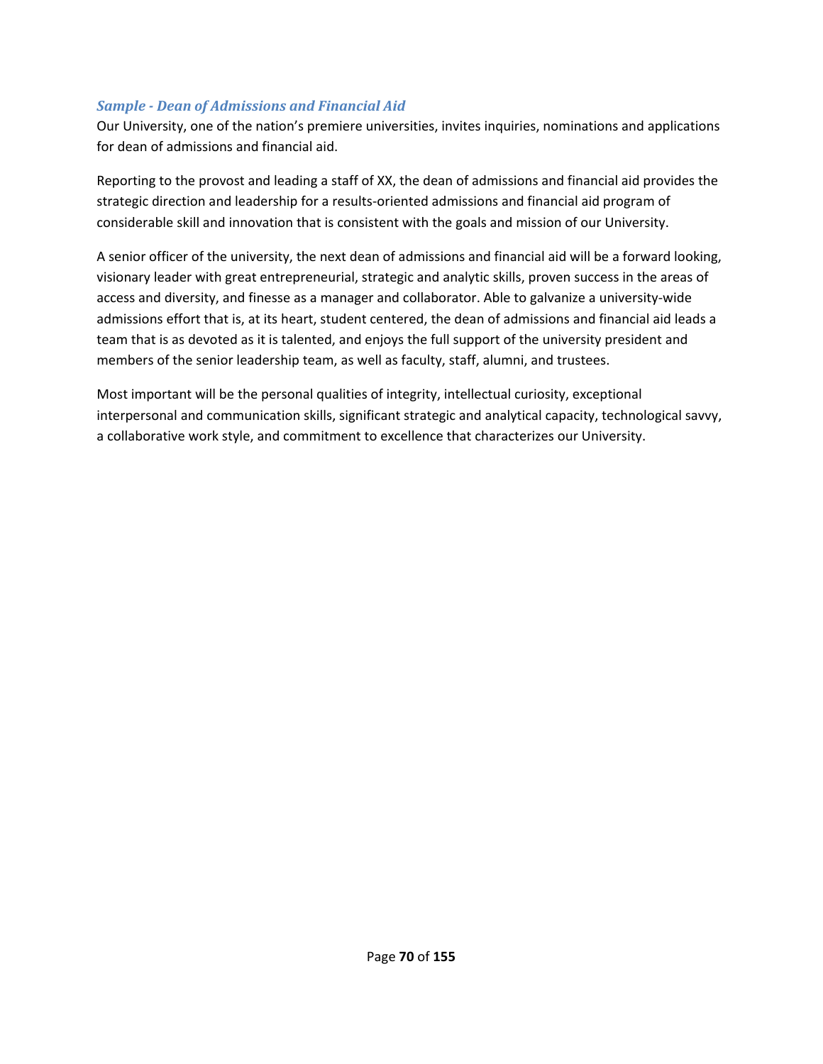### *Sample - Dean of Admissions and Financial Aid*

Our University, one of the nation's premiere universities, invites inquiries, nominations and applications for dean of admissions and financial aid.

Reporting to the provost and leading a staff of XX, the dean of admissions and financial aid provides the strategic direction and leadership for a results-oriented admissions and financial aid program of considerable skill and innovation that is consistent with the goals and mission of our University.

A senior officer of the university, the next dean of admissions and financial aid will be a forward looking, visionary leader with great entrepreneurial, strategic and analytic skills, proven success in the areas of access and diversity, and finesse as a manager and collaborator. Able to galvanize a university-wide admissions effort that is, at its heart, student centered, the dean of admissions and financial aid leads a team that is as devoted as it is talented, and enjoys the full support of the university president and members of the senior leadership team, as well as faculty, staff, alumni, and trustees.

Most important will be the personal qualities of integrity, intellectual curiosity, exceptional interpersonal and communication skills, significant strategic and analytical capacity, technological savvy, a collaborative work style, and commitment to excellence that characterizes our University.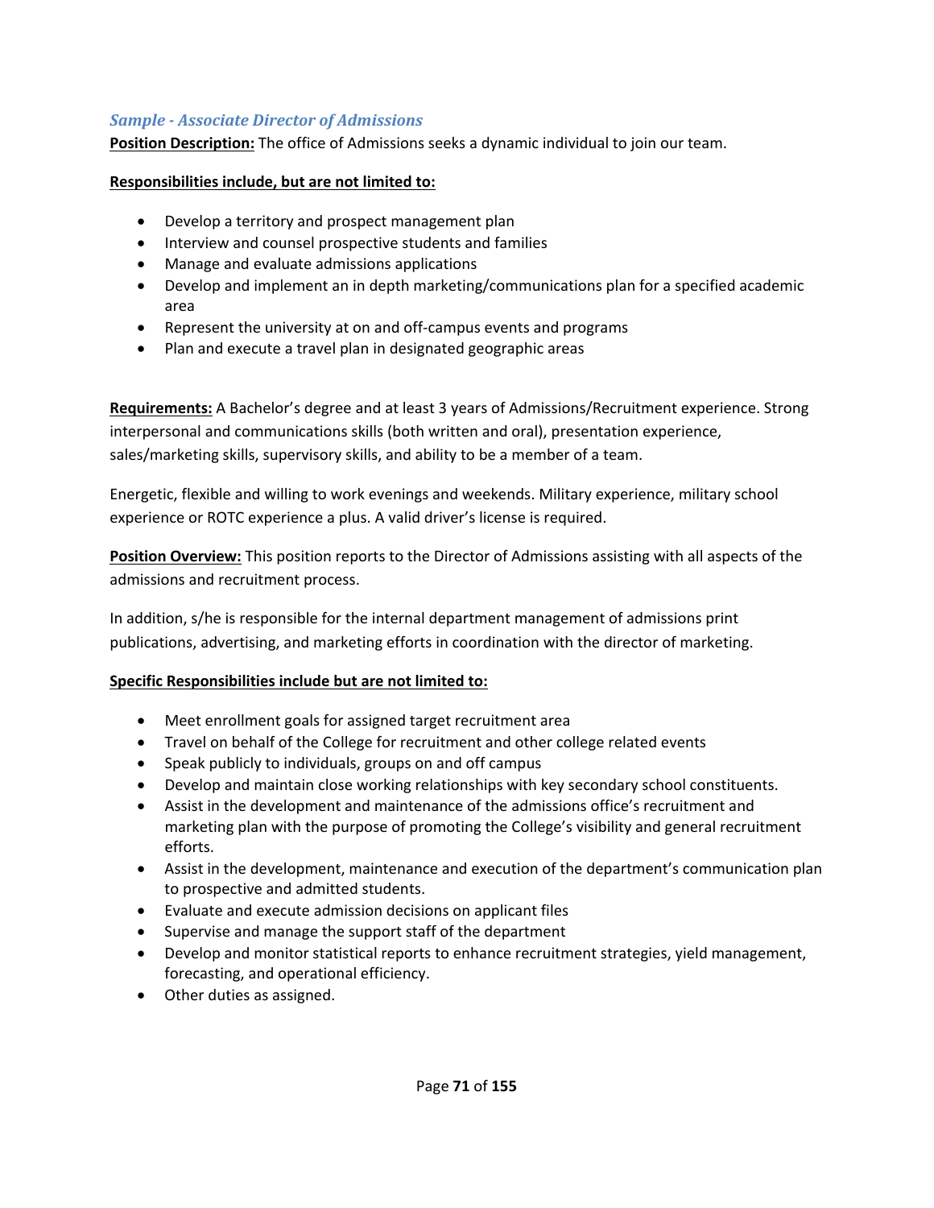### *Sample - Associate Director of Admissions*

**Position Description:** The office of Admissions seeks a dynamic individual to join our team.

**Responsibilities include, but are not limited to:**

- Develop a territory and prospect management plan
- Interview and counsel prospective students and families
- Manage and evaluate admissions applications
- Develop and implement an in depth marketing/communications plan for a specified academic area
- Represent the university at on and off-campus events and programs
- Plan and execute a travel plan in designated geographic areas

**Requirements:** A Bachelor's degree and at least 3 years of Admissions/Recruitment experience. Strong interpersonal and communications skills (both written and oral), presentation experience, sales/marketing skills, supervisory skills, and ability to be a member of a team.

Energetic, flexible and willing to work evenings and weekends. Military experience, military school experience or ROTC experience a plus. A valid driver's license is required.

**Position Overview:** This position reports to the Director of Admissions assisting with all aspects of the admissions and recruitment process.

In addition, s/he is responsible for the internal department management of admissions print publications, advertising, and marketing efforts in coordination with the director of marketing.

**Specific Responsibilities include but are not limited to:**

- Meet enrollment goals for assigned target recruitment area
- Travel on behalf of the College for recruitment and other college related events
- Speak publicly to individuals, groups on and off campus
- Develop and maintain close working relationships with key secondary school constituents.
- Assist in the development and maintenance of the admissions office's recruitment and marketing plan with the purpose of promoting the College's visibility and general recruitment efforts.
- Assist in the development, maintenance and execution of the department's communication plan to prospective and admitted students.
- Evaluate and execute admission decisions on applicant files
- Supervise and manage the support staff of the department
- Develop and monitor statistical reports to enhance recruitment strategies, yield management, forecasting, and operational efficiency.
- Other duties as assigned.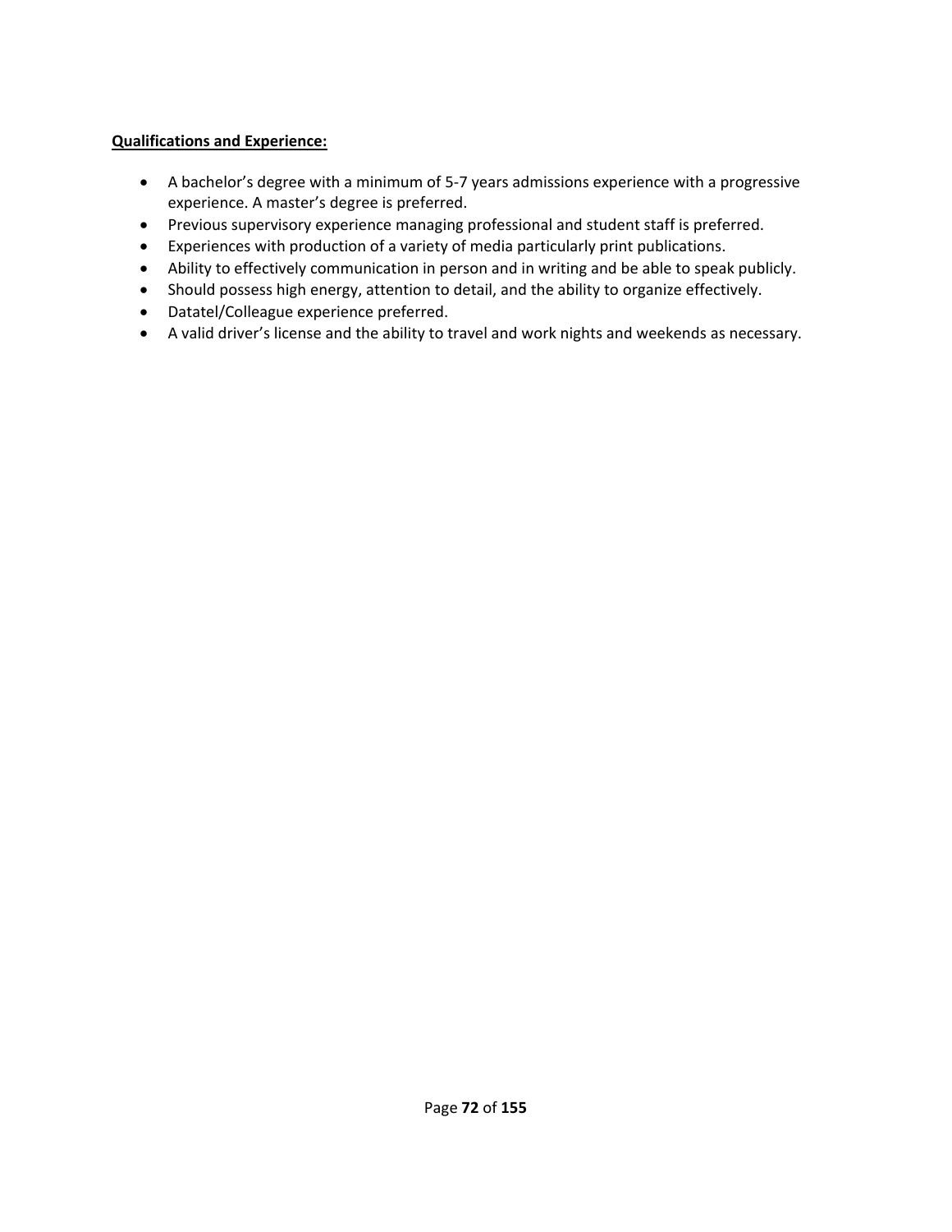**Qualifications and Experience:**

- A bachelor's degree with a minimum of 5-7 years admissions experience with a progressive experience. A master's degree is preferred.
- Previous supervisory experience managing professional and student staff is preferred.
- Experiences with production of a variety of media particularly print publications.
- Ability to effectively communication in person and in writing and be able to speak publicly.
- Should possess high energy, attention to detail, and the ability to organize effectively.
- Datatel/Colleague experience preferred.
- A valid driver's license and the ability to travel and work nights and weekends as necessary.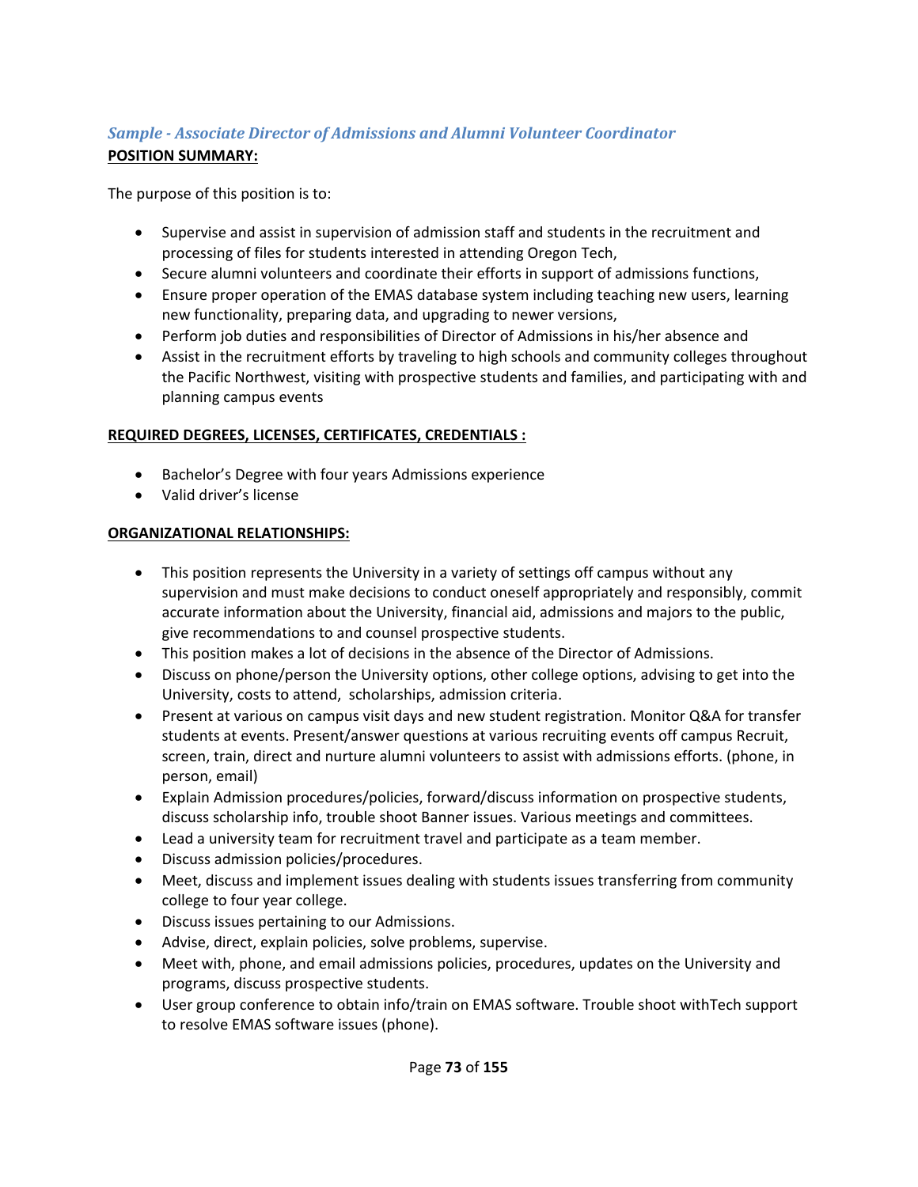### *Sample - Associate Director of Admissions and Alumni Volunteer Coordinator*

**POSITION SUMMARY:**

The purpose of this position is to:

- Supervise and assist in supervision of admission staff and students in the recruitment and processing of files for students interested in attending Oregon Tech,
- Secure alumni volunteers and coordinate their efforts in support of admissions functions,
- Ensure proper operation of the EMAS database system including teaching new users, learning new functionality, preparing data, and upgrading to newer versions,
- Perform job duties and responsibilities of Director of Admissions in his/her absence and
- Assist in the recruitment efforts by traveling to high schools and community colleges throughout the Pacific Northwest, visiting with prospective students and families, and participating with and planning campus events

**REQUIRED DEGREES, LICENSES, CERTIFICATES, CREDENTIALS :**

- Bachelor's Degree with four years Admissions experience
- Valid driver's license

**ORGANIZATIONAL RELATIONSHIPS:**

- This position represents the University in a variety of settings off campus without any supervision and must make decisions to conduct oneself appropriately and responsibly, commit accurate information about the University, financial aid, admissions and majors to the public, give recommendations to and counsel prospective students.
- This position makes a lot of decisions in the absence of the Director of Admissions.
- Discuss on phone/person the University options, other college options, advising to get into the University, costs to attend, scholarships, admission criteria.
- Present at various on campus visit days and new student registration. Monitor Q&A for transfer students at events. Present/answer questions at various recruiting events off campus Recruit, screen, train, direct and nurture alumni volunteers to assist with admissions efforts. (phone, in person, email)
- Explain Admission procedures/policies, forward/discuss information on prospective students, discuss scholarship info, trouble shoot Banner issues. Various meetings and committees.
- Lead a university team for recruitment travel and participate as a team member.
- Discuss admission policies/procedures.
- Meet, discuss and implement issues dealing with students issues transferring from community college to four year college.
- Discuss issues pertaining to our Admissions.
- Advise, direct, explain policies, solve problems, supervise.
- Meet with, phone, and email admissions policies, procedures, updates on the University and programs, discuss prospective students.
- User group conference to obtain info/train on EMAS software. Trouble shoot withTech support to resolve EMAS software issues (phone).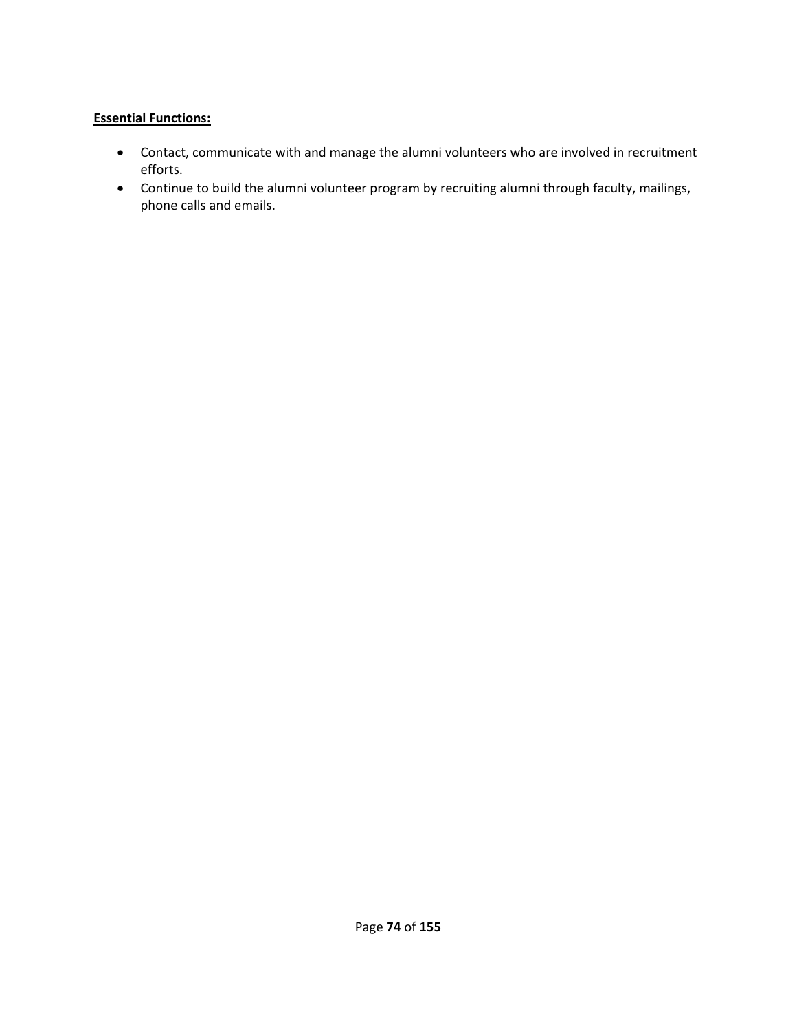**Essential Functions:**

- Contact, communicate with and manage the alumni volunteers who are involved in recruitment efforts.
- Continue to build the alumni volunteer program by recruiting alumni through faculty, mailings, phone calls and emails.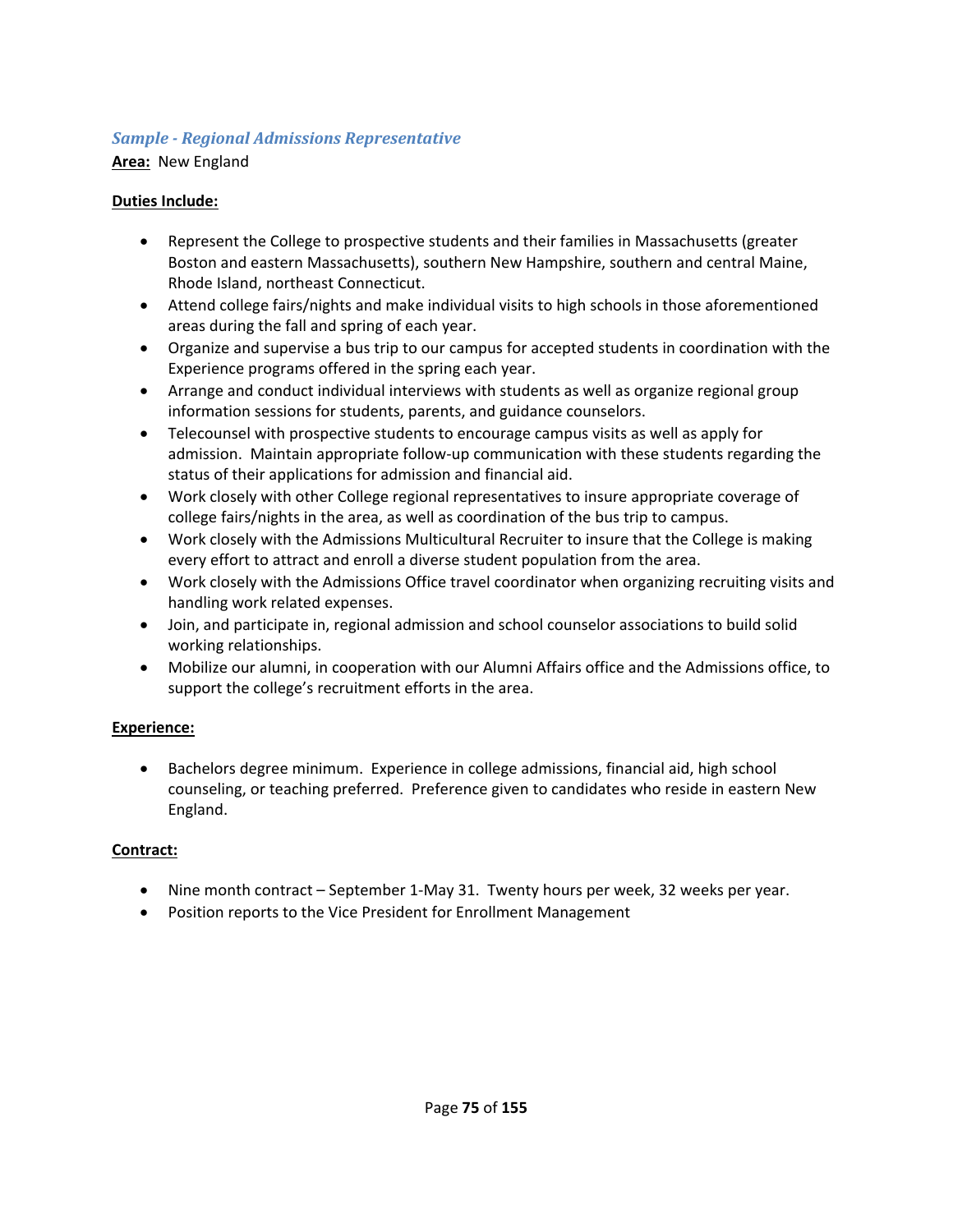### *Sample - Regional Admissions Representative*

**Area:** New England

**Duties Include:**

- Represent the College to prospective students and their families in Massachusetts (greater Boston and eastern Massachusetts), southern New Hampshire, southern and central Maine, Rhode Island, northeast Connecticut.
- Attend college fairs/nights and make individual visits to high schools in those aforementioned areas during the fall and spring of each year.
- Organize and supervise a bus trip to our campus for accepted students in coordination with the Experience programs offered in the spring each year.
- Arrange and conduct individual interviews with students as well as organize regional group information sessions for students, parents, and guidance counselors.
- Telecounsel with prospective students to encourage campus visits as well as apply for admission. Maintain appropriate follow-up communication with these students regarding the status of their applications for admission and financial aid.
- Work closely with other College regional representatives to insure appropriate coverage of college fairs/nights in the area, as well as coordination of the bus trip to campus.
- Work closely with the Admissions Multicultural Recruiter to insure that the College is making every effort to attract and enroll a diverse student population from the area.
- Work closely with the Admissions Office travel coordinator when organizing recruiting visits and handling work related expenses.
- Join, and participate in, regional admission and school counselor associations to build solid working relationships.
- Mobilize our alumni, in cooperation with our Alumni Affairs office and the Admissions office, to support the college's recruitment efforts in the area.

**Experience:**

- Bachelors degree minimum. Experience in college admissions, financial aid, high school counseling, or teaching preferred. Preference given to candidates who reside in eastern New England.

**Contract:**

- Nine month contract – September 1-May 31. Twenty hours per week, 32 weeks per year.
- Position reports to the Vice President for Enrollment Management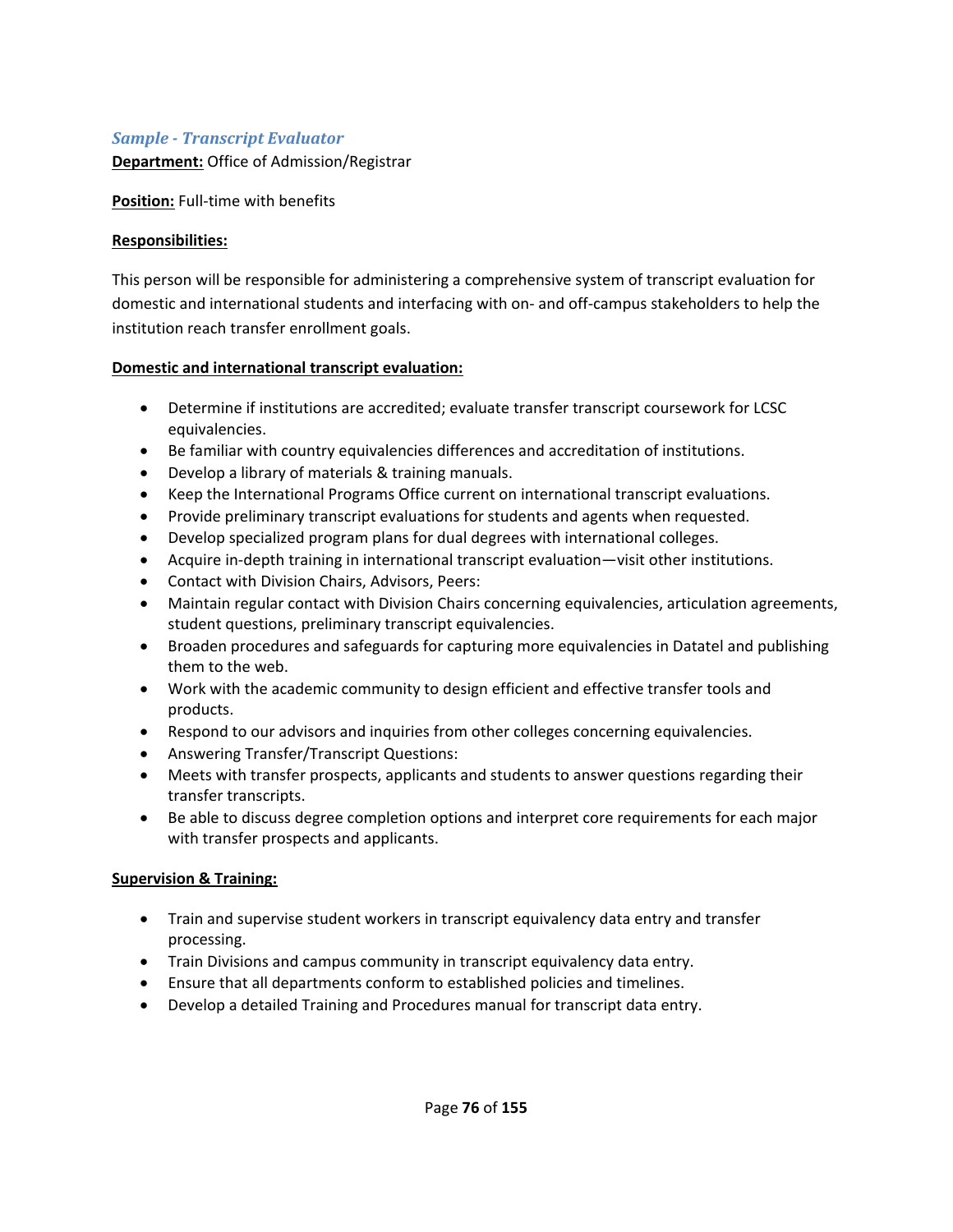### *Sample - Transcript Evaluator*

**Department:** Office of Admission/Registrar

**Position:** Full-time with benefits

**Responsibilities:**

This person will be responsible for administering a comprehensive system of transcript evaluation for domestic and international students and interfacing with on- and off-campus stakeholders to help the institution reach transfer enrollment goals.

**Domestic and international transcript evaluation:**

- Determine if institutions are accredited; evaluate transfer transcript coursework for LCSC equivalencies.
- Be familiar with country equivalencies differences and accreditation of institutions.
- Develop a library of materials & training manuals.
- Keep the International Programs Office current on international transcript evaluations.
- Provide preliminary transcript evaluations for students and agents when requested.
- Develop specialized program plans for dual degrees with international colleges.
- Acquire in-depth training in international transcript evaluation—visit other institutions.
- Contact with Division Chairs, Advisors, Peers:
- Maintain regular contact with Division Chairs concerning equivalencies, articulation agreements, student questions, preliminary transcript equivalencies.
- Broaden procedures and safeguards for capturing more equivalencies in Datatel and publishing them to the web.
- Work with the academic community to design efficient and effective transfer tools and products.
- Respond to our advisors and inquiries from other colleges concerning equivalencies.
- Answering Transfer/Transcript Questions:
- Meets with transfer prospects, applicants and students to answer questions regarding their transfer transcripts.
- Be able to discuss degree completion options and interpret core requirements for each major with transfer prospects and applicants.

**Supervision & Training:**

- Train and supervise student workers in transcript equivalency data entry and transfer processing.
- Train Divisions and campus community in transcript equivalency data entry.
- Ensure that all departments conform to established policies and timelines.
- Develop a detailed Training and Procedures manual for transcript data entry.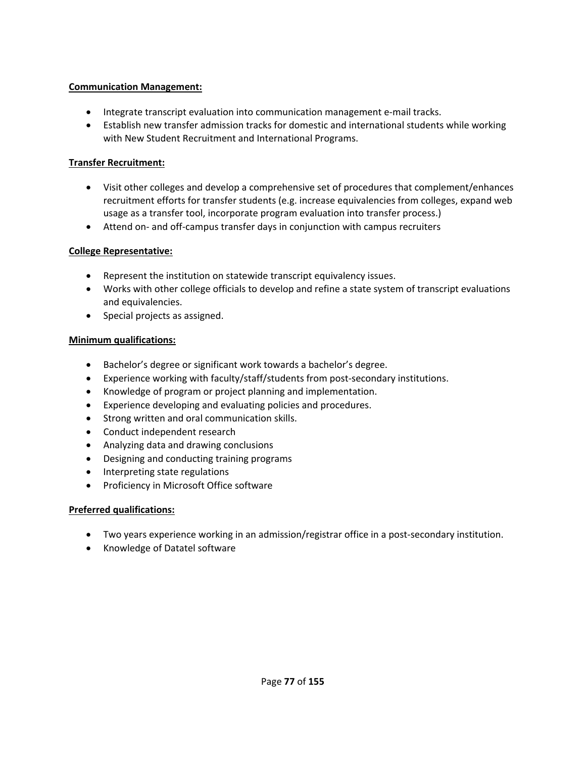**Communication Management:**

- Integrate transcript evaluation into communication management e-mail tracks.
- Establish new transfer admission tracks for domestic and international students while working with New Student Recruitment and International Programs.

**Transfer Recruitment:**

- Visit other colleges and develop a comprehensive set of procedures that complement/enhances recruitment efforts for transfer students (e.g. increase equivalencies from colleges, expand web usage as a transfer tool, incorporate program evaluation into transfer process.)
- Attend on- and off-campus transfer days in conjunction with campus recruiters

**College Representative:**

- Represent the institution on statewide transcript equivalency issues.
- Works with other college officials to develop and refine a state system of transcript evaluations and equivalencies.
- Special projects as assigned.

**Minimum qualifications:**

- Bachelor's degree or significant work towards a bachelor's degree.
- Experience working with faculty/staff/students from post-secondary institutions.
- Knowledge of program or project planning and implementation.
- Experience developing and evaluating policies and procedures.
- Strong written and oral communication skills.
- Conduct independent research
- Analyzing data and drawing conclusions
- Designing and conducting training programs
- Interpreting state regulations
- Proficiency in Microsoft Office software

**Preferred qualifications:**

- Two years experience working in an admission/registrar office in a post-secondary institution.
- Knowledge of Datatel software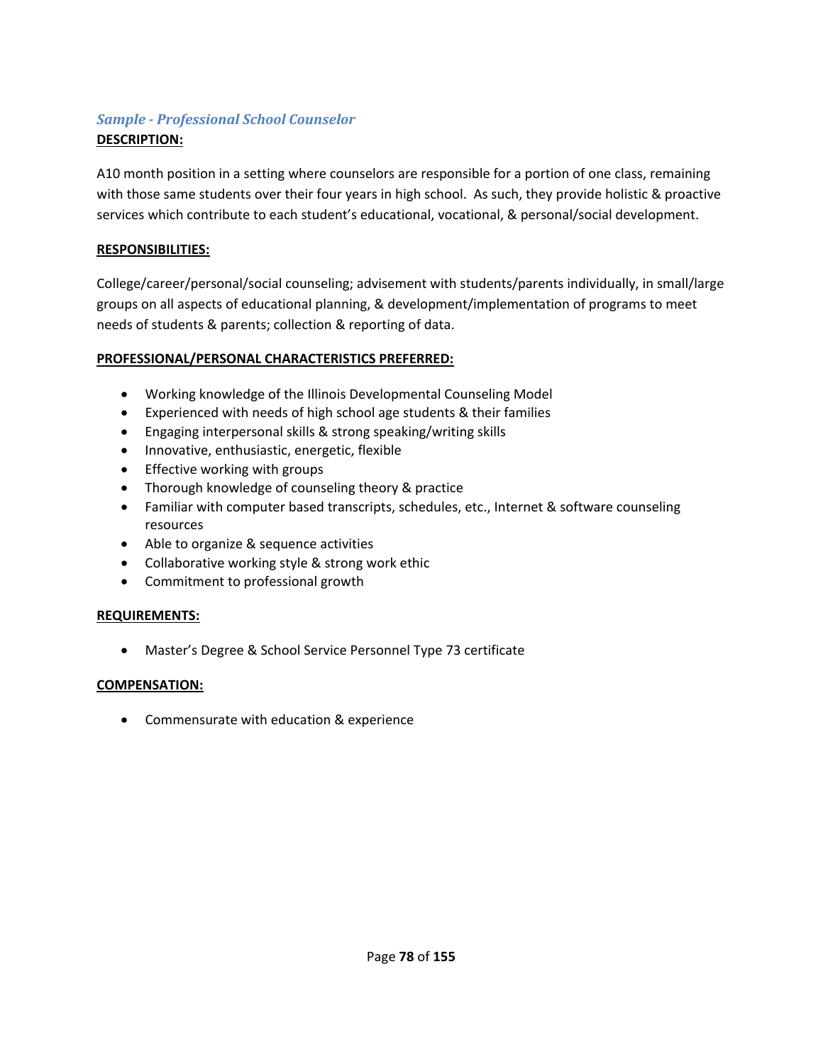### *Sample - Professional School Counselor*

**DESCRIPTION:**

A10 month position in a setting where counselors are responsible for a portion of one class, remaining with those same students over their four years in high school. As such, they provide holistic & proactive services which contribute to each student's educational, vocational, & personal/social development.

**RESPONSIBILITIES:**

College/career/personal/social counseling; advisement with students/parents individually, in small/large groups on all aspects of educational planning, & development/implementation of programs to meet needs of students & parents; collection & reporting of data.

**PROFESSIONAL/PERSONAL CHARACTERISTICS PREFERRED:**

- Working knowledge of the Illinois Developmental Counseling Model
- Experienced with needs of high school age students & their families
- Engaging interpersonal skills & strong speaking/writing skills
- Innovative, enthusiastic, energetic, flexible
- Effective working with groups
- Thorough knowledge of counseling theory & practice
- Familiar with computer based transcripts, schedules, etc., Internet & software counseling resources
- Able to organize & sequence activities
- Collaborative working style & strong work ethic
- Commitment to professional growth

**REQUIREMENTS:**

- Master's Degree & School Service Personnel Type 73 certificate

**COMPENSATION:**

- Commensurate with education & experience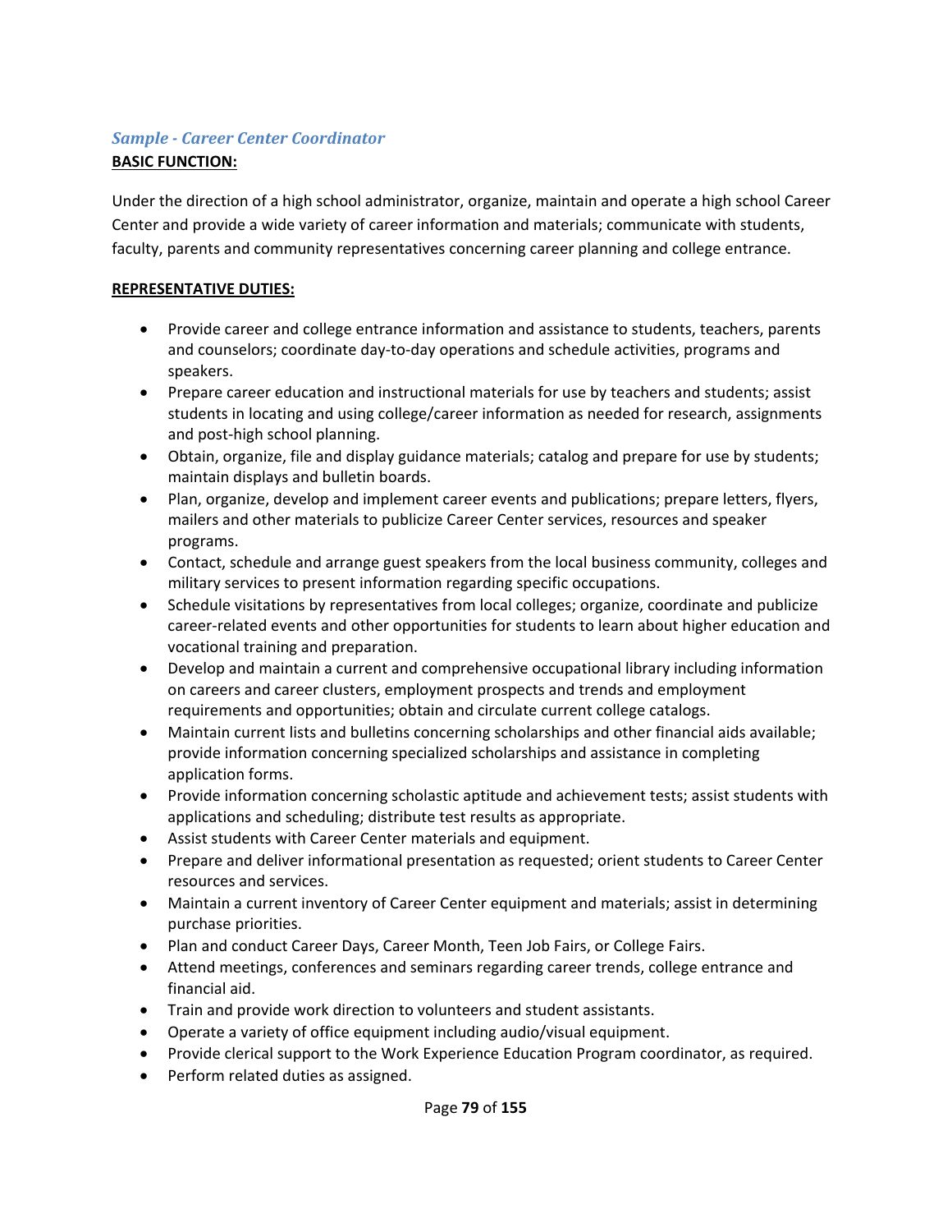### *Sample - Career Center Coordinator*

**BASIC FUNCTION:**

Under the direction of a high school administrator, organize, maintain and operate a high school Career Center and provide a wide variety of career information and materials; communicate with students, faculty, parents and community representatives concerning career planning and college entrance.

**REPRESENTATIVE DUTIES:**

- Provide career and college entrance information and assistance to students, teachers, parents and counselors; coordinate day-to-day operations and schedule activities, programs and speakers.
- Prepare career education and instructional materials for use by teachers and students; assist students in locating and using college/career information as needed for research, assignments and post-high school planning.
- Obtain, organize, file and display guidance materials; catalog and prepare for use by students; maintain displays and bulletin boards.
- Plan, organize, develop and implement career events and publications; prepare letters, flyers, mailers and other materials to publicize Career Center services, resources and speaker programs.
- Contact, schedule and arrange guest speakers from the local business community, colleges and military services to present information regarding specific occupations.
- Schedule visitations by representatives from local colleges; organize, coordinate and publicize career-related events and other opportunities for students to learn about higher education and vocational training and preparation.
- Develop and maintain a current and comprehensive occupational library including information on careers and career clusters, employment prospects and trends and employment requirements and opportunities; obtain and circulate current college catalogs.
- Maintain current lists and bulletins concerning scholarships and other financial aids available; provide information concerning specialized scholarships and assistance in completing application forms.
- Provide information concerning scholastic aptitude and achievement tests; assist students with applications and scheduling; distribute test results as appropriate.
- Assist students with Career Center materials and equipment.
- Prepare and deliver informational presentation as requested; orient students to Career Center resources and services.
- Maintain a current inventory of Career Center equipment and materials; assist in determining purchase priorities.
- Plan and conduct Career Days, Career Month, Teen Job Fairs, or College Fairs.
- Attend meetings, conferences and seminars regarding career trends, college entrance and financial aid.
- Train and provide work direction to volunteers and student assistants.
- Operate a variety of office equipment including audio/visual equipment.
- Provide clerical support to the Work Experience Education Program coordinator, as required.
- Perform related duties as assigned.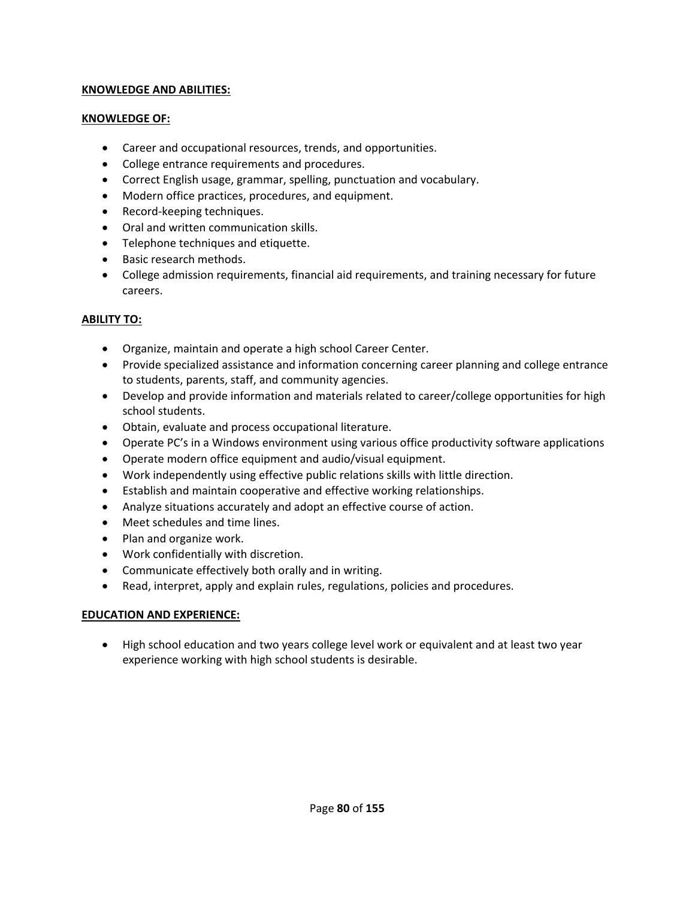**KNOWLEDGE AND ABILITIES:**

**KNOWLEDGE OF:**

- Career and occupational resources, trends, and opportunities.
- College entrance requirements and procedures.
- Correct English usage, grammar, spelling, punctuation and vocabulary.
- Modern office practices, procedures, and equipment.
- Record-keeping techniques.
- Oral and written communication skills.
- Telephone techniques and etiquette.
- Basic research methods.
- College admission requirements, financial aid requirements, and training necessary for future careers.

**ABILITY TO:**

- Organize, maintain and operate a high school Career Center.
- Provide specialized assistance and information concerning career planning and college entrance to students, parents, staff, and community agencies.
- Develop and provide information and materials related to career/college opportunities for high school students.
- Obtain, evaluate and process occupational literature.
- Operate PC's in a Windows environment using various office productivity software applications
- Operate modern office equipment and audio/visual equipment.
- Work independently using effective public relations skills with little direction.
- Establish and maintain cooperative and effective working relationships.
- Analyze situations accurately and adopt an effective course of action.
- Meet schedules and time lines.
- Plan and organize work.
- Work confidentially with discretion.
- Communicate effectively both orally and in writing.
- Read, interpret, apply and explain rules, regulations, policies and procedures.

**EDUCATION AND EXPERIENCE:**

- High school education and two years college level work or equivalent and at least two year experience working with high school students is desirable.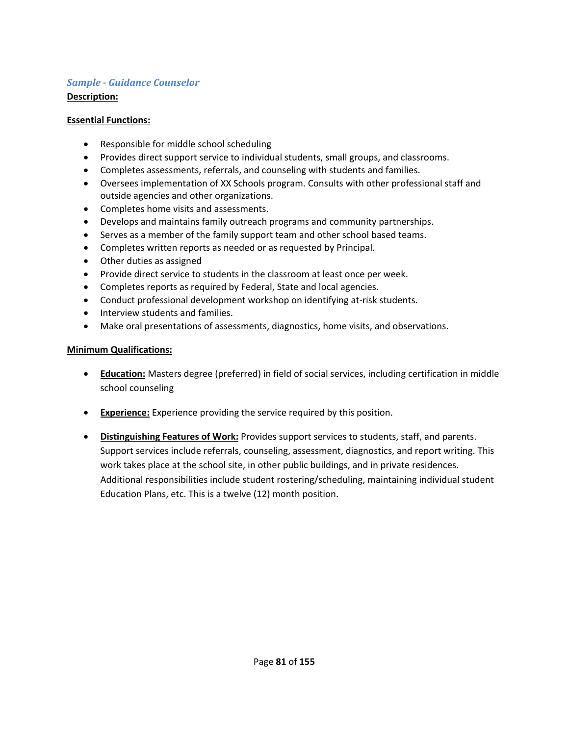### *Sample - Guidance Counselor*

**Description:**

**Essential Functions:**

- Responsible for middle school scheduling
- Provides direct support service to individual students, small groups, and classrooms.
- Completes assessments, referrals, and counseling with students and families.
- Oversees implementation of XX Schools program. Consults with other professional staff and outside agencies and other organizations.
- Completes home visits and assessments.
- Develops and maintains family outreach programs and community partnerships.
- Serves as a member of the family support team and other school based teams.
- Completes written reports as needed or as requested by Principal.
- Other duties as assigned
- Provide direct service to students in the classroom at least once per week.
- Completes reports as required by Federal, State and local agencies.
- Conduct professional development workshop on identifying at-risk students.
- Interview students and families.
- Make oral presentations of assessments, diagnostics, home visits, and observations.

**Minimum Qualifications:**

- **Education:** Masters degree (preferred) in field of social services, including certification in middle school counseling
- **Experience:** Experience providing the service required by this position.
- **Distinguishing Features of Work:** Provides support services to students, staff, and parents. Support services include referrals, counseling, assessment, diagnostics, and report writing. This work takes place at the school site, in other public buildings, and in private residences. Additional responsibilities include student rostering/scheduling, maintaining individual student Education Plans, etc. This is a twelve (12) month position.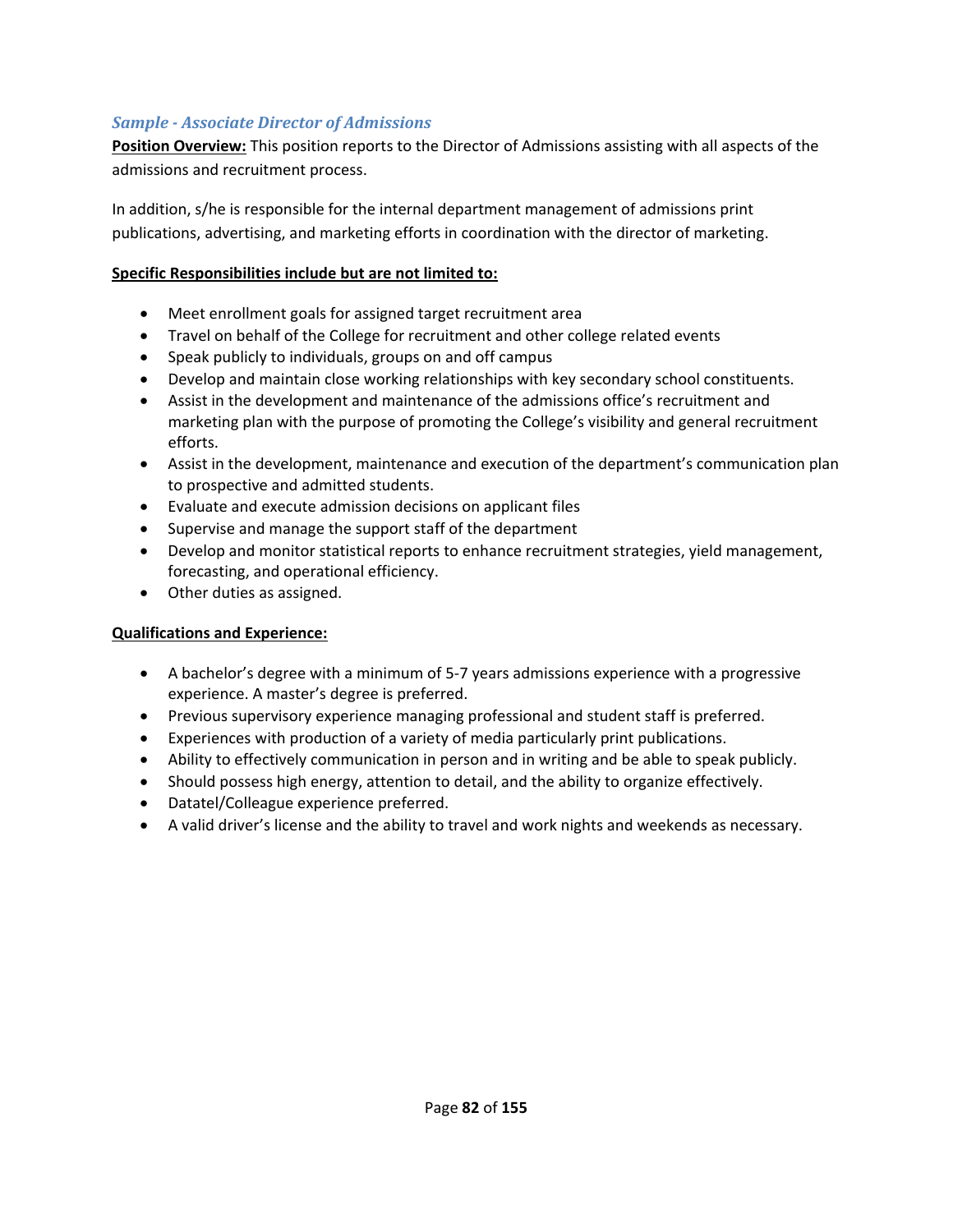### *Sample - Associate Director of Admissions*

**Position Overview:** This position reports to the Director of Admissions assisting with all aspects of the admissions and recruitment process.

In addition, s/he is responsible for the internal department management of admissions print publications, advertising, and marketing efforts in coordination with the director of marketing.

**Specific Responsibilities include but are not limited to:**

- Meet enrollment goals for assigned target recruitment area
- Travel on behalf of the College for recruitment and other college related events
- Speak publicly to individuals, groups on and off campus
- Develop and maintain close working relationships with key secondary school constituents.
- Assist in the development and maintenance of the admissions office's recruitment and marketing plan with the purpose of promoting the College's visibility and general recruitment efforts.
- Assist in the development, maintenance and execution of the department's communication plan to prospective and admitted students.
- Evaluate and execute admission decisions on applicant files
- Supervise and manage the support staff of the department
- Develop and monitor statistical reports to enhance recruitment strategies, yield management, forecasting, and operational efficiency.
- Other duties as assigned.

**Qualifications and Experience:**

- A bachelor's degree with a minimum of 5-7 years admissions experience with a progressive experience. A master's degree is preferred.
- Previous supervisory experience managing professional and student staff is preferred.
- Experiences with production of a variety of media particularly print publications.
- Ability to effectively communication in person and in writing and be able to speak publicly.
- Should possess high energy, attention to detail, and the ability to organize effectively.
- Datatel/Colleague experience preferred.
- A valid driver's license and the ability to travel and work nights and weekends as necessary.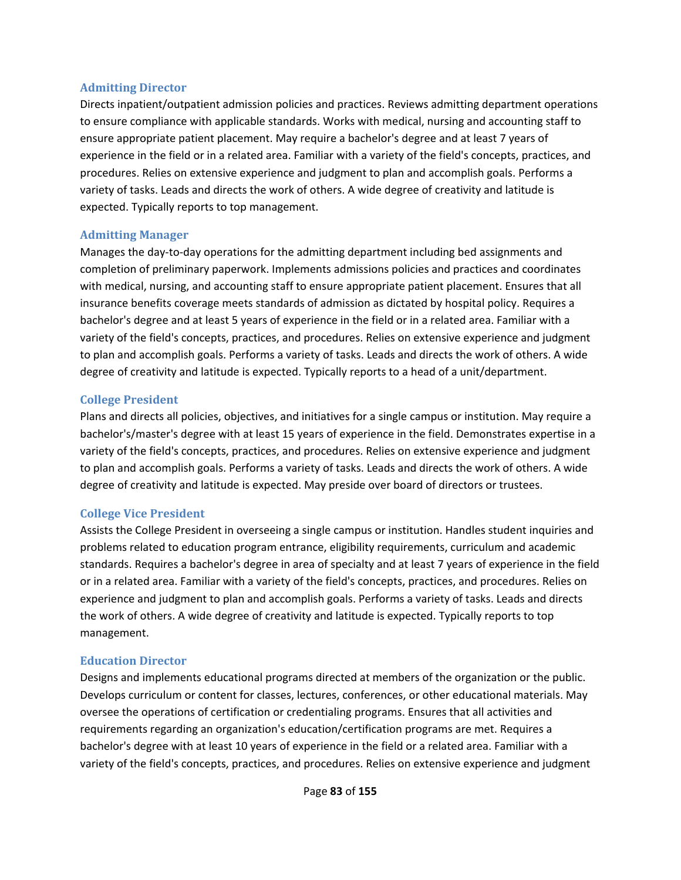### Admitting Director

Directs inpatient/outpatient admission policies and practices. Reviews admitting department operations to ensure compliance with applicable standards. Works with medical, nursing and accounting staff to ensure appropriate patient placement. May require a bachelor's degree and at least 7 years of experience in the field or in a related area. Familiar with a variety of the field's concepts, practices, and procedures. Relies on extensive experience and judgment to plan and accomplish goals. Performs a variety of tasks. Leads and directs the work of others. A wide degree of creativity and latitude is expected. Typically reports to top management.

### Admitting Manager

Manages the day-to-day operations for the admitting department including bed assignments and completion of preliminary paperwork. Implements admissions policies and practices and coordinates with medical, nursing, and accounting staff to ensure appropriate patient placement. Ensures that all insurance benefits coverage meets standards of admission as dictated by hospital policy. Requires a bachelor's degree and at least 5 years of experience in the field or in a related area. Familiar with a variety of the field's concepts, practices, and procedures. Relies on extensive experience and judgment to plan and accomplish goals. Performs a variety of tasks. Leads and directs the work of others. A wide degree of creativity and latitude is expected. Typically reports to a head of a unit/department.

### College President

Plans and directs all policies, objectives, and initiatives for a single campus or institution. May require a bachelor's/master's degree with at least 15 years of experience in the field. Demonstrates expertise in a variety of the field's concepts, practices, and procedures. Relies on extensive experience and judgment to plan and accomplish goals. Performs a variety of tasks. Leads and directs the work of others. A wide degree of creativity and latitude is expected. May preside over board of directors or trustees.

### College Vice President

Assists the College President in overseeing a single campus or institution. Handles student inquiries and problems related to education program entrance, eligibility requirements, curriculum and academic standards. Requires a bachelor's degree in area of specialty and at least 7 years of experience in the field or in a related area. Familiar with a variety of the field's concepts, practices, and procedures. Relies on experience and judgment to plan and accomplish goals. Performs a variety of tasks. Leads and directs the work of others. A wide degree of creativity and latitude is expected. Typically reports to top management.

### Education Director

Designs and implements educational programs directed at members of the organization or the public. Develops curriculum or content for classes, lectures, conferences, or other educational materials. May oversee the operations of certification or credentialing programs. Ensures that all activities and requirements regarding an organization's education/certification programs are met. Requires a bachelor's degree with at least 10 years of experience in the field or a related area. Familiar with a variety of the field's concepts, practices, and procedures. Relies on extensive experience and judgment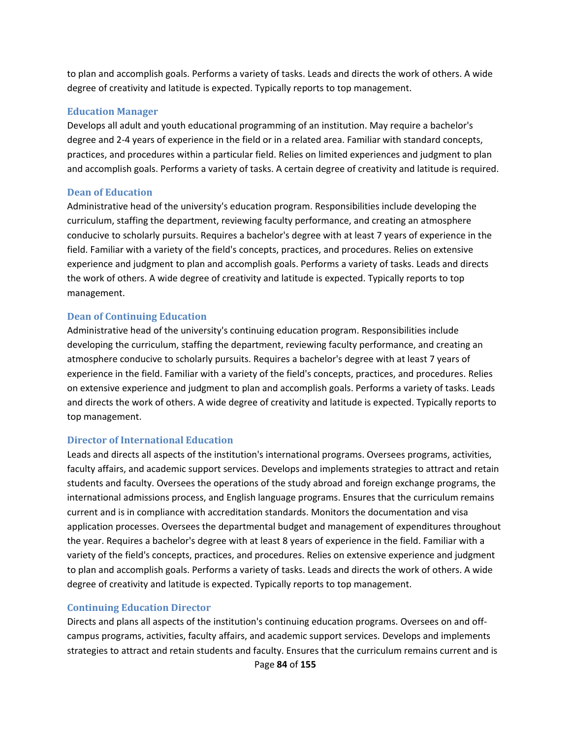to plan and accomplish goals. Performs a variety of tasks. Leads and directs the work of others. A wide degree of creativity and latitude is expected. Typically reports to top management.

### Education Manager

Develops all adult and youth educational programming of an institution. May require a bachelor's degree and 2-4 years of experience in the field or in a related area. Familiar with standard concepts, practices, and procedures within a particular field. Relies on limited experiences and judgment to plan and accomplish goals. Performs a variety of tasks. A certain degree of creativity and latitude is required.

### Dean of Education

Administrative head of the university's education program. Responsibilities include developing the curriculum, staffing the department, reviewing faculty performance, and creating an atmosphere conducive to scholarly pursuits. Requires a bachelor's degree with at least 7 years of experience in the field. Familiar with a variety of the field's concepts, practices, and procedures. Relies on extensive experience and judgment to plan and accomplish goals. Performs a variety of tasks. Leads and directs the work of others. A wide degree of creativity and latitude is expected. Typically reports to top management.

### Dean of Continuing Education

Administrative head of the university's continuing education program. Responsibilities include developing the curriculum, staffing the department, reviewing faculty performance, and creating an atmosphere conducive to scholarly pursuits. Requires a bachelor's degree with at least 7 years of experience in the field. Familiar with a variety of the field's concepts, practices, and procedures. Relies on extensive experience and judgment to plan and accomplish goals. Performs a variety of tasks. Leads and directs the work of others. A wide degree of creativity and latitude is expected. Typically reports to top management.

### Director of International Education

Leads and directs all aspects of the institution's international programs. Oversees programs, activities, faculty affairs, and academic support services. Develops and implements strategies to attract and retain students and faculty. Oversees the operations of the study abroad and foreign exchange programs, the international admissions process, and English language programs. Ensures that the curriculum remains current and is in compliance with accreditation standards. Monitors the documentation and visa application processes. Oversees the departmental budget and management of expenditures throughout the year. Requires a bachelor's degree with at least 8 years of experience in the field. Familiar with a variety of the field's concepts, practices, and procedures. Relies on extensive experience and judgment to plan and accomplish goals. Performs a variety of tasks. Leads and directs the work of others. A wide degree of creativity and latitude is expected. Typically reports to top management.

### Continuing Education Director

Directs and plans all aspects of the institution's continuing education programs. Oversees on and off-campus programs, activities, faculty affairs, and academic support services. Develops and implements strategies to attract and retain students and faculty. Ensures that the curriculum remains current and is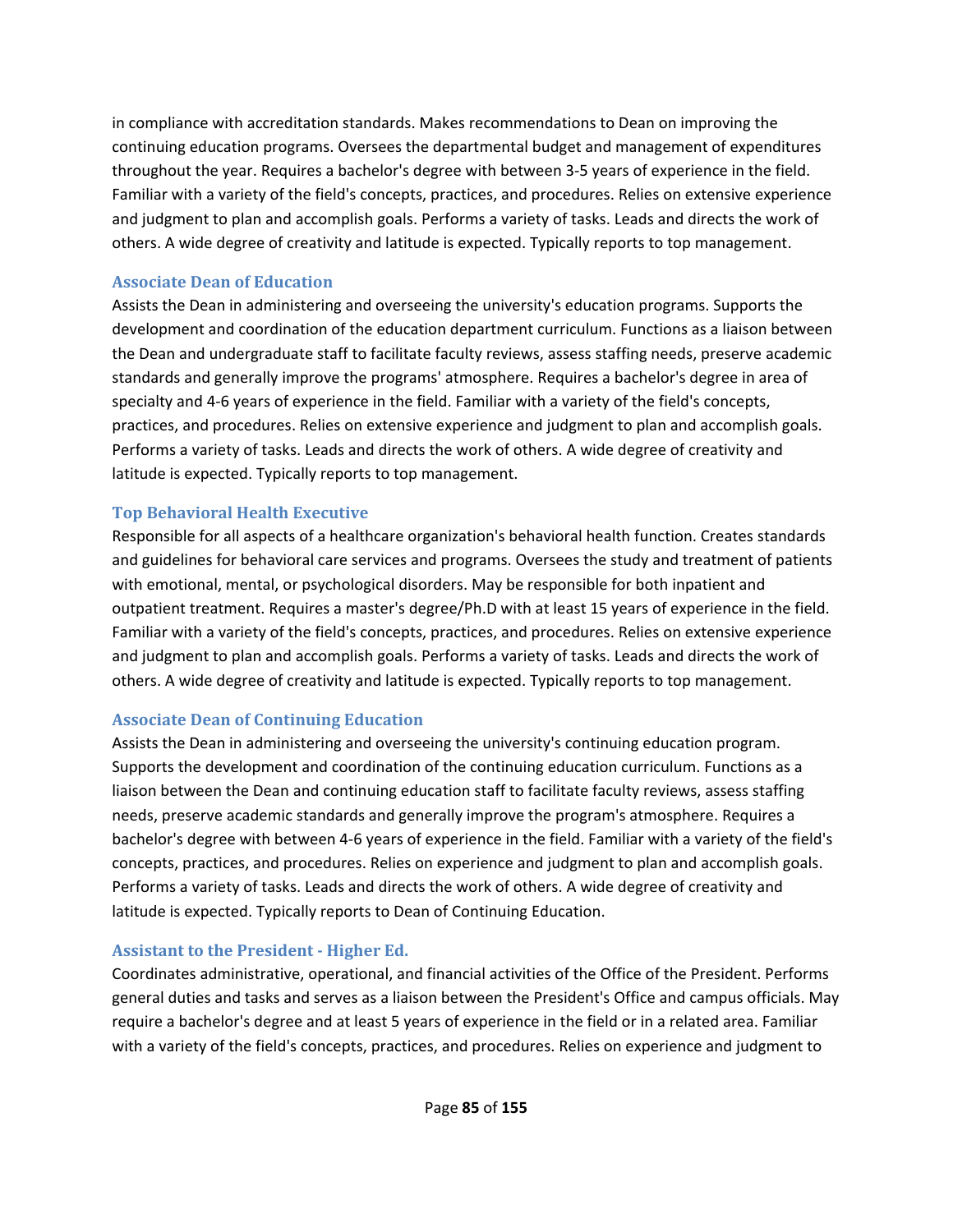in compliance with accreditation standards. Makes recommendations to Dean on improving the continuing education programs. Oversees the departmental budget and management of expenditures throughout the year. Requires a bachelor's degree with between 3-5 years of experience in the field. Familiar with a variety of the field's concepts, practices, and procedures. Relies on extensive experience and judgment to plan and accomplish goals. Performs a variety of tasks. Leads and directs the work of others. A wide degree of creativity and latitude is expected. Typically reports to top management.

### Associate Dean of Education

Assists the Dean in administering and overseeing the university's education programs. Supports the development and coordination of the education department curriculum. Functions as a liaison between the Dean and undergraduate staff to facilitate faculty reviews, assess staffing needs, preserve academic standards and generally improve the programs' atmosphere. Requires a bachelor's degree in area of specialty and 4-6 years of experience in the field. Familiar with a variety of the field's concepts, practices, and procedures. Relies on extensive experience and judgment to plan and accomplish goals. Performs a variety of tasks. Leads and directs the work of others. A wide degree of creativity and latitude is expected. Typically reports to top management.

### Top Behavioral Health Executive

Responsible for all aspects of a healthcare organization's behavioral health function. Creates standards and guidelines for behavioral care services and programs. Oversees the study and treatment of patients with emotional, mental, or psychological disorders. May be responsible for both inpatient and outpatient treatment. Requires a master's degree/Ph.D with at least 15 years of experience in the field. Familiar with a variety of the field's concepts, practices, and procedures. Relies on extensive experience and judgment to plan and accomplish goals. Performs a variety of tasks. Leads and directs the work of others. A wide degree of creativity and latitude is expected. Typically reports to top management.

### Associate Dean of Continuing Education

Assists the Dean in administering and overseeing the university's continuing education program. Supports the development and coordination of the continuing education curriculum. Functions as a liaison between the Dean and continuing education staff to facilitate faculty reviews, assess staffing needs, preserve academic standards and generally improve the program's atmosphere. Requires a bachelor's degree with between 4-6 years of experience in the field. Familiar with a variety of the field's concepts, practices, and procedures. Relies on experience and judgment to plan and accomplish goals. Performs a variety of tasks. Leads and directs the work of others. A wide degree of creativity and latitude is expected. Typically reports to Dean of Continuing Education.

### Assistant to the President - Higher Ed.

Coordinates administrative, operational, and financial activities of the Office of the President. Performs general duties and tasks and serves as a liaison between the President's Office and campus officials. May require a bachelor's degree and at least 5 years of experience in the field or in a related area. Familiar with a variety of the field's concepts, practices, and procedures. Relies on experience and judgment to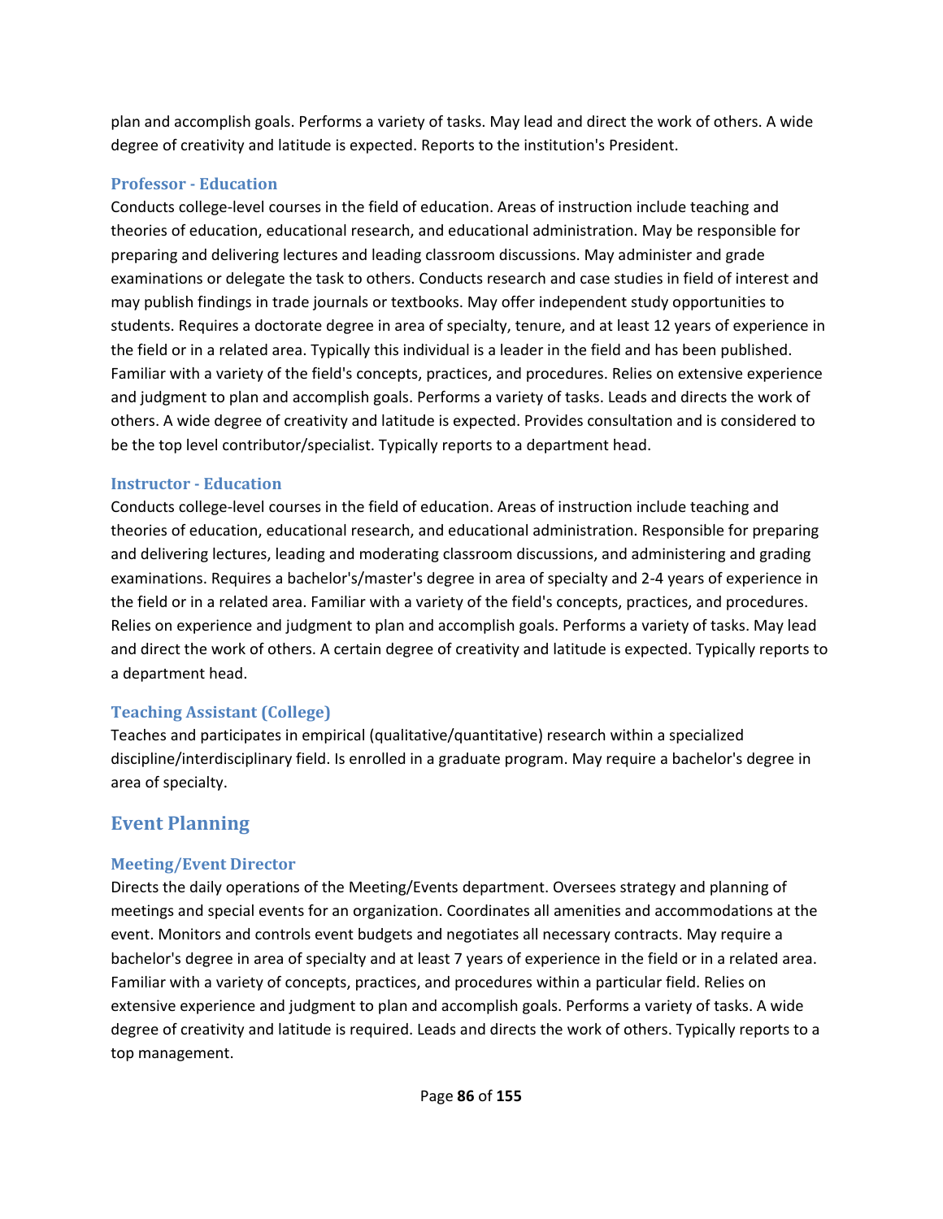plan and accomplish goals. Performs a variety of tasks. May lead and direct the work of others. A wide degree of creativity and latitude is expected. Reports to the institution's President.

### Professor - Education

Conducts college-level courses in the field of education. Areas of instruction include teaching and theories of education, educational research, and educational administration. May be responsible for preparing and delivering lectures and leading classroom discussions. May administer and grade examinations or delegate the task to others. Conducts research and case studies in field of interest and may publish findings in trade journals or textbooks. May offer independent study opportunities to students. Requires a doctorate degree in area of specialty, tenure, and at least 12 years of experience in the field or in a related area. Typically this individual is a leader in the field and has been published. Familiar with a variety of the field's concepts, practices, and procedures. Relies on extensive experience and judgment to plan and accomplish goals. Performs a variety of tasks. Leads and directs the work of others. A wide degree of creativity and latitude is expected. Provides consultation and is considered to be the top level contributor/specialist. Typically reports to a department head.

### Instructor - Education

Conducts college-level courses in the field of education. Areas of instruction include teaching and theories of education, educational research, and educational administration. Responsible for preparing and delivering lectures, leading and moderating classroom discussions, and administering and grading examinations. Requires a bachelor's/master's degree in area of specialty and 2-4 years of experience in the field or in a related area. Familiar with a variety of the field's concepts, practices, and procedures. Relies on experience and judgment to plan and accomplish goals. Performs a variety of tasks. May lead and direct the work of others. A certain degree of creativity and latitude is expected. Typically reports to a department head.

### Teaching Assistant (College)

Teaches and participates in empirical (qualitative/quantitative) research within a specialized discipline/interdisciplinary field. Is enrolled in a graduate program. May require a bachelor's degree in area of specialty.

## Event Planning

### Meeting/Event Director

Directs the daily operations of the Meeting/Events department. Oversees strategy and planning of meetings and special events for an organization. Coordinates all amenities and accommodations at the event. Monitors and controls event budgets and negotiates all necessary contracts. May require a bachelor's degree in area of specialty and at least 7 years of experience in the field or in a related area. Familiar with a variety of concepts, practices, and procedures within a particular field. Relies on extensive experience and judgment to plan and accomplish goals. Performs a variety of tasks. A wide degree of creativity and latitude is required. Leads and directs the work of others. Typically reports to a top management.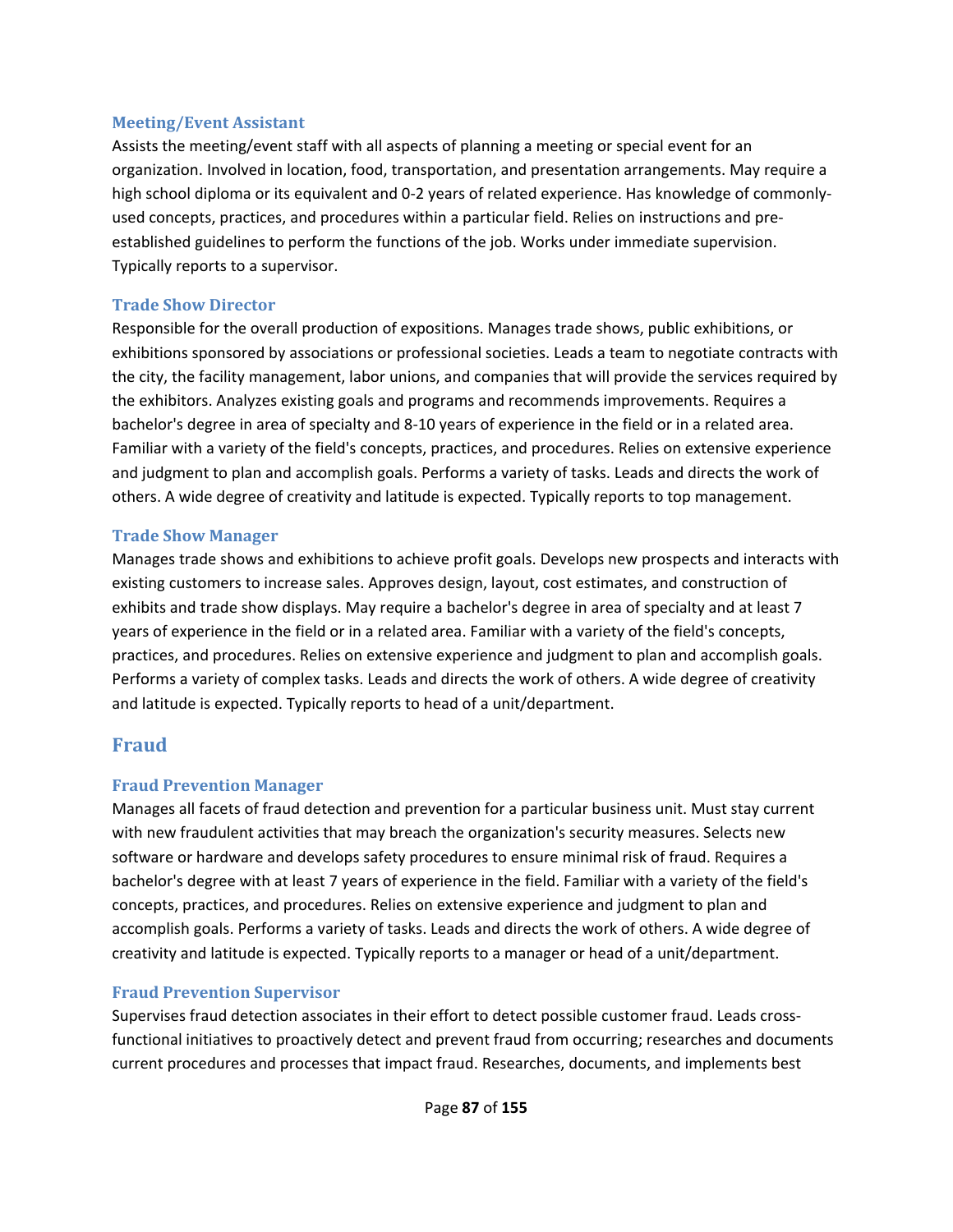### Meeting/Event Assistant

Assists the meeting/event staff with all aspects of planning a meeting or special event for an organization. Involved in location, food, transportation, and presentation arrangements. May require a high school diploma or its equivalent and 0-2 years of related experience. Has knowledge of commonly-used concepts, practices, and procedures within a particular field. Relies on instructions and pre-established guidelines to perform the functions of the job. Works under immediate supervision. Typically reports to a supervisor.

### Trade Show Director

Responsible for the overall production of expositions. Manages trade shows, public exhibitions, or exhibitions sponsored by associations or professional societies. Leads a team to negotiate contracts with the city, the facility management, labor unions, and companies that will provide the services required by the exhibitors. Analyzes existing goals and programs and recommends improvements. Requires a bachelor's degree in area of specialty and 8-10 years of experience in the field or in a related area. Familiar with a variety of the field's concepts, practices, and procedures. Relies on extensive experience and judgment to plan and accomplish goals. Performs a variety of tasks. Leads and directs the work of others. A wide degree of creativity and latitude is expected. Typically reports to top management.

### Trade Show Manager

Manages trade shows and exhibitions to achieve profit goals. Develops new prospects and interacts with existing customers to increase sales. Approves design, layout, cost estimates, and construction of exhibits and trade show displays. May require a bachelor's degree in area of specialty and at least 7 years of experience in the field or in a related area. Familiar with a variety of the field's concepts, practices, and procedures. Relies on extensive experience and judgment to plan and accomplish goals. Performs a variety of complex tasks. Leads and directs the work of others. A wide degree of creativity and latitude is expected. Typically reports to head of a unit/department.

## Fraud

### Fraud Prevention Manager

Manages all facets of fraud detection and prevention for a particular business unit. Must stay current with new fraudulent activities that may breach the organization's security measures. Selects new software or hardware and develops safety procedures to ensure minimal risk of fraud. Requires a bachelor's degree with at least 7 years of experience in the field. Familiar with a variety of the field's concepts, practices, and procedures. Relies on extensive experience and judgment to plan and accomplish goals. Performs a variety of tasks. Leads and directs the work of others. A wide degree of creativity and latitude is expected. Typically reports to a manager or head of a unit/department.

### Fraud Prevention Supervisor

Supervises fraud detection associates in their effort to detect possible customer fraud. Leads cross-functional initiatives to proactively detect and prevent fraud from occurring; researches and documents current procedures and processes that impact fraud. Researches, documents, and implements best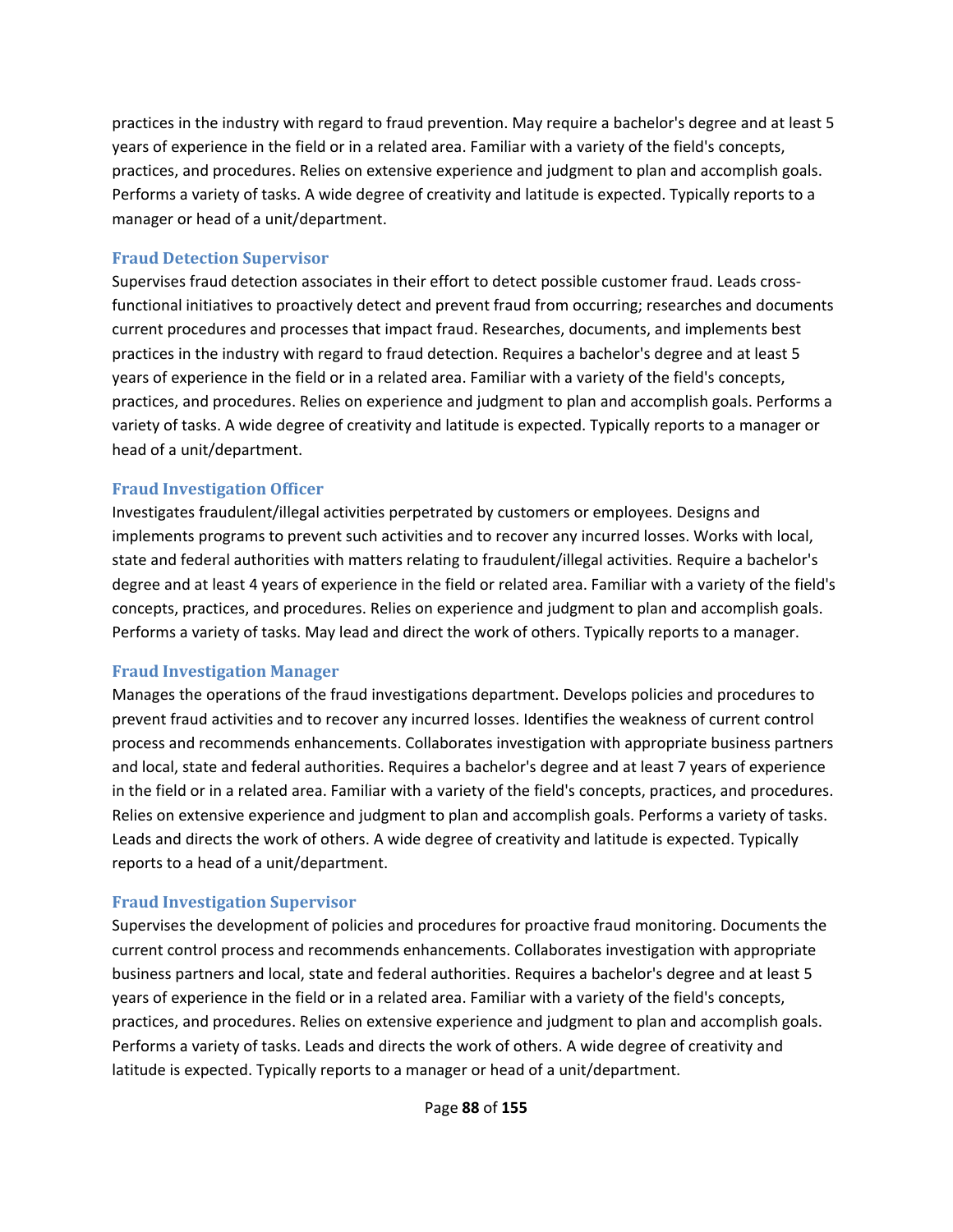practices in the industry with regard to fraud prevention. May require a bachelor's degree and at least 5 years of experience in the field or in a related area. Familiar with a variety of the field's concepts, practices, and procedures. Relies on extensive experience and judgment to plan and accomplish goals. Performs a variety of tasks. A wide degree of creativity and latitude is expected. Typically reports to a manager or head of a unit/department.

### Fraud Detection Supervisor

Supervises fraud detection associates in their effort to detect possible customer fraud. Leads cross-functional initiatives to proactively detect and prevent fraud from occurring; researches and documents current procedures and processes that impact fraud. Researches, documents, and implements best practices in the industry with regard to fraud detection. Requires a bachelor's degree and at least 5 years of experience in the field or in a related area. Familiar with a variety of the field's concepts, practices, and procedures. Relies on experience and judgment to plan and accomplish goals. Performs a variety of tasks. A wide degree of creativity and latitude is expected. Typically reports to a manager or head of a unit/department.

### Fraud Investigation Officer

Investigates fraudulent/illegal activities perpetrated by customers or employees. Designs and implements programs to prevent such activities and to recover any incurred losses. Works with local, state and federal authorities with matters relating to fraudulent/illegal activities. Require a bachelor's degree and at least 4 years of experience in the field or related area. Familiar with a variety of the field's concepts, practices, and procedures. Relies on experience and judgment to plan and accomplish goals. Performs a variety of tasks. May lead and direct the work of others. Typically reports to a manager.

### Fraud Investigation Manager

Manages the operations of the fraud investigations department. Develops policies and procedures to prevent fraud activities and to recover any incurred losses. Identifies the weakness of current control process and recommends enhancements. Collaborates investigation with appropriate business partners and local, state and federal authorities. Requires a bachelor's degree and at least 7 years of experience in the field or in a related area. Familiar with a variety of the field's concepts, practices, and procedures. Relies on extensive experience and judgment to plan and accomplish goals. Performs a variety of tasks. Leads and directs the work of others. A wide degree of creativity and latitude is expected. Typically reports to a head of a unit/department.

### Fraud Investigation Supervisor

Supervises the development of policies and procedures for proactive fraud monitoring. Documents the current control process and recommends enhancements. Collaborates investigation with appropriate business partners and local, state and federal authorities. Requires a bachelor's degree and at least 5 years of experience in the field or in a related area. Familiar with a variety of the field's concepts, practices, and procedures. Relies on extensive experience and judgment to plan and accomplish goals. Performs a variety of tasks. Leads and directs the work of others. A wide degree of creativity and latitude is expected. Typically reports to a manager or head of a unit/department.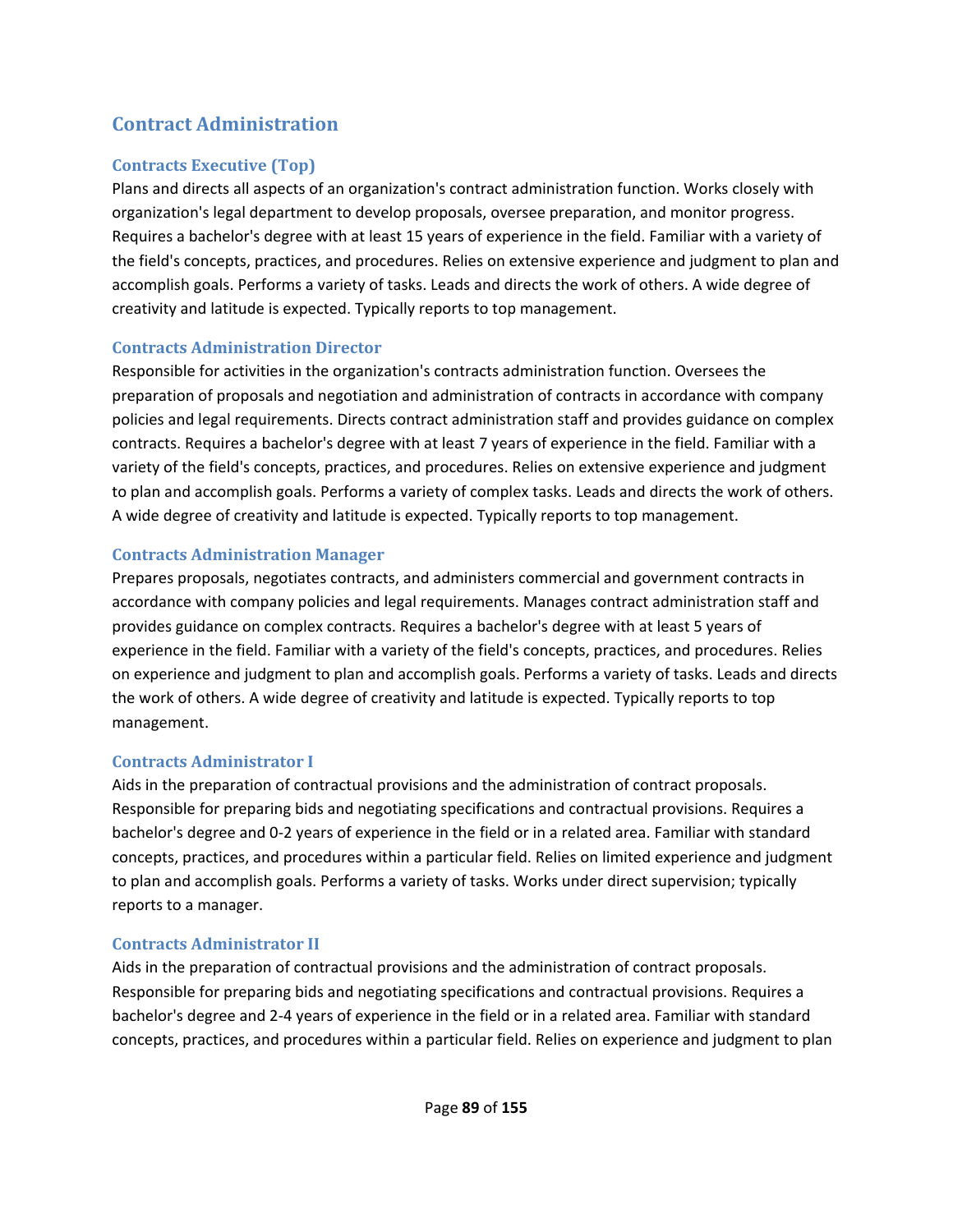## Contract Administration

### Contracts Executive (Top)

Plans and directs all aspects of an organization's contract administration function. Works closely with organization's legal department to develop proposals, oversee preparation, and monitor progress. Requires a bachelor's degree with at least 15 years of experience in the field. Familiar with a variety of the field's concepts, practices, and procedures. Relies on extensive experience and judgment to plan and accomplish goals. Performs a variety of tasks. Leads and directs the work of others. A wide degree of creativity and latitude is expected. Typically reports to top management.

### Contracts Administration Director

Responsible for activities in the organization's contracts administration function. Oversees the preparation of proposals and negotiation and administration of contracts in accordance with company policies and legal requirements. Directs contract administration staff and provides guidance on complex contracts. Requires a bachelor's degree with at least 7 years of experience in the field. Familiar with a variety of the field's concepts, practices, and procedures. Relies on extensive experience and judgment to plan and accomplish goals. Performs a variety of complex tasks. Leads and directs the work of others. A wide degree of creativity and latitude is expected. Typically reports to top management.

### Contracts Administration Manager

Prepares proposals, negotiates contracts, and administers commercial and government contracts in accordance with company policies and legal requirements. Manages contract administration staff and provides guidance on complex contracts. Requires a bachelor's degree with at least 5 years of experience in the field. Familiar with a variety of the field's concepts, practices, and procedures. Relies on experience and judgment to plan and accomplish goals. Performs a variety of tasks. Leads and directs the work of others. A wide degree of creativity and latitude is expected. Typically reports to top management.

### Contracts Administrator I

Aids in the preparation of contractual provisions and the administration of contract proposals. Responsible for preparing bids and negotiating specifications and contractual provisions. Requires a bachelor's degree and 0-2 years of experience in the field or in a related area. Familiar with standard concepts, practices, and procedures within a particular field. Relies on limited experience and judgment to plan and accomplish goals. Performs a variety of tasks. Works under direct supervision; typically reports to a manager.

### Contracts Administrator II

Aids in the preparation of contractual provisions and the administration of contract proposals. Responsible for preparing bids and negotiating specifications and contractual provisions. Requires a bachelor's degree and 2-4 years of experience in the field or in a related area. Familiar with standard concepts, practices, and procedures within a particular field. Relies on experience and judgment to plan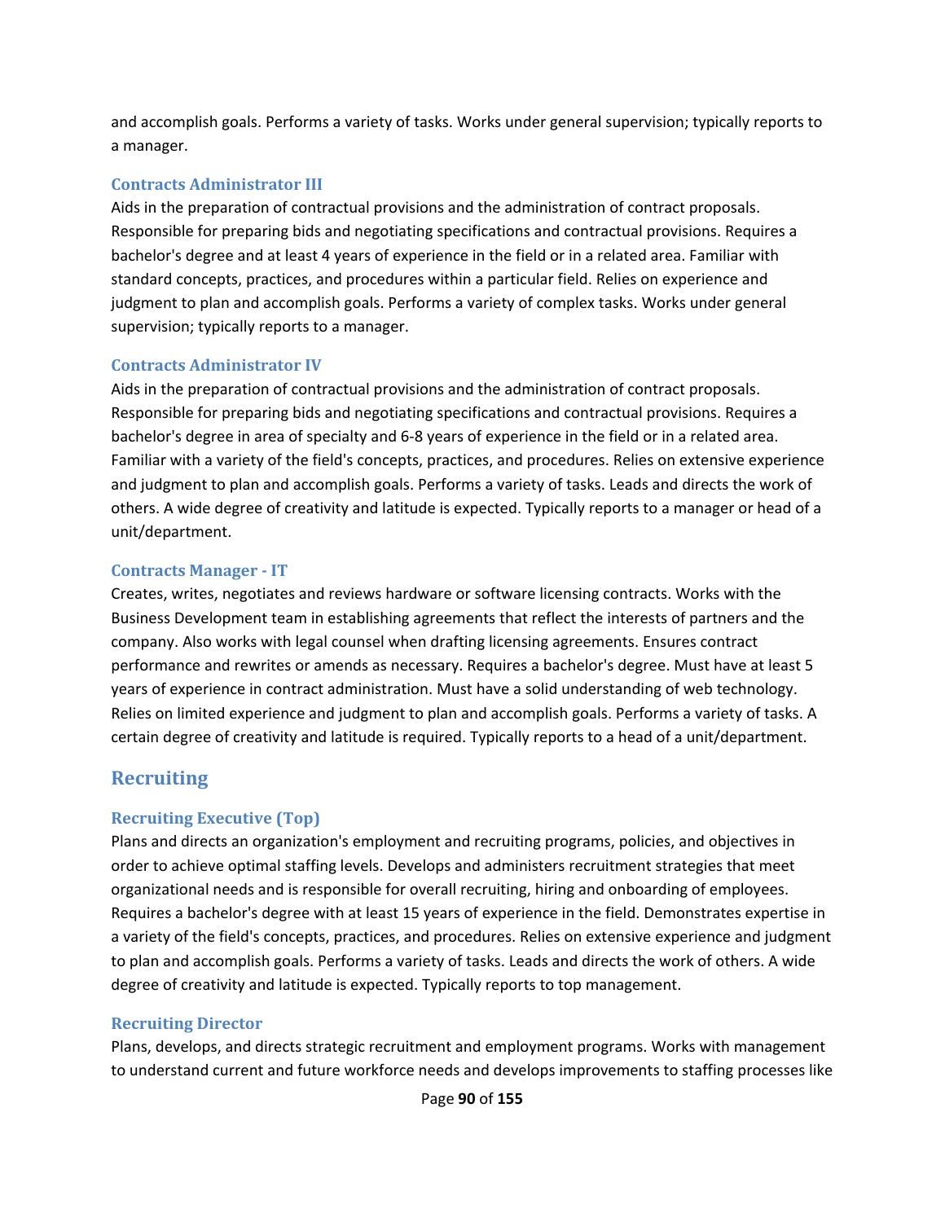and accomplish goals. Performs a variety of tasks. Works under general supervision; typically reports to a manager.

### Contracts Administrator III

Aids in the preparation of contractual provisions and the administration of contract proposals. Responsible for preparing bids and negotiating specifications and contractual provisions. Requires a bachelor's degree and at least 4 years of experience in the field or in a related area. Familiar with standard concepts, practices, and procedures within a particular field. Relies on experience and judgment to plan and accomplish goals. Performs a variety of complex tasks. Works under general supervision; typically reports to a manager.

### Contracts Administrator IV

Aids in the preparation of contractual provisions and the administration of contract proposals. Responsible for preparing bids and negotiating specifications and contractual provisions. Requires a bachelor's degree in area of specialty and 6-8 years of experience in the field or in a related area. Familiar with a variety of the field's concepts, practices, and procedures. Relies on extensive experience and judgment to plan and accomplish goals. Performs a variety of tasks. Leads and directs the work of others. A wide degree of creativity and latitude is expected. Typically reports to a manager or head of a unit/department.

### Contracts Manager - IT

Creates, writes, negotiates and reviews hardware or software licensing contracts. Works with the Business Development team in establishing agreements that reflect the interests of partners and the company. Also works with legal counsel when drafting licensing agreements. Ensures contract performance and rewrites or amends as necessary. Requires a bachelor's degree. Must have at least 5 years of experience in contract administration. Must have a solid understanding of web technology. Relies on limited experience and judgment to plan and accomplish goals. Performs a variety of tasks. A certain degree of creativity and latitude is required. Typically reports to a head of a unit/department.

## Recruiting

### Recruiting Executive (Top)

Plans and directs an organization's employment and recruiting programs, policies, and objectives in order to achieve optimal staffing levels. Develops and administers recruitment strategies that meet organizational needs and is responsible for overall recruiting, hiring and onboarding of employees. Requires a bachelor's degree with at least 15 years of experience in the field. Demonstrates expertise in a variety of the field's concepts, practices, and procedures. Relies on extensive experience and judgment to plan and accomplish goals. Performs a variety of tasks. Leads and directs the work of others. A wide degree of creativity and latitude is expected. Typically reports to top management.

### Recruiting Director

Plans, develops, and directs strategic recruitment and employment programs. Works with management to understand current and future workforce needs and develops improvements to staffing processes like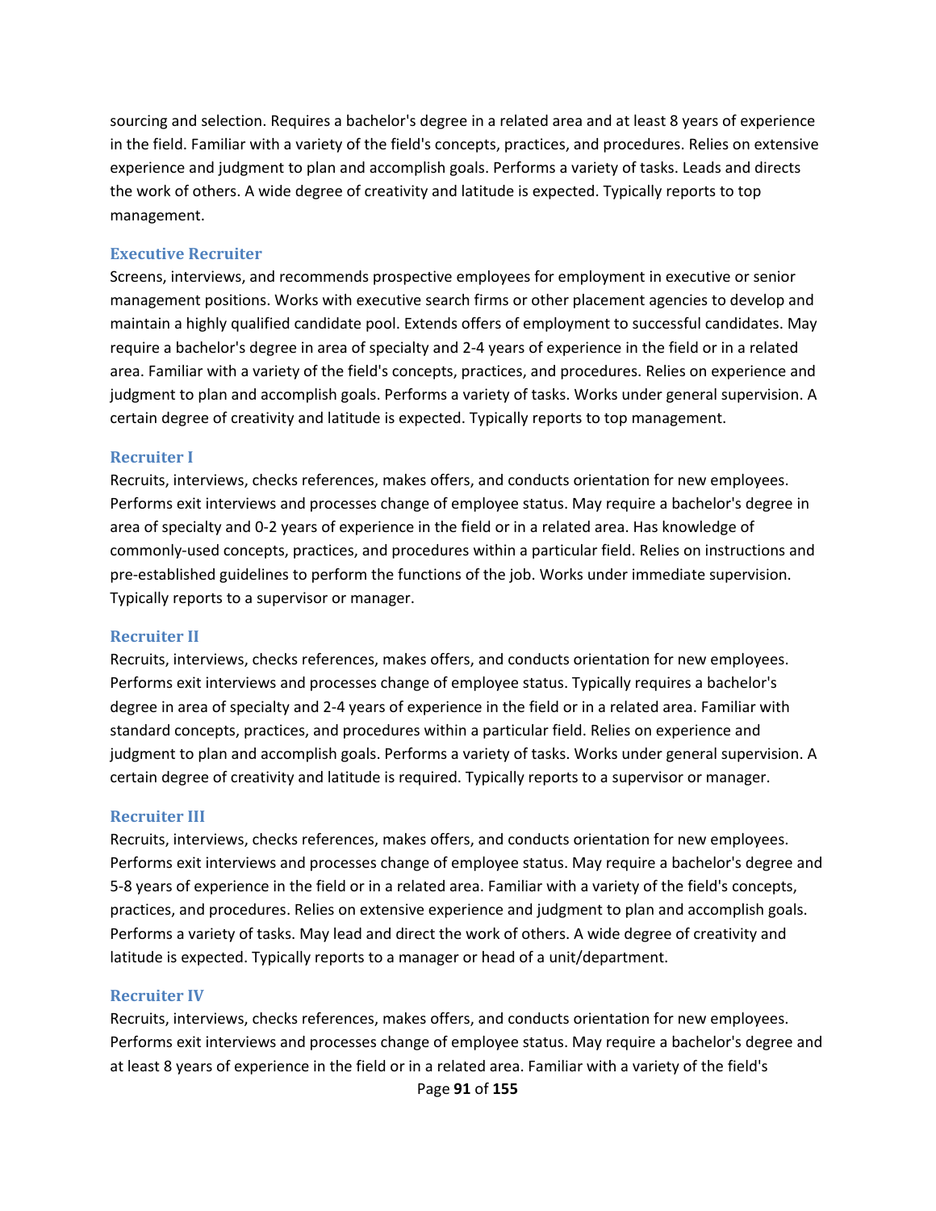sourcing and selection. Requires a bachelor's degree in a related area and at least 8 years of experience in the field. Familiar with a variety of the field's concepts, practices, and procedures. Relies on extensive experience and judgment to plan and accomplish goals. Performs a variety of tasks. Leads and directs the work of others. A wide degree of creativity and latitude is expected. Typically reports to top management.

### Executive Recruiter

Screens, interviews, and recommends prospective employees for employment in executive or senior management positions. Works with executive search firms or other placement agencies to develop and maintain a highly qualified candidate pool. Extends offers of employment to successful candidates. May require a bachelor's degree in area of specialty and 2-4 years of experience in the field or in a related area. Familiar with a variety of the field's concepts, practices, and procedures. Relies on experience and judgment to plan and accomplish goals. Performs a variety of tasks. Works under general supervision. A certain degree of creativity and latitude is expected. Typically reports to top management.

### Recruiter I

Recruits, interviews, checks references, makes offers, and conducts orientation for new employees. Performs exit interviews and processes change of employee status. May require a bachelor's degree in area of specialty and 0-2 years of experience in the field or in a related area. Has knowledge of commonly-used concepts, practices, and procedures within a particular field. Relies on instructions and pre-established guidelines to perform the functions of the job. Works under immediate supervision. Typically reports to a supervisor or manager.

### Recruiter II

Recruits, interviews, checks references, makes offers, and conducts orientation for new employees. Performs exit interviews and processes change of employee status. Typically requires a bachelor's degree in area of specialty and 2-4 years of experience in the field or in a related area. Familiar with standard concepts, practices, and procedures within a particular field. Relies on experience and judgment to plan and accomplish goals. Performs a variety of tasks. Works under general supervision. A certain degree of creativity and latitude is required. Typically reports to a supervisor or manager.

### Recruiter III

Recruits, interviews, checks references, makes offers, and conducts orientation for new employees. Performs exit interviews and processes change of employee status. May require a bachelor's degree and 5-8 years of experience in the field or in a related area. Familiar with a variety of the field's concepts, practices, and procedures. Relies on extensive experience and judgment to plan and accomplish goals. Performs a variety of tasks. May lead and direct the work of others. A wide degree of creativity and latitude is expected. Typically reports to a manager or head of a unit/department.

### Recruiter IV

Recruits, interviews, checks references, makes offers, and conducts orientation for new employees. Performs exit interviews and processes change of employee status. May require a bachelor's degree and at least 8 years of experience in the field or in a related area. Familiar with a variety of the field's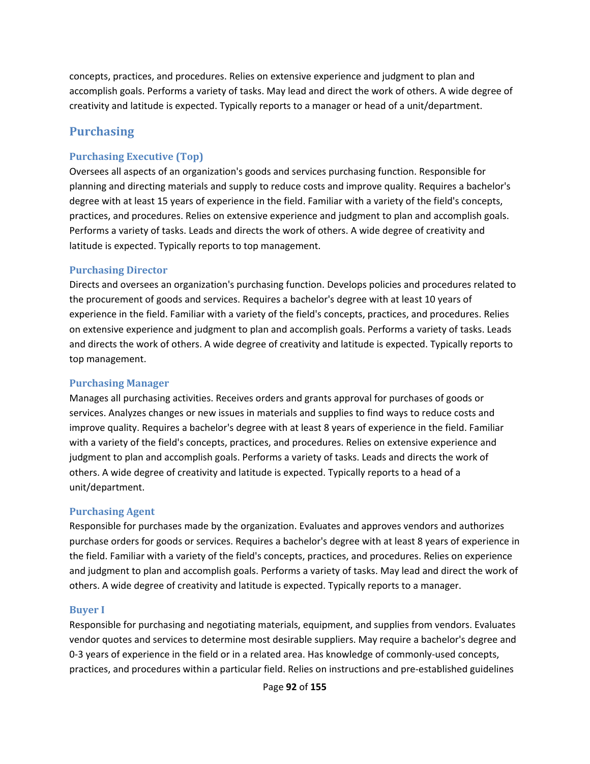concepts, practices, and procedures. Relies on extensive experience and judgment to plan and accomplish goals. Performs a variety of tasks. May lead and direct the work of others. A wide degree of creativity and latitude is expected. Typically reports to a manager or head of a unit/department.

## Purchasing

### Purchasing Executive (Top)

Oversees all aspects of an organization's goods and services purchasing function. Responsible for planning and directing materials and supply to reduce costs and improve quality. Requires a bachelor's degree with at least 15 years of experience in the field. Familiar with a variety of the field's concepts, practices, and procedures. Relies on extensive experience and judgment to plan and accomplish goals. Performs a variety of tasks. Leads and directs the work of others. A wide degree of creativity and latitude is expected. Typically reports to top management.

### Purchasing Director

Directs and oversees an organization's purchasing function. Develops policies and procedures related to the procurement of goods and services. Requires a bachelor's degree with at least 10 years of experience in the field. Familiar with a variety of the field's concepts, practices, and procedures. Relies on extensive experience and judgment to plan and accomplish goals. Performs a variety of tasks. Leads and directs the work of others. A wide degree of creativity and latitude is expected. Typically reports to top management.

### Purchasing Manager

Manages all purchasing activities. Receives orders and grants approval for purchases of goods or services. Analyzes changes or new issues in materials and supplies to find ways to reduce costs and improve quality. Requires a bachelor's degree with at least 8 years of experience in the field. Familiar with a variety of the field's concepts, practices, and procedures. Relies on extensive experience and judgment to plan and accomplish goals. Performs a variety of tasks. Leads and directs the work of others. A wide degree of creativity and latitude is expected. Typically reports to a head of a unit/department.

### Purchasing Agent

Responsible for purchases made by the organization. Evaluates and approves vendors and authorizes purchase orders for goods or services. Requires a bachelor's degree with at least 8 years of experience in the field. Familiar with a variety of the field's concepts, practices, and procedures. Relies on experience and judgment to plan and accomplish goals. Performs a variety of tasks. May lead and direct the work of others. A wide degree of creativity and latitude is expected. Typically reports to a manager.

### Buyer I

Responsible for purchasing and negotiating materials, equipment, and supplies from vendors. Evaluates vendor quotes and services to determine most desirable suppliers. May require a bachelor's degree and 0-3 years of experience in the field or in a related area. Has knowledge of commonly-used concepts, practices, and procedures within a particular field. Relies on instructions and pre-established guidelines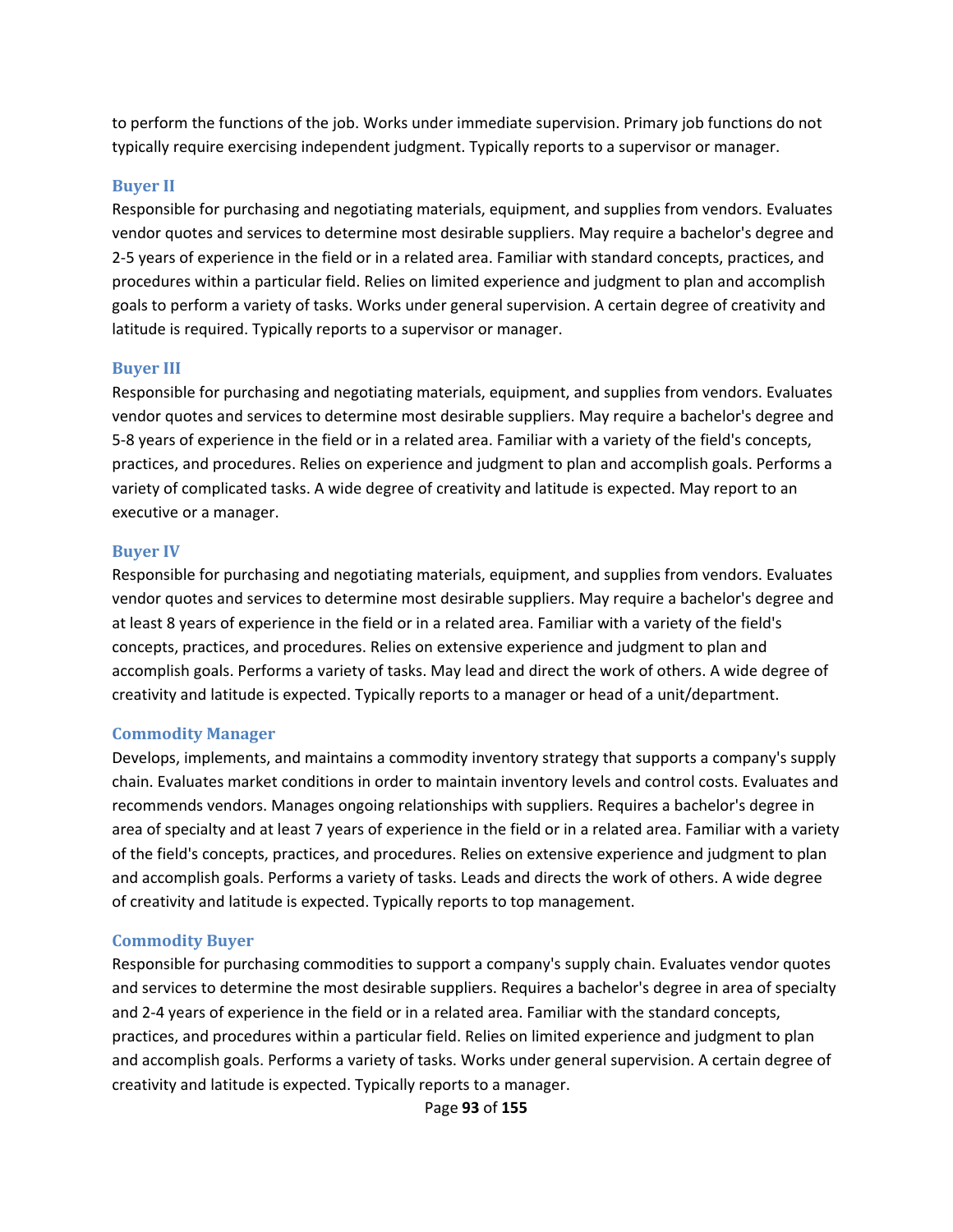to perform the functions of the job. Works under immediate supervision. Primary job functions do not typically require exercising independent judgment. Typically reports to a supervisor or manager.

### Buyer II

Responsible for purchasing and negotiating materials, equipment, and supplies from vendors. Evaluates vendor quotes and services to determine most desirable suppliers. May require a bachelor's degree and 2-5 years of experience in the field or in a related area. Familiar with standard concepts, practices, and procedures within a particular field. Relies on limited experience and judgment to plan and accomplish goals to perform a variety of tasks. Works under general supervision. A certain degree of creativity and latitude is required. Typically reports to a supervisor or manager.

### Buyer III

Responsible for purchasing and negotiating materials, equipment, and supplies from vendors. Evaluates vendor quotes and services to determine most desirable suppliers. May require a bachelor's degree and 5-8 years of experience in the field or in a related area. Familiar with a variety of the field's concepts, practices, and procedures. Relies on experience and judgment to plan and accomplish goals. Performs a variety of complicated tasks. A wide degree of creativity and latitude is expected. May report to an executive or a manager.

### Buyer IV

Responsible for purchasing and negotiating materials, equipment, and supplies from vendors. Evaluates vendor quotes and services to determine most desirable suppliers. May require a bachelor's degree and at least 8 years of experience in the field or in a related area. Familiar with a variety of the field's concepts, practices, and procedures. Relies on extensive experience and judgment to plan and accomplish goals. Performs a variety of tasks. May lead and direct the work of others. A wide degree of creativity and latitude is expected. Typically reports to a manager or head of a unit/department.

### Commodity Manager

Develops, implements, and maintains a commodity inventory strategy that supports a company's supply chain. Evaluates market conditions in order to maintain inventory levels and control costs. Evaluates and recommends vendors. Manages ongoing relationships with suppliers. Requires a bachelor's degree in area of specialty and at least 7 years of experience in the field or in a related area. Familiar with a variety of the field's concepts, practices, and procedures. Relies on extensive experience and judgment to plan and accomplish goals. Performs a variety of tasks. Leads and directs the work of others. A wide degree of creativity and latitude is expected. Typically reports to top management.

### Commodity Buyer

Responsible for purchasing commodities to support a company's supply chain. Evaluates vendor quotes and services to determine the most desirable suppliers. Requires a bachelor's degree in area of specialty and 2-4 years of experience in the field or in a related area. Familiar with the standard concepts, practices, and procedures within a particular field. Relies on limited experience and judgment to plan and accomplish goals. Performs a variety of tasks. Works under general supervision. A certain degree of creativity and latitude is expected. Typically reports to a manager.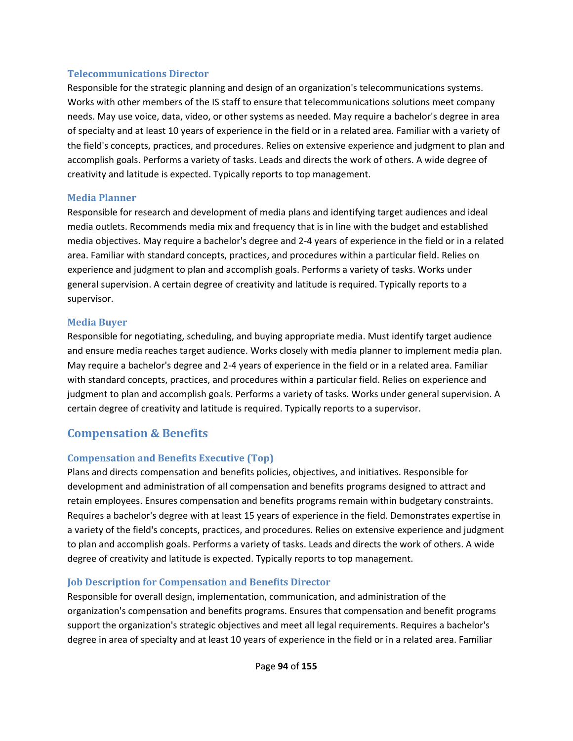### Telecommunications Director

Responsible for the strategic planning and design of an organization's telecommunications systems. Works with other members of the IS staff to ensure that telecommunications solutions meet company needs. May use voice, data, video, or other systems as needed. May require a bachelor's degree in area of specialty and at least 10 years of experience in the field or in a related area. Familiar with a variety of the field's concepts, practices, and procedures. Relies on extensive experience and judgment to plan and accomplish goals. Performs a variety of tasks. Leads and directs the work of others. A wide degree of creativity and latitude is expected. Typically reports to top management.

### Media Planner

Responsible for research and development of media plans and identifying target audiences and ideal media outlets. Recommends media mix and frequency that is in line with the budget and established media objectives. May require a bachelor's degree and 2-4 years of experience in the field or in a related area. Familiar with standard concepts, practices, and procedures within a particular field. Relies on experience and judgment to plan and accomplish goals. Performs a variety of tasks. Works under general supervision. A certain degree of creativity and latitude is required. Typically reports to a supervisor.

### Media Buyer

Responsible for negotiating, scheduling, and buying appropriate media. Must identify target audience and ensure media reaches target audience. Works closely with media planner to implement media plan. May require a bachelor's degree and 2-4 years of experience in the field or in a related area. Familiar with standard concepts, practices, and procedures within a particular field. Relies on experience and judgment to plan and accomplish goals. Performs a variety of tasks. Works under general supervision. A certain degree of creativity and latitude is required. Typically reports to a supervisor.

## Compensation & Benefits

### Compensation and Benefits Executive (Top)

Plans and directs compensation and benefits policies, objectives, and initiatives. Responsible for development and administration of all compensation and benefits programs designed to attract and retain employees. Ensures compensation and benefits programs remain within budgetary constraints. Requires a bachelor's degree with at least 15 years of experience in the field. Demonstrates expertise in a variety of the field's concepts, practices, and procedures. Relies on extensive experience and judgment to plan and accomplish goals. Performs a variety of tasks. Leads and directs the work of others. A wide degree of creativity and latitude is expected. Typically reports to top management.

### Job Description for Compensation and Benefits Director

Responsible for overall design, implementation, communication, and administration of the organization's compensation and benefits programs. Ensures that compensation and benefit programs support the organization's strategic objectives and meet all legal requirements. Requires a bachelor's degree in area of specialty and at least 10 years of experience in the field or in a related area. Familiar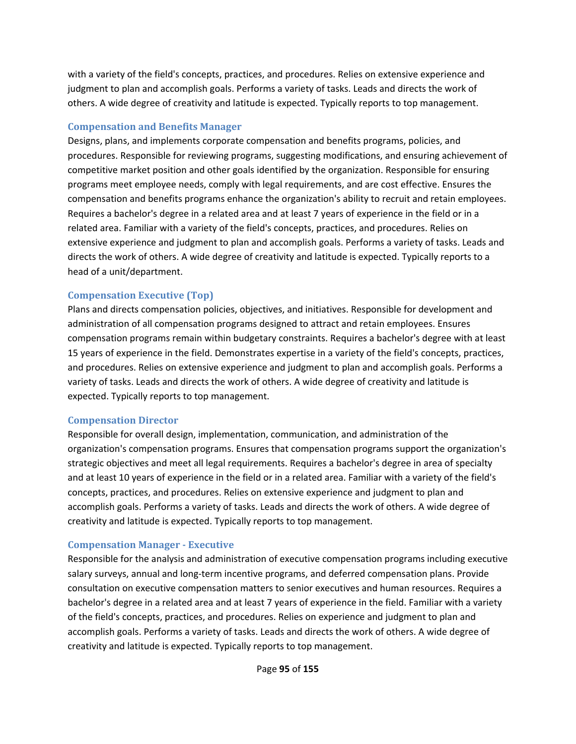with a variety of the field's concepts, practices, and procedures. Relies on extensive experience and judgment to plan and accomplish goals. Performs a variety of tasks. Leads and directs the work of others. A wide degree of creativity and latitude is expected. Typically reports to top management.

### Compensation and Benefits Manager

Designs, plans, and implements corporate compensation and benefits programs, policies, and procedures. Responsible for reviewing programs, suggesting modifications, and ensuring achievement of competitive market position and other goals identified by the organization. Responsible for ensuring programs meet employee needs, comply with legal requirements, and are cost effective. Ensures the compensation and benefits programs enhance the organization's ability to recruit and retain employees. Requires a bachelor's degree in a related area and at least 7 years of experience in the field or in a related area. Familiar with a variety of the field's concepts, practices, and procedures. Relies on extensive experience and judgment to plan and accomplish goals. Performs a variety of tasks. Leads and directs the work of others. A wide degree of creativity and latitude is expected. Typically reports to a head of a unit/department.

### Compensation Executive (Top)

Plans and directs compensation policies, objectives, and initiatives. Responsible for development and administration of all compensation programs designed to attract and retain employees. Ensures compensation programs remain within budgetary constraints. Requires a bachelor's degree with at least 15 years of experience in the field. Demonstrates expertise in a variety of the field's concepts, practices, and procedures. Relies on extensive experience and judgment to plan and accomplish goals. Performs a variety of tasks. Leads and directs the work of others. A wide degree of creativity and latitude is expected. Typically reports to top management.

### Compensation Director

Responsible for overall design, implementation, communication, and administration of the organization's compensation programs. Ensures that compensation programs support the organization's strategic objectives and meet all legal requirements. Requires a bachelor's degree in area of specialty and at least 10 years of experience in the field or in a related area. Familiar with a variety of the field's concepts, practices, and procedures. Relies on extensive experience and judgment to plan and accomplish goals. Performs a variety of tasks. Leads and directs the work of others. A wide degree of creativity and latitude is expected. Typically reports to top management.

### Compensation Manager - Executive

Responsible for the analysis and administration of executive compensation programs including executive salary surveys, annual and long-term incentive programs, and deferred compensation plans. Provide consultation on executive compensation matters to senior executives and human resources. Requires a bachelor's degree in a related area and at least 7 years of experience in the field. Familiar with a variety of the field's concepts, practices, and procedures. Relies on experience and judgment to plan and accomplish goals. Performs a variety of tasks. Leads and directs the work of others. A wide degree of creativity and latitude is expected. Typically reports to top management.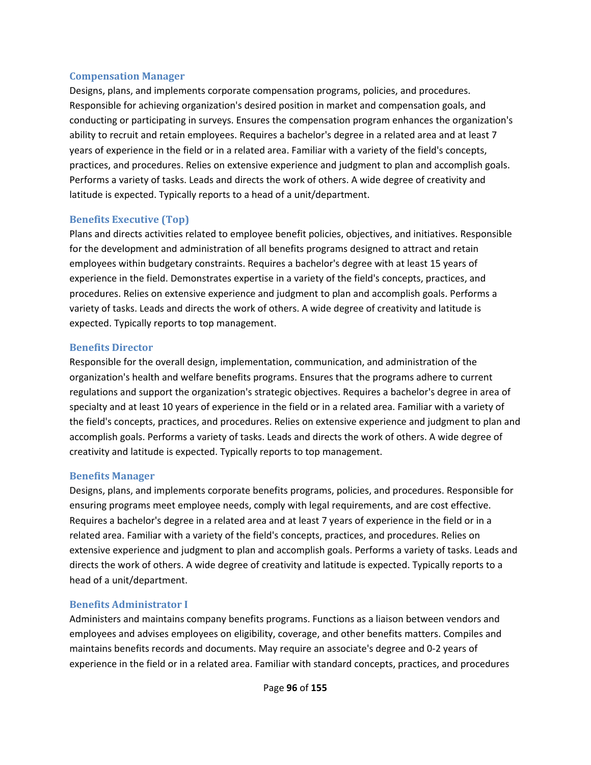### Compensation Manager

Designs, plans, and implements corporate compensation programs, policies, and procedures. Responsible for achieving organization's desired position in market and compensation goals, and conducting or participating in surveys. Ensures the compensation program enhances the organization's ability to recruit and retain employees. Requires a bachelor's degree in a related area and at least 7 years of experience in the field or in a related area. Familiar with a variety of the field's concepts, practices, and procedures. Relies on extensive experience and judgment to plan and accomplish goals. Performs a variety of tasks. Leads and directs the work of others. A wide degree of creativity and latitude is expected. Typically reports to a head of a unit/department.

### Benefits Executive (Top)

Plans and directs activities related to employee benefit policies, objectives, and initiatives. Responsible for the development and administration of all benefits programs designed to attract and retain employees within budgetary constraints. Requires a bachelor's degree with at least 15 years of experience in the field. Demonstrates expertise in a variety of the field's concepts, practices, and procedures. Relies on extensive experience and judgment to plan and accomplish goals. Performs a variety of tasks. Leads and directs the work of others. A wide degree of creativity and latitude is expected. Typically reports to top management.

### Benefits Director

Responsible for the overall design, implementation, communication, and administration of the organization's health and welfare benefits programs. Ensures that the programs adhere to current regulations and support the organization's strategic objectives. Requires a bachelor's degree in area of specialty and at least 10 years of experience in the field or in a related area. Familiar with a variety of the field's concepts, practices, and procedures. Relies on extensive experience and judgment to plan and accomplish goals. Performs a variety of tasks. Leads and directs the work of others. A wide degree of creativity and latitude is expected. Typically reports to top management.

### Benefits Manager

Designs, plans, and implements corporate benefits programs, policies, and procedures. Responsible for ensuring programs meet employee needs, comply with legal requirements, and are cost effective. Requires a bachelor's degree in a related area and at least 7 years of experience in the field or in a related area. Familiar with a variety of the field's concepts, practices, and procedures. Relies on extensive experience and judgment to plan and accomplish goals. Performs a variety of tasks. Leads and directs the work of others. A wide degree of creativity and latitude is expected. Typically reports to a head of a unit/department.

### Benefits Administrator I

Administers and maintains company benefits programs. Functions as a liaison between vendors and employees and advises employees on eligibility, coverage, and other benefits matters. Compiles and maintains benefits records and documents. May require an associate's degree and 0-2 years of experience in the field or in a related area. Familiar with standard concepts, practices, and procedures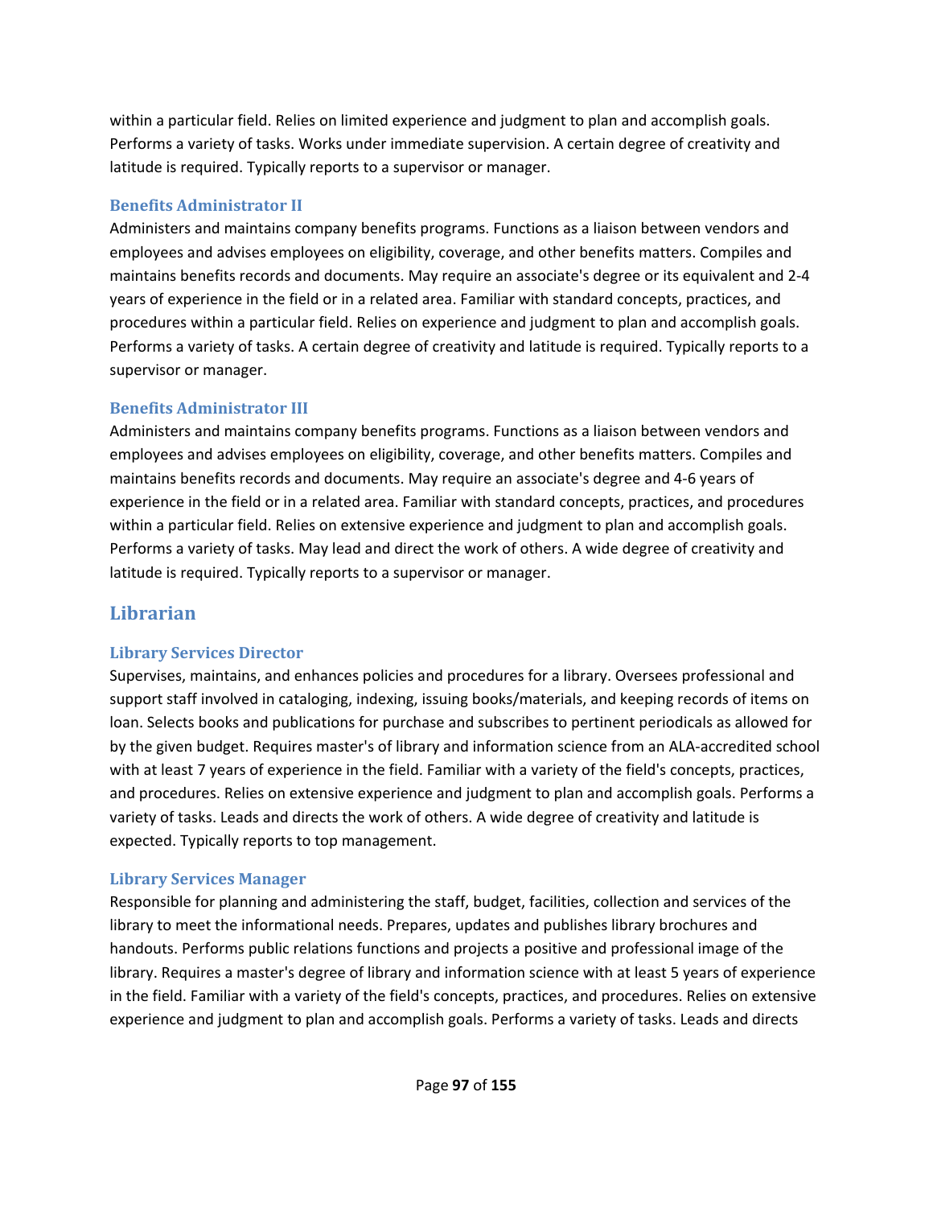within a particular field. Relies on limited experience and judgment to plan and accomplish goals. Performs a variety of tasks. Works under immediate supervision. A certain degree of creativity and latitude is required. Typically reports to a supervisor or manager.

### Benefits Administrator II

Administers and maintains company benefits programs. Functions as a liaison between vendors and employees and advises employees on eligibility, coverage, and other benefits matters. Compiles and maintains benefits records and documents. May require an associate's degree or its equivalent and 2-4 years of experience in the field or in a related area. Familiar with standard concepts, practices, and procedures within a particular field. Relies on experience and judgment to plan and accomplish goals. Performs a variety of tasks. A certain degree of creativity and latitude is required. Typically reports to a supervisor or manager.

### Benefits Administrator III

Administers and maintains company benefits programs. Functions as a liaison between vendors and employees and advises employees on eligibility, coverage, and other benefits matters. Compiles and maintains benefits records and documents. May require an associate's degree and 4-6 years of experience in the field or in a related area. Familiar with standard concepts, practices, and procedures within a particular field. Relies on extensive experience and judgment to plan and accomplish goals. Performs a variety of tasks. May lead and direct the work of others. A wide degree of creativity and latitude is required. Typically reports to a supervisor or manager.

## Librarian

### Library Services Director

Supervises, maintains, and enhances policies and procedures for a library. Oversees professional and support staff involved in cataloging, indexing, issuing books/materials, and keeping records of items on loan. Selects books and publications for purchase and subscribes to pertinent periodicals as allowed for by the given budget. Requires master's of library and information science from an ALA-accredited school with at least 7 years of experience in the field. Familiar with a variety of the field's concepts, practices, and procedures. Relies on extensive experience and judgment to plan and accomplish goals. Performs a variety of tasks. Leads and directs the work of others. A wide degree of creativity and latitude is expected. Typically reports to top management.

### Library Services Manager

Responsible for planning and administering the staff, budget, facilities, collection and services of the library to meet the informational needs. Prepares, updates and publishes library brochures and handouts. Performs public relations functions and projects a positive and professional image of the library. Requires a master's degree of library and information science with at least 5 years of experience in the field. Familiar with a variety of the field's concepts, practices, and procedures. Relies on extensive experience and judgment to plan and accomplish goals. Performs a variety of tasks. Leads and directs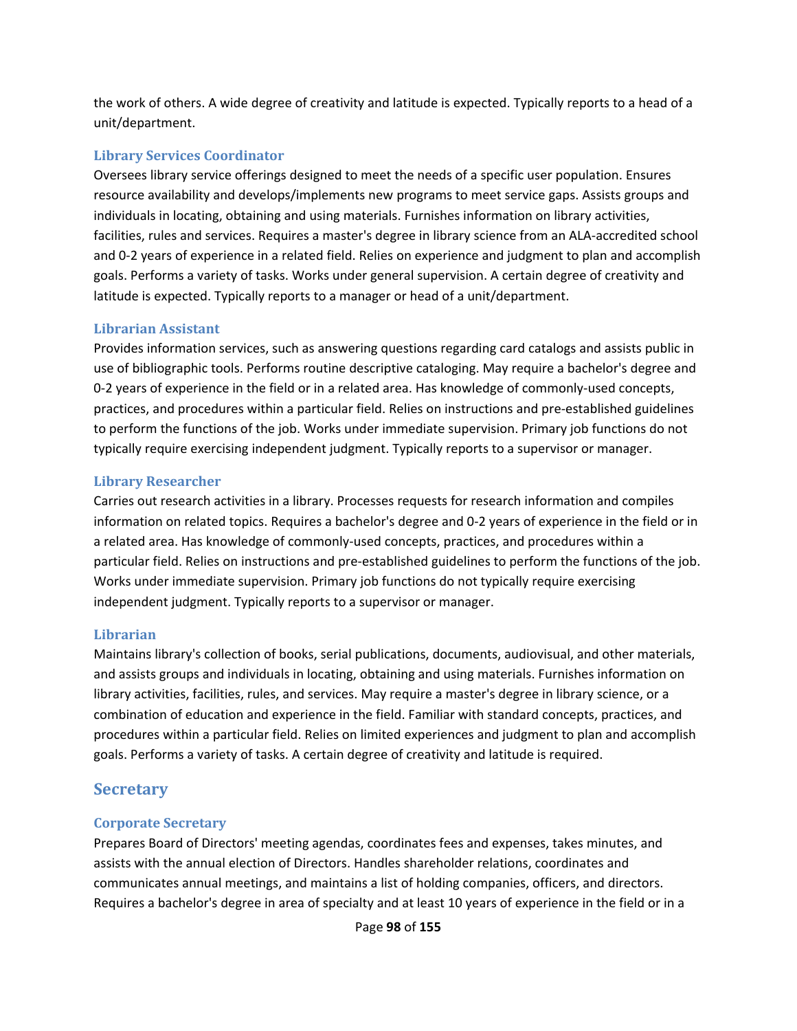the work of others. A wide degree of creativity and latitude is expected. Typically reports to a head of a unit/department.

### Library Services Coordinator

Oversees library service offerings designed to meet the needs of a specific user population. Ensures resource availability and develops/implements new programs to meet service gaps. Assists groups and individuals in locating, obtaining and using materials. Furnishes information on library activities, facilities, rules and services. Requires a master's degree in library science from an ALA-accredited school and 0-2 years of experience in a related field. Relies on experience and judgment to plan and accomplish goals. Performs a variety of tasks. Works under general supervision. A certain degree of creativity and latitude is expected. Typically reports to a manager or head of a unit/department.

### Librarian Assistant

Provides information services, such as answering questions regarding card catalogs and assists public in use of bibliographic tools. Performs routine descriptive cataloging. May require a bachelor's degree and 0-2 years of experience in the field or in a related area. Has knowledge of commonly-used concepts, practices, and procedures within a particular field. Relies on instructions and pre-established guidelines to perform the functions of the job. Works under immediate supervision. Primary job functions do not typically require exercising independent judgment. Typically reports to a supervisor or manager.

### Library Researcher

Carries out research activities in a library. Processes requests for research information and compiles information on related topics. Requires a bachelor's degree and 0-2 years of experience in the field or in a related area. Has knowledge of commonly-used concepts, practices, and procedures within a particular field. Relies on instructions and pre-established guidelines to perform the functions of the job. Works under immediate supervision. Primary job functions do not typically require exercising independent judgment. Typically reports to a supervisor or manager.

### Librarian

Maintains library's collection of books, serial publications, documents, audiovisual, and other materials, and assists groups and individuals in locating, obtaining and using materials. Furnishes information on library activities, facilities, rules, and services. May require a master's degree in library science, or a combination of education and experience in the field. Familiar with standard concepts, practices, and procedures within a particular field. Relies on limited experiences and judgment to plan and accomplish goals. Performs a variety of tasks. A certain degree of creativity and latitude is required.

## Secretary

### Corporate Secretary

Prepares Board of Directors' meeting agendas, coordinates fees and expenses, takes minutes, and assists with the annual election of Directors. Handles shareholder relations, coordinates and communicates annual meetings, and maintains a list of holding companies, officers, and directors. Requires a bachelor's degree in area of specialty and at least 10 years of experience in the field or in a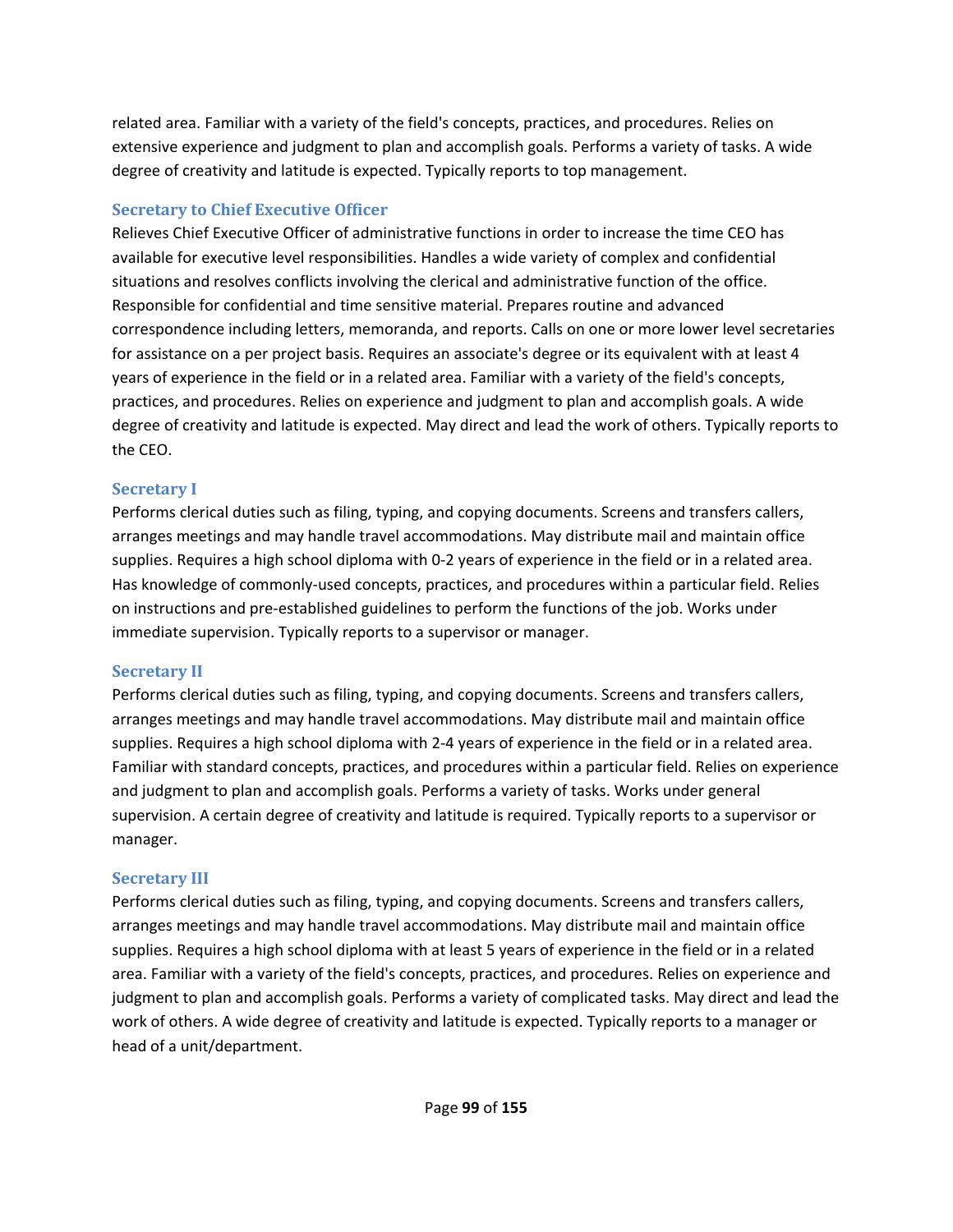related area. Familiar with a variety of the field's concepts, practices, and procedures. Relies on extensive experience and judgment to plan and accomplish goals. Performs a variety of tasks. A wide degree of creativity and latitude is expected. Typically reports to top management.

### Secretary to Chief Executive Officer

Relieves Chief Executive Officer of administrative functions in order to increase the time CEO has available for executive level responsibilities. Handles a wide variety of complex and confidential situations and resolves conflicts involving the clerical and administrative function of the office. Responsible for confidential and time sensitive material. Prepares routine and advanced correspondence including letters, memoranda, and reports. Calls on one or more lower level secretaries for assistance on a per project basis. Requires an associate's degree or its equivalent with at least 4 years of experience in the field or in a related area. Familiar with a variety of the field's concepts, practices, and procedures. Relies on experience and judgment to plan and accomplish goals. A wide degree of creativity and latitude is expected. May direct and lead the work of others. Typically reports to the CEO.

### Secretary I

Performs clerical duties such as filing, typing, and copying documents. Screens and transfers callers, arranges meetings and may handle travel accommodations. May distribute mail and maintain office supplies. Requires a high school diploma with 0-2 years of experience in the field or in a related area. Has knowledge of commonly-used concepts, practices, and procedures within a particular field. Relies on instructions and pre-established guidelines to perform the functions of the job. Works under immediate supervision. Typically reports to a supervisor or manager.

### Secretary II

Performs clerical duties such as filing, typing, and copying documents. Screens and transfers callers, arranges meetings and may handle travel accommodations. May distribute mail and maintain office supplies. Requires a high school diploma with 2-4 years of experience in the field or in a related area. Familiar with standard concepts, practices, and procedures within a particular field. Relies on experience and judgment to plan and accomplish goals. Performs a variety of tasks. Works under general supervision. A certain degree of creativity and latitude is required. Typically reports to a supervisor or manager.

### Secretary III

Performs clerical duties such as filing, typing, and copying documents. Screens and transfers callers, arranges meetings and may handle travel accommodations. May distribute mail and maintain office supplies. Requires a high school diploma with at least 5 years of experience in the field or in a related area. Familiar with a variety of the field's concepts, practices, and procedures. Relies on experience and judgment to plan and accomplish goals. Performs a variety of complicated tasks. May direct and lead the work of others. A wide degree of creativity and latitude is expected. Typically reports to a manager or head of a unit/department.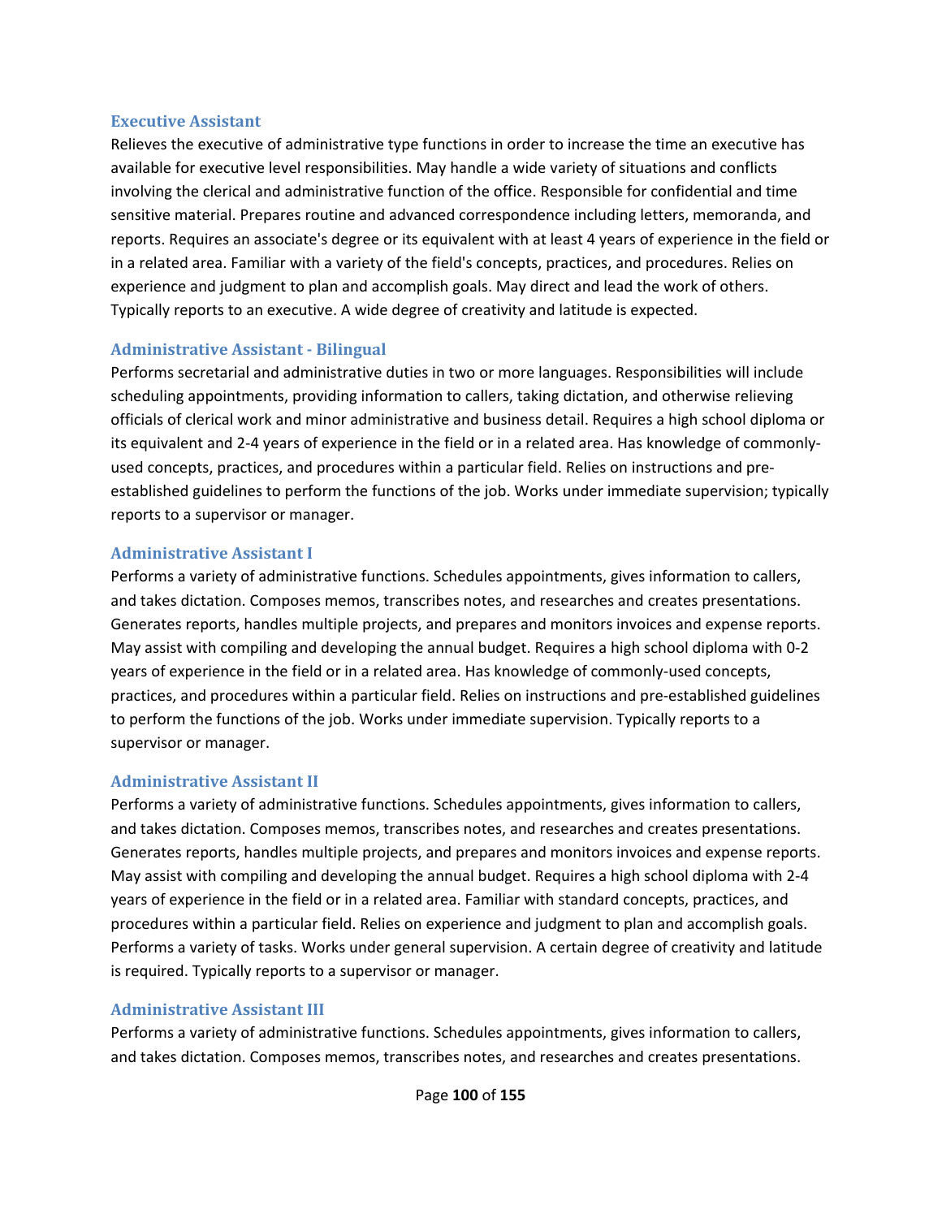### Executive Assistant

Relieves the executive of administrative type functions in order to increase the time an executive has available for executive level responsibilities. May handle a wide variety of situations and conflicts involving the clerical and administrative function of the office. Responsible for confidential and time sensitive material. Prepares routine and advanced correspondence including letters, memoranda, and reports. Requires an associate's degree or its equivalent with at least 4 years of experience in the field or in a related area. Familiar with a variety of the field's concepts, practices, and procedures. Relies on experience and judgment to plan and accomplish goals. May direct and lead the work of others. Typically reports to an executive. A wide degree of creativity and latitude is expected.

### Administrative Assistant - Bilingual

Performs secretarial and administrative duties in two or more languages. Responsibilities will include scheduling appointments, providing information to callers, taking dictation, and otherwise relieving officials of clerical work and minor administrative and business detail. Requires a high school diploma or its equivalent and 2-4 years of experience in the field or in a related area. Has knowledge of commonly-used concepts, practices, and procedures within a particular field. Relies on instructions and pre-established guidelines to perform the functions of the job. Works under immediate supervision; typically reports to a supervisor or manager.

### Administrative Assistant I

Performs a variety of administrative functions. Schedules appointments, gives information to callers, and takes dictation. Composes memos, transcribes notes, and researches and creates presentations. Generates reports, handles multiple projects, and prepares and monitors invoices and expense reports. May assist with compiling and developing the annual budget. Requires a high school diploma with 0-2 years of experience in the field or in a related area. Has knowledge of commonly-used concepts, practices, and procedures within a particular field. Relies on instructions and pre-established guidelines to perform the functions of the job. Works under immediate supervision. Typically reports to a supervisor or manager.

### Administrative Assistant II

Performs a variety of administrative functions. Schedules appointments, gives information to callers, and takes dictation. Composes memos, transcribes notes, and researches and creates presentations. Generates reports, handles multiple projects, and prepares and monitors invoices and expense reports. May assist with compiling and developing the annual budget. Requires a high school diploma with 2-4 years of experience in the field or in a related area. Familiar with standard concepts, practices, and procedures within a particular field. Relies on experience and judgment to plan and accomplish goals. Performs a variety of tasks. Works under general supervision. A certain degree of creativity and latitude is required. Typically reports to a supervisor or manager.

### Administrative Assistant III

Performs a variety of administrative functions. Schedules appointments, gives information to callers, and takes dictation. Composes memos, transcribes notes, and researches and creates presentations.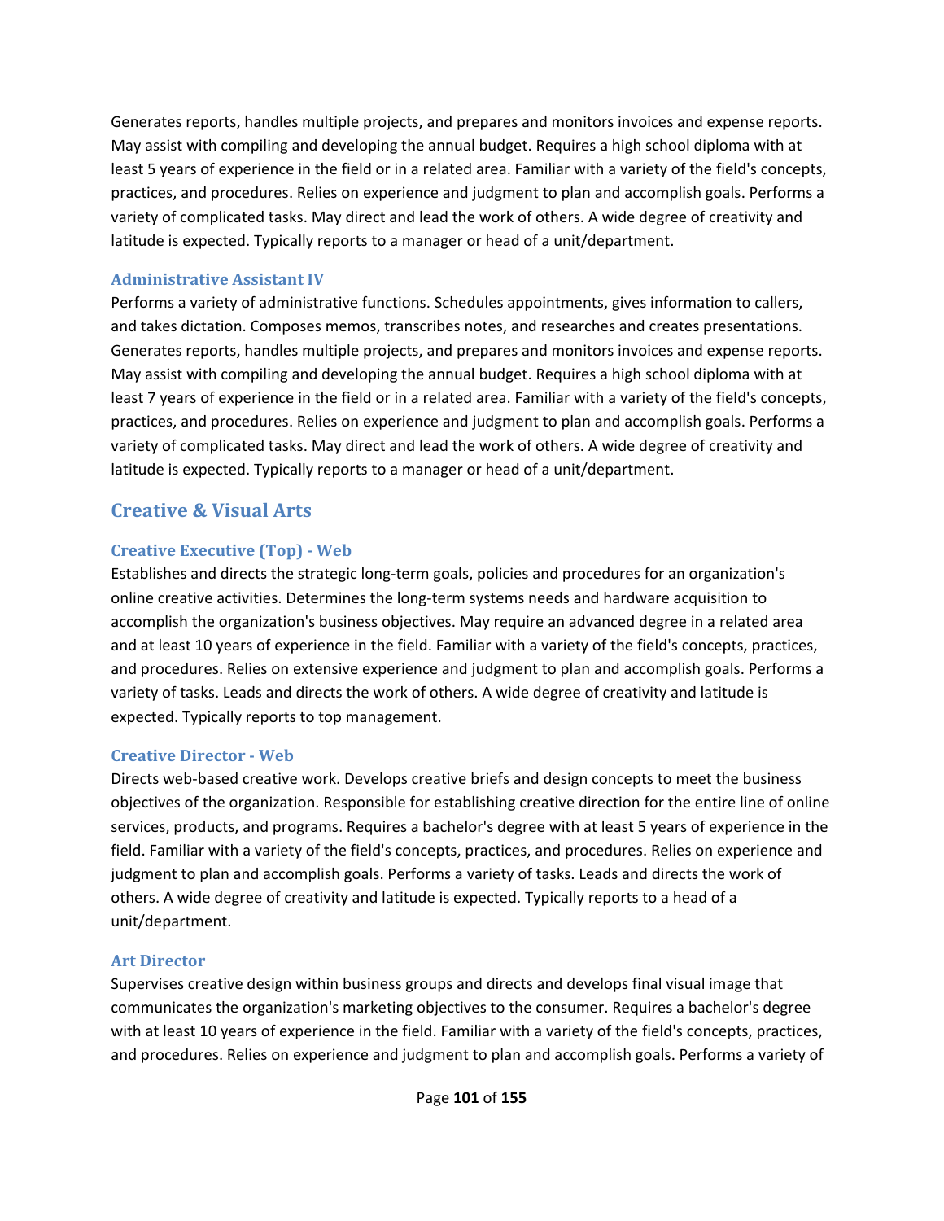Generates reports, handles multiple projects, and prepares and monitors invoices and expense reports. May assist with compiling and developing the annual budget. Requires a high school diploma with at least 5 years of experience in the field or in a related area. Familiar with a variety of the field's concepts, practices, and procedures. Relies on experience and judgment to plan and accomplish goals. Performs a variety of complicated tasks. May direct and lead the work of others. A wide degree of creativity and latitude is expected. Typically reports to a manager or head of a unit/department.

### Administrative Assistant IV

Performs a variety of administrative functions. Schedules appointments, gives information to callers, and takes dictation. Composes memos, transcribes notes, and researches and creates presentations. Generates reports, handles multiple projects, and prepares and monitors invoices and expense reports. May assist with compiling and developing the annual budget. Requires a high school diploma with at least 7 years of experience in the field or in a related area. Familiar with a variety of the field's concepts, practices, and procedures. Relies on experience and judgment to plan and accomplish goals. Performs a variety of complicated tasks. May direct and lead the work of others. A wide degree of creativity and latitude is expected. Typically reports to a manager or head of a unit/department.

## Creative & Visual Arts

### Creative Executive (Top) - Web

Establishes and directs the strategic long-term goals, policies and procedures for an organization's online creative activities. Determines the long-term systems needs and hardware acquisition to accomplish the organization's business objectives. May require an advanced degree in a related area and at least 10 years of experience in the field. Familiar with a variety of the field's concepts, practices, and procedures. Relies on extensive experience and judgment to plan and accomplish goals. Performs a variety of tasks. Leads and directs the work of others. A wide degree of creativity and latitude is expected. Typically reports to top management.

### Creative Director - Web

Directs web-based creative work. Develops creative briefs and design concepts to meet the business objectives of the organization. Responsible for establishing creative direction for the entire line of online services, products, and programs. Requires a bachelor's degree with at least 5 years of experience in the field. Familiar with a variety of the field's concepts, practices, and procedures. Relies on experience and judgment to plan and accomplish goals. Performs a variety of tasks. Leads and directs the work of others. A wide degree of creativity and latitude is expected. Typically reports to a head of a unit/department.

### Art Director

Supervises creative design within business groups and directs and develops final visual image that communicates the organization's marketing objectives to the consumer. Requires a bachelor's degree with at least 10 years of experience in the field. Familiar with a variety of the field's concepts, practices, and procedures. Relies on experience and judgment to plan and accomplish goals. Performs a variety of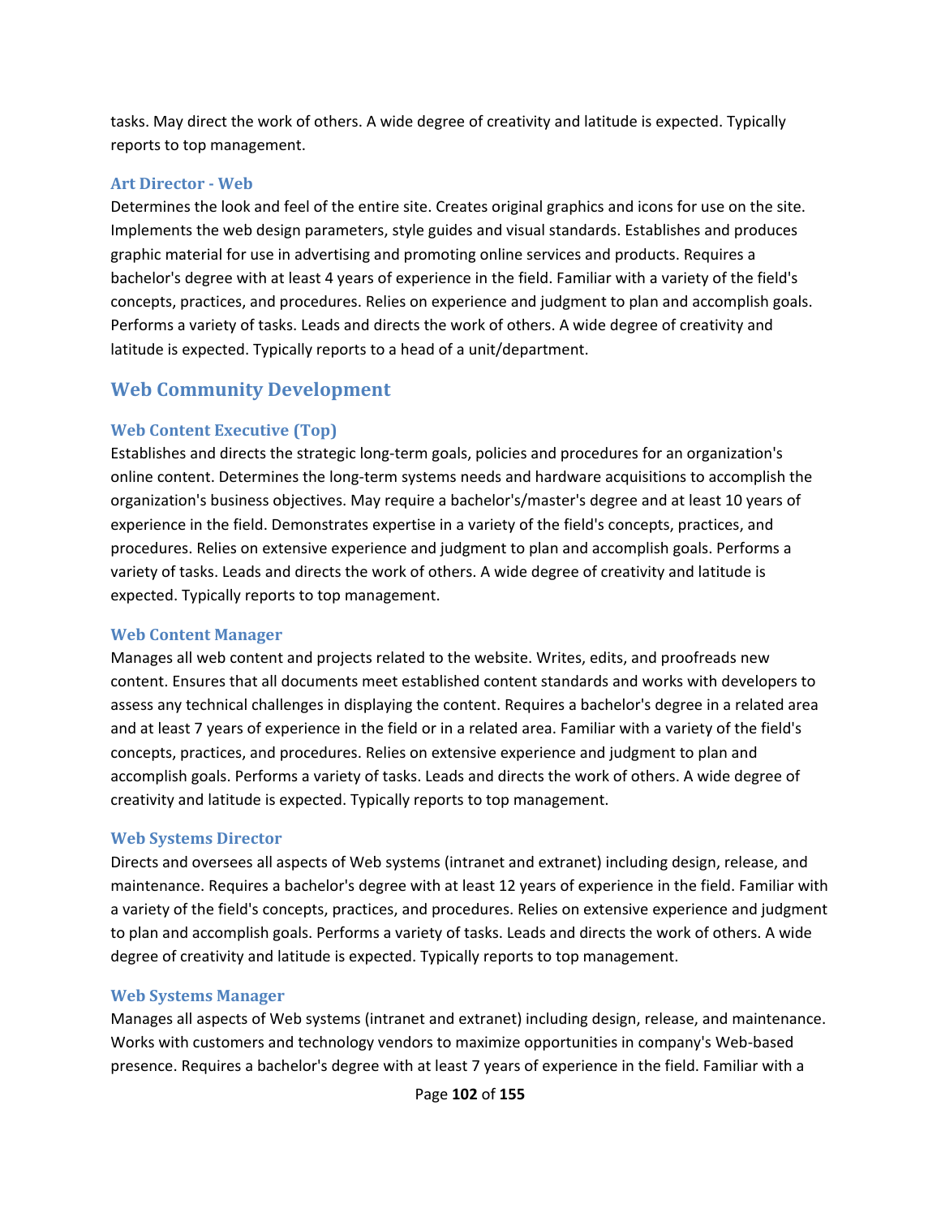tasks. May direct the work of others. A wide degree of creativity and latitude is expected. Typically reports to top management.

### Art Director - Web

Determines the look and feel of the entire site. Creates original graphics and icons for use on the site. Implements the web design parameters, style guides and visual standards. Establishes and produces graphic material for use in advertising and promoting online services and products. Requires a bachelor's degree with at least 4 years of experience in the field. Familiar with a variety of the field's concepts, practices, and procedures. Relies on experience and judgment to plan and accomplish goals. Performs a variety of tasks. Leads and directs the work of others. A wide degree of creativity and latitude is expected. Typically reports to a head of a unit/department.

## Web Community Development

### Web Content Executive (Top)

Establishes and directs the strategic long-term goals, policies and procedures for an organization's online content. Determines the long-term systems needs and hardware acquisitions to accomplish the organization's business objectives. May require a bachelor's/master's degree and at least 10 years of experience in the field. Demonstrates expertise in a variety of the field's concepts, practices, and procedures. Relies on extensive experience and judgment to plan and accomplish goals. Performs a variety of tasks. Leads and directs the work of others. A wide degree of creativity and latitude is expected. Typically reports to top management.

### Web Content Manager

Manages all web content and projects related to the website. Writes, edits, and proofreads new content. Ensures that all documents meet established content standards and works with developers to assess any technical challenges in displaying the content. Requires a bachelor's degree in a related area and at least 7 years of experience in the field or in a related area. Familiar with a variety of the field's concepts, practices, and procedures. Relies on extensive experience and judgment to plan and accomplish goals. Performs a variety of tasks. Leads and directs the work of others. A wide degree of creativity and latitude is expected. Typically reports to top management.

### Web Systems Director

Directs and oversees all aspects of Web systems (intranet and extranet) including design, release, and maintenance. Requires a bachelor's degree with at least 12 years of experience in the field. Familiar with a variety of the field's concepts, practices, and procedures. Relies on extensive experience and judgment to plan and accomplish goals. Performs a variety of tasks. Leads and directs the work of others. A wide degree of creativity and latitude is expected. Typically reports to top management.

### Web Systems Manager

Manages all aspects of Web systems (intranet and extranet) including design, release, and maintenance. Works with customers and technology vendors to maximize opportunities in company's Web-based presence. Requires a bachelor's degree with at least 7 years of experience in the field. Familiar with a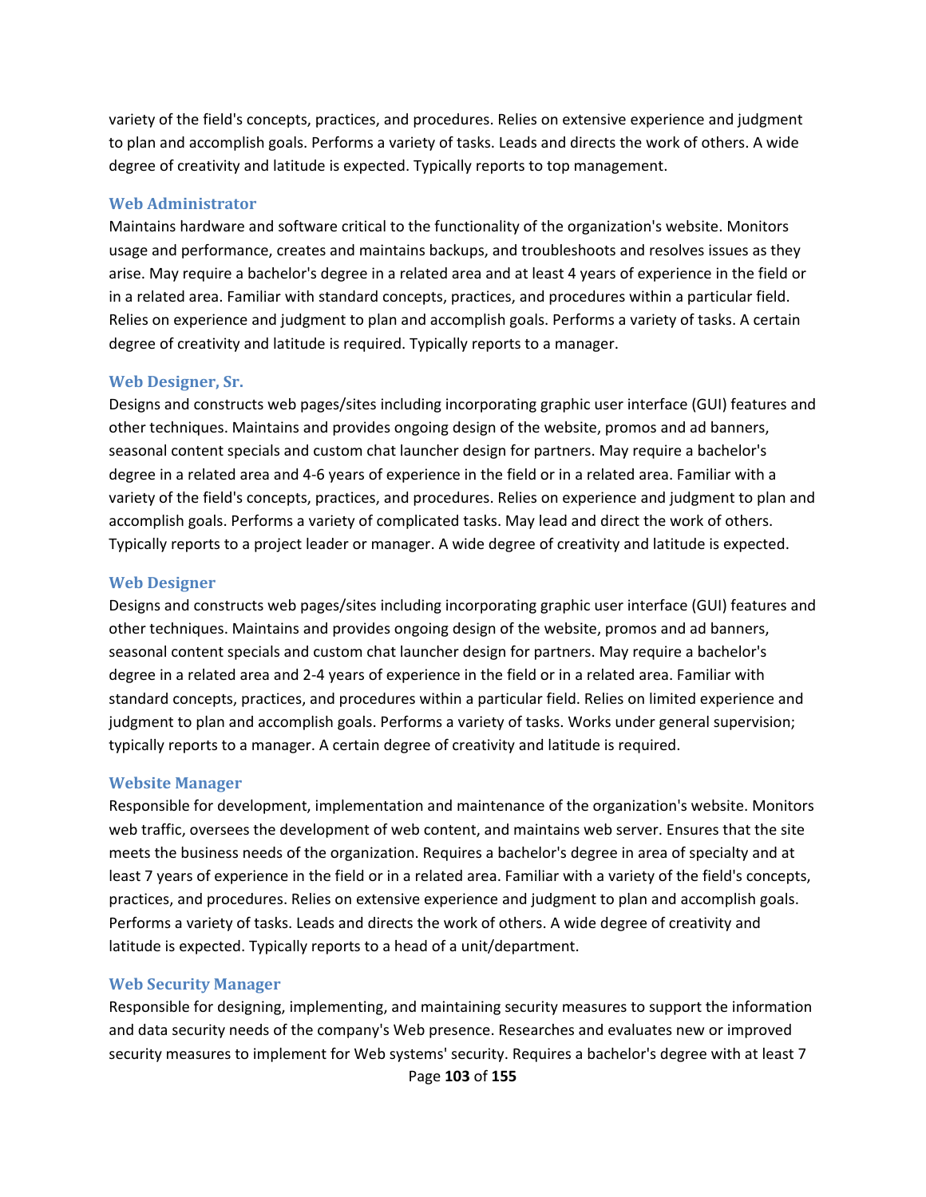variety of the field's concepts, practices, and procedures. Relies on extensive experience and judgment to plan and accomplish goals. Performs a variety of tasks. Leads and directs the work of others. A wide degree of creativity and latitude is expected. Typically reports to top management.

### Web Administrator

Maintains hardware and software critical to the functionality of the organization's website. Monitors usage and performance, creates and maintains backups, and troubleshoots and resolves issues as they arise. May require a bachelor's degree in a related area and at least 4 years of experience in the field or in a related area. Familiar with standard concepts, practices, and procedures within a particular field. Relies on experience and judgment to plan and accomplish goals. Performs a variety of tasks. A certain degree of creativity and latitude is required. Typically reports to a manager.

### Web Designer, Sr.

Designs and constructs web pages/sites including incorporating graphic user interface (GUI) features and other techniques. Maintains and provides ongoing design of the website, promos and ad banners, seasonal content specials and custom chat launcher design for partners. May require a bachelor's degree in a related area and 4-6 years of experience in the field or in a related area. Familiar with a variety of the field's concepts, practices, and procedures. Relies on experience and judgment to plan and accomplish goals. Performs a variety of complicated tasks. May lead and direct the work of others. Typically reports to a project leader or manager. A wide degree of creativity and latitude is expected.

### Web Designer

Designs and constructs web pages/sites including incorporating graphic user interface (GUI) features and other techniques. Maintains and provides ongoing design of the website, promos and ad banners, seasonal content specials and custom chat launcher design for partners. May require a bachelor's degree in a related area and 2-4 years of experience in the field or in a related area. Familiar with standard concepts, practices, and procedures within a particular field. Relies on limited experience and judgment to plan and accomplish goals. Performs a variety of tasks. Works under general supervision; typically reports to a manager. A certain degree of creativity and latitude is required.

### Website Manager

Responsible for development, implementation and maintenance of the organization's website. Monitors web traffic, oversees the development of web content, and maintains web server. Ensures that the site meets the business needs of the organization. Requires a bachelor's degree in area of specialty and at least 7 years of experience in the field or in a related area. Familiar with a variety of the field's concepts, practices, and procedures. Relies on extensive experience and judgment to plan and accomplish goals. Performs a variety of tasks. Leads and directs the work of others. A wide degree of creativity and latitude is expected. Typically reports to a head of a unit/department.

### Web Security Manager

Responsible for designing, implementing, and maintaining security measures to support the information and data security needs of the company's Web presence. Researches and evaluates new or improved security measures to implement for Web systems' security. Requires a bachelor's degree with at least 7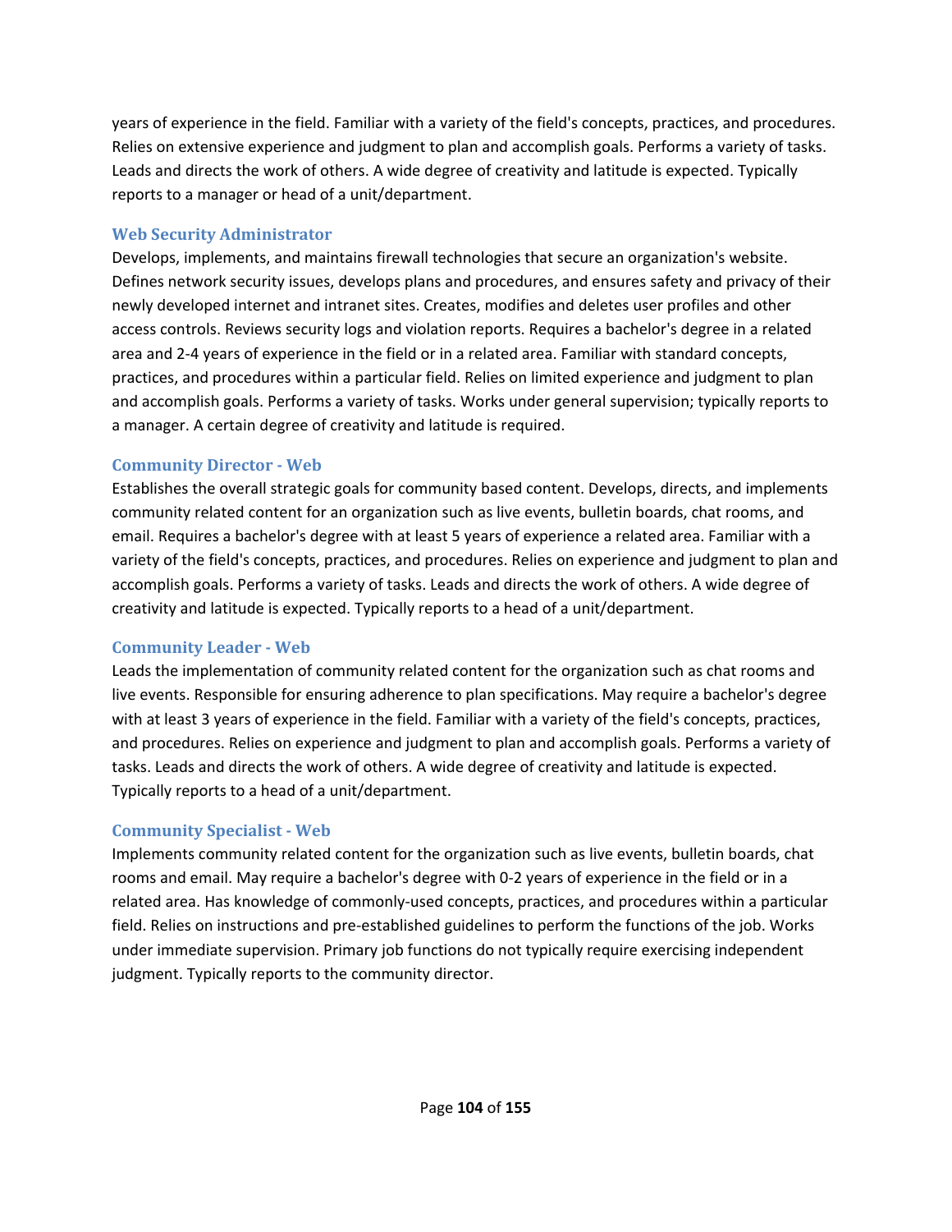years of experience in the field. Familiar with a variety of the field's concepts, practices, and procedures. Relies on extensive experience and judgment to plan and accomplish goals. Performs a variety of tasks. Leads and directs the work of others. A wide degree of creativity and latitude is expected. Typically reports to a manager or head of a unit/department.

### Web Security Administrator

Develops, implements, and maintains firewall technologies that secure an organization's website. Defines network security issues, develops plans and procedures, and ensures safety and privacy of their newly developed internet and intranet sites. Creates, modifies and deletes user profiles and other access controls. Reviews security logs and violation reports. Requires a bachelor's degree in a related area and 2-4 years of experience in the field or in a related area. Familiar with standard concepts, practices, and procedures within a particular field. Relies on limited experience and judgment to plan and accomplish goals. Performs a variety of tasks. Works under general supervision; typically reports to a manager. A certain degree of creativity and latitude is required.

### Community Director - Web

Establishes the overall strategic goals for community based content. Develops, directs, and implements community related content for an organization such as live events, bulletin boards, chat rooms, and email. Requires a bachelor's degree with at least 5 years of experience a related area. Familiar with a variety of the field's concepts, practices, and procedures. Relies on experience and judgment to plan and accomplish goals. Performs a variety of tasks. Leads and directs the work of others. A wide degree of creativity and latitude is expected. Typically reports to a head of a unit/department.

### Community Leader - Web

Leads the implementation of community related content for the organization such as chat rooms and live events. Responsible for ensuring adherence to plan specifications. May require a bachelor's degree with at least 3 years of experience in the field. Familiar with a variety of the field's concepts, practices, and procedures. Relies on experience and judgment to plan and accomplish goals. Performs a variety of tasks. Leads and directs the work of others. A wide degree of creativity and latitude is expected. Typically reports to a head of a unit/department.

### Community Specialist - Web

Implements community related content for the organization such as live events, bulletin boards, chat rooms and email. May require a bachelor's degree with 0-2 years of experience in the field or in a related area. Has knowledge of commonly-used concepts, practices, and procedures within a particular field. Relies on instructions and pre-established guidelines to perform the functions of the job. Works under immediate supervision. Primary job functions do not typically require exercising independent judgment. Typically reports to the community director.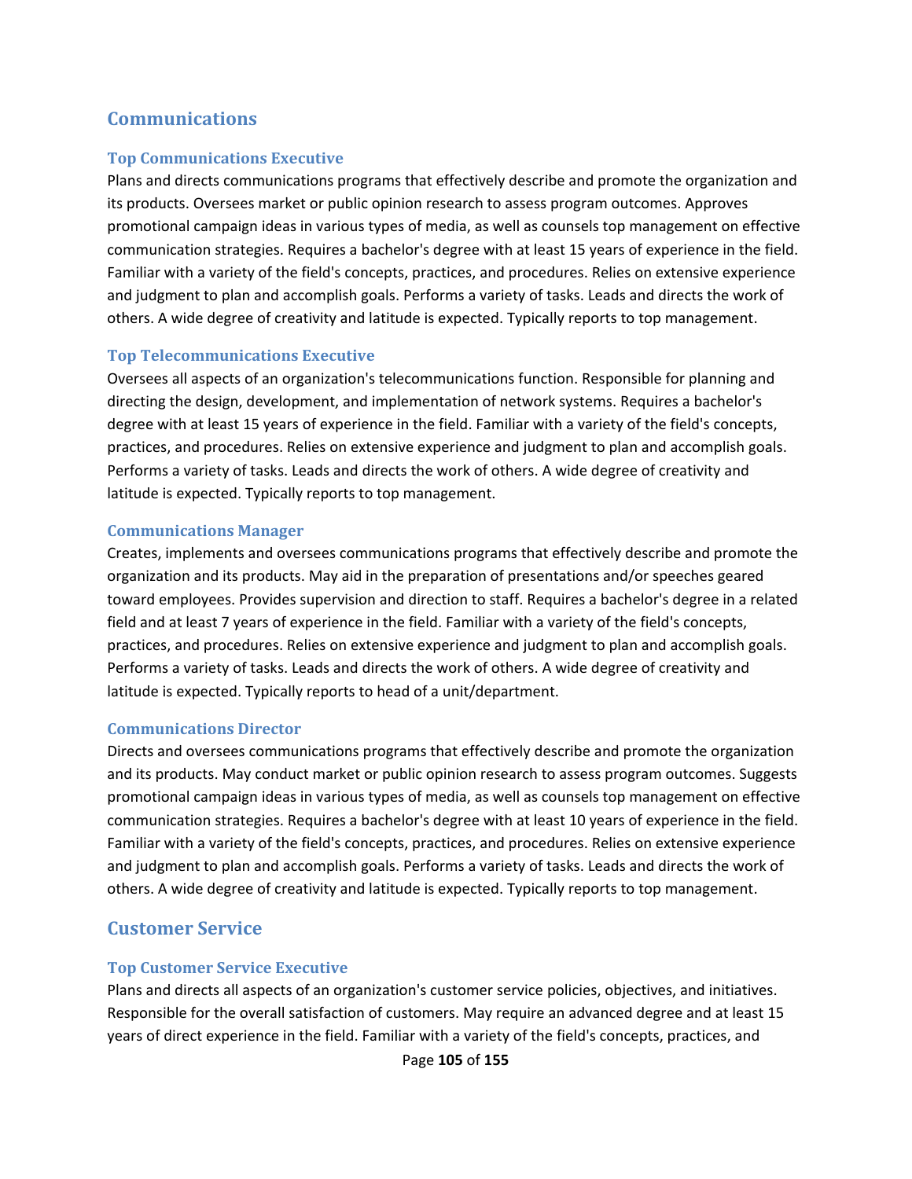## Communications

### Top Communications Executive

Plans and directs communications programs that effectively describe and promote the organization and its products. Oversees market or public opinion research to assess program outcomes. Approves promotional campaign ideas in various types of media, as well as counsels top management on effective communication strategies. Requires a bachelor's degree with at least 15 years of experience in the field. Familiar with a variety of the field's concepts, practices, and procedures. Relies on extensive experience and judgment to plan and accomplish goals. Performs a variety of tasks. Leads and directs the work of others. A wide degree of creativity and latitude is expected. Typically reports to top management.

### Top Telecommunications Executive

Oversees all aspects of an organization's telecommunications function. Responsible for planning and directing the design, development, and implementation of network systems. Requires a bachelor's degree with at least 15 years of experience in the field. Familiar with a variety of the field's concepts, practices, and procedures. Relies on extensive experience and judgment to plan and accomplish goals. Performs a variety of tasks. Leads and directs the work of others. A wide degree of creativity and latitude is expected. Typically reports to top management.

### Communications Manager

Creates, implements and oversees communications programs that effectively describe and promote the organization and its products. May aid in the preparation of presentations and/or speeches geared toward employees. Provides supervision and direction to staff. Requires a bachelor's degree in a related field and at least 7 years of experience in the field. Familiar with a variety of the field's concepts, practices, and procedures. Relies on extensive experience and judgment to plan and accomplish goals. Performs a variety of tasks. Leads and directs the work of others. A wide degree of creativity and latitude is expected. Typically reports to head of a unit/department.

### Communications Director

Directs and oversees communications programs that effectively describe and promote the organization and its products. May conduct market or public opinion research to assess program outcomes. Suggests promotional campaign ideas in various types of media, as well as counsels top management on effective communication strategies. Requires a bachelor's degree with at least 10 years of experience in the field. Familiar with a variety of the field's concepts, practices, and procedures. Relies on extensive experience and judgment to plan and accomplish goals. Performs a variety of tasks. Leads and directs the work of others. A wide degree of creativity and latitude is expected. Typically reports to top management.

## Customer Service

### Top Customer Service Executive

Plans and directs all aspects of an organization's customer service policies, objectives, and initiatives. Responsible for the overall satisfaction of customers. May require an advanced degree and at least 15 years of direct experience in the field. Familiar with a variety of the field's concepts, practices, and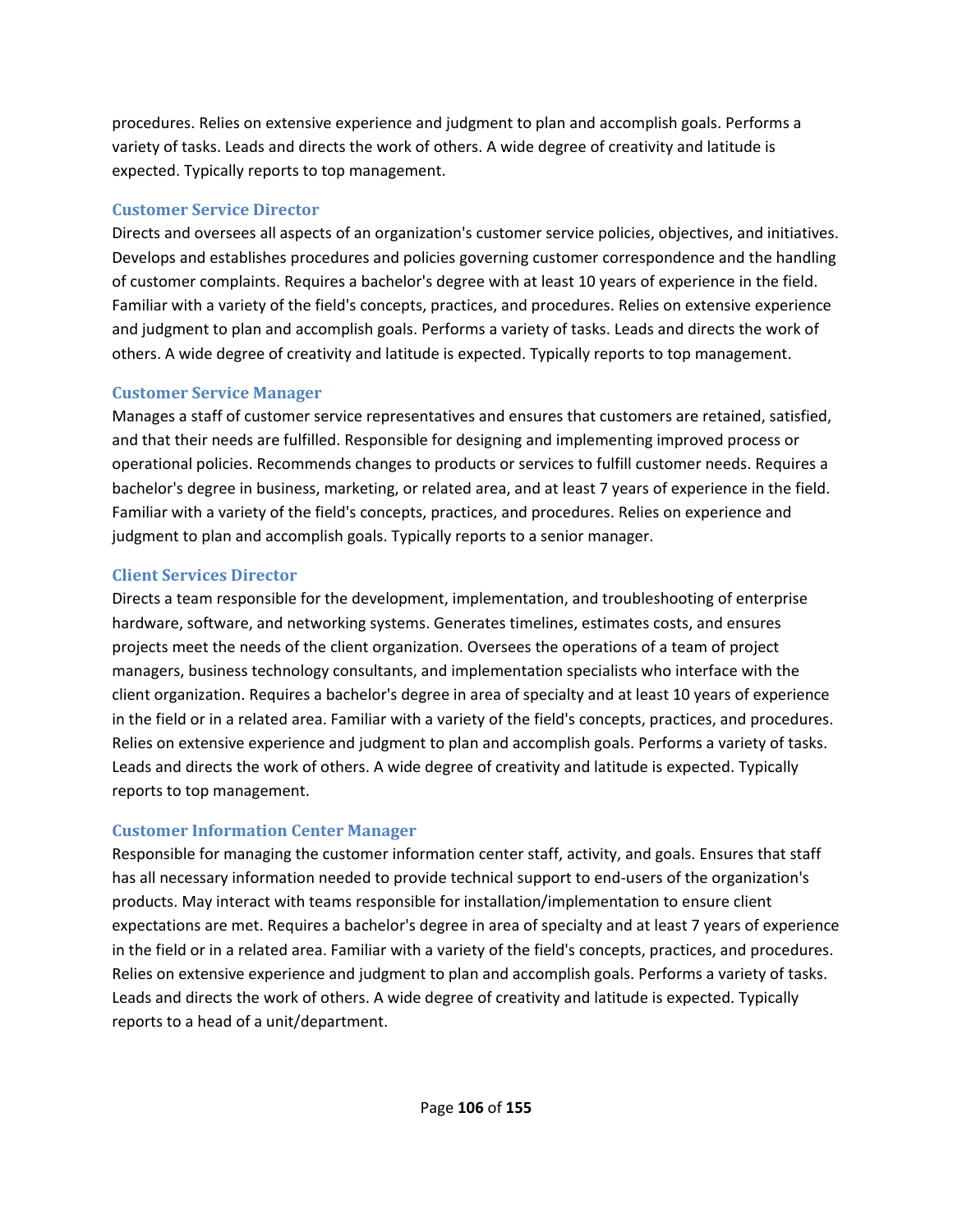procedures. Relies on extensive experience and judgment to plan and accomplish goals. Performs a variety of tasks. Leads and directs the work of others. A wide degree of creativity and latitude is expected. Typically reports to top management.

### Customer Service Director

Directs and oversees all aspects of an organization's customer service policies, objectives, and initiatives. Develops and establishes procedures and policies governing customer correspondence and the handling of customer complaints. Requires a bachelor's degree with at least 10 years of experience in the field. Familiar with a variety of the field's concepts, practices, and procedures. Relies on extensive experience and judgment to plan and accomplish goals. Performs a variety of tasks. Leads and directs the work of others. A wide degree of creativity and latitude is expected. Typically reports to top management.

### Customer Service Manager

Manages a staff of customer service representatives and ensures that customers are retained, satisfied, and that their needs are fulfilled. Responsible for designing and implementing improved process or operational policies. Recommends changes to products or services to fulfill customer needs. Requires a bachelor's degree in business, marketing, or related area, and at least 7 years of experience in the field. Familiar with a variety of the field's concepts, practices, and procedures. Relies on experience and judgment to plan and accomplish goals. Typically reports to a senior manager.

### Client Services Director

Directs a team responsible for the development, implementation, and troubleshooting of enterprise hardware, software, and networking systems. Generates timelines, estimates costs, and ensures projects meet the needs of the client organization. Oversees the operations of a team of project managers, business technology consultants, and implementation specialists who interface with the client organization. Requires a bachelor's degree in area of specialty and at least 10 years of experience in the field or in a related area. Familiar with a variety of the field's concepts, practices, and procedures. Relies on extensive experience and judgment to plan and accomplish goals. Performs a variety of tasks. Leads and directs the work of others. A wide degree of creativity and latitude is expected. Typically reports to top management.

### Customer Information Center Manager

Responsible for managing the customer information center staff, activity, and goals. Ensures that staff has all necessary information needed to provide technical support to end-users of the organization's products. May interact with teams responsible for installation/implementation to ensure client expectations are met. Requires a bachelor's degree in area of specialty and at least 7 years of experience in the field or in a related area. Familiar with a variety of the field's concepts, practices, and procedures. Relies on extensive experience and judgment to plan and accomplish goals. Performs a variety of tasks. Leads and directs the work of others. A wide degree of creativity and latitude is expected. Typically reports to a head of a unit/department.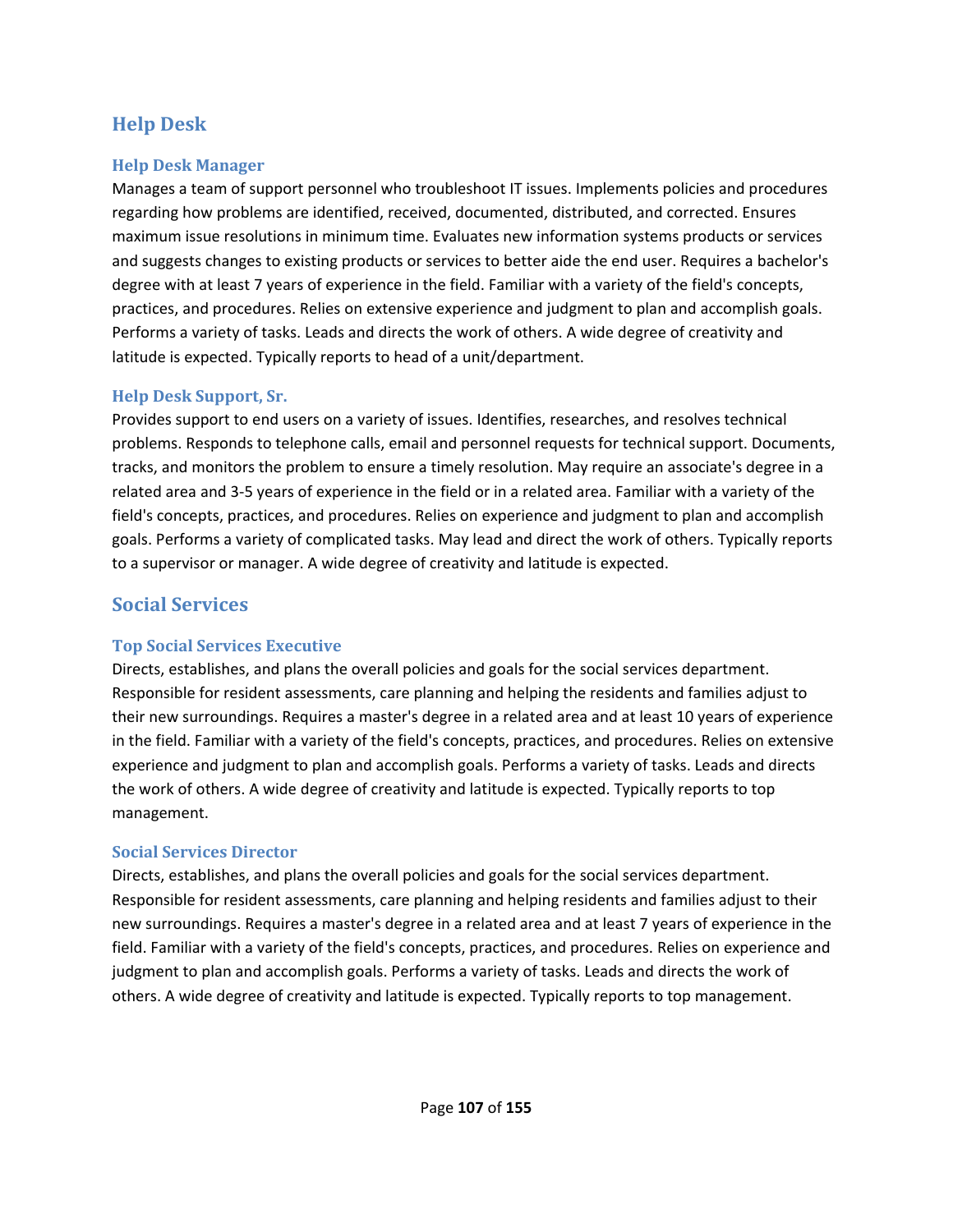## Help Desk

### Help Desk Manager

Manages a team of support personnel who troubleshoot IT issues. Implements policies and procedures regarding how problems are identified, received, documented, distributed, and corrected. Ensures maximum issue resolutions in minimum time. Evaluates new information systems products or services and suggests changes to existing products or services to better aide the end user. Requires a bachelor's degree with at least 7 years of experience in the field. Familiar with a variety of the field's concepts, practices, and procedures. Relies on extensive experience and judgment to plan and accomplish goals. Performs a variety of tasks. Leads and directs the work of others. A wide degree of creativity and latitude is expected. Typically reports to head of a unit/department.

### Help Desk Support, Sr.

Provides support to end users on a variety of issues. Identifies, researches, and resolves technical problems. Responds to telephone calls, email and personnel requests for technical support. Documents, tracks, and monitors the problem to ensure a timely resolution. May require an associate's degree in a related area and 3-5 years of experience in the field or in a related area. Familiar with a variety of the field's concepts, practices, and procedures. Relies on experience and judgment to plan and accomplish goals. Performs a variety of complicated tasks. May lead and direct the work of others. Typically reports to a supervisor or manager. A wide degree of creativity and latitude is expected.

## Social Services

### Top Social Services Executive

Directs, establishes, and plans the overall policies and goals for the social services department. Responsible for resident assessments, care planning and helping the residents and families adjust to their new surroundings. Requires a master's degree in a related area and at least 10 years of experience in the field. Familiar with a variety of the field's concepts, practices, and procedures. Relies on extensive experience and judgment to plan and accomplish goals. Performs a variety of tasks. Leads and directs the work of others. A wide degree of creativity and latitude is expected. Typically reports to top management.

### Social Services Director

Directs, establishes, and plans the overall policies and goals for the social services department. Responsible for resident assessments, care planning and helping residents and families adjust to their new surroundings. Requires a master's degree in a related area and at least 7 years of experience in the field. Familiar with a variety of the field's concepts, practices, and procedures. Relies on experience and judgment to plan and accomplish goals. Performs a variety of tasks. Leads and directs the work of others. A wide degree of creativity and latitude is expected. Typically reports to top management.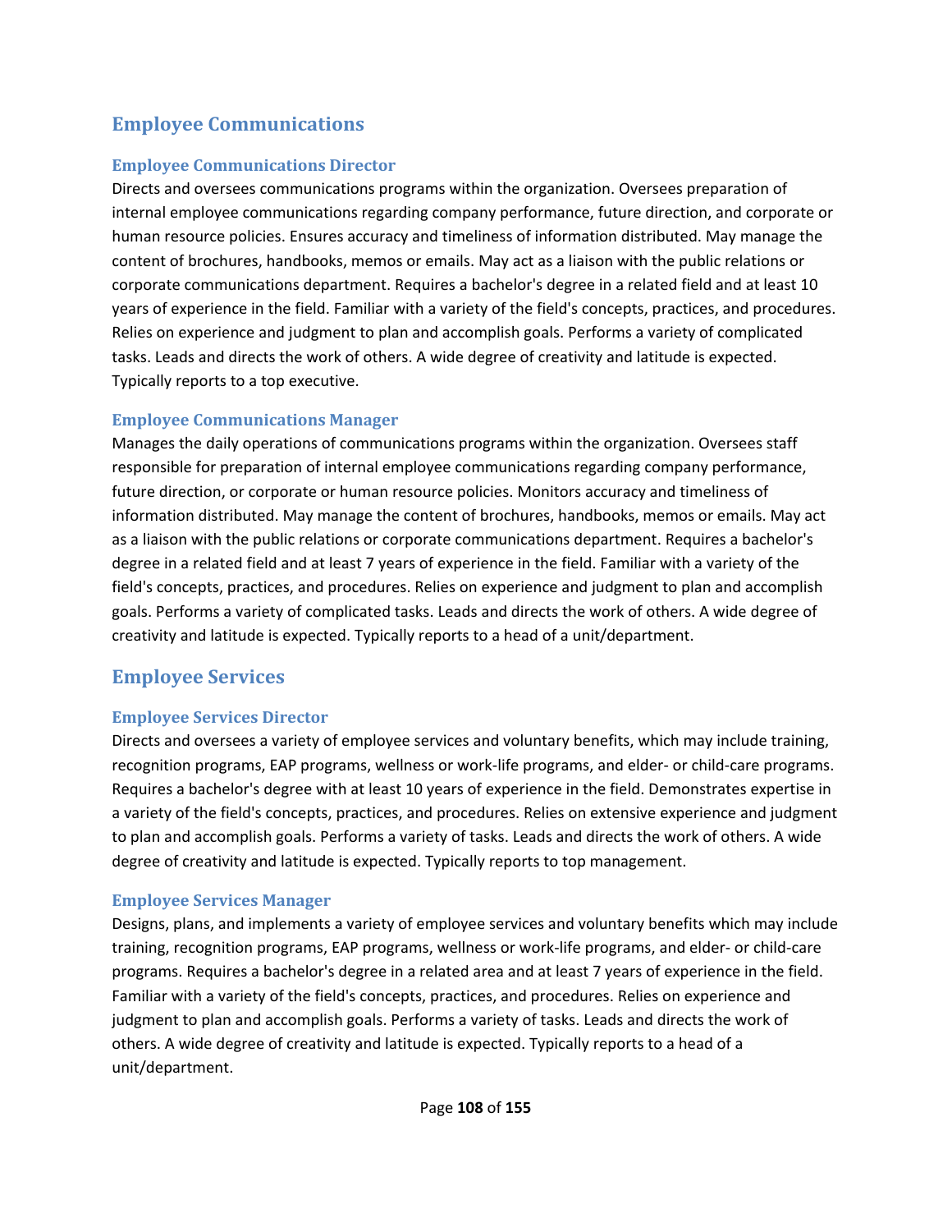## Employee Communications

### Employee Communications Director

Directs and oversees communications programs within the organization. Oversees preparation of internal employee communications regarding company performance, future direction, and corporate or human resource policies. Ensures accuracy and timeliness of information distributed. May manage the content of brochures, handbooks, memos or emails. May act as a liaison with the public relations or corporate communications department. Requires a bachelor's degree in a related field and at least 10 years of experience in the field. Familiar with a variety of the field's concepts, practices, and procedures. Relies on experience and judgment to plan and accomplish goals. Performs a variety of complicated tasks. Leads and directs the work of others. A wide degree of creativity and latitude is expected. Typically reports to a top executive.

### Employee Communications Manager

Manages the daily operations of communications programs within the organization. Oversees staff responsible for preparation of internal employee communications regarding company performance, future direction, or corporate or human resource policies. Monitors accuracy and timeliness of information distributed. May manage the content of brochures, handbooks, memos or emails. May act as a liaison with the public relations or corporate communications department. Requires a bachelor's degree in a related field and at least 7 years of experience in the field. Familiar with a variety of the field's concepts, practices, and procedures. Relies on experience and judgment to plan and accomplish goals. Performs a variety of complicated tasks. Leads and directs the work of others. A wide degree of creativity and latitude is expected. Typically reports to a head of a unit/department.

## Employee Services

### Employee Services Director

Directs and oversees a variety of employee services and voluntary benefits, which may include training, recognition programs, EAP programs, wellness or work-life programs, and elder- or child-care programs. Requires a bachelor's degree with at least 10 years of experience in the field. Demonstrates expertise in a variety of the field's concepts, practices, and procedures. Relies on extensive experience and judgment to plan and accomplish goals. Performs a variety of tasks. Leads and directs the work of others. A wide degree of creativity and latitude is expected. Typically reports to top management.

### Employee Services Manager

Designs, plans, and implements a variety of employee services and voluntary benefits which may include training, recognition programs, EAP programs, wellness or work-life programs, and elder- or child-care programs. Requires a bachelor's degree in a related area and at least 7 years of experience in the field. Familiar with a variety of the field's concepts, practices, and procedures. Relies on experience and judgment to plan and accomplish goals. Performs a variety of tasks. Leads and directs the work of others. A wide degree of creativity and latitude is expected. Typically reports to a head of a unit/department.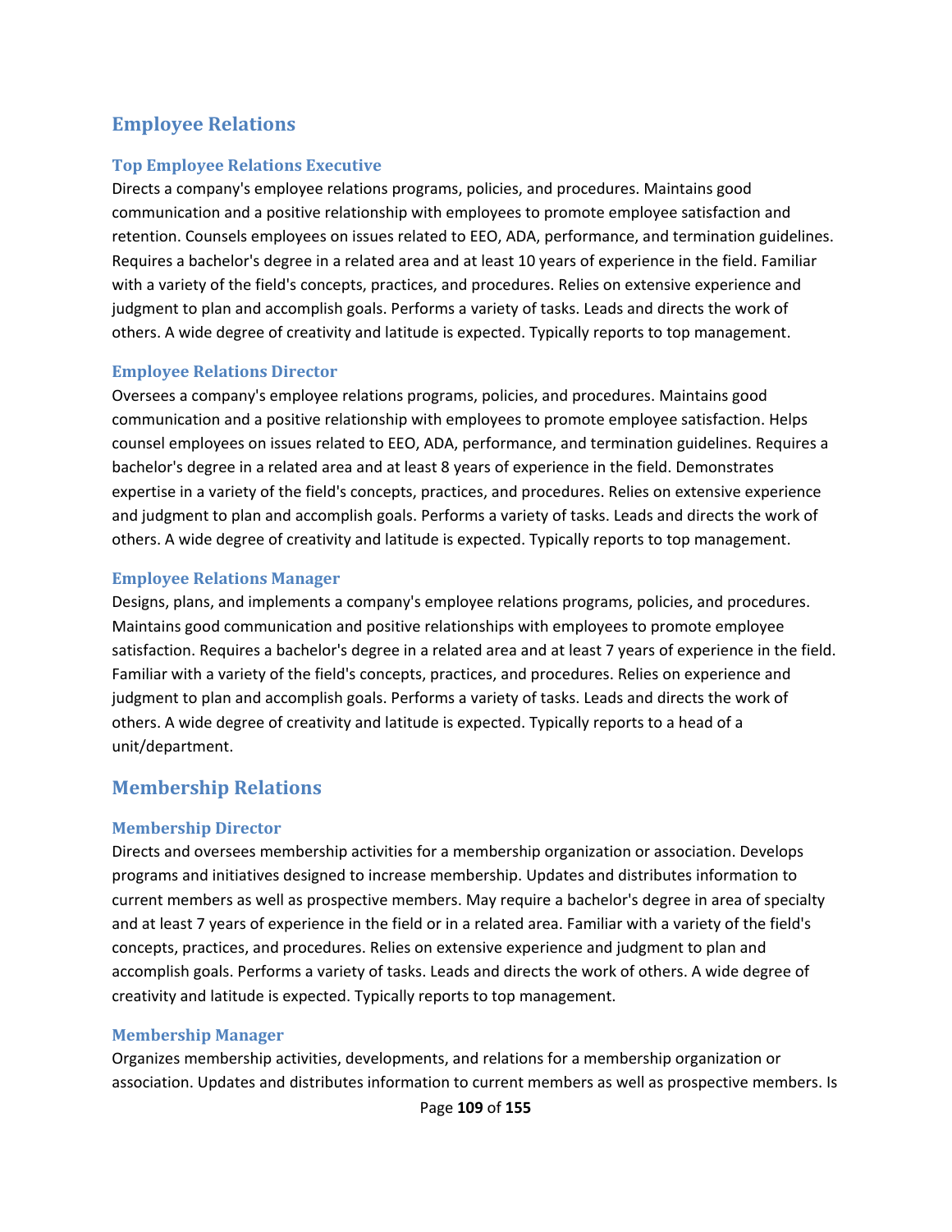## Employee Relations

### Top Employee Relations Executive

Directs a company's employee relations programs, policies, and procedures. Maintains good communication and a positive relationship with employees to promote employee satisfaction and retention. Counsels employees on issues related to EEO, ADA, performance, and termination guidelines. Requires a bachelor's degree in a related area and at least 10 years of experience in the field. Familiar with a variety of the field's concepts, practices, and procedures. Relies on extensive experience and judgment to plan and accomplish goals. Performs a variety of tasks. Leads and directs the work of others. A wide degree of creativity and latitude is expected. Typically reports to top management.

### Employee Relations Director

Oversees a company's employee relations programs, policies, and procedures. Maintains good communication and a positive relationship with employees to promote employee satisfaction. Helps counsel employees on issues related to EEO, ADA, performance, and termination guidelines. Requires a bachelor's degree in a related area and at least 8 years of experience in the field. Demonstrates expertise in a variety of the field's concepts, practices, and procedures. Relies on extensive experience and judgment to plan and accomplish goals. Performs a variety of tasks. Leads and directs the work of others. A wide degree of creativity and latitude is expected. Typically reports to top management.

### Employee Relations Manager

Designs, plans, and implements a company's employee relations programs, policies, and procedures. Maintains good communication and positive relationships with employees to promote employee satisfaction. Requires a bachelor's degree in a related area and at least 7 years of experience in the field. Familiar with a variety of the field's concepts, practices, and procedures. Relies on experience and judgment to plan and accomplish goals. Performs a variety of tasks. Leads and directs the work of others. A wide degree of creativity and latitude is expected. Typically reports to a head of a unit/department.

## Membership Relations

### Membership Director

Directs and oversees membership activities for a membership organization or association. Develops programs and initiatives designed to increase membership. Updates and distributes information to current members as well as prospective members. May require a bachelor's degree in area of specialty and at least 7 years of experience in the field or in a related area. Familiar with a variety of the field's concepts, practices, and procedures. Relies on extensive experience and judgment to plan and accomplish goals. Performs a variety of tasks. Leads and directs the work of others. A wide degree of creativity and latitude is expected. Typically reports to top management.

### Membership Manager

Organizes membership activities, developments, and relations for a membership organization or association. Updates and distributes information to current members as well as prospective members. Is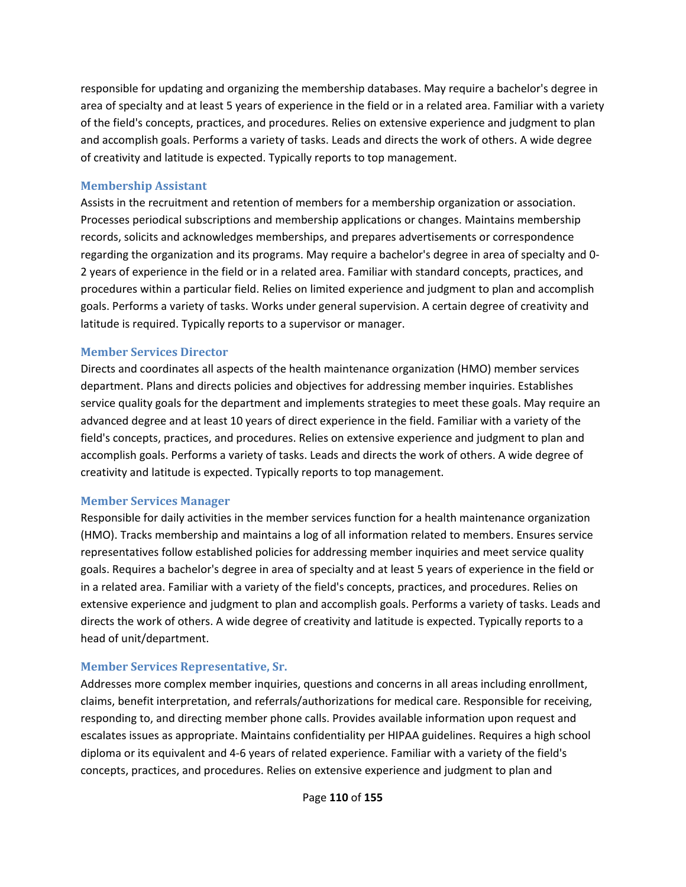responsible for updating and organizing the membership databases. May require a bachelor's degree in area of specialty and at least 5 years of experience in the field or in a related area. Familiar with a variety of the field's concepts, practices, and procedures. Relies on extensive experience and judgment to plan and accomplish goals. Performs a variety of tasks. Leads and directs the work of others. A wide degree of creativity and latitude is expected. Typically reports to top management.

### Membership Assistant

Assists in the recruitment and retention of members for a membership organization or association. Processes periodical subscriptions and membership applications or changes. Maintains membership records, solicits and acknowledges memberships, and prepares advertisements or correspondence regarding the organization and its programs. May require a bachelor's degree in area of specialty and 0-2 years of experience in the field or in a related area. Familiar with standard concepts, practices, and procedures within a particular field. Relies on limited experience and judgment to plan and accomplish goals. Performs a variety of tasks. Works under general supervision. A certain degree of creativity and latitude is required. Typically reports to a supervisor or manager.

### Member Services Director

Directs and coordinates all aspects of the health maintenance organization (HMO) member services department. Plans and directs policies and objectives for addressing member inquiries. Establishes service quality goals for the department and implements strategies to meet these goals. May require an advanced degree and at least 10 years of direct experience in the field. Familiar with a variety of the field's concepts, practices, and procedures. Relies on extensive experience and judgment to plan and accomplish goals. Performs a variety of tasks. Leads and directs the work of others. A wide degree of creativity and latitude is expected. Typically reports to top management.

### Member Services Manager

Responsible for daily activities in the member services function for a health maintenance organization (HMO). Tracks membership and maintains a log of all information related to members. Ensures service representatives follow established policies for addressing member inquiries and meet service quality goals. Requires a bachelor's degree in area of specialty and at least 5 years of experience in the field or in a related area. Familiar with a variety of the field's concepts, practices, and procedures. Relies on extensive experience and judgment to plan and accomplish goals. Performs a variety of tasks. Leads and directs the work of others. A wide degree of creativity and latitude is expected. Typically reports to a head of unit/department.

### Member Services Representative, Sr.

Addresses more complex member inquiries, questions and concerns in all areas including enrollment, claims, benefit interpretation, and referrals/authorizations for medical care. Responsible for receiving, responding to, and directing member phone calls. Provides available information upon request and escalates issues as appropriate. Maintains confidentiality per HIPAA guidelines. Requires a high school diploma or its equivalent and 4-6 years of related experience. Familiar with a variety of the field's concepts, practices, and procedures. Relies on extensive experience and judgment to plan and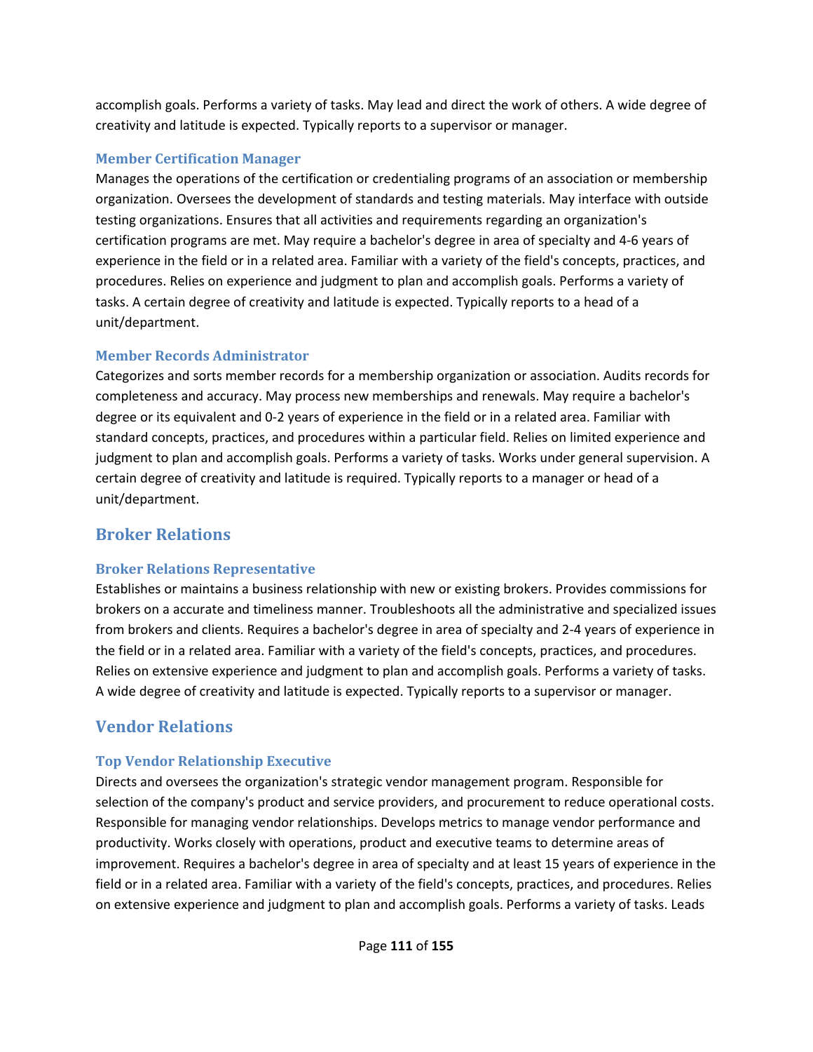accomplish goals. Performs a variety of tasks. May lead and direct the work of others. A wide degree of creativity and latitude is expected. Typically reports to a supervisor or manager.

### Member Certification Manager

Manages the operations of the certification or credentialing programs of an association or membership organization. Oversees the development of standards and testing materials. May interface with outside testing organizations. Ensures that all activities and requirements regarding an organization's certification programs are met. May require a bachelor's degree in area of specialty and 4-6 years of experience in the field or in a related area. Familiar with a variety of the field's concepts, practices, and procedures. Relies on experience and judgment to plan and accomplish goals. Performs a variety of tasks. A certain degree of creativity and latitude is expected. Typically reports to a head of a unit/department.

### Member Records Administrator

Categorizes and sorts member records for a membership organization or association. Audits records for completeness and accuracy. May process new memberships and renewals. May require a bachelor's degree or its equivalent and 0-2 years of experience in the field or in a related area. Familiar with standard concepts, practices, and procedures within a particular field. Relies on limited experience and judgment to plan and accomplish goals. Performs a variety of tasks. Works under general supervision. A certain degree of creativity and latitude is required. Typically reports to a manager or head of a unit/department.

## Broker Relations

### Broker Relations Representative

Establishes or maintains a business relationship with new or existing brokers. Provides commissions for brokers on a accurate and timeliness manner. Troubleshoots all the administrative and specialized issues from brokers and clients. Requires a bachelor's degree in area of specialty and 2-4 years of experience in the field or in a related area. Familiar with a variety of the field's concepts, practices, and procedures. Relies on extensive experience and judgment to plan and accomplish goals. Performs a variety of tasks. A wide degree of creativity and latitude is expected. Typically reports to a supervisor or manager.

## Vendor Relations

### Top Vendor Relationship Executive

Directs and oversees the organization's strategic vendor management program. Responsible for selection of the company's product and service providers, and procurement to reduce operational costs. Responsible for managing vendor relationships. Develops metrics to manage vendor performance and productivity. Works closely with operations, product and executive teams to determine areas of improvement. Requires a bachelor's degree in area of specialty and at least 15 years of experience in the field or in a related area. Familiar with a variety of the field's concepts, practices, and procedures. Relies on extensive experience and judgment to plan and accomplish goals. Performs a variety of tasks. Leads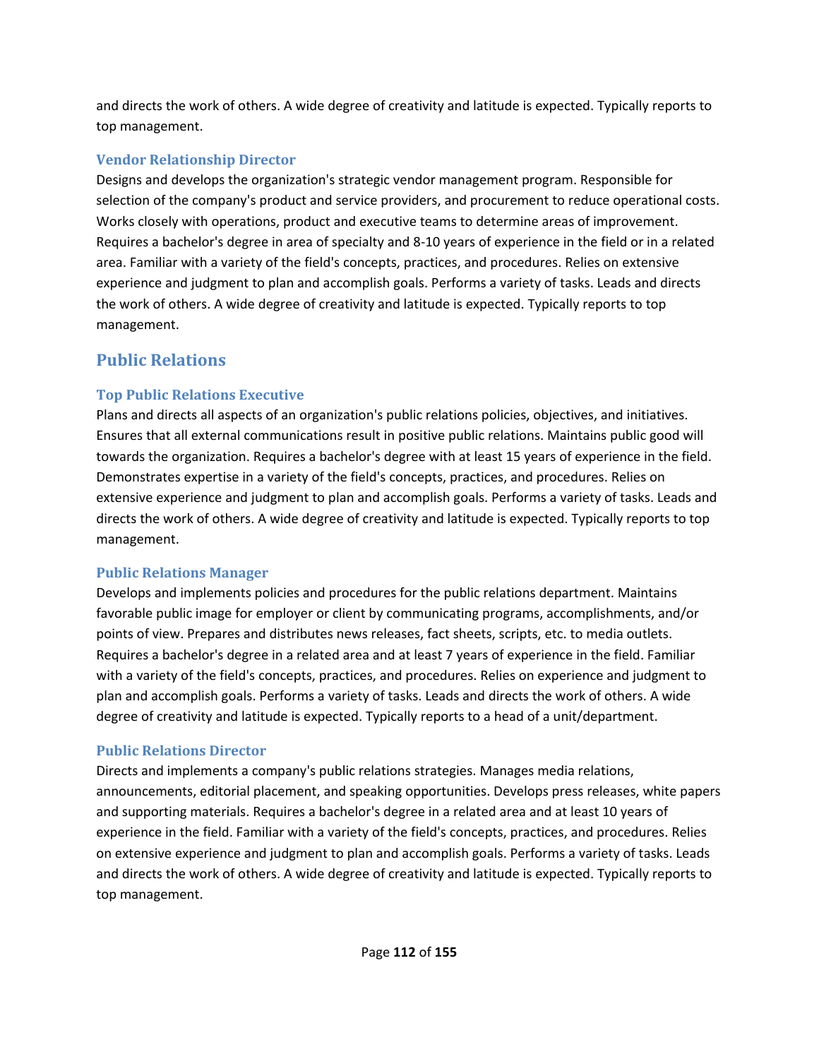and directs the work of others. A wide degree of creativity and latitude is expected. Typically reports to top management.

### Vendor Relationship Director

Designs and develops the organization's strategic vendor management program. Responsible for selection of the company's product and service providers, and procurement to reduce operational costs. Works closely with operations, product and executive teams to determine areas of improvement. Requires a bachelor's degree in area of specialty and 8-10 years of experience in the field or in a related area. Familiar with a variety of the field's concepts, practices, and procedures. Relies on extensive experience and judgment to plan and accomplish goals. Performs a variety of tasks. Leads and directs the work of others. A wide degree of creativity and latitude is expected. Typically reports to top management.

## Public Relations

### Top Public Relations Executive

Plans and directs all aspects of an organization's public relations policies, objectives, and initiatives. Ensures that all external communications result in positive public relations. Maintains public good will towards the organization. Requires a bachelor's degree with at least 15 years of experience in the field. Demonstrates expertise in a variety of the field's concepts, practices, and procedures. Relies on extensive experience and judgment to plan and accomplish goals. Performs a variety of tasks. Leads and directs the work of others. A wide degree of creativity and latitude is expected. Typically reports to top management.

### Public Relations Manager

Develops and implements policies and procedures for the public relations department. Maintains favorable public image for employer or client by communicating programs, accomplishments, and/or points of view. Prepares and distributes news releases, fact sheets, scripts, etc. to media outlets. Requires a bachelor's degree in a related area and at least 7 years of experience in the field. Familiar with a variety of the field's concepts, practices, and procedures. Relies on experience and judgment to plan and accomplish goals. Performs a variety of tasks. Leads and directs the work of others. A wide degree of creativity and latitude is expected. Typically reports to a head of a unit/department.

### Public Relations Director

Directs and implements a company's public relations strategies. Manages media relations, announcements, editorial placement, and speaking opportunities. Develops press releases, white papers and supporting materials. Requires a bachelor's degree in a related area and at least 10 years of experience in the field. Familiar with a variety of the field's concepts, practices, and procedures. Relies on extensive experience and judgment to plan and accomplish goals. Performs a variety of tasks. Leads and directs the work of others. A wide degree of creativity and latitude is expected. Typically reports to top management.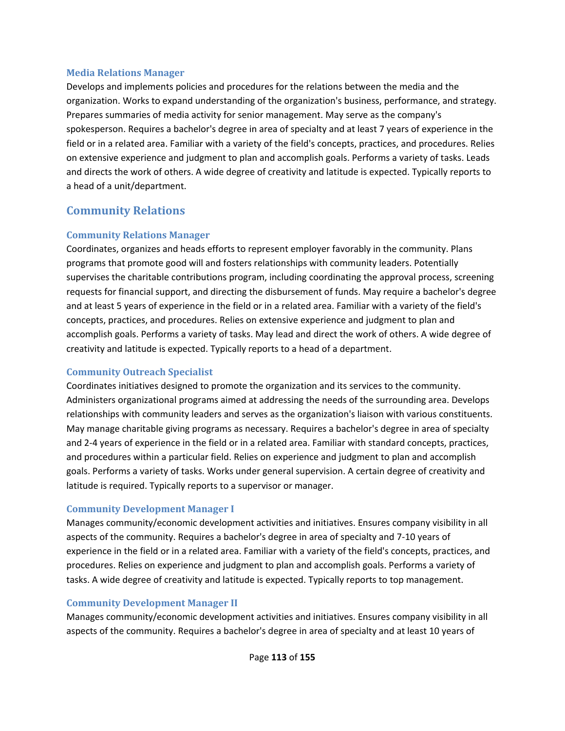### Media Relations Manager

Develops and implements policies and procedures for the relations between the media and the organization. Works to expand understanding of the organization's business, performance, and strategy. Prepares summaries of media activity for senior management. May serve as the company's spokesperson. Requires a bachelor's degree in area of specialty and at least 7 years of experience in the field or in a related area. Familiar with a variety of the field's concepts, practices, and procedures. Relies on extensive experience and judgment to plan and accomplish goals. Performs a variety of tasks. Leads and directs the work of others. A wide degree of creativity and latitude is expected. Typically reports to a head of a unit/department.

## Community Relations

### Community Relations Manager

Coordinates, organizes and heads efforts to represent employer favorably in the community. Plans programs that promote good will and fosters relationships with community leaders. Potentially supervises the charitable contributions program, including coordinating the approval process, screening requests for financial support, and directing the disbursement of funds. May require a bachelor's degree and at least 5 years of experience in the field or in a related area. Familiar with a variety of the field's concepts, practices, and procedures. Relies on extensive experience and judgment to plan and accomplish goals. Performs a variety of tasks. May lead and direct the work of others. A wide degree of creativity and latitude is expected. Typically reports to a head of a department.

### Community Outreach Specialist

Coordinates initiatives designed to promote the organization and its services to the community. Administers organizational programs aimed at addressing the needs of the surrounding area. Develops relationships with community leaders and serves as the organization's liaison with various constituents. May manage charitable giving programs as necessary. Requires a bachelor's degree in area of specialty and 2-4 years of experience in the field or in a related area. Familiar with standard concepts, practices, and procedures within a particular field. Relies on experience and judgment to plan and accomplish goals. Performs a variety of tasks. Works under general supervision. A certain degree of creativity and latitude is required. Typically reports to a supervisor or manager.

### Community Development Manager I

Manages community/economic development activities and initiatives. Ensures company visibility in all aspects of the community. Requires a bachelor's degree in area of specialty and 7-10 years of experience in the field or in a related area. Familiar with a variety of the field's concepts, practices, and procedures. Relies on experience and judgment to plan and accomplish goals. Performs a variety of tasks. A wide degree of creativity and latitude is expected. Typically reports to top management.

### Community Development Manager II

Manages community/economic development activities and initiatives. Ensures company visibility in all aspects of the community. Requires a bachelor's degree in area of specialty and at least 10 years of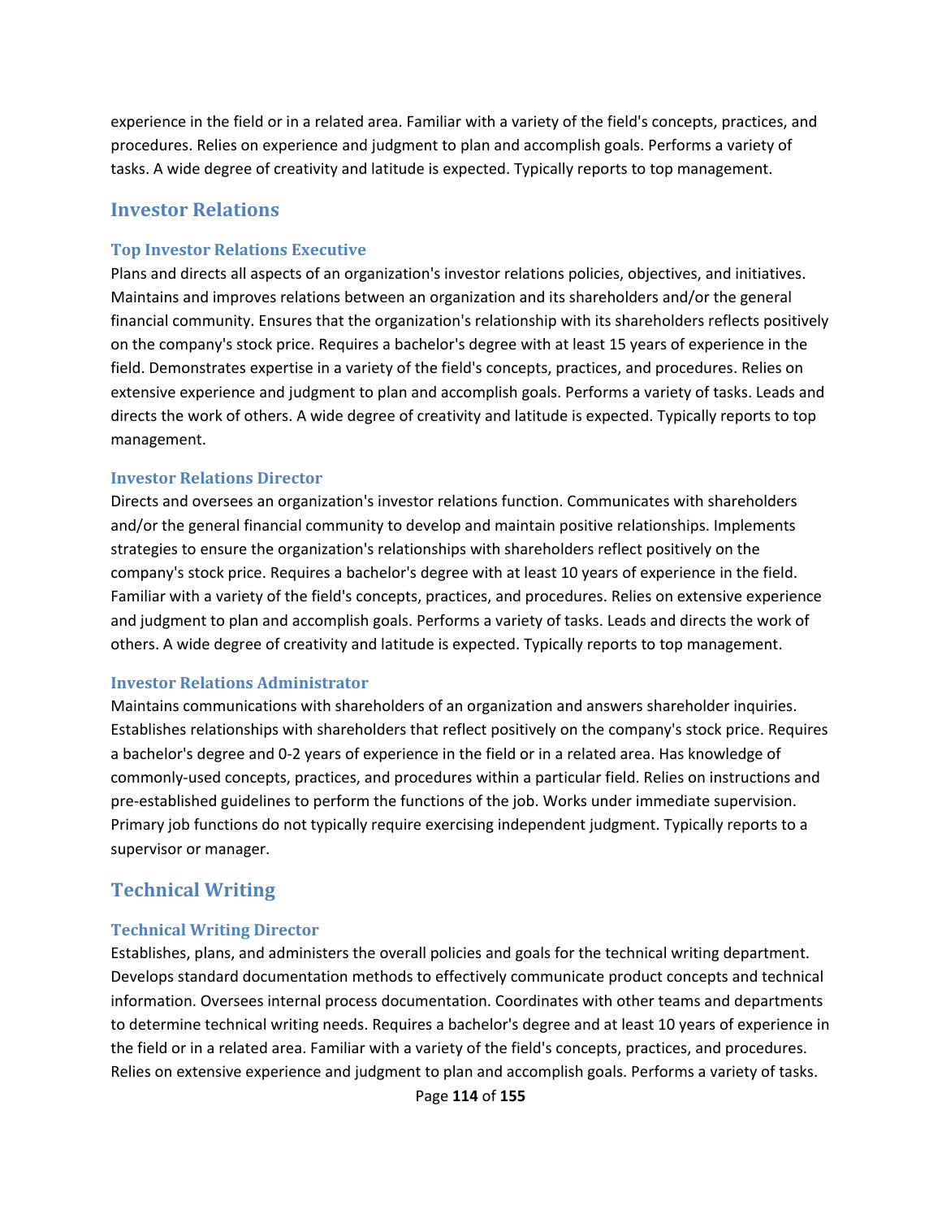experience in the field or in a related area. Familiar with a variety of the field's concepts, practices, and procedures. Relies on experience and judgment to plan and accomplish goals. Performs a variety of tasks. A wide degree of creativity and latitude is expected. Typically reports to top management.

## Investor Relations

### Top Investor Relations Executive

Plans and directs all aspects of an organization's investor relations policies, objectives, and initiatives. Maintains and improves relations between an organization and its shareholders and/or the general financial community. Ensures that the organization's relationship with its shareholders reflects positively on the company's stock price. Requires a bachelor's degree with at least 15 years of experience in the field. Demonstrates expertise in a variety of the field's concepts, practices, and procedures. Relies on extensive experience and judgment to plan and accomplish goals. Performs a variety of tasks. Leads and directs the work of others. A wide degree of creativity and latitude is expected. Typically reports to top management.

### Investor Relations Director

Directs and oversees an organization's investor relations function. Communicates with shareholders and/or the general financial community to develop and maintain positive relationships. Implements strategies to ensure the organization's relationships with shareholders reflect positively on the company's stock price. Requires a bachelor's degree with at least 10 years of experience in the field. Familiar with a variety of the field's concepts, practices, and procedures. Relies on extensive experience and judgment to plan and accomplish goals. Performs a variety of tasks. Leads and directs the work of others. A wide degree of creativity and latitude is expected. Typically reports to top management.

### Investor Relations Administrator

Maintains communications with shareholders of an organization and answers shareholder inquiries. Establishes relationships with shareholders that reflect positively on the company's stock price. Requires a bachelor's degree and 0-2 years of experience in the field or in a related area. Has knowledge of commonly-used concepts, practices, and procedures within a particular field. Relies on instructions and pre-established guidelines to perform the functions of the job. Works under immediate supervision. Primary job functions do not typically require exercising independent judgment. Typically reports to a supervisor or manager.

## Technical Writing

### Technical Writing Director

Establishes, plans, and administers the overall policies and goals for the technical writing department. Develops standard documentation methods to effectively communicate product concepts and technical information. Oversees internal process documentation. Coordinates with other teams and departments to determine technical writing needs. Requires a bachelor's degree and at least 10 years of experience in the field or in a related area. Familiar with a variety of the field's concepts, practices, and procedures. Relies on extensive experience and judgment to plan and accomplish goals. Performs a variety of tasks.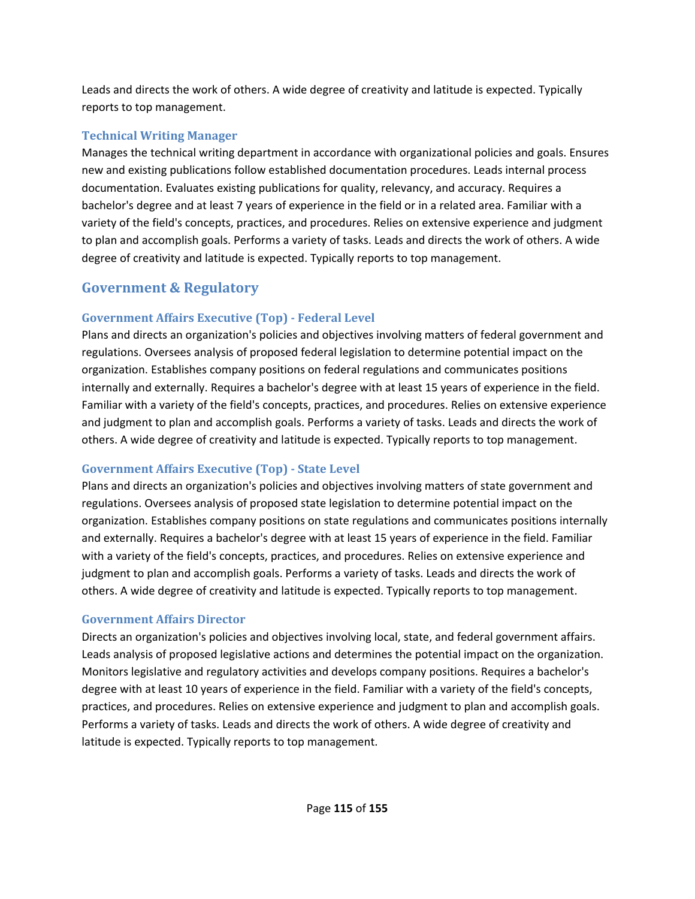Leads and directs the work of others. A wide degree of creativity and latitude is expected. Typically reports to top management.

### Technical Writing Manager

Manages the technical writing department in accordance with organizational policies and goals. Ensures new and existing publications follow established documentation procedures. Leads internal process documentation. Evaluates existing publications for quality, relevancy, and accuracy. Requires a bachelor's degree and at least 7 years of experience in the field or in a related area. Familiar with a variety of the field's concepts, practices, and procedures. Relies on extensive experience and judgment to plan and accomplish goals. Performs a variety of tasks. Leads and directs the work of others. A wide degree of creativity and latitude is expected. Typically reports to top management.

## Government & Regulatory

### Government Affairs Executive (Top) - Federal Level

Plans and directs an organization's policies and objectives involving matters of federal government and regulations. Oversees analysis of proposed federal legislation to determine potential impact on the organization. Establishes company positions on federal regulations and communicates positions internally and externally. Requires a bachelor's degree with at least 15 years of experience in the field. Familiar with a variety of the field's concepts, practices, and procedures. Relies on extensive experience and judgment to plan and accomplish goals. Performs a variety of tasks. Leads and directs the work of others. A wide degree of creativity and latitude is expected. Typically reports to top management.

### Government Affairs Executive (Top) - State Level

Plans and directs an organization's policies and objectives involving matters of state government and regulations. Oversees analysis of proposed state legislation to determine potential impact on the organization. Establishes company positions on state regulations and communicates positions internally and externally. Requires a bachelor's degree with at least 15 years of experience in the field. Familiar with a variety of the field's concepts, practices, and procedures. Relies on extensive experience and judgment to plan and accomplish goals. Performs a variety of tasks. Leads and directs the work of others. A wide degree of creativity and latitude is expected. Typically reports to top management.

### Government Affairs Director

Directs an organization's policies and objectives involving local, state, and federal government affairs. Leads analysis of proposed legislative actions and determines the potential impact on the organization. Monitors legislative and regulatory activities and develops company positions. Requires a bachelor's degree with at least 10 years of experience in the field. Familiar with a variety of the field's concepts, practices, and procedures. Relies on extensive experience and judgment to plan and accomplish goals. Performs a variety of tasks. Leads and directs the work of others. A wide degree of creativity and latitude is expected. Typically reports to top management.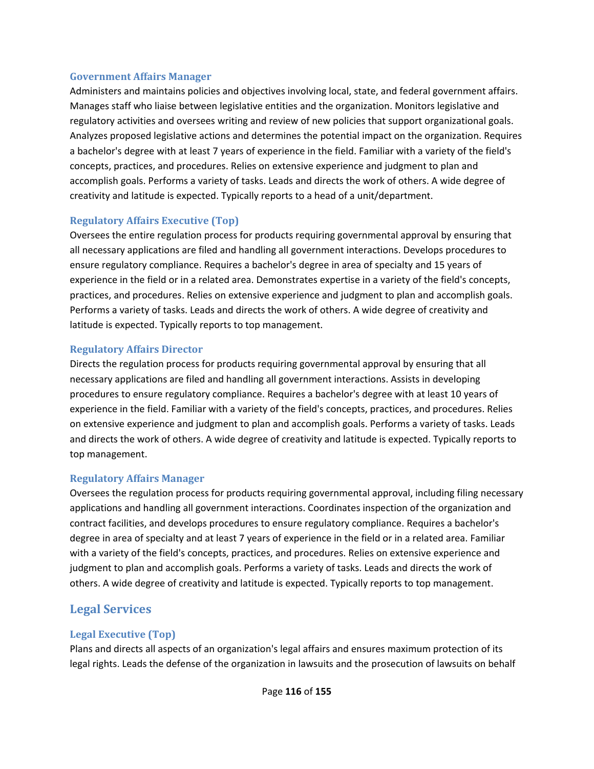### Government Affairs Manager

Administers and maintains policies and objectives involving local, state, and federal government affairs. Manages staff who liaise between legislative entities and the organization. Monitors legislative and regulatory activities and oversees writing and review of new policies that support organizational goals. Analyzes proposed legislative actions and determines the potential impact on the organization. Requires a bachelor's degree with at least 7 years of experience in the field. Familiar with a variety of the field's concepts, practices, and procedures. Relies on extensive experience and judgment to plan and accomplish goals. Performs a variety of tasks. Leads and directs the work of others. A wide degree of creativity and latitude is expected. Typically reports to a head of a unit/department.

### Regulatory Affairs Executive (Top)

Oversees the entire regulation process for products requiring governmental approval by ensuring that all necessary applications are filed and handling all government interactions. Develops procedures to ensure regulatory compliance. Requires a bachelor's degree in area of specialty and 15 years of experience in the field or in a related area. Demonstrates expertise in a variety of the field's concepts, practices, and procedures. Relies on extensive experience and judgment to plan and accomplish goals. Performs a variety of tasks. Leads and directs the work of others. A wide degree of creativity and latitude is expected. Typically reports to top management.

### Regulatory Affairs Director

Directs the regulation process for products requiring governmental approval by ensuring that all necessary applications are filed and handling all government interactions. Assists in developing procedures to ensure regulatory compliance. Requires a bachelor's degree with at least 10 years of experience in the field. Familiar with a variety of the field's concepts, practices, and procedures. Relies on extensive experience and judgment to plan and accomplish goals. Performs a variety of tasks. Leads and directs the work of others. A wide degree of creativity and latitude is expected. Typically reports to top management.

### Regulatory Affairs Manager

Oversees the regulation process for products requiring governmental approval, including filing necessary applications and handling all government interactions. Coordinates inspection of the organization and contract facilities, and develops procedures to ensure regulatory compliance. Requires a bachelor's degree in area of specialty and at least 7 years of experience in the field or in a related area. Familiar with a variety of the field's concepts, practices, and procedures. Relies on extensive experience and judgment to plan and accomplish goals. Performs a variety of tasks. Leads and directs the work of others. A wide degree of creativity and latitude is expected. Typically reports to top management.

## Legal Services

### Legal Executive (Top)

Plans and directs all aspects of an organization's legal affairs and ensures maximum protection of its legal rights. Leads the defense of the organization in lawsuits and the prosecution of lawsuits on behalf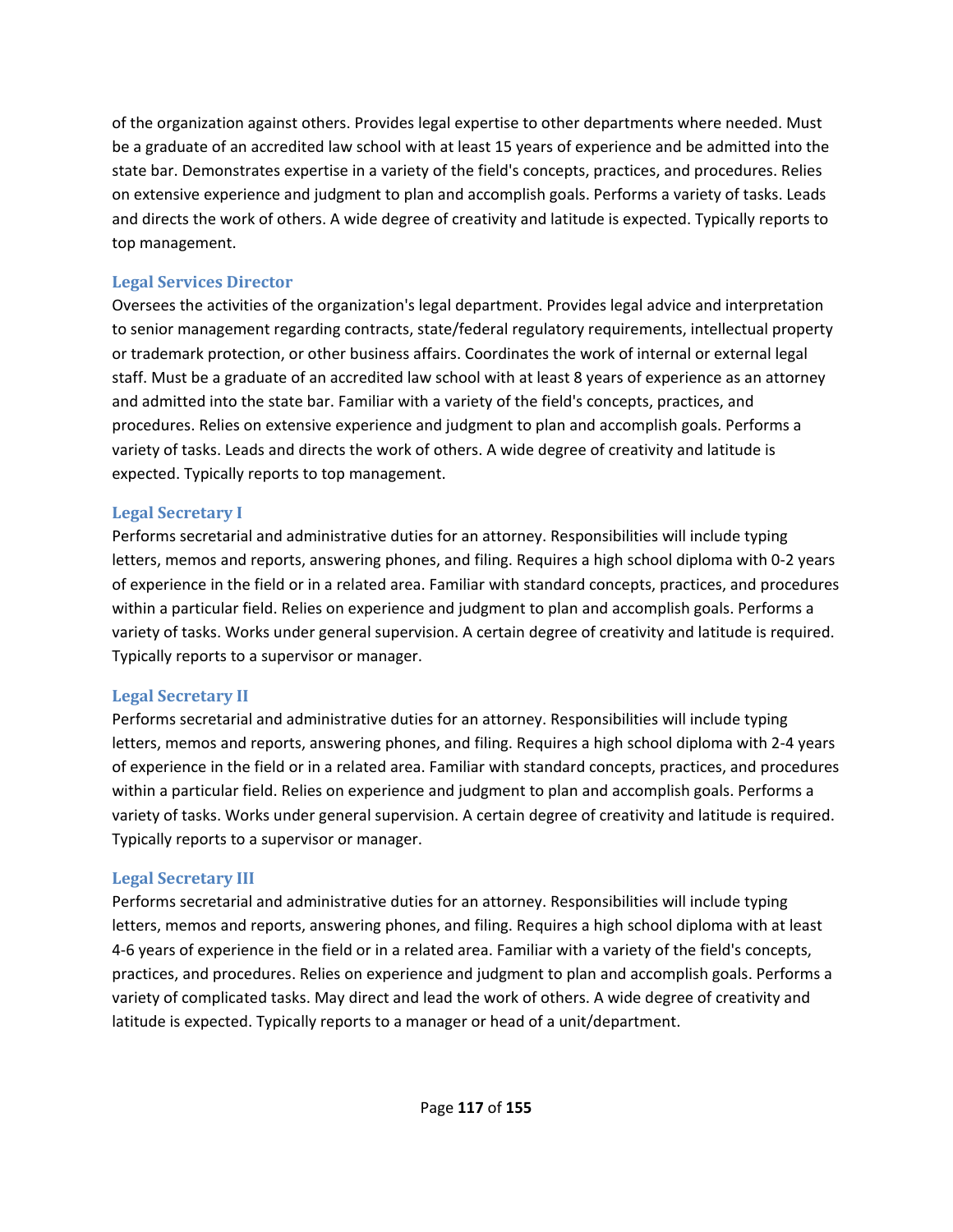of the organization against others. Provides legal expertise to other departments where needed. Must be a graduate of an accredited law school with at least 15 years of experience and be admitted into the state bar. Demonstrates expertise in a variety of the field's concepts, practices, and procedures. Relies on extensive experience and judgment to plan and accomplish goals. Performs a variety of tasks. Leads and directs the work of others. A wide degree of creativity and latitude is expected. Typically reports to top management.

### Legal Services Director

Oversees the activities of the organization's legal department. Provides legal advice and interpretation to senior management regarding contracts, state/federal regulatory requirements, intellectual property or trademark protection, or other business affairs. Coordinates the work of internal or external legal staff. Must be a graduate of an accredited law school with at least 8 years of experience as an attorney and admitted into the state bar. Familiar with a variety of the field's concepts, practices, and procedures. Relies on extensive experience and judgment to plan and accomplish goals. Performs a variety of tasks. Leads and directs the work of others. A wide degree of creativity and latitude is expected. Typically reports to top management.

### Legal Secretary I

Performs secretarial and administrative duties for an attorney. Responsibilities will include typing letters, memos and reports, answering phones, and filing. Requires a high school diploma with 0-2 years of experience in the field or in a related area. Familiar with standard concepts, practices, and procedures within a particular field. Relies on experience and judgment to plan and accomplish goals. Performs a variety of tasks. Works under general supervision. A certain degree of creativity and latitude is required. Typically reports to a supervisor or manager.

### Legal Secretary II

Performs secretarial and administrative duties for an attorney. Responsibilities will include typing letters, memos and reports, answering phones, and filing. Requires a high school diploma with 2-4 years of experience in the field or in a related area. Familiar with standard concepts, practices, and procedures within a particular field. Relies on experience and judgment to plan and accomplish goals. Performs a variety of tasks. Works under general supervision. A certain degree of creativity and latitude is required. Typically reports to a supervisor or manager.

### Legal Secretary III

Performs secretarial and administrative duties for an attorney. Responsibilities will include typing letters, memos and reports, answering phones, and filing. Requires a high school diploma with at least 4-6 years of experience in the field or in a related area. Familiar with a variety of the field's concepts, practices, and procedures. Relies on experience and judgment to plan and accomplish goals. Performs a variety of complicated tasks. May direct and lead the work of others. A wide degree of creativity and latitude is expected. Typically reports to a manager or head of a unit/department.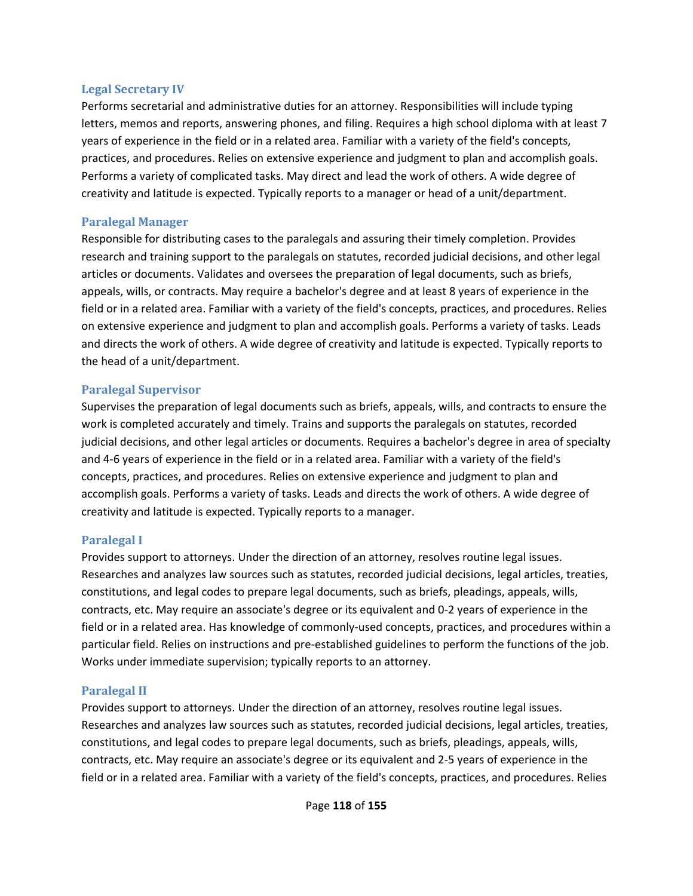### Legal Secretary IV

Performs secretarial and administrative duties for an attorney. Responsibilities will include typing letters, memos and reports, answering phones, and filing. Requires a high school diploma with at least 7 years of experience in the field or in a related area. Familiar with a variety of the field's concepts, practices, and procedures. Relies on extensive experience and judgment to plan and accomplish goals. Performs a variety of complicated tasks. May direct and lead the work of others. A wide degree of creativity and latitude is expected. Typically reports to a manager or head of a unit/department.

### Paralegal Manager

Responsible for distributing cases to the paralegals and assuring their timely completion. Provides research and training support to the paralegals on statutes, recorded judicial decisions, and other legal articles or documents. Validates and oversees the preparation of legal documents, such as briefs, appeals, wills, or contracts. May require a bachelor's degree and at least 8 years of experience in the field or in a related area. Familiar with a variety of the field's concepts, practices, and procedures. Relies on extensive experience and judgment to plan and accomplish goals. Performs a variety of tasks. Leads and directs the work of others. A wide degree of creativity and latitude is expected. Typically reports to the head of a unit/department.

### Paralegal Supervisor

Supervises the preparation of legal documents such as briefs, appeals, wills, and contracts to ensure the work is completed accurately and timely. Trains and supports the paralegals on statutes, recorded judicial decisions, and other legal articles or documents. Requires a bachelor's degree in area of specialty and 4-6 years of experience in the field or in a related area. Familiar with a variety of the field's concepts, practices, and procedures. Relies on extensive experience and judgment to plan and accomplish goals. Performs a variety of tasks. Leads and directs the work of others. A wide degree of creativity and latitude is expected. Typically reports to a manager.

### Paralegal I

Provides support to attorneys. Under the direction of an attorney, resolves routine legal issues. Researches and analyzes law sources such as statutes, recorded judicial decisions, legal articles, treaties, constitutions, and legal codes to prepare legal documents, such as briefs, pleadings, appeals, wills, contracts, etc. May require an associate's degree or its equivalent and 0-2 years of experience in the field or in a related area. Has knowledge of commonly-used concepts, practices, and procedures within a particular field. Relies on instructions and pre-established guidelines to perform the functions of the job. Works under immediate supervision; typically reports to an attorney.

### Paralegal II

Provides support to attorneys. Under the direction of an attorney, resolves routine legal issues. Researches and analyzes law sources such as statutes, recorded judicial decisions, legal articles, treaties, constitutions, and legal codes to prepare legal documents, such as briefs, pleadings, appeals, wills, contracts, etc. May require an associate's degree or its equivalent and 2-5 years of experience in the field or in a related area. Familiar with a variety of the field's concepts, practices, and procedures. Relies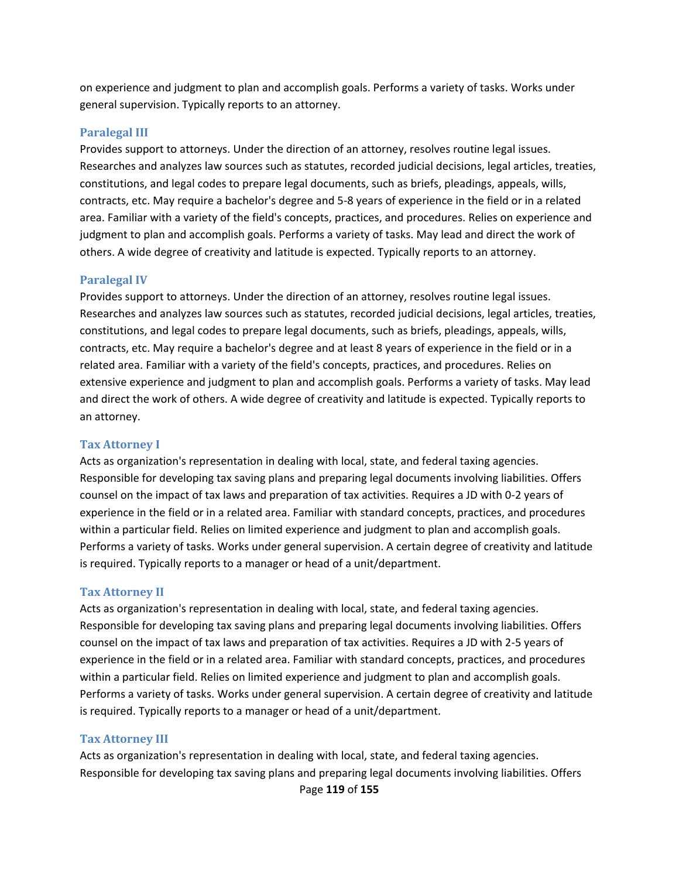on experience and judgment to plan and accomplish goals. Performs a variety of tasks. Works under general supervision. Typically reports to an attorney.

### Paralegal III

Provides support to attorneys. Under the direction of an attorney, resolves routine legal issues. Researches and analyzes law sources such as statutes, recorded judicial decisions, legal articles, treaties, constitutions, and legal codes to prepare legal documents, such as briefs, pleadings, appeals, wills, contracts, etc. May require a bachelor's degree and 5-8 years of experience in the field or in a related area. Familiar with a variety of the field's concepts, practices, and procedures. Relies on experience and judgment to plan and accomplish goals. Performs a variety of tasks. May lead and direct the work of others. A wide degree of creativity and latitude is expected. Typically reports to an attorney.

### Paralegal IV

Provides support to attorneys. Under the direction of an attorney, resolves routine legal issues. Researches and analyzes law sources such as statutes, recorded judicial decisions, legal articles, treaties, constitutions, and legal codes to prepare legal documents, such as briefs, pleadings, appeals, wills, contracts, etc. May require a bachelor's degree and at least 8 years of experience in the field or in a related area. Familiar with a variety of the field's concepts, practices, and procedures. Relies on extensive experience and judgment to plan and accomplish goals. Performs a variety of tasks. May lead and direct the work of others. A wide degree of creativity and latitude is expected. Typically reports to an attorney.

### Tax Attorney I

Acts as organization's representation in dealing with local, state, and federal taxing agencies. Responsible for developing tax saving plans and preparing legal documents involving liabilities. Offers counsel on the impact of tax laws and preparation of tax activities. Requires a JD with 0-2 years of experience in the field or in a related area. Familiar with standard concepts, practices, and procedures within a particular field. Relies on limited experience and judgment to plan and accomplish goals. Performs a variety of tasks. Works under general supervision. A certain degree of creativity and latitude is required. Typically reports to a manager or head of a unit/department.

### Tax Attorney II

Acts as organization's representation in dealing with local, state, and federal taxing agencies. Responsible for developing tax saving plans and preparing legal documents involving liabilities. Offers counsel on the impact of tax laws and preparation of tax activities. Requires a JD with 2-5 years of experience in the field or in a related area. Familiar with standard concepts, practices, and procedures within a particular field. Relies on limited experience and judgment to plan and accomplish goals. Performs a variety of tasks. Works under general supervision. A certain degree of creativity and latitude is required. Typically reports to a manager or head of a unit/department.

### Tax Attorney III

Acts as organization's representation in dealing with local, state, and federal taxing agencies. Responsible for developing tax saving plans and preparing legal documents involving liabilities. Offers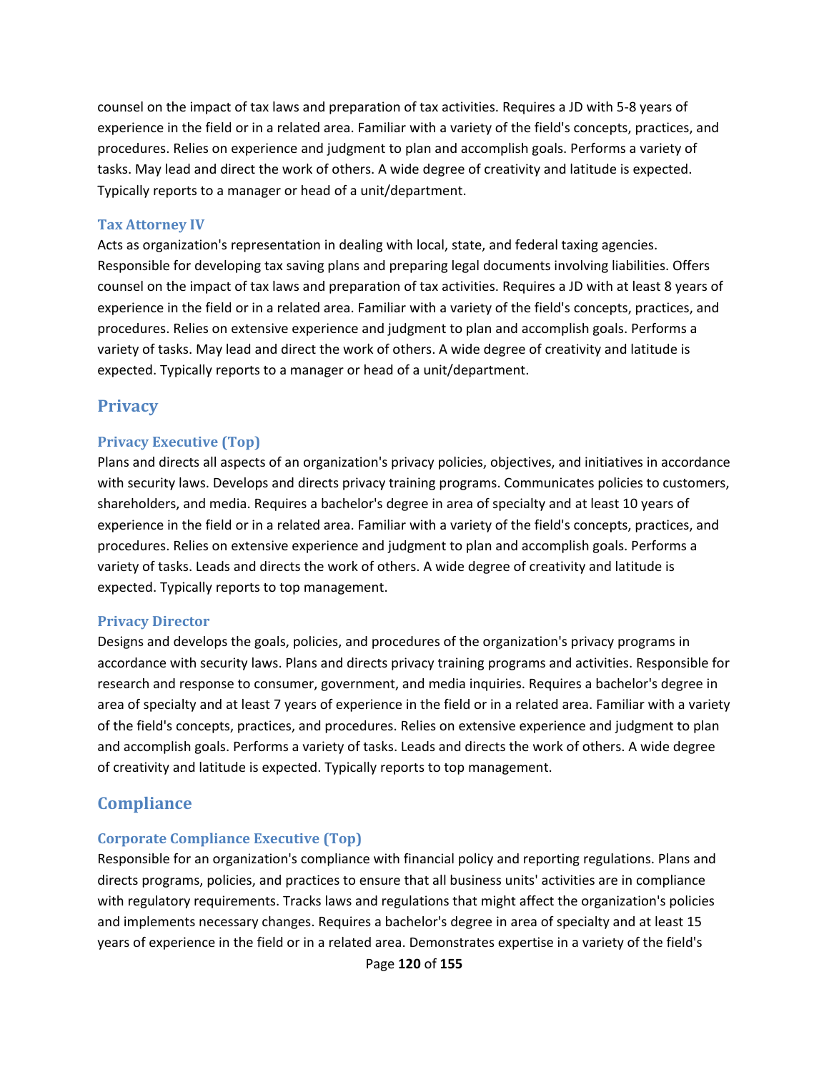counsel on the impact of tax laws and preparation of tax activities. Requires a JD with 5-8 years of experience in the field or in a related area. Familiar with a variety of the field's concepts, practices, and procedures. Relies on experience and judgment to plan and accomplish goals. Performs a variety of tasks. May lead and direct the work of others. A wide degree of creativity and latitude is expected. Typically reports to a manager or head of a unit/department.

### Tax Attorney IV

Acts as organization's representation in dealing with local, state, and federal taxing agencies. Responsible for developing tax saving plans and preparing legal documents involving liabilities. Offers counsel on the impact of tax laws and preparation of tax activities. Requires a JD with at least 8 years of experience in the field or in a related area. Familiar with a variety of the field's concepts, practices, and procedures. Relies on extensive experience and judgment to plan and accomplish goals. Performs a variety of tasks. May lead and direct the work of others. A wide degree of creativity and latitude is expected. Typically reports to a manager or head of a unit/department.

## Privacy

### Privacy Executive (Top)

Plans and directs all aspects of an organization's privacy policies, objectives, and initiatives in accordance with security laws. Develops and directs privacy training programs. Communicates policies to customers, shareholders, and media. Requires a bachelor's degree in area of specialty and at least 10 years of experience in the field or in a related area. Familiar with a variety of the field's concepts, practices, and procedures. Relies on extensive experience and judgment to plan and accomplish goals. Performs a variety of tasks. Leads and directs the work of others. A wide degree of creativity and latitude is expected. Typically reports to top management.

### Privacy Director

Designs and develops the goals, policies, and procedures of the organization's privacy programs in accordance with security laws. Plans and directs privacy training programs and activities. Responsible for research and response to consumer, government, and media inquiries. Requires a bachelor's degree in area of specialty and at least 7 years of experience in the field or in a related area. Familiar with a variety of the field's concepts, practices, and procedures. Relies on extensive experience and judgment to plan and accomplish goals. Performs a variety of tasks. Leads and directs the work of others. A wide degree of creativity and latitude is expected. Typically reports to top management.

## Compliance

### Corporate Compliance Executive (Top)

Responsible for an organization's compliance with financial policy and reporting regulations. Plans and directs programs, policies, and practices to ensure that all business units' activities are in compliance with regulatory requirements. Tracks laws and regulations that might affect the organization's policies and implements necessary changes. Requires a bachelor's degree in area of specialty and at least 15 years of experience in the field or in a related area. Demonstrates expertise in a variety of the field's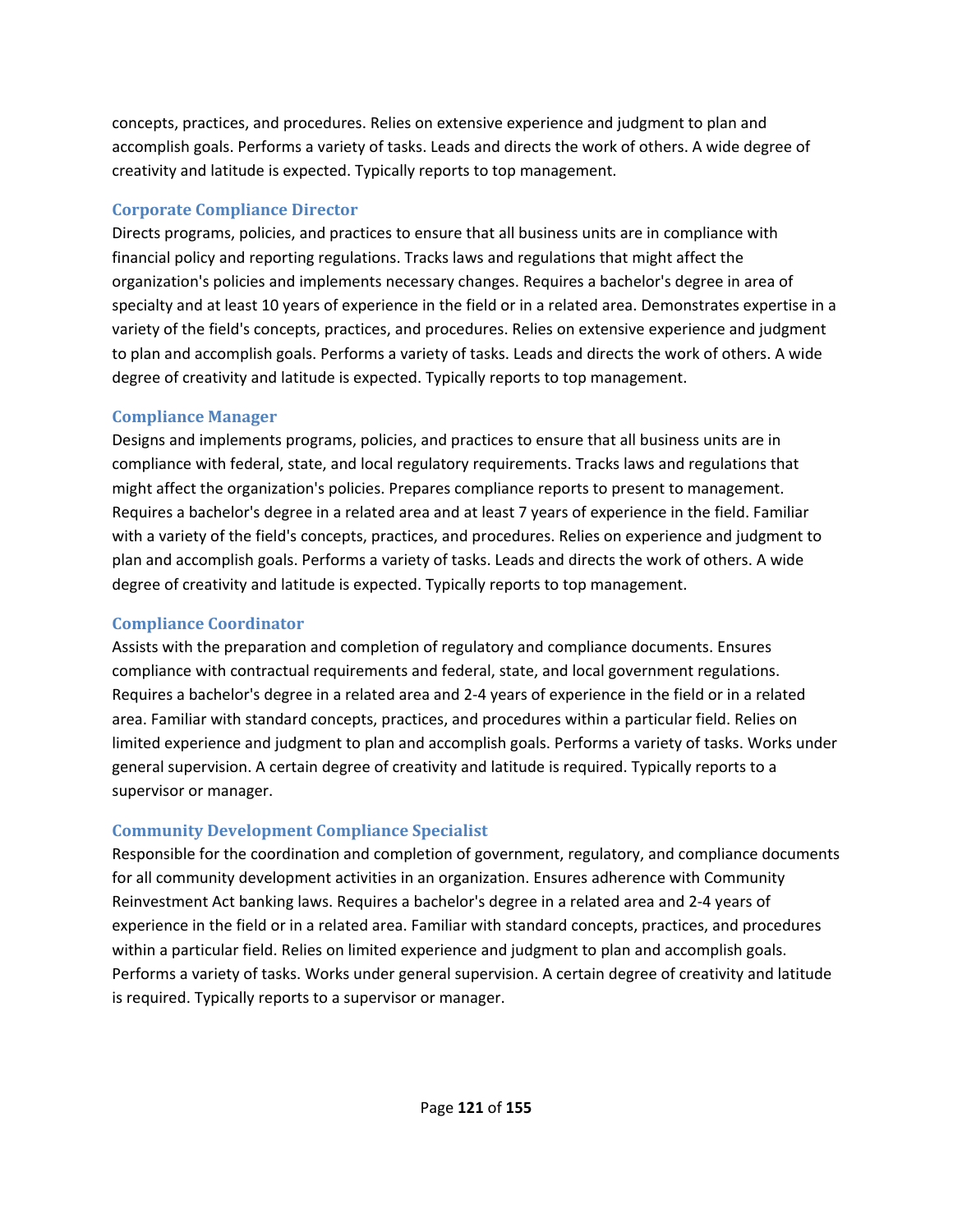concepts, practices, and procedures. Relies on extensive experience and judgment to plan and accomplish goals. Performs a variety of tasks. Leads and directs the work of others. A wide degree of creativity and latitude is expected. Typically reports to top management.

### Corporate Compliance Director

Directs programs, policies, and practices to ensure that all business units are in compliance with financial policy and reporting regulations. Tracks laws and regulations that might affect the organization's policies and implements necessary changes. Requires a bachelor's degree in area of specialty and at least 10 years of experience in the field or in a related area. Demonstrates expertise in a variety of the field's concepts, practices, and procedures. Relies on extensive experience and judgment to plan and accomplish goals. Performs a variety of tasks. Leads and directs the work of others. A wide degree of creativity and latitude is expected. Typically reports to top management.

### Compliance Manager

Designs and implements programs, policies, and practices to ensure that all business units are in compliance with federal, state, and local regulatory requirements. Tracks laws and regulations that might affect the organization's policies. Prepares compliance reports to present to management. Requires a bachelor's degree in a related area and at least 7 years of experience in the field. Familiar with a variety of the field's concepts, practices, and procedures. Relies on experience and judgment to plan and accomplish goals. Performs a variety of tasks. Leads and directs the work of others. A wide degree of creativity and latitude is expected. Typically reports to top management.

### Compliance Coordinator

Assists with the preparation and completion of regulatory and compliance documents. Ensures compliance with contractual requirements and federal, state, and local government regulations. Requires a bachelor's degree in a related area and 2-4 years of experience in the field or in a related area. Familiar with standard concepts, practices, and procedures within a particular field. Relies on limited experience and judgment to plan and accomplish goals. Performs a variety of tasks. Works under general supervision. A certain degree of creativity and latitude is required. Typically reports to a supervisor or manager.

### Community Development Compliance Specialist

Responsible for the coordination and completion of government, regulatory, and compliance documents for all community development activities in an organization. Ensures adherence with Community Reinvestment Act banking laws. Requires a bachelor's degree in a related area and 2-4 years of experience in the field or in a related area. Familiar with standard concepts, practices, and procedures within a particular field. Relies on limited experience and judgment to plan and accomplish goals. Performs a variety of tasks. Works under general supervision. A certain degree of creativity and latitude is required. Typically reports to a supervisor or manager.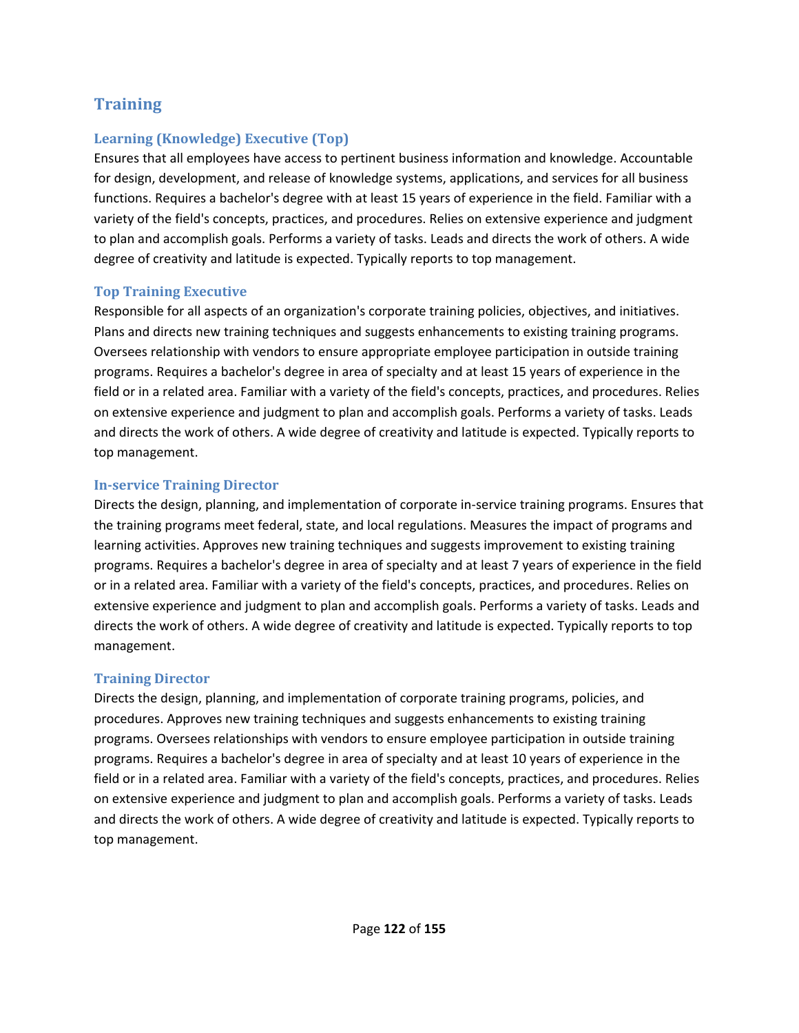## Training

### Learning (Knowledge) Executive (Top)

Ensures that all employees have access to pertinent business information and knowledge. Accountable for design, development, and release of knowledge systems, applications, and services for all business functions. Requires a bachelor's degree with at least 15 years of experience in the field. Familiar with a variety of the field's concepts, practices, and procedures. Relies on extensive experience and judgment to plan and accomplish goals. Performs a variety of tasks. Leads and directs the work of others. A wide degree of creativity and latitude is expected. Typically reports to top management.

### Top Training Executive

Responsible for all aspects of an organization's corporate training policies, objectives, and initiatives. Plans and directs new training techniques and suggests enhancements to existing training programs. Oversees relationship with vendors to ensure appropriate employee participation in outside training programs. Requires a bachelor's degree in area of specialty and at least 15 years of experience in the field or in a related area. Familiar with a variety of the field's concepts, practices, and procedures. Relies on extensive experience and judgment to plan and accomplish goals. Performs a variety of tasks. Leads and directs the work of others. A wide degree of creativity and latitude is expected. Typically reports to top management.

### In-service Training Director

Directs the design, planning, and implementation of corporate in-service training programs. Ensures that the training programs meet federal, state, and local regulations. Measures the impact of programs and learning activities. Approves new training techniques and suggests improvement to existing training programs. Requires a bachelor's degree in area of specialty and at least 7 years of experience in the field or in a related area. Familiar with a variety of the field's concepts, practices, and procedures. Relies on extensive experience and judgment to plan and accomplish goals. Performs a variety of tasks. Leads and directs the work of others. A wide degree of creativity and latitude is expected. Typically reports to top management.

### Training Director

Directs the design, planning, and implementation of corporate training programs, policies, and procedures. Approves new training techniques and suggests enhancements to existing training programs. Oversees relationships with vendors to ensure employee participation in outside training programs. Requires a bachelor's degree in area of specialty and at least 10 years of experience in the field or in a related area. Familiar with a variety of the field's concepts, practices, and procedures. Relies on extensive experience and judgment to plan and accomplish goals. Performs a variety of tasks. Leads and directs the work of others. A wide degree of creativity and latitude is expected. Typically reports to top management.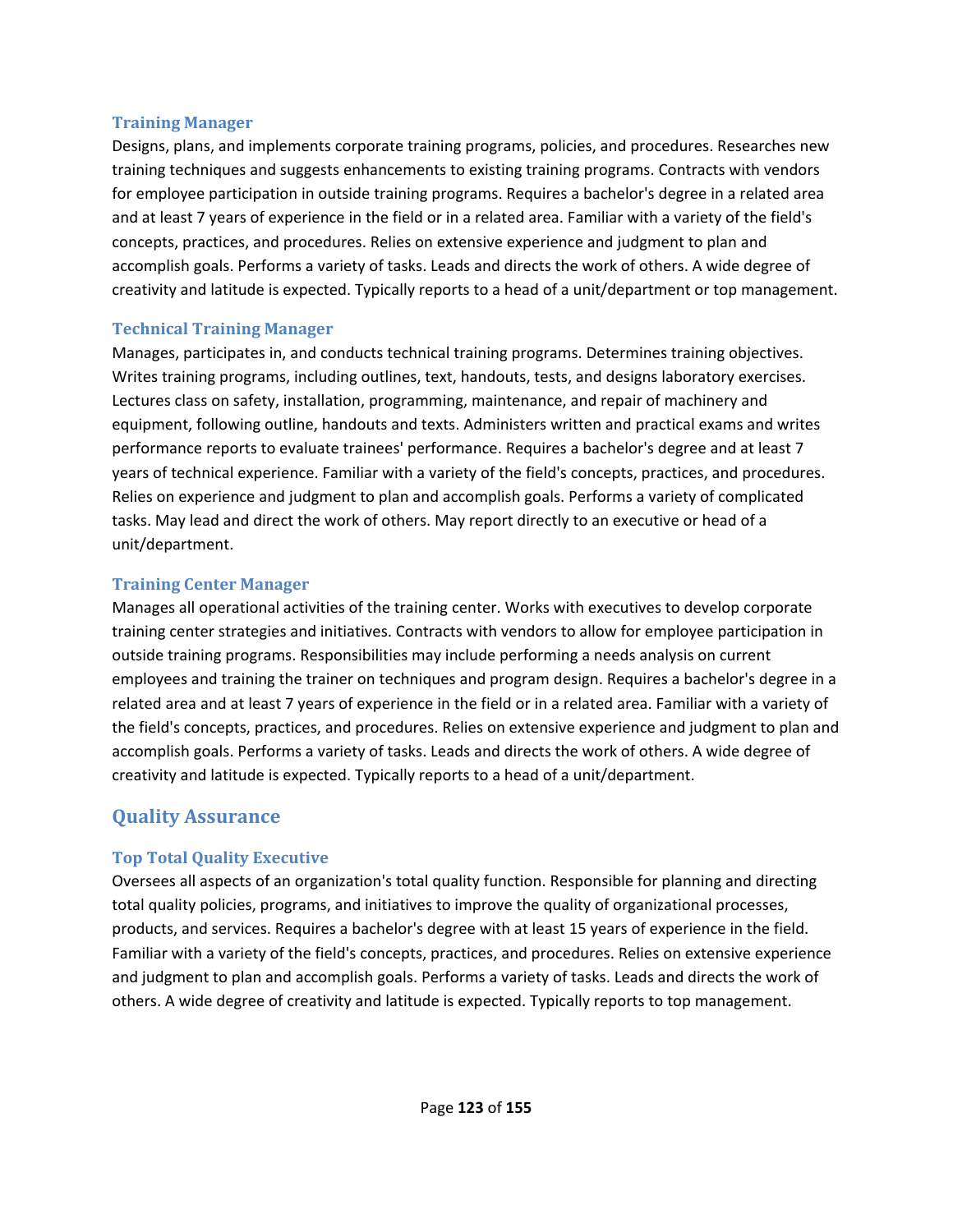### Training Manager

Designs, plans, and implements corporate training programs, policies, and procedures. Researches new training techniques and suggests enhancements to existing training programs. Contracts with vendors for employee participation in outside training programs. Requires a bachelor's degree in a related area and at least 7 years of experience in the field or in a related area. Familiar with a variety of the field's concepts, practices, and procedures. Relies on extensive experience and judgment to plan and accomplish goals. Performs a variety of tasks. Leads and directs the work of others. A wide degree of creativity and latitude is expected. Typically reports to a head of a unit/department or top management.

### Technical Training Manager

Manages, participates in, and conducts technical training programs. Determines training objectives. Writes training programs, including outlines, text, handouts, tests, and designs laboratory exercises. Lectures class on safety, installation, programming, maintenance, and repair of machinery and equipment, following outline, handouts and texts. Administers written and practical exams and writes performance reports to evaluate trainees' performance. Requires a bachelor's degree and at least 7 years of technical experience. Familiar with a variety of the field's concepts, practices, and procedures. Relies on experience and judgment to plan and accomplish goals. Performs a variety of complicated tasks. May lead and direct the work of others. May report directly to an executive or head of a unit/department.

### Training Center Manager

Manages all operational activities of the training center. Works with executives to develop corporate training center strategies and initiatives. Contracts with vendors to allow for employee participation in outside training programs. Responsibilities may include performing a needs analysis on current employees and training the trainer on techniques and program design. Requires a bachelor's degree in a related area and at least 7 years of experience in the field or in a related area. Familiar with a variety of the field's concepts, practices, and procedures. Relies on extensive experience and judgment to plan and accomplish goals. Performs a variety of tasks. Leads and directs the work of others. A wide degree of creativity and latitude is expected. Typically reports to a head of a unit/department.

## Quality Assurance

### Top Total Quality Executive

Oversees all aspects of an organization's total quality function. Responsible for planning and directing total quality policies, programs, and initiatives to improve the quality of organizational processes, products, and services. Requires a bachelor's degree with at least 15 years of experience in the field. Familiar with a variety of the field's concepts, practices, and procedures. Relies on extensive experience and judgment to plan and accomplish goals. Performs a variety of tasks. Leads and directs the work of others. A wide degree of creativity and latitude is expected. Typically reports to top management.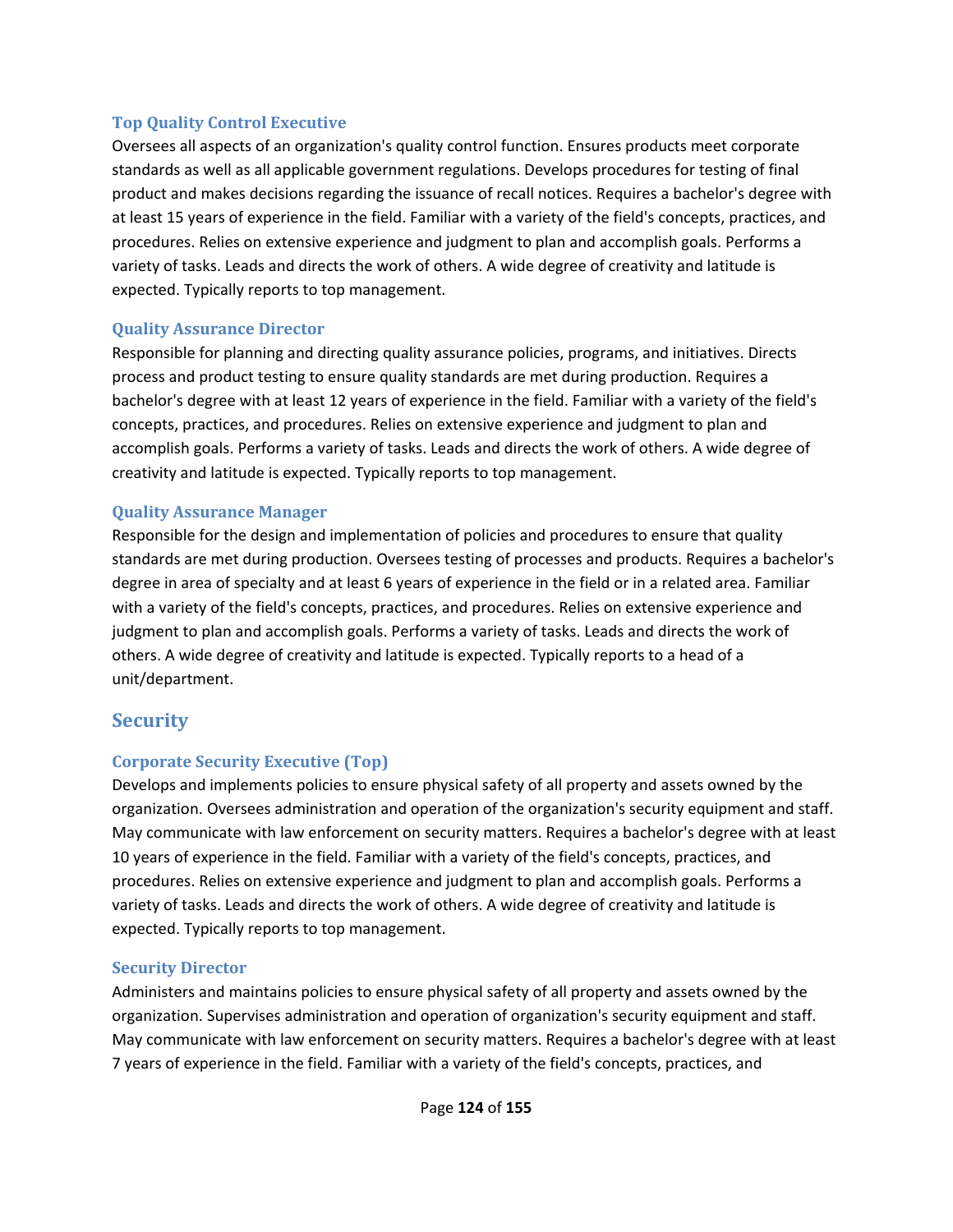### Top Quality Control Executive

Oversees all aspects of an organization's quality control function. Ensures products meet corporate standards as well as all applicable government regulations. Develops procedures for testing of final product and makes decisions regarding the issuance of recall notices. Requires a bachelor's degree with at least 15 years of experience in the field. Familiar with a variety of the field's concepts, practices, and procedures. Relies on extensive experience and judgment to plan and accomplish goals. Performs a variety of tasks. Leads and directs the work of others. A wide degree of creativity and latitude is expected. Typically reports to top management.

### Quality Assurance Director

Responsible for planning and directing quality assurance policies, programs, and initiatives. Directs process and product testing to ensure quality standards are met during production. Requires a bachelor's degree with at least 12 years of experience in the field. Familiar with a variety of the field's concepts, practices, and procedures. Relies on extensive experience and judgment to plan and accomplish goals. Performs a variety of tasks. Leads and directs the work of others. A wide degree of creativity and latitude is expected. Typically reports to top management.

### Quality Assurance Manager

Responsible for the design and implementation of policies and procedures to ensure that quality standards are met during production. Oversees testing of processes and products. Requires a bachelor's degree in area of specialty and at least 6 years of experience in the field or in a related area. Familiar with a variety of the field's concepts, practices, and procedures. Relies on extensive experience and judgment to plan and accomplish goals. Performs a variety of tasks. Leads and directs the work of others. A wide degree of creativity and latitude is expected. Typically reports to a head of a unit/department.

## Security

### Corporate Security Executive (Top)

Develops and implements policies to ensure physical safety of all property and assets owned by the organization. Oversees administration and operation of the organization's security equipment and staff. May communicate with law enforcement on security matters. Requires a bachelor's degree with at least 10 years of experience in the field. Familiar with a variety of the field's concepts, practices, and procedures. Relies on extensive experience and judgment to plan and accomplish goals. Performs a variety of tasks. Leads and directs the work of others. A wide degree of creativity and latitude is expected. Typically reports to top management.

### Security Director

Administers and maintains policies to ensure physical safety of all property and assets owned by the organization. Supervises administration and operation of organization's security equipment and staff. May communicate with law enforcement on security matters. Requires a bachelor's degree with at least 7 years of experience in the field. Familiar with a variety of the field's concepts, practices, and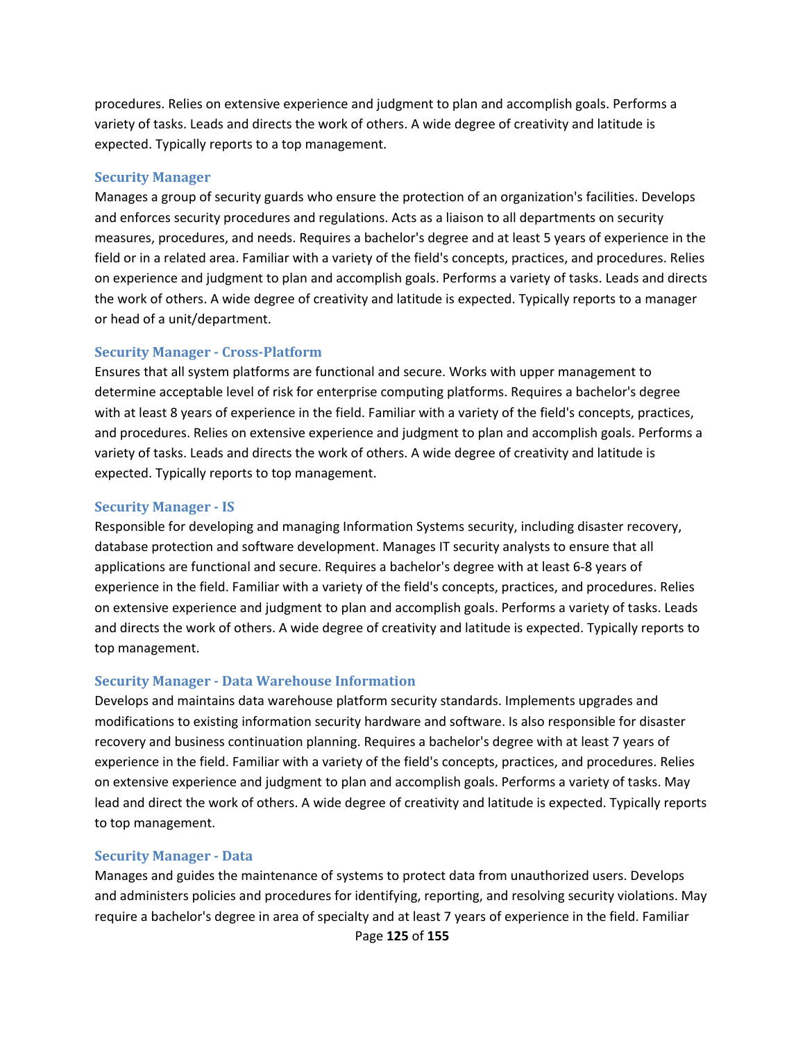procedures. Relies on extensive experience and judgment to plan and accomplish goals. Performs a variety of tasks. Leads and directs the work of others. A wide degree of creativity and latitude is expected. Typically reports to a top management.

### Security Manager

Manages a group of security guards who ensure the protection of an organization's facilities. Develops and enforces security procedures and regulations. Acts as a liaison to all departments on security measures, procedures, and needs. Requires a bachelor's degree and at least 5 years of experience in the field or in a related area. Familiar with a variety of the field's concepts, practices, and procedures. Relies on experience and judgment to plan and accomplish goals. Performs a variety of tasks. Leads and directs the work of others. A wide degree of creativity and latitude is expected. Typically reports to a manager or head of a unit/department.

### Security Manager - Cross-Platform

Ensures that all system platforms are functional and secure. Works with upper management to determine acceptable level of risk for enterprise computing platforms. Requires a bachelor's degree with at least 8 years of experience in the field. Familiar with a variety of the field's concepts, practices, and procedures. Relies on extensive experience and judgment to plan and accomplish goals. Performs a variety of tasks. Leads and directs the work of others. A wide degree of creativity and latitude is expected. Typically reports to top management.

### Security Manager - IS

Responsible for developing and managing Information Systems security, including disaster recovery, database protection and software development. Manages IT security analysts to ensure that all applications are functional and secure. Requires a bachelor's degree with at least 6-8 years of experience in the field. Familiar with a variety of the field's concepts, practices, and procedures. Relies on extensive experience and judgment to plan and accomplish goals. Performs a variety of tasks. Leads and directs the work of others. A wide degree of creativity and latitude is expected. Typically reports to top management.

### Security Manager - Data Warehouse Information

Develops and maintains data warehouse platform security standards. Implements upgrades and modifications to existing information security hardware and software. Is also responsible for disaster recovery and business continuation planning. Requires a bachelor's degree with at least 7 years of experience in the field. Familiar with a variety of the field's concepts, practices, and procedures. Relies on extensive experience and judgment to plan and accomplish goals. Performs a variety of tasks. May lead and direct the work of others. A wide degree of creativity and latitude is expected. Typically reports to top management.

### Security Manager - Data

Manages and guides the maintenance of systems to protect data from unauthorized users. Develops and administers policies and procedures for identifying, reporting, and resolving security violations. May require a bachelor's degree in area of specialty and at least 7 years of experience in the field. Familiar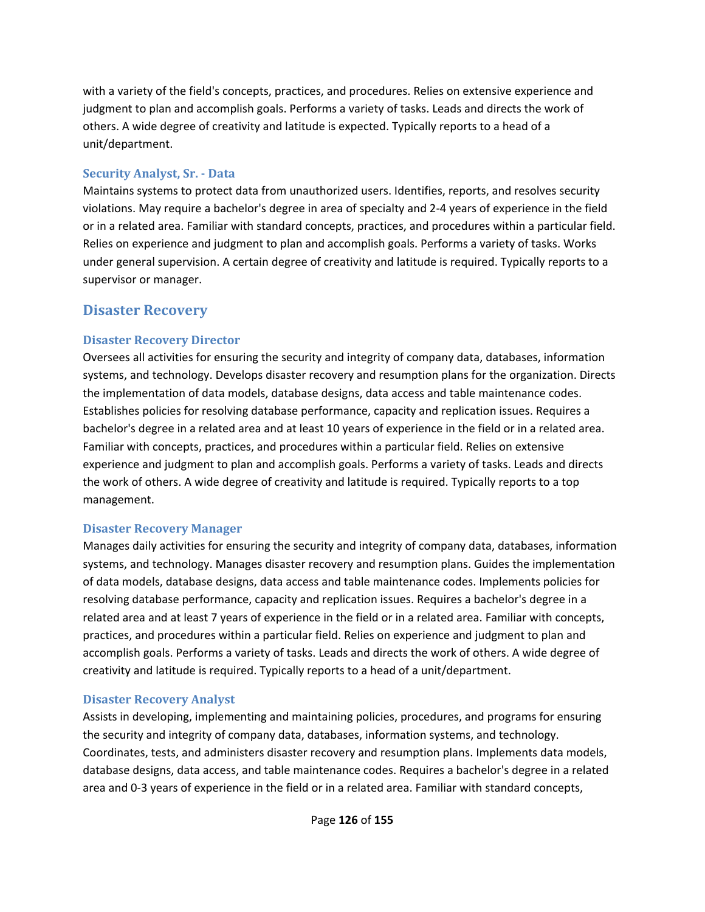with a variety of the field's concepts, practices, and procedures. Relies on extensive experience and judgment to plan and accomplish goals. Performs a variety of tasks. Leads and directs the work of others. A wide degree of creativity and latitude is expected. Typically reports to a head of a unit/department.

### Security Analyst, Sr. - Data

Maintains systems to protect data from unauthorized users. Identifies, reports, and resolves security violations. May require a bachelor's degree in area of specialty and 2-4 years of experience in the field or in a related area. Familiar with standard concepts, practices, and procedures within a particular field. Relies on experience and judgment to plan and accomplish goals. Performs a variety of tasks. Works under general supervision. A certain degree of creativity and latitude is required. Typically reports to a supervisor or manager.

## Disaster Recovery

### Disaster Recovery Director

Oversees all activities for ensuring the security and integrity of company data, databases, information systems, and technology. Develops disaster recovery and resumption plans for the organization. Directs the implementation of data models, database designs, data access and table maintenance codes. Establishes policies for resolving database performance, capacity and replication issues. Requires a bachelor's degree in a related area and at least 10 years of experience in the field or in a related area. Familiar with concepts, practices, and procedures within a particular field. Relies on extensive experience and judgment to plan and accomplish goals. Performs a variety of tasks. Leads and directs the work of others. A wide degree of creativity and latitude is required. Typically reports to a top management.

### Disaster Recovery Manager

Manages daily activities for ensuring the security and integrity of company data, databases, information systems, and technology. Manages disaster recovery and resumption plans. Guides the implementation of data models, database designs, data access and table maintenance codes. Implements policies for resolving database performance, capacity and replication issues. Requires a bachelor's degree in a related area and at least 7 years of experience in the field or in a related area. Familiar with concepts, practices, and procedures within a particular field. Relies on experience and judgment to plan and accomplish goals. Performs a variety of tasks. Leads and directs the work of others. A wide degree of creativity and latitude is required. Typically reports to a head of a unit/department.

### Disaster Recovery Analyst

Assists in developing, implementing and maintaining policies, procedures, and programs for ensuring the security and integrity of company data, databases, information systems, and technology. Coordinates, tests, and administers disaster recovery and resumption plans. Implements data models, database designs, data access, and table maintenance codes. Requires a bachelor's degree in a related area and 0-3 years of experience in the field or in a related area. Familiar with standard concepts,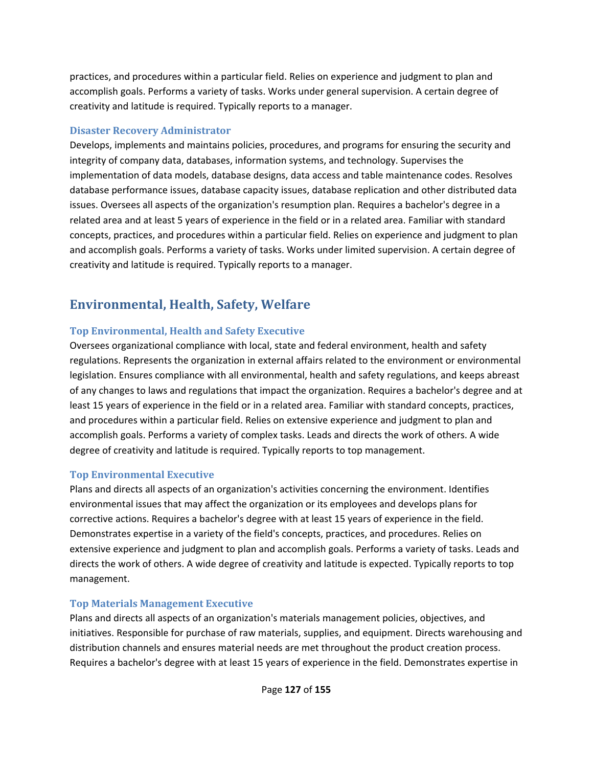practices, and procedures within a particular field. Relies on experience and judgment to plan and accomplish goals. Performs a variety of tasks. Works under general supervision. A certain degree of creativity and latitude is required. Typically reports to a manager.

### Disaster Recovery Administrator

Develops, implements and maintains policies, procedures, and programs for ensuring the security and integrity of company data, databases, information systems, and technology. Supervises the implementation of data models, database designs, data access and table maintenance codes. Resolves database performance issues, database capacity issues, database replication and other distributed data issues. Oversees all aspects of the organization's resumption plan. Requires a bachelor's degree in a related area and at least 5 years of experience in the field or in a related area. Familiar with standard concepts, practices, and procedures within a particular field. Relies on experience and judgment to plan and accomplish goals. Performs a variety of tasks. Works under limited supervision. A certain degree of creativity and latitude is required. Typically reports to a manager.

## Environmental, Health, Safety, Welfare

### Top Environmental, Health and Safety Executive

Oversees organizational compliance with local, state and federal environment, health and safety regulations. Represents the organization in external affairs related to the environment or environmental legislation. Ensures compliance with all environmental, health and safety regulations, and keeps abreast of any changes to laws and regulations that impact the organization. Requires a bachelor's degree and at least 15 years of experience in the field or in a related area. Familiar with standard concepts, practices, and procedures within a particular field. Relies on extensive experience and judgment to plan and accomplish goals. Performs a variety of complex tasks. Leads and directs the work of others. A wide degree of creativity and latitude is required. Typically reports to top management.

### Top Environmental Executive

Plans and directs all aspects of an organization's activities concerning the environment. Identifies environmental issues that may affect the organization or its employees and develops plans for corrective actions. Requires a bachelor's degree with at least 15 years of experience in the field. Demonstrates expertise in a variety of the field's concepts, practices, and procedures. Relies on extensive experience and judgment to plan and accomplish goals. Performs a variety of tasks. Leads and directs the work of others. A wide degree of creativity and latitude is expected. Typically reports to top management.

### Top Materials Management Executive

Plans and directs all aspects of an organization's materials management policies, objectives, and initiatives. Responsible for purchase of raw materials, supplies, and equipment. Directs warehousing and distribution channels and ensures material needs are met throughout the product creation process. Requires a bachelor's degree with at least 15 years of experience in the field. Demonstrates expertise in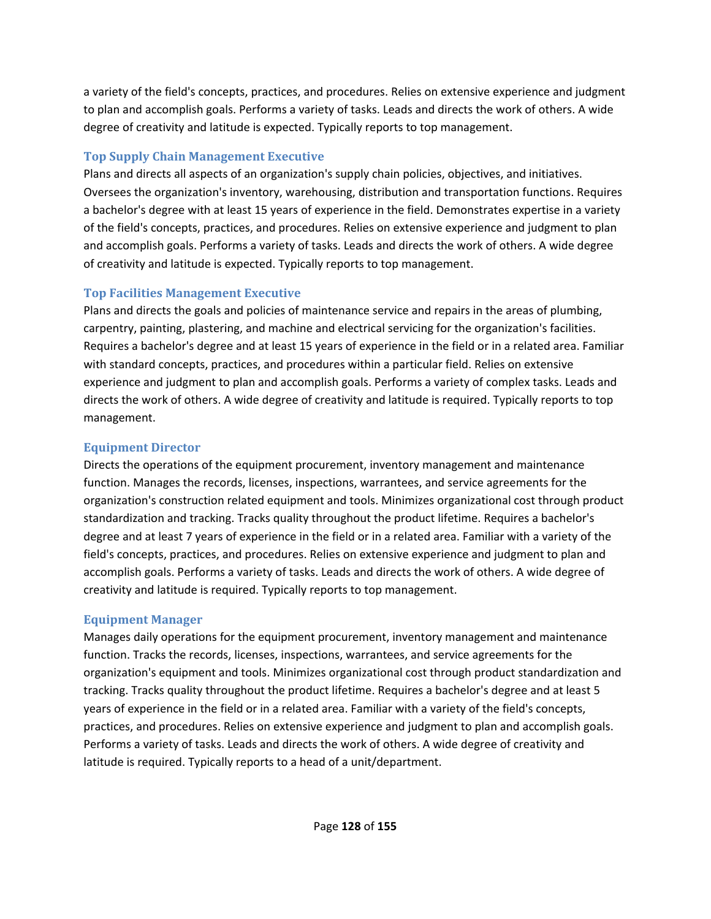a variety of the field's concepts, practices, and procedures. Relies on extensive experience and judgment to plan and accomplish goals. Performs a variety of tasks. Leads and directs the work of others. A wide degree of creativity and latitude is expected. Typically reports to top management.

### Top Supply Chain Management Executive

Plans and directs all aspects of an organization's supply chain policies, objectives, and initiatives. Oversees the organization's inventory, warehousing, distribution and transportation functions. Requires a bachelor's degree with at least 15 years of experience in the field. Demonstrates expertise in a variety of the field's concepts, practices, and procedures. Relies on extensive experience and judgment to plan and accomplish goals. Performs a variety of tasks. Leads and directs the work of others. A wide degree of creativity and latitude is expected. Typically reports to top management.

### Top Facilities Management Executive

Plans and directs the goals and policies of maintenance service and repairs in the areas of plumbing, carpentry, painting, plastering, and machine and electrical servicing for the organization's facilities. Requires a bachelor's degree and at least 15 years of experience in the field or in a related area. Familiar with standard concepts, practices, and procedures within a particular field. Relies on extensive experience and judgment to plan and accomplish goals. Performs a variety of complex tasks. Leads and directs the work of others. A wide degree of creativity and latitude is required. Typically reports to top management.

### Equipment Director

Directs the operations of the equipment procurement, inventory management and maintenance function. Manages the records, licenses, inspections, warrantees, and service agreements for the organization's construction related equipment and tools. Minimizes organizational cost through product standardization and tracking. Tracks quality throughout the product lifetime. Requires a bachelor's degree and at least 7 years of experience in the field or in a related area. Familiar with a variety of the field's concepts, practices, and procedures. Relies on extensive experience and judgment to plan and accomplish goals. Performs a variety of tasks. Leads and directs the work of others. A wide degree of creativity and latitude is required. Typically reports to top management.

### Equipment Manager

Manages daily operations for the equipment procurement, inventory management and maintenance function. Tracks the records, licenses, inspections, warrantees, and service agreements for the organization's equipment and tools. Minimizes organizational cost through product standardization and tracking. Tracks quality throughout the product lifetime. Requires a bachelor's degree and at least 5 years of experience in the field or in a related area. Familiar with a variety of the field's concepts, practices, and procedures. Relies on extensive experience and judgment to plan and accomplish goals. Performs a variety of tasks. Leads and directs the work of others. A wide degree of creativity and latitude is required. Typically reports to a head of a unit/department.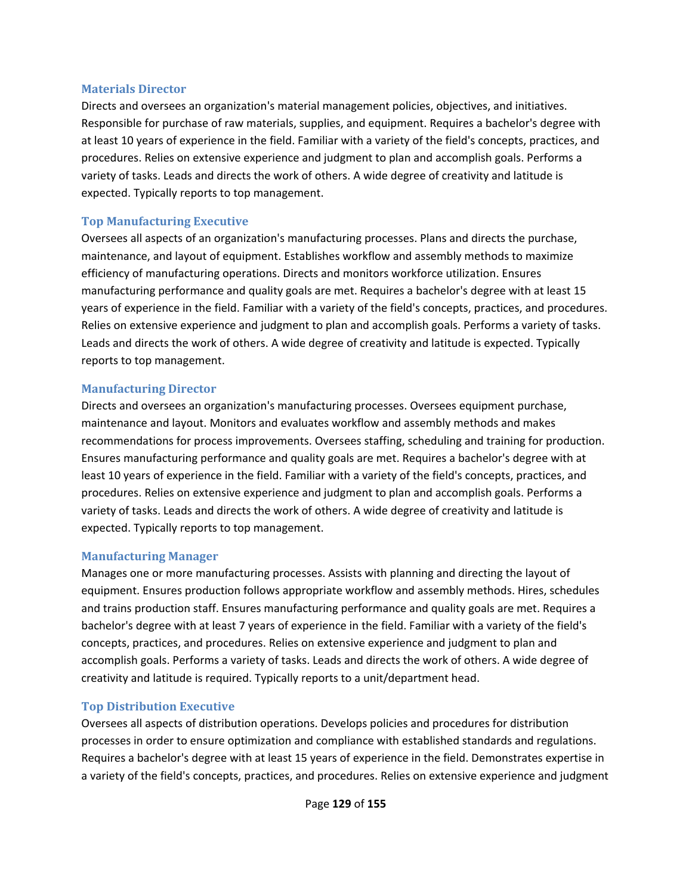### Materials Director

Directs and oversees an organization's material management policies, objectives, and initiatives. Responsible for purchase of raw materials, supplies, and equipment. Requires a bachelor's degree with at least 10 years of experience in the field. Familiar with a variety of the field's concepts, practices, and procedures. Relies on extensive experience and judgment to plan and accomplish goals. Performs a variety of tasks. Leads and directs the work of others. A wide degree of creativity and latitude is expected. Typically reports to top management.

### Top Manufacturing Executive

Oversees all aspects of an organization's manufacturing processes. Plans and directs the purchase, maintenance, and layout of equipment. Establishes workflow and assembly methods to maximize efficiency of manufacturing operations. Directs and monitors workforce utilization. Ensures manufacturing performance and quality goals are met. Requires a bachelor's degree with at least 15 years of experience in the field. Familiar with a variety of the field's concepts, practices, and procedures. Relies on extensive experience and judgment to plan and accomplish goals. Performs a variety of tasks. Leads and directs the work of others. A wide degree of creativity and latitude is expected. Typically reports to top management.

### Manufacturing Director

Directs and oversees an organization's manufacturing processes. Oversees equipment purchase, maintenance and layout. Monitors and evaluates workflow and assembly methods and makes recommendations for process improvements. Oversees staffing, scheduling and training for production. Ensures manufacturing performance and quality goals are met. Requires a bachelor's degree with at least 10 years of experience in the field. Familiar with a variety of the field's concepts, practices, and procedures. Relies on extensive experience and judgment to plan and accomplish goals. Performs a variety of tasks. Leads and directs the work of others. A wide degree of creativity and latitude is expected. Typically reports to top management.

### Manufacturing Manager

Manages one or more manufacturing processes. Assists with planning and directing the layout of equipment. Ensures production follows appropriate workflow and assembly methods. Hires, schedules and trains production staff. Ensures manufacturing performance and quality goals are met. Requires a bachelor's degree with at least 7 years of experience in the field. Familiar with a variety of the field's concepts, practices, and procedures. Relies on extensive experience and judgment to plan and accomplish goals. Performs a variety of tasks. Leads and directs the work of others. A wide degree of creativity and latitude is required. Typically reports to a unit/department head.

### Top Distribution Executive

Oversees all aspects of distribution operations. Develops policies and procedures for distribution processes in order to ensure optimization and compliance with established standards and regulations. Requires a bachelor's degree with at least 15 years of experience in the field. Demonstrates expertise in a variety of the field's concepts, practices, and procedures. Relies on extensive experience and judgment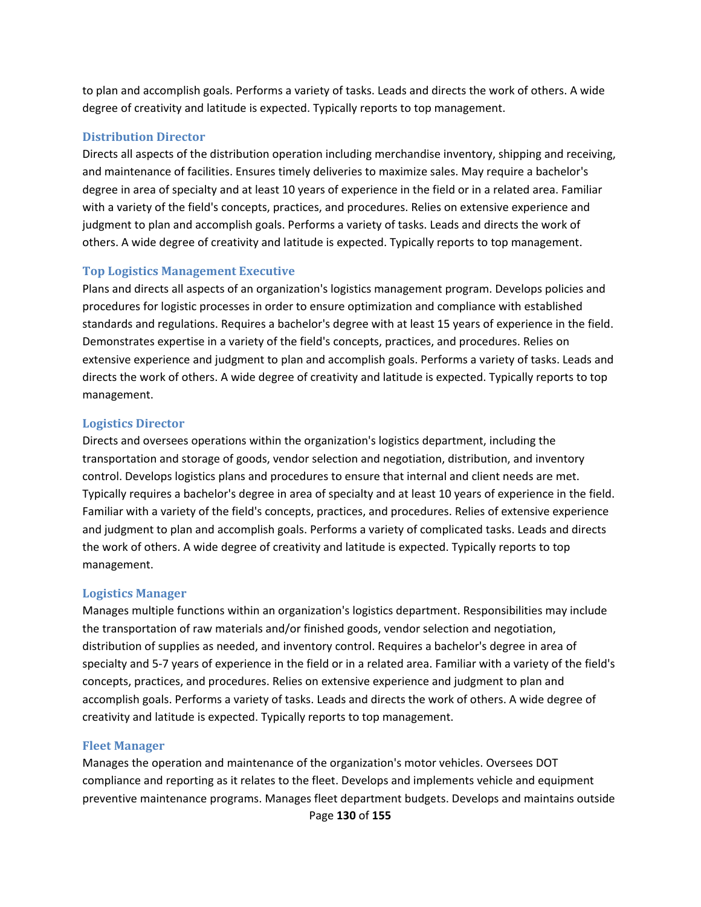to plan and accomplish goals. Performs a variety of tasks. Leads and directs the work of others. A wide degree of creativity and latitude is expected. Typically reports to top management.

### Distribution Director

Directs all aspects of the distribution operation including merchandise inventory, shipping and receiving, and maintenance of facilities. Ensures timely deliveries to maximize sales. May require a bachelor's degree in area of specialty and at least 10 years of experience in the field or in a related area. Familiar with a variety of the field's concepts, practices, and procedures. Relies on extensive experience and judgment to plan and accomplish goals. Performs a variety of tasks. Leads and directs the work of others. A wide degree of creativity and latitude is expected. Typically reports to top management.

### Top Logistics Management Executive

Plans and directs all aspects of an organization's logistics management program. Develops policies and procedures for logistic processes in order to ensure optimization and compliance with established standards and regulations. Requires a bachelor's degree with at least 15 years of experience in the field. Demonstrates expertise in a variety of the field's concepts, practices, and procedures. Relies on extensive experience and judgment to plan and accomplish goals. Performs a variety of tasks. Leads and directs the work of others. A wide degree of creativity and latitude is expected. Typically reports to top management.

### Logistics Director

Directs and oversees operations within the organization's logistics department, including the transportation and storage of goods, vendor selection and negotiation, distribution, and inventory control. Develops logistics plans and procedures to ensure that internal and client needs are met. Typically requires a bachelor's degree in area of specialty and at least 10 years of experience in the field. Familiar with a variety of the field's concepts, practices, and procedures. Relies of extensive experience and judgment to plan and accomplish goals. Performs a variety of complicated tasks. Leads and directs the work of others. A wide degree of creativity and latitude is expected. Typically reports to top management.

### Logistics Manager

Manages multiple functions within an organization's logistics department. Responsibilities may include the transportation of raw materials and/or finished goods, vendor selection and negotiation, distribution of supplies as needed, and inventory control. Requires a bachelor's degree in area of specialty and 5-7 years of experience in the field or in a related area. Familiar with a variety of the field's concepts, practices, and procedures. Relies on extensive experience and judgment to plan and accomplish goals. Performs a variety of tasks. Leads and directs the work of others. A wide degree of creativity and latitude is expected. Typically reports to top management.

### Fleet Manager

Manages the operation and maintenance of the organization's motor vehicles. Oversees DOT compliance and reporting as it relates to the fleet. Develops and implements vehicle and equipment preventive maintenance programs. Manages fleet department budgets. Develops and maintains outside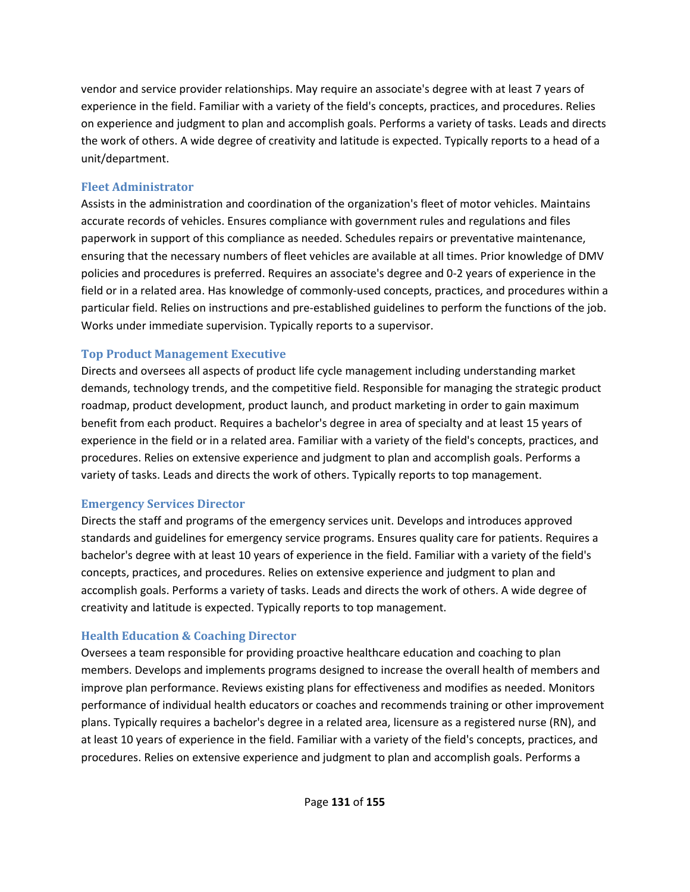vendor and service provider relationships. May require an associate's degree with at least 7 years of experience in the field. Familiar with a variety of the field's concepts, practices, and procedures. Relies on experience and judgment to plan and accomplish goals. Performs a variety of tasks. Leads and directs the work of others. A wide degree of creativity and latitude is expected. Typically reports to a head of a unit/department.

### Fleet Administrator

Assists in the administration and coordination of the organization's fleet of motor vehicles. Maintains accurate records of vehicles. Ensures compliance with government rules and regulations and files paperwork in support of this compliance as needed. Schedules repairs or preventative maintenance, ensuring that the necessary numbers of fleet vehicles are available at all times. Prior knowledge of DMV policies and procedures is preferred. Requires an associate's degree and 0-2 years of experience in the field or in a related area. Has knowledge of commonly-used concepts, practices, and procedures within a particular field. Relies on instructions and pre-established guidelines to perform the functions of the job. Works under immediate supervision. Typically reports to a supervisor.

### Top Product Management Executive

Directs and oversees all aspects of product life cycle management including understanding market demands, technology trends, and the competitive field. Responsible for managing the strategic product roadmap, product development, product launch, and product marketing in order to gain maximum benefit from each product. Requires a bachelor's degree in area of specialty and at least 15 years of experience in the field or in a related area. Familiar with a variety of the field's concepts, practices, and procedures. Relies on extensive experience and judgment to plan and accomplish goals. Performs a variety of tasks. Leads and directs the work of others. Typically reports to top management.

### Emergency Services Director

Directs the staff and programs of the emergency services unit. Develops and introduces approved standards and guidelines for emergency service programs. Ensures quality care for patients. Requires a bachelor's degree with at least 10 years of experience in the field. Familiar with a variety of the field's concepts, practices, and procedures. Relies on extensive experience and judgment to plan and accomplish goals. Performs a variety of tasks. Leads and directs the work of others. A wide degree of creativity and latitude is expected. Typically reports to top management.

### Health Education & Coaching Director

Oversees a team responsible for providing proactive healthcare education and coaching to plan members. Develops and implements programs designed to increase the overall health of members and improve plan performance. Reviews existing plans for effectiveness and modifies as needed. Monitors performance of individual health educators or coaches and recommends training or other improvement plans. Typically requires a bachelor's degree in a related area, licensure as a registered nurse (RN), and at least 10 years of experience in the field. Familiar with a variety of the field's concepts, practices, and procedures. Relies on extensive experience and judgment to plan and accomplish goals. Performs a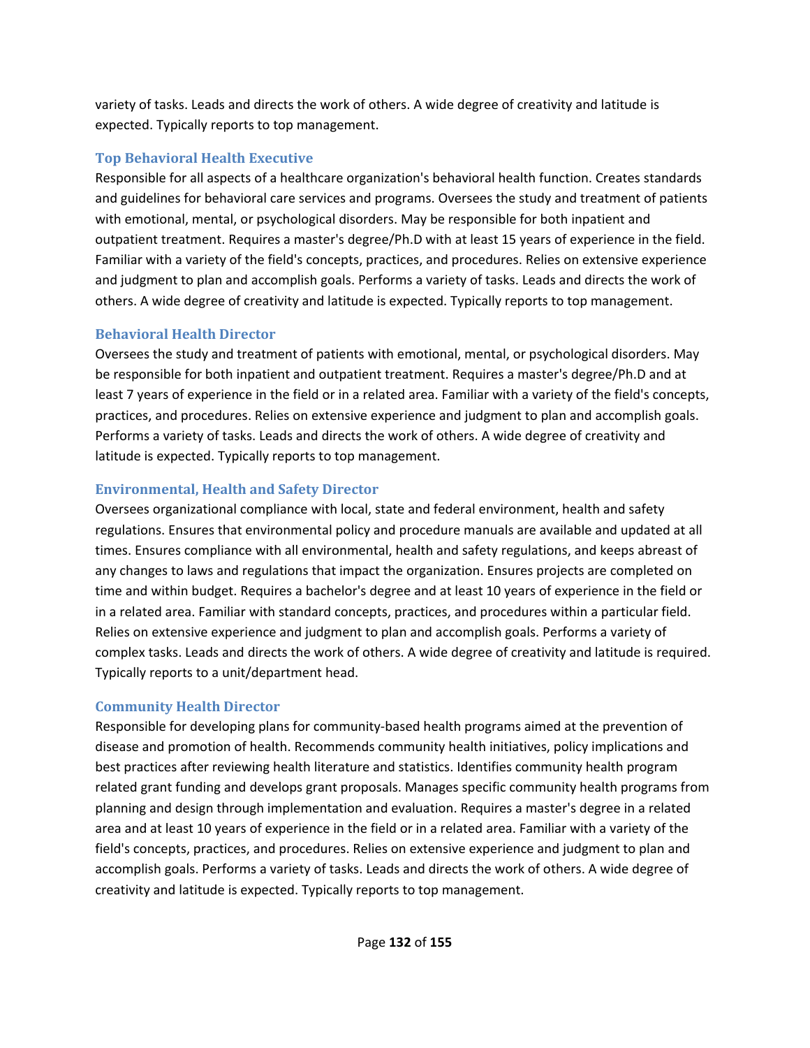variety of tasks. Leads and directs the work of others. A wide degree of creativity and latitude is expected. Typically reports to top management.

### Top Behavioral Health Executive

Responsible for all aspects of a healthcare organization's behavioral health function. Creates standards and guidelines for behavioral care services and programs. Oversees the study and treatment of patients with emotional, mental, or psychological disorders. May be responsible for both inpatient and outpatient treatment. Requires a master's degree/Ph.D with at least 15 years of experience in the field. Familiar with a variety of the field's concepts, practices, and procedures. Relies on extensive experience and judgment to plan and accomplish goals. Performs a variety of tasks. Leads and directs the work of others. A wide degree of creativity and latitude is expected. Typically reports to top management.

### Behavioral Health Director

Oversees the study and treatment of patients with emotional, mental, or psychological disorders. May be responsible for both inpatient and outpatient treatment. Requires a master's degree/Ph.D and at least 7 years of experience in the field or in a related area. Familiar with a variety of the field's concepts, practices, and procedures. Relies on extensive experience and judgment to plan and accomplish goals. Performs a variety of tasks. Leads and directs the work of others. A wide degree of creativity and latitude is expected. Typically reports to top management.

### Environmental, Health and Safety Director

Oversees organizational compliance with local, state and federal environment, health and safety regulations. Ensures that environmental policy and procedure manuals are available and updated at all times. Ensures compliance with all environmental, health and safety regulations, and keeps abreast of any changes to laws and regulations that impact the organization. Ensures projects are completed on time and within budget. Requires a bachelor's degree and at least 10 years of experience in the field or in a related area. Familiar with standard concepts, practices, and procedures within a particular field. Relies on extensive experience and judgment to plan and accomplish goals. Performs a variety of complex tasks. Leads and directs the work of others. A wide degree of creativity and latitude is required. Typically reports to a unit/department head.

### Community Health Director

Responsible for developing plans for community-based health programs aimed at the prevention of disease and promotion of health. Recommends community health initiatives, policy implications and best practices after reviewing health literature and statistics. Identifies community health program related grant funding and develops grant proposals. Manages specific community health programs from planning and design through implementation and evaluation. Requires a master's degree in a related area and at least 10 years of experience in the field or in a related area. Familiar with a variety of the field's concepts, practices, and procedures. Relies on extensive experience and judgment to plan and accomplish goals. Performs a variety of tasks. Leads and directs the work of others. A wide degree of creativity and latitude is expected. Typically reports to top management.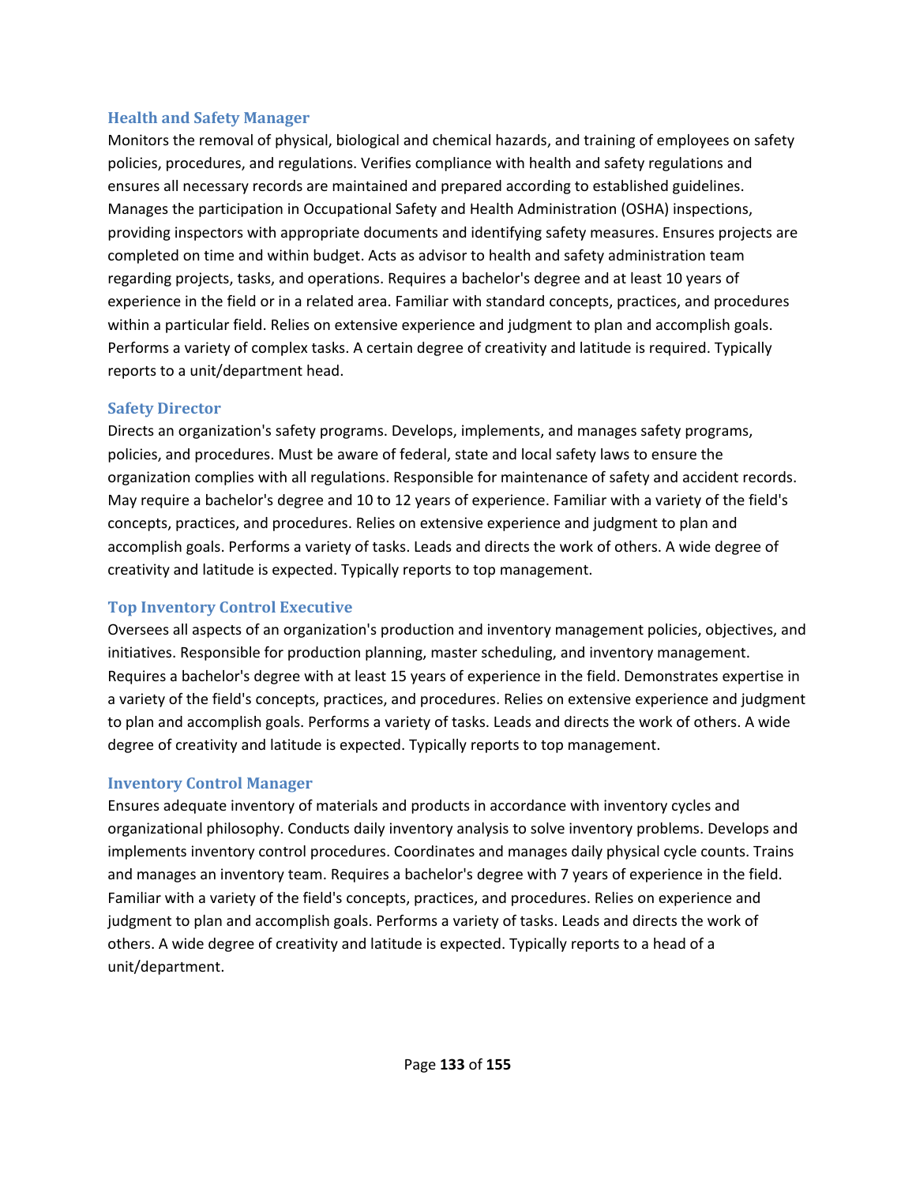### Health and Safety Manager

Monitors the removal of physical, biological and chemical hazards, and training of employees on safety policies, procedures, and regulations. Verifies compliance with health and safety regulations and ensures all necessary records are maintained and prepared according to established guidelines. Manages the participation in Occupational Safety and Health Administration (OSHA) inspections, providing inspectors with appropriate documents and identifying safety measures. Ensures projects are completed on time and within budget. Acts as advisor to health and safety administration team regarding projects, tasks, and operations. Requires a bachelor's degree and at least 10 years of experience in the field or in a related area. Familiar with standard concepts, practices, and procedures within a particular field. Relies on extensive experience and judgment to plan and accomplish goals. Performs a variety of complex tasks. A certain degree of creativity and latitude is required. Typically reports to a unit/department head.

### Safety Director

Directs an organization's safety programs. Develops, implements, and manages safety programs, policies, and procedures. Must be aware of federal, state and local safety laws to ensure the organization complies with all regulations. Responsible for maintenance of safety and accident records. May require a bachelor's degree and 10 to 12 years of experience. Familiar with a variety of the field's concepts, practices, and procedures. Relies on extensive experience and judgment to plan and accomplish goals. Performs a variety of tasks. Leads and directs the work of others. A wide degree of creativity and latitude is expected. Typically reports to top management.

### Top Inventory Control Executive

Oversees all aspects of an organization's production and inventory management policies, objectives, and initiatives. Responsible for production planning, master scheduling, and inventory management. Requires a bachelor's degree with at least 15 years of experience in the field. Demonstrates expertise in a variety of the field's concepts, practices, and procedures. Relies on extensive experience and judgment to plan and accomplish goals. Performs a variety of tasks. Leads and directs the work of others. A wide degree of creativity and latitude is expected. Typically reports to top management.

### Inventory Control Manager

Ensures adequate inventory of materials and products in accordance with inventory cycles and organizational philosophy. Conducts daily inventory analysis to solve inventory problems. Develops and implements inventory control procedures. Coordinates and manages daily physical cycle counts. Trains and manages an inventory team. Requires a bachelor's degree with 7 years of experience in the field. Familiar with a variety of the field's concepts, practices, and procedures. Relies on experience and judgment to plan and accomplish goals. Performs a variety of tasks. Leads and directs the work of others. A wide degree of creativity and latitude is expected. Typically reports to a head of a unit/department.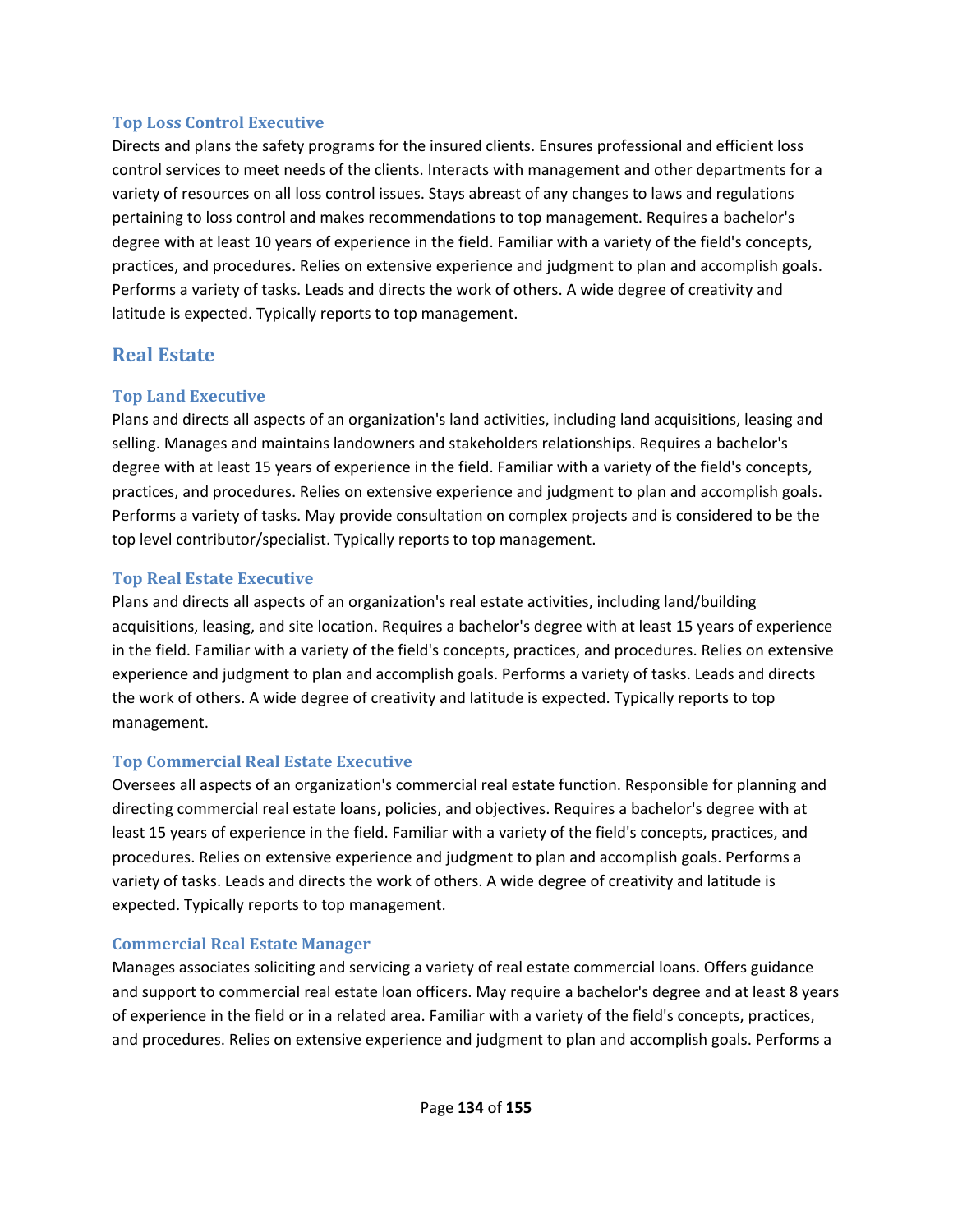### Top Loss Control Executive

Directs and plans the safety programs for the insured clients. Ensures professional and efficient loss control services to meet needs of the clients. Interacts with management and other departments for a variety of resources on all loss control issues. Stays abreast of any changes to laws and regulations pertaining to loss control and makes recommendations to top management. Requires a bachelor's degree with at least 10 years of experience in the field. Familiar with a variety of the field's concepts, practices, and procedures. Relies on extensive experience and judgment to plan and accomplish goals. Performs a variety of tasks. Leads and directs the work of others. A wide degree of creativity and latitude is expected. Typically reports to top management.

## Real Estate

### Top Land Executive

Plans and directs all aspects of an organization's land activities, including land acquisitions, leasing and selling. Manages and maintains landowners and stakeholders relationships. Requires a bachelor's degree with at least 15 years of experience in the field. Familiar with a variety of the field's concepts, practices, and procedures. Relies on extensive experience and judgment to plan and accomplish goals. Performs a variety of tasks. May provide consultation on complex projects and is considered to be the top level contributor/specialist. Typically reports to top management.

### Top Real Estate Executive

Plans and directs all aspects of an organization's real estate activities, including land/building acquisitions, leasing, and site location. Requires a bachelor's degree with at least 15 years of experience in the field. Familiar with a variety of the field's concepts, practices, and procedures. Relies on extensive experience and judgment to plan and accomplish goals. Performs a variety of tasks. Leads and directs the work of others. A wide degree of creativity and latitude is expected. Typically reports to top management.

### Top Commercial Real Estate Executive

Oversees all aspects of an organization's commercial real estate function. Responsible for planning and directing commercial real estate loans, policies, and objectives. Requires a bachelor's degree with at least 15 years of experience in the field. Familiar with a variety of the field's concepts, practices, and procedures. Relies on extensive experience and judgment to plan and accomplish goals. Performs a variety of tasks. Leads and directs the work of others. A wide degree of creativity and latitude is expected. Typically reports to top management.

### Commercial Real Estate Manager

Manages associates soliciting and servicing a variety of real estate commercial loans. Offers guidance and support to commercial real estate loan officers. May require a bachelor's degree and at least 8 years of experience in the field or in a related area. Familiar with a variety of the field's concepts, practices, and procedures. Relies on extensive experience and judgment to plan and accomplish goals. Performs a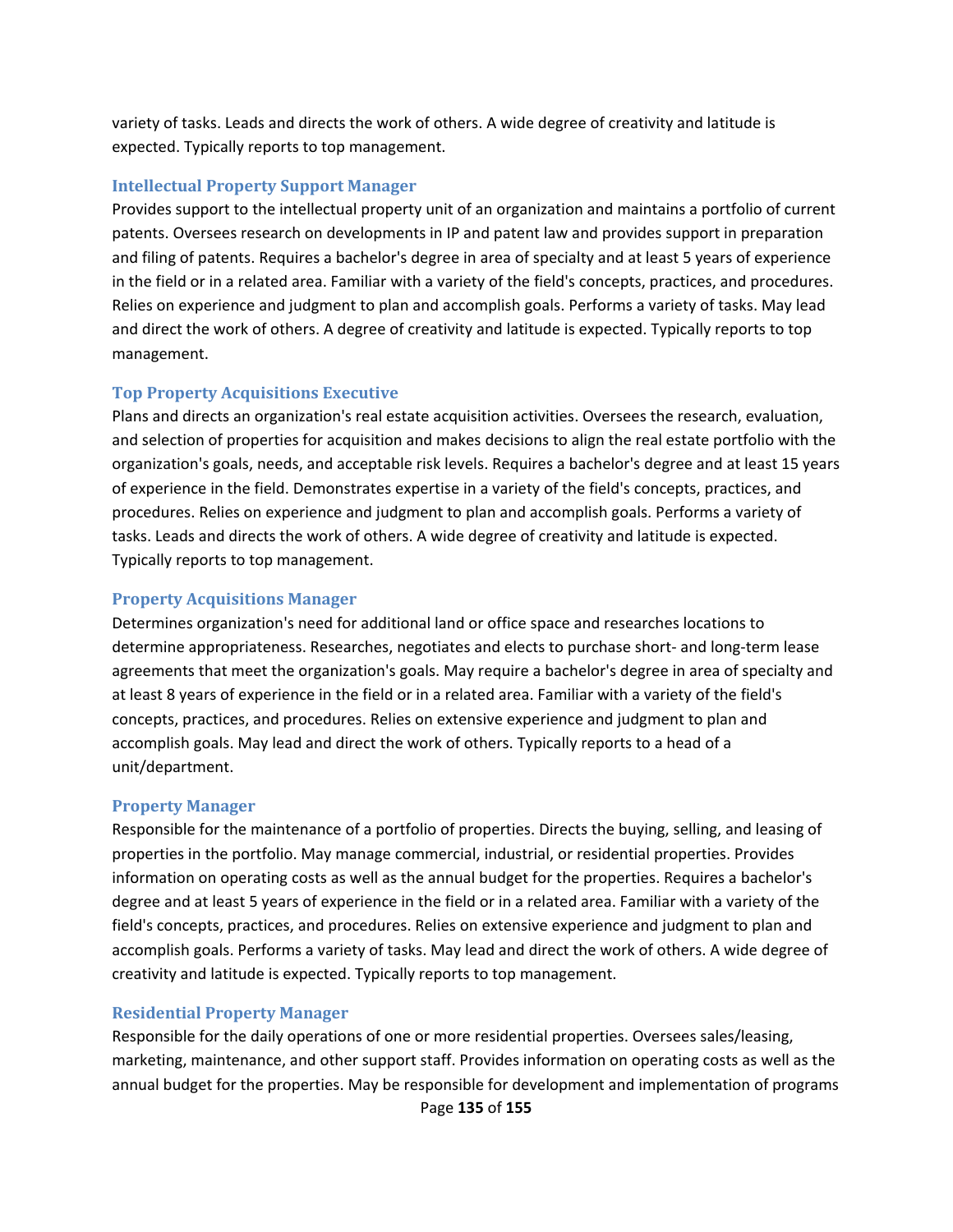variety of tasks. Leads and directs the work of others. A wide degree of creativity and latitude is expected. Typically reports to top management.

### Intellectual Property Support Manager

Provides support to the intellectual property unit of an organization and maintains a portfolio of current patents. Oversees research on developments in IP and patent law and provides support in preparation and filing of patents. Requires a bachelor's degree in area of specialty and at least 5 years of experience in the field or in a related area. Familiar with a variety of the field's concepts, practices, and procedures. Relies on experience and judgment to plan and accomplish goals. Performs a variety of tasks. May lead and direct the work of others. A degree of creativity and latitude is expected. Typically reports to top management.

### Top Property Acquisitions Executive

Plans and directs an organization's real estate acquisition activities. Oversees the research, evaluation, and selection of properties for acquisition and makes decisions to align the real estate portfolio with the organization's goals, needs, and acceptable risk levels. Requires a bachelor's degree and at least 15 years of experience in the field. Demonstrates expertise in a variety of the field's concepts, practices, and procedures. Relies on experience and judgment to plan and accomplish goals. Performs a variety of tasks. Leads and directs the work of others. A wide degree of creativity and latitude is expected. Typically reports to top management.

### Property Acquisitions Manager

Determines organization's need for additional land or office space and researches locations to determine appropriateness. Researches, negotiates and elects to purchase short- and long-term lease agreements that meet the organization's goals. May require a bachelor's degree in area of specialty and at least 8 years of experience in the field or in a related area. Familiar with a variety of the field's concepts, practices, and procedures. Relies on extensive experience and judgment to plan and accomplish goals. May lead and direct the work of others. Typically reports to a head of a unit/department.

### Property Manager

Responsible for the maintenance of a portfolio of properties. Directs the buying, selling, and leasing of properties in the portfolio. May manage commercial, industrial, or residential properties. Provides information on operating costs as well as the annual budget for the properties. Requires a bachelor's degree and at least 5 years of experience in the field or in a related area. Familiar with a variety of the field's concepts, practices, and procedures. Relies on extensive experience and judgment to plan and accomplish goals. Performs a variety of tasks. May lead and direct the work of others. A wide degree of creativity and latitude is expected. Typically reports to top management.

### Residential Property Manager

Responsible for the daily operations of one or more residential properties. Oversees sales/leasing, marketing, maintenance, and other support staff. Provides information on operating costs as well as the annual budget for the properties. May be responsible for development and implementation of programs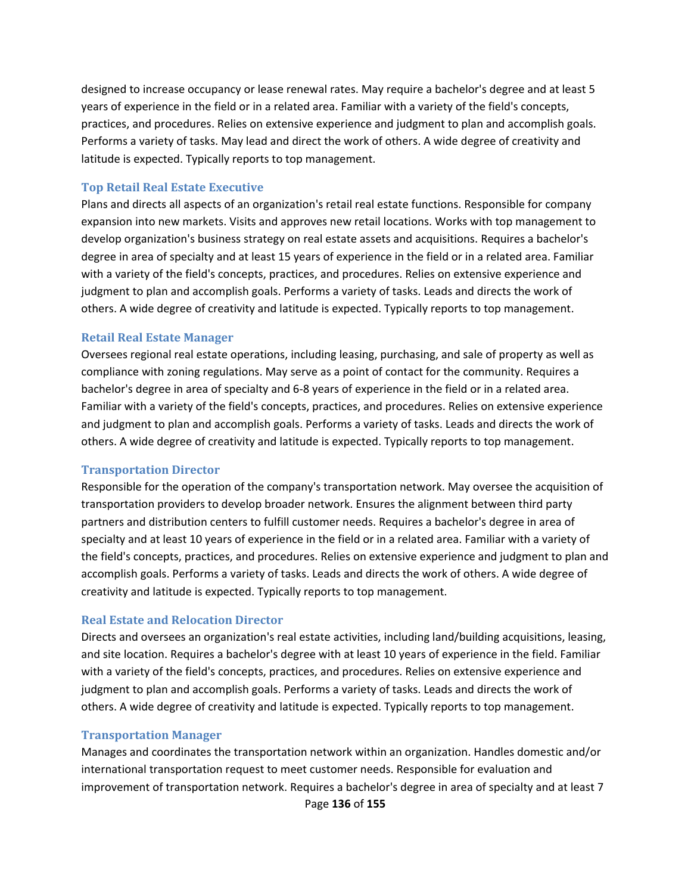designed to increase occupancy or lease renewal rates. May require a bachelor's degree and at least 5 years of experience in the field or in a related area. Familiar with a variety of the field's concepts, practices, and procedures. Relies on extensive experience and judgment to plan and accomplish goals. Performs a variety of tasks. May lead and direct the work of others. A wide degree of creativity and latitude is expected. Typically reports to top management.

### Top Retail Real Estate Executive

Plans and directs all aspects of an organization's retail real estate functions. Responsible for company expansion into new markets. Visits and approves new retail locations. Works with top management to develop organization's business strategy on real estate assets and acquisitions. Requires a bachelor's degree in area of specialty and at least 15 years of experience in the field or in a related area. Familiar with a variety of the field's concepts, practices, and procedures. Relies on extensive experience and judgment to plan and accomplish goals. Performs a variety of tasks. Leads and directs the work of others. A wide degree of creativity and latitude is expected. Typically reports to top management.

### Retail Real Estate Manager

Oversees regional real estate operations, including leasing, purchasing, and sale of property as well as compliance with zoning regulations. May serve as a point of contact for the community. Requires a bachelor's degree in area of specialty and 6-8 years of experience in the field or in a related area. Familiar with a variety of the field's concepts, practices, and procedures. Relies on extensive experience and judgment to plan and accomplish goals. Performs a variety of tasks. Leads and directs the work of others. A wide degree of creativity and latitude is expected. Typically reports to top management.

### Transportation Director

Responsible for the operation of the company's transportation network. May oversee the acquisition of transportation providers to develop broader network. Ensures the alignment between third party partners and distribution centers to fulfill customer needs. Requires a bachelor's degree in area of specialty and at least 10 years of experience in the field or in a related area. Familiar with a variety of the field's concepts, practices, and procedures. Relies on extensive experience and judgment to plan and accomplish goals. Performs a variety of tasks. Leads and directs the work of others. A wide degree of creativity and latitude is expected. Typically reports to top management.

### Real Estate and Relocation Director

Directs and oversees an organization's real estate activities, including land/building acquisitions, leasing, and site location. Requires a bachelor's degree with at least 10 years of experience in the field. Familiar with a variety of the field's concepts, practices, and procedures. Relies on extensive experience and judgment to plan and accomplish goals. Performs a variety of tasks. Leads and directs the work of others. A wide degree of creativity and latitude is expected. Typically reports to top management.

### Transportation Manager

Manages and coordinates the transportation network within an organization. Handles domestic and/or international transportation request to meet customer needs. Responsible for evaluation and improvement of transportation network. Requires a bachelor's degree in area of specialty and at least 7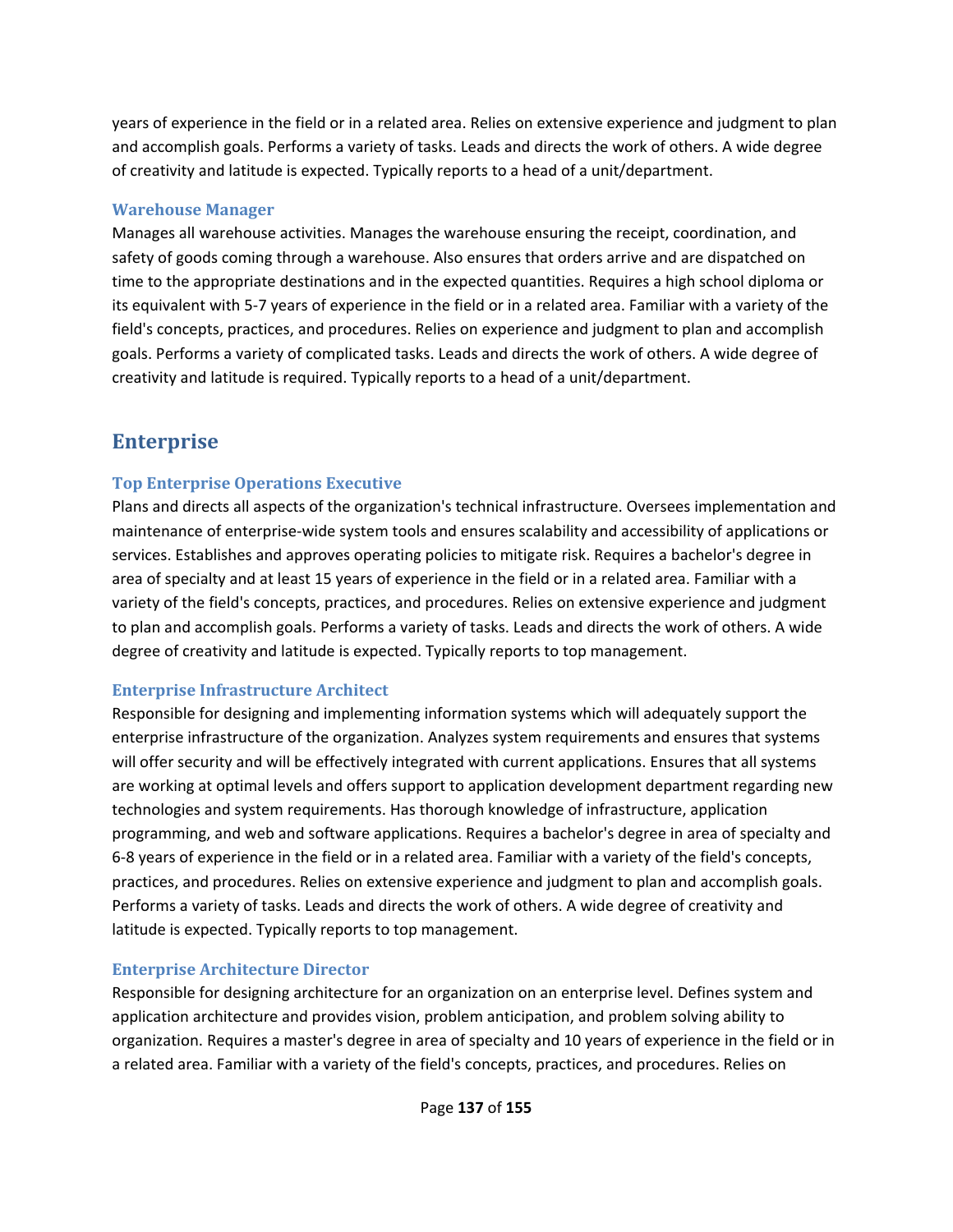years of experience in the field or in a related area. Relies on extensive experience and judgment to plan and accomplish goals. Performs a variety of tasks. Leads and directs the work of others. A wide degree of creativity and latitude is expected. Typically reports to a head of a unit/department.

### Warehouse Manager

Manages all warehouse activities. Manages the warehouse ensuring the receipt, coordination, and safety of goods coming through a warehouse. Also ensures that orders arrive and are dispatched on time to the appropriate destinations and in the expected quantities. Requires a high school diploma or its equivalent with 5-7 years of experience in the field or in a related area. Familiar with a variety of the field's concepts, practices, and procedures. Relies on experience and judgment to plan and accomplish goals. Performs a variety of complicated tasks. Leads and directs the work of others. A wide degree of creativity and latitude is required. Typically reports to a head of a unit/department.

## Enterprise

### Top Enterprise Operations Executive

Plans and directs all aspects of the organization's technical infrastructure. Oversees implementation and maintenance of enterprise-wide system tools and ensures scalability and accessibility of applications or services. Establishes and approves operating policies to mitigate risk. Requires a bachelor's degree in area of specialty and at least 15 years of experience in the field or in a related area. Familiar with a variety of the field's concepts, practices, and procedures. Relies on extensive experience and judgment to plan and accomplish goals. Performs a variety of tasks. Leads and directs the work of others. A wide degree of creativity and latitude is expected. Typically reports to top management.

### Enterprise Infrastructure Architect

Responsible for designing and implementing information systems which will adequately support the enterprise infrastructure of the organization. Analyzes system requirements and ensures that systems will offer security and will be effectively integrated with current applications. Ensures that all systems are working at optimal levels and offers support to application development department regarding new technologies and system requirements. Has thorough knowledge of infrastructure, application programming, and web and software applications. Requires a bachelor's degree in area of specialty and 6-8 years of experience in the field or in a related area. Familiar with a variety of the field's concepts, practices, and procedures. Relies on extensive experience and judgment to plan and accomplish goals. Performs a variety of tasks. Leads and directs the work of others. A wide degree of creativity and latitude is expected. Typically reports to top management.

### Enterprise Architecture Director

Responsible for designing architecture for an organization on an enterprise level. Defines system and application architecture and provides vision, problem anticipation, and problem solving ability to organization. Requires a master's degree in area of specialty and 10 years of experience in the field or in a related area. Familiar with a variety of the field's concepts, practices, and procedures. Relies on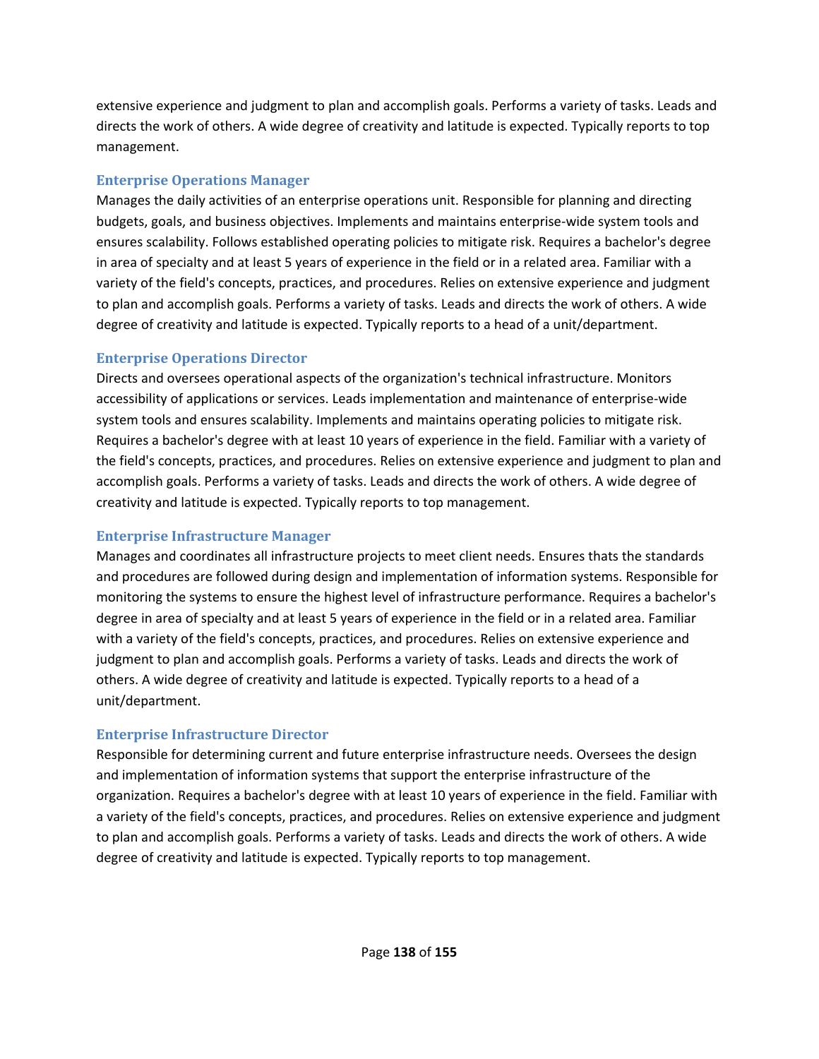extensive experience and judgment to plan and accomplish goals. Performs a variety of tasks. Leads and directs the work of others. A wide degree of creativity and latitude is expected. Typically reports to top management.

### Enterprise Operations Manager

Manages the daily activities of an enterprise operations unit. Responsible for planning and directing budgets, goals, and business objectives. Implements and maintains enterprise-wide system tools and ensures scalability. Follows established operating policies to mitigate risk. Requires a bachelor's degree in area of specialty and at least 5 years of experience in the field or in a related area. Familiar with a variety of the field's concepts, practices, and procedures. Relies on extensive experience and judgment to plan and accomplish goals. Performs a variety of tasks. Leads and directs the work of others. A wide degree of creativity and latitude is expected. Typically reports to a head of a unit/department.

### Enterprise Operations Director

Directs and oversees operational aspects of the organization's technical infrastructure. Monitors accessibility of applications or services. Leads implementation and maintenance of enterprise-wide system tools and ensures scalability. Implements and maintains operating policies to mitigate risk. Requires a bachelor's degree with at least 10 years of experience in the field. Familiar with a variety of the field's concepts, practices, and procedures. Relies on extensive experience and judgment to plan and accomplish goals. Performs a variety of tasks. Leads and directs the work of others. A wide degree of creativity and latitude is expected. Typically reports to top management.

### Enterprise Infrastructure Manager

Manages and coordinates all infrastructure projects to meet client needs. Ensures thats the standards and procedures are followed during design and implementation of information systems. Responsible for monitoring the systems to ensure the highest level of infrastructure performance. Requires a bachelor's degree in area of specialty and at least 5 years of experience in the field or in a related area. Familiar with a variety of the field's concepts, practices, and procedures. Relies on extensive experience and judgment to plan and accomplish goals. Performs a variety of tasks. Leads and directs the work of others. A wide degree of creativity and latitude is expected. Typically reports to a head of a unit/department.

### Enterprise Infrastructure Director

Responsible for determining current and future enterprise infrastructure needs. Oversees the design and implementation of information systems that support the enterprise infrastructure of the organization. Requires a bachelor's degree with at least 10 years of experience in the field. Familiar with a variety of the field's concepts, practices, and procedures. Relies on extensive experience and judgment to plan and accomplish goals. Performs a variety of tasks. Leads and directs the work of others. A wide degree of creativity and latitude is expected. Typically reports to top management.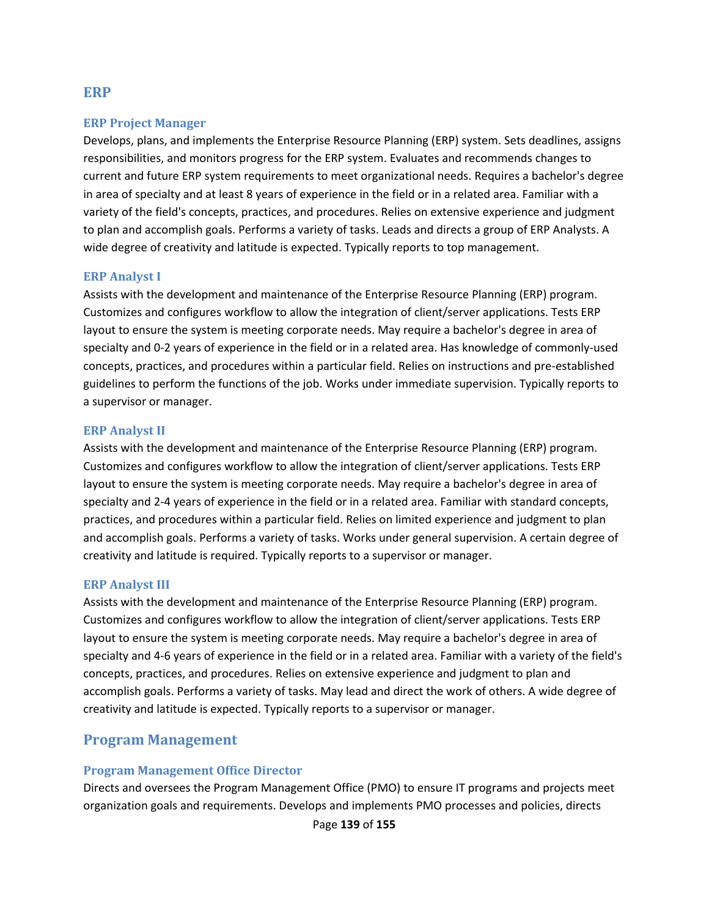## ERP

### ERP Project Manager

Develops, plans, and implements the Enterprise Resource Planning (ERP) system. Sets deadlines, assigns responsibilities, and monitors progress for the ERP system. Evaluates and recommends changes to current and future ERP system requirements to meet organizational needs. Requires a bachelor's degree in area of specialty and at least 8 years of experience in the field or in a related area. Familiar with a variety of the field's concepts, practices, and procedures. Relies on extensive experience and judgment to plan and accomplish goals. Performs a variety of tasks. Leads and directs a group of ERP Analysts. A wide degree of creativity and latitude is expected. Typically reports to top management.

### ERP Analyst I

Assists with the development and maintenance of the Enterprise Resource Planning (ERP) program. Customizes and configures workflow to allow the integration of client/server applications. Tests ERP layout to ensure the system is meeting corporate needs. May require a bachelor's degree in area of specialty and 0-2 years of experience in the field or in a related area. Has knowledge of commonly-used concepts, practices, and procedures within a particular field. Relies on instructions and pre-established guidelines to perform the functions of the job. Works under immediate supervision. Typically reports to a supervisor or manager.

### ERP Analyst II

Assists with the development and maintenance of the Enterprise Resource Planning (ERP) program. Customizes and configures workflow to allow the integration of client/server applications. Tests ERP layout to ensure the system is meeting corporate needs. May require a bachelor's degree in area of specialty and 2-4 years of experience in the field or in a related area. Familiar with standard concepts, practices, and procedures within a particular field. Relies on limited experience and judgment to plan and accomplish goals. Performs a variety of tasks. Works under general supervision. A certain degree of creativity and latitude is required. Typically reports to a supervisor or manager.

### ERP Analyst III

Assists with the development and maintenance of the Enterprise Resource Planning (ERP) program. Customizes and configures workflow to allow the integration of client/server applications. Tests ERP layout to ensure the system is meeting corporate needs. May require a bachelor's degree in area of specialty and 4-6 years of experience in the field or in a related area. Familiar with a variety of the field's concepts, practices, and procedures. Relies on extensive experience and judgment to plan and accomplish goals. Performs a variety of tasks. May lead and direct the work of others. A wide degree of creativity and latitude is expected. Typically reports to a supervisor or manager.

## Program Management

### Program Management Office Director

Directs and oversees the Program Management Office (PMO) to ensure IT programs and projects meet organization goals and requirements. Develops and implements PMO processes and policies, directs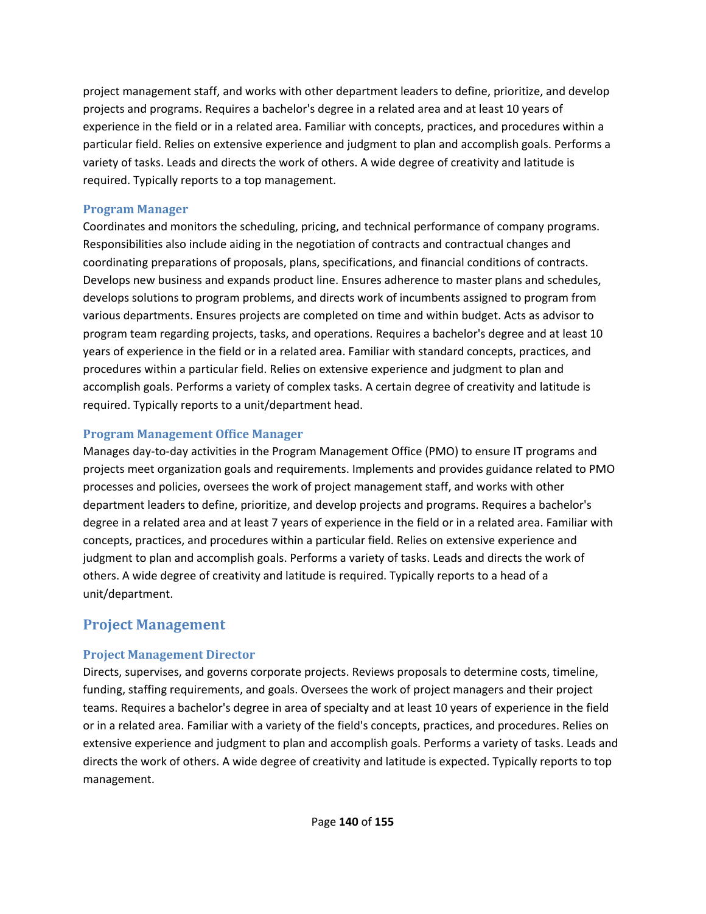project management staff, and works with other department leaders to define, prioritize, and develop projects and programs. Requires a bachelor's degree in a related area and at least 10 years of experience in the field or in a related area. Familiar with concepts, practices, and procedures within a particular field. Relies on extensive experience and judgment to plan and accomplish goals. Performs a variety of tasks. Leads and directs the work of others. A wide degree of creativity and latitude is required. Typically reports to a top management.

### Program Manager

Coordinates and monitors the scheduling, pricing, and technical performance of company programs. Responsibilities also include aiding in the negotiation of contracts and contractual changes and coordinating preparations of proposals, plans, specifications, and financial conditions of contracts. Develops new business and expands product line. Ensures adherence to master plans and schedules, develops solutions to program problems, and directs work of incumbents assigned to program from various departments. Ensures projects are completed on time and within budget. Acts as advisor to program team regarding projects, tasks, and operations. Requires a bachelor's degree and at least 10 years of experience in the field or in a related area. Familiar with standard concepts, practices, and procedures within a particular field. Relies on extensive experience and judgment to plan and accomplish goals. Performs a variety of complex tasks. A certain degree of creativity and latitude is required. Typically reports to a unit/department head.

### Program Management Office Manager

Manages day-to-day activities in the Program Management Office (PMO) to ensure IT programs and projects meet organization goals and requirements. Implements and provides guidance related to PMO processes and policies, oversees the work of project management staff, and works with other department leaders to define, prioritize, and develop projects and programs. Requires a bachelor's degree in a related area and at least 7 years of experience in the field or in a related area. Familiar with concepts, practices, and procedures within a particular field. Relies on extensive experience and judgment to plan and accomplish goals. Performs a variety of tasks. Leads and directs the work of others. A wide degree of creativity and latitude is required. Typically reports to a head of a unit/department.

## Project Management

### Project Management Director

Directs, supervises, and governs corporate projects. Reviews proposals to determine costs, timeline, funding, staffing requirements, and goals. Oversees the work of project managers and their project teams. Requires a bachelor's degree in area of specialty and at least 10 years of experience in the field or in a related area. Familiar with a variety of the field's concepts, practices, and procedures. Relies on extensive experience and judgment to plan and accomplish goals. Performs a variety of tasks. Leads and directs the work of others. A wide degree of creativity and latitude is expected. Typically reports to top management.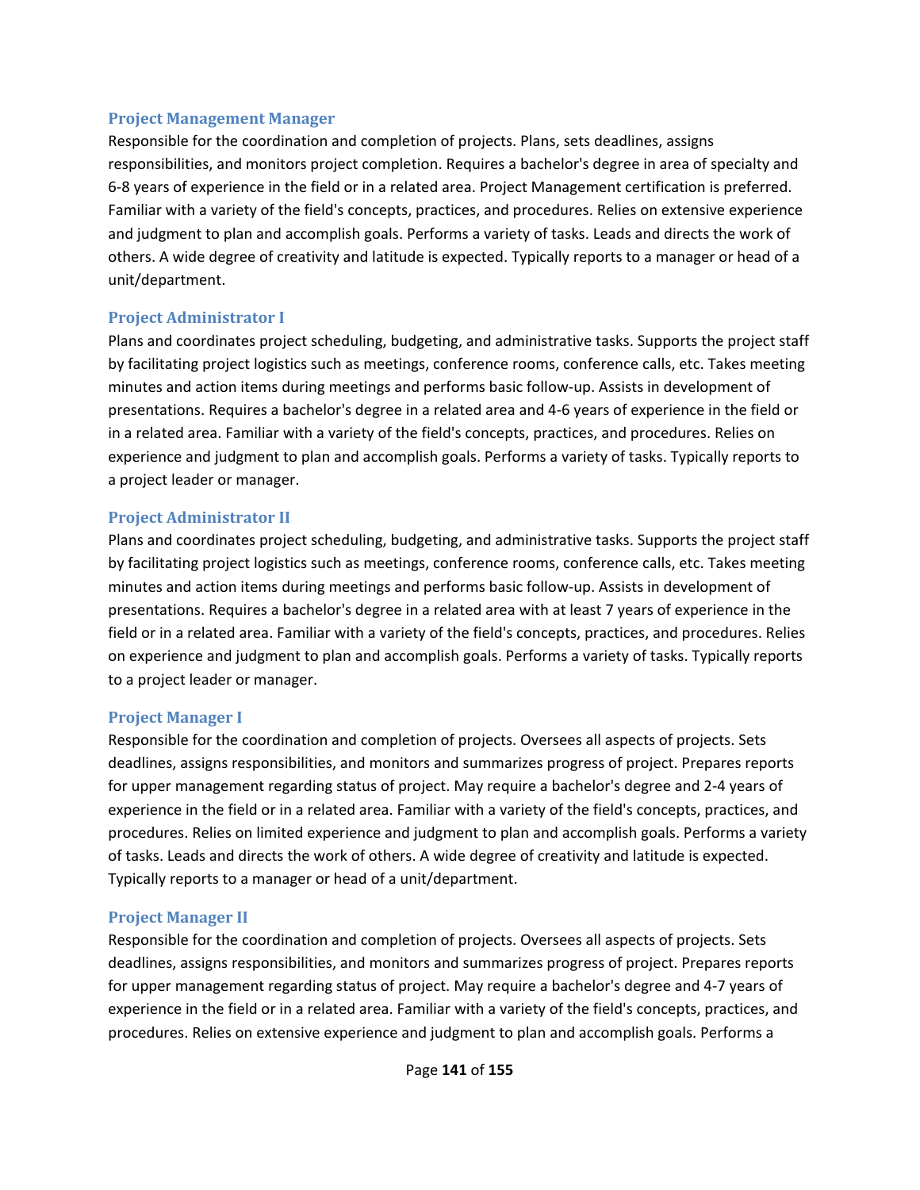### Project Management Manager

Responsible for the coordination and completion of projects. Plans, sets deadlines, assigns responsibilities, and monitors project completion. Requires a bachelor's degree in area of specialty and 6-8 years of experience in the field or in a related area. Project Management certification is preferred. Familiar with a variety of the field's concepts, practices, and procedures. Relies on extensive experience and judgment to plan and accomplish goals. Performs a variety of tasks. Leads and directs the work of others. A wide degree of creativity and latitude is expected. Typically reports to a manager or head of a unit/department.

### Project Administrator I

Plans and coordinates project scheduling, budgeting, and administrative tasks. Supports the project staff by facilitating project logistics such as meetings, conference rooms, conference calls, etc. Takes meeting minutes and action items during meetings and performs basic follow-up. Assists in development of presentations. Requires a bachelor's degree in a related area and 4-6 years of experience in the field or in a related area. Familiar with a variety of the field's concepts, practices, and procedures. Relies on experience and judgment to plan and accomplish goals. Performs a variety of tasks. Typically reports to a project leader or manager.

### Project Administrator II

Plans and coordinates project scheduling, budgeting, and administrative tasks. Supports the project staff by facilitating project logistics such as meetings, conference rooms, conference calls, etc. Takes meeting minutes and action items during meetings and performs basic follow-up. Assists in development of presentations. Requires a bachelor's degree in a related area with at least 7 years of experience in the field or in a related area. Familiar with a variety of the field's concepts, practices, and procedures. Relies on experience and judgment to plan and accomplish goals. Performs a variety of tasks. Typically reports to a project leader or manager.

### Project Manager I

Responsible for the coordination and completion of projects. Oversees all aspects of projects. Sets deadlines, assigns responsibilities, and monitors and summarizes progress of project. Prepares reports for upper management regarding status of project. May require a bachelor's degree and 2-4 years of experience in the field or in a related area. Familiar with a variety of the field's concepts, practices, and procedures. Relies on limited experience and judgment to plan and accomplish goals. Performs a variety of tasks. Leads and directs the work of others. A wide degree of creativity and latitude is expected. Typically reports to a manager or head of a unit/department.

### Project Manager II

Responsible for the coordination and completion of projects. Oversees all aspects of projects. Sets deadlines, assigns responsibilities, and monitors and summarizes progress of project. Prepares reports for upper management regarding status of project. May require a bachelor's degree and 4-7 years of experience in the field or in a related area. Familiar with a variety of the field's concepts, practices, and procedures. Relies on extensive experience and judgment to plan and accomplish goals. Performs a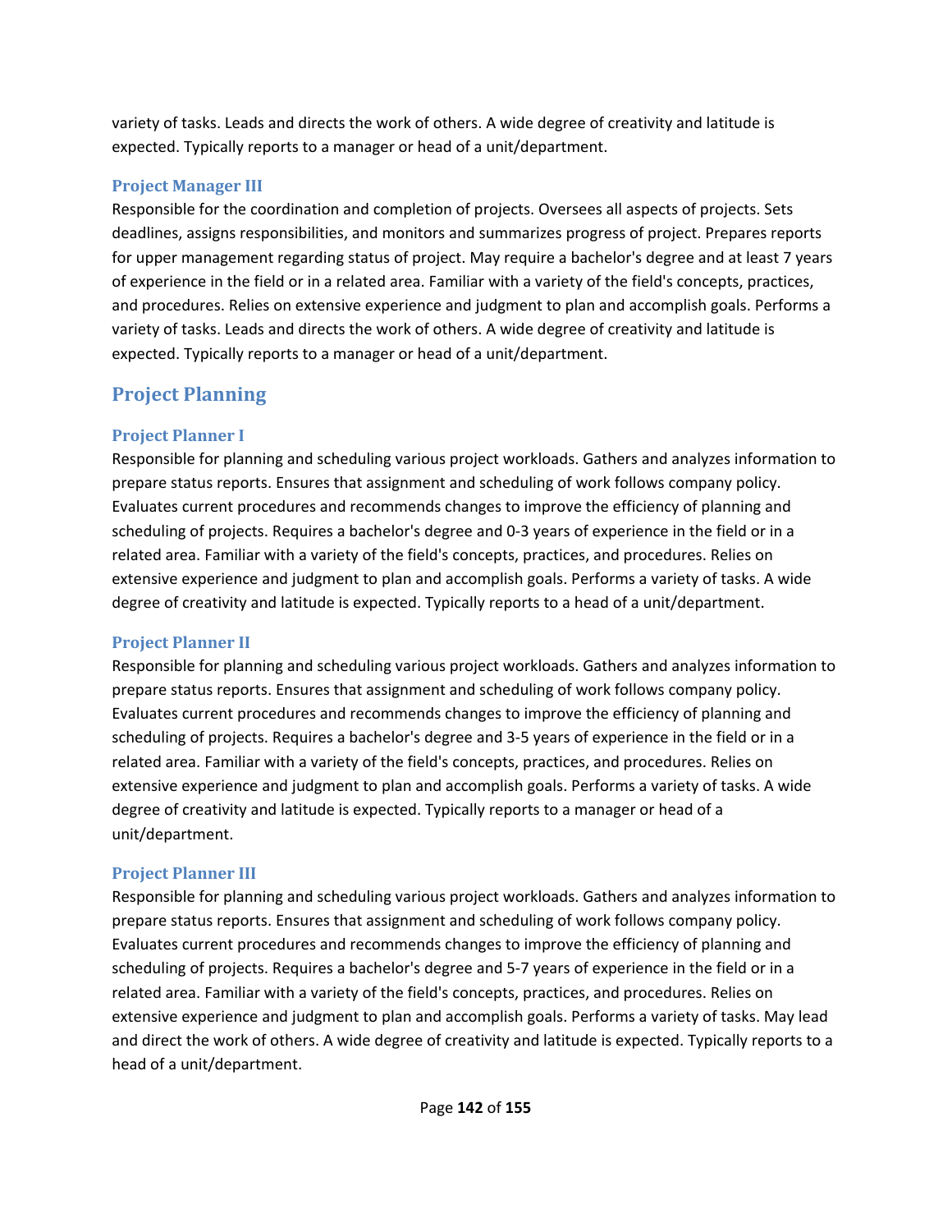variety of tasks. Leads and directs the work of others. A wide degree of creativity and latitude is expected. Typically reports to a manager or head of a unit/department.

### Project Manager III

Responsible for the coordination and completion of projects. Oversees all aspects of projects. Sets deadlines, assigns responsibilities, and monitors and summarizes progress of project. Prepares reports for upper management regarding status of project. May require a bachelor's degree and at least 7 years of experience in the field or in a related area. Familiar with a variety of the field's concepts, practices, and procedures. Relies on extensive experience and judgment to plan and accomplish goals. Performs a variety of tasks. Leads and directs the work of others. A wide degree of creativity and latitude is expected. Typically reports to a manager or head of a unit/department.

## Project Planning

### Project Planner I

Responsible for planning and scheduling various project workloads. Gathers and analyzes information to prepare status reports. Ensures that assignment and scheduling of work follows company policy. Evaluates current procedures and recommends changes to improve the efficiency of planning and scheduling of projects. Requires a bachelor's degree and 0-3 years of experience in the field or in a related area. Familiar with a variety of the field's concepts, practices, and procedures. Relies on extensive experience and judgment to plan and accomplish goals. Performs a variety of tasks. A wide degree of creativity and latitude is expected. Typically reports to a head of a unit/department.

### Project Planner II

Responsible for planning and scheduling various project workloads. Gathers and analyzes information to prepare status reports. Ensures that assignment and scheduling of work follows company policy. Evaluates current procedures and recommends changes to improve the efficiency of planning and scheduling of projects. Requires a bachelor's degree and 3-5 years of experience in the field or in a related area. Familiar with a variety of the field's concepts, practices, and procedures. Relies on extensive experience and judgment to plan and accomplish goals. Performs a variety of tasks. A wide degree of creativity and latitude is expected. Typically reports to a manager or head of a unit/department.

### Project Planner III

Responsible for planning and scheduling various project workloads. Gathers and analyzes information to prepare status reports. Ensures that assignment and scheduling of work follows company policy. Evaluates current procedures and recommends changes to improve the efficiency of planning and scheduling of projects. Requires a bachelor's degree and 5-7 years of experience in the field or in a related area. Familiar with a variety of the field's concepts, practices, and procedures. Relies on extensive experience and judgment to plan and accomplish goals. Performs a variety of tasks. May lead and direct the work of others. A wide degree of creativity and latitude is expected. Typically reports to a head of a unit/department.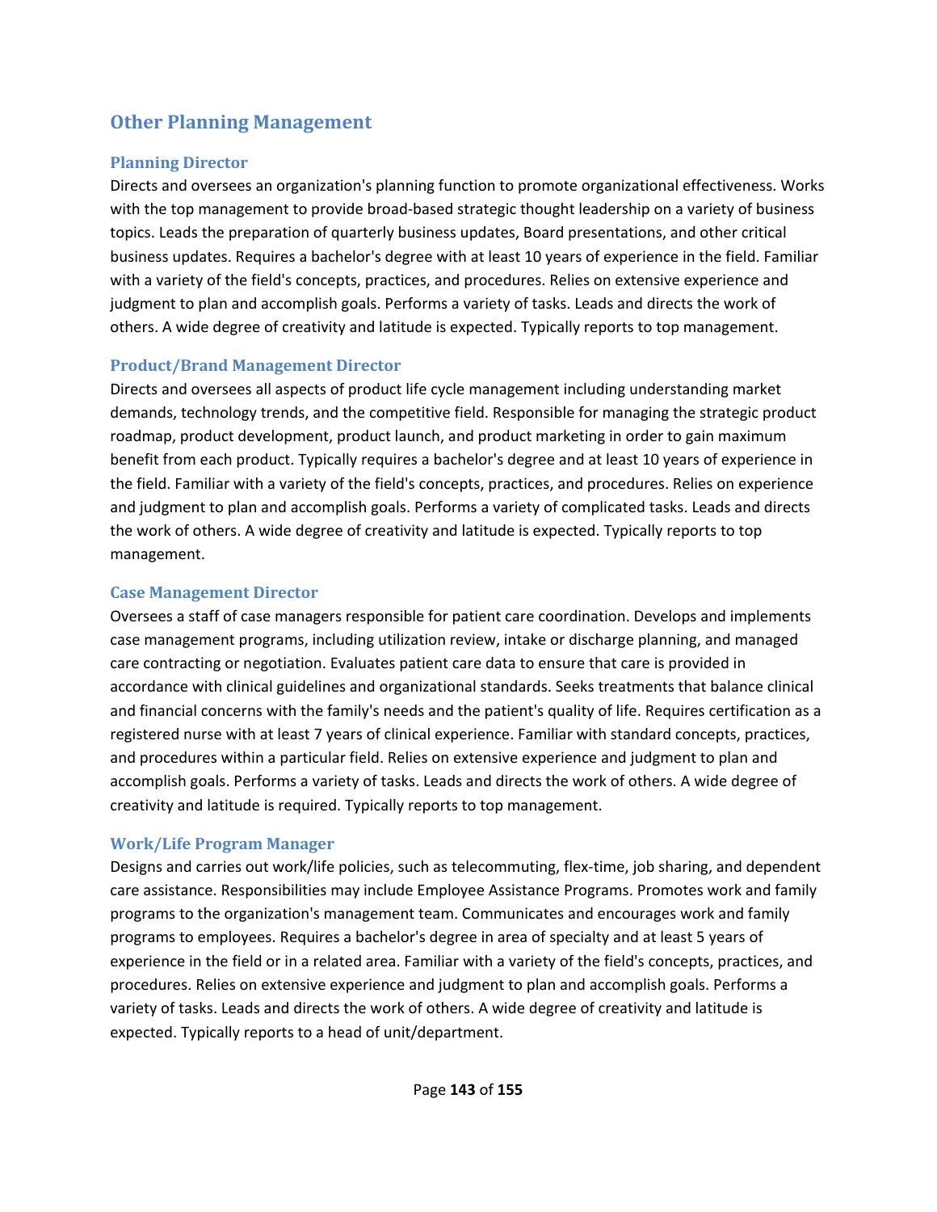## Other Planning Management

### Planning Director

Directs and oversees an organization's planning function to promote organizational effectiveness. Works with the top management to provide broad-based strategic thought leadership on a variety of business topics. Leads the preparation of quarterly business updates, Board presentations, and other critical business updates. Requires a bachelor's degree with at least 10 years of experience in the field. Familiar with a variety of the field's concepts, practices, and procedures. Relies on extensive experience and judgment to plan and accomplish goals. Performs a variety of tasks. Leads and directs the work of others. A wide degree of creativity and latitude is expected. Typically reports to top management.

### Product/Brand Management Director

Directs and oversees all aspects of product life cycle management including understanding market demands, technology trends, and the competitive field. Responsible for managing the strategic product roadmap, product development, product launch, and product marketing in order to gain maximum benefit from each product. Typically requires a bachelor's degree and at least 10 years of experience in the field. Familiar with a variety of the field's concepts, practices, and procedures. Relies on experience and judgment to plan and accomplish goals. Performs a variety of complicated tasks. Leads and directs the work of others. A wide degree of creativity and latitude is expected. Typically reports to top management.

### Case Management Director

Oversees a staff of case managers responsible for patient care coordination. Develops and implements case management programs, including utilization review, intake or discharge planning, and managed care contracting or negotiation. Evaluates patient care data to ensure that care is provided in accordance with clinical guidelines and organizational standards. Seeks treatments that balance clinical and financial concerns with the family's needs and the patient's quality of life. Requires certification as a registered nurse with at least 7 years of clinical experience. Familiar with standard concepts, practices, and procedures within a particular field. Relies on extensive experience and judgment to plan and accomplish goals. Performs a variety of tasks. Leads and directs the work of others. A wide degree of creativity and latitude is required. Typically reports to top management.

### Work/Life Program Manager

Designs and carries out work/life policies, such as telecommuting, flex-time, job sharing, and dependent care assistance. Responsibilities may include Employee Assistance Programs. Promotes work and family programs to the organization's management team. Communicates and encourages work and family programs to employees. Requires a bachelor's degree in area of specialty and at least 5 years of experience in the field or in a related area. Familiar with a variety of the field's concepts, practices, and procedures. Relies on extensive experience and judgment to plan and accomplish goals. Performs a variety of tasks. Leads and directs the work of others. A wide degree of creativity and latitude is expected. Typically reports to a head of unit/department.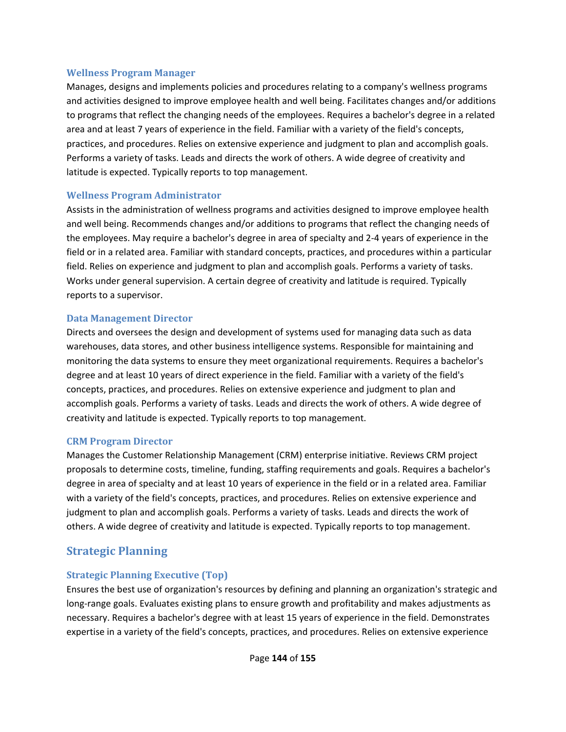### Wellness Program Manager

Manages, designs and implements policies and procedures relating to a company's wellness programs and activities designed to improve employee health and well being. Facilitates changes and/or additions to programs that reflect the changing needs of the employees. Requires a bachelor's degree in a related area and at least 7 years of experience in the field. Familiar with a variety of the field's concepts, practices, and procedures. Relies on extensive experience and judgment to plan and accomplish goals. Performs a variety of tasks. Leads and directs the work of others. A wide degree of creativity and latitude is expected. Typically reports to top management.

### Wellness Program Administrator

Assists in the administration of wellness programs and activities designed to improve employee health and well being. Recommends changes and/or additions to programs that reflect the changing needs of the employees. May require a bachelor's degree in area of specialty and 2-4 years of experience in the field or in a related area. Familiar with standard concepts, practices, and procedures within a particular field. Relies on experience and judgment to plan and accomplish goals. Performs a variety of tasks. Works under general supervision. A certain degree of creativity and latitude is required. Typically reports to a supervisor.

### Data Management Director

Directs and oversees the design and development of systems used for managing data such as data warehouses, data stores, and other business intelligence systems. Responsible for maintaining and monitoring the data systems to ensure they meet organizational requirements. Requires a bachelor's degree and at least 10 years of direct experience in the field. Familiar with a variety of the field's concepts, practices, and procedures. Relies on extensive experience and judgment to plan and accomplish goals. Performs a variety of tasks. Leads and directs the work of others. A wide degree of creativity and latitude is expected. Typically reports to top management.

### CRM Program Director

Manages the Customer Relationship Management (CRM) enterprise initiative. Reviews CRM project proposals to determine costs, timeline, funding, staffing requirements and goals. Requires a bachelor's degree in area of specialty and at least 10 years of experience in the field or in a related area. Familiar with a variety of the field's concepts, practices, and procedures. Relies on extensive experience and judgment to plan and accomplish goals. Performs a variety of tasks. Leads and directs the work of others. A wide degree of creativity and latitude is expected. Typically reports to top management.

## Strategic Planning

### Strategic Planning Executive (Top)

Ensures the best use of organization's resources by defining and planning an organization's strategic and long-range goals. Evaluates existing plans to ensure growth and profitability and makes adjustments as necessary. Requires a bachelor's degree with at least 15 years of experience in the field. Demonstrates expertise in a variety of the field's concepts, practices, and procedures. Relies on extensive experience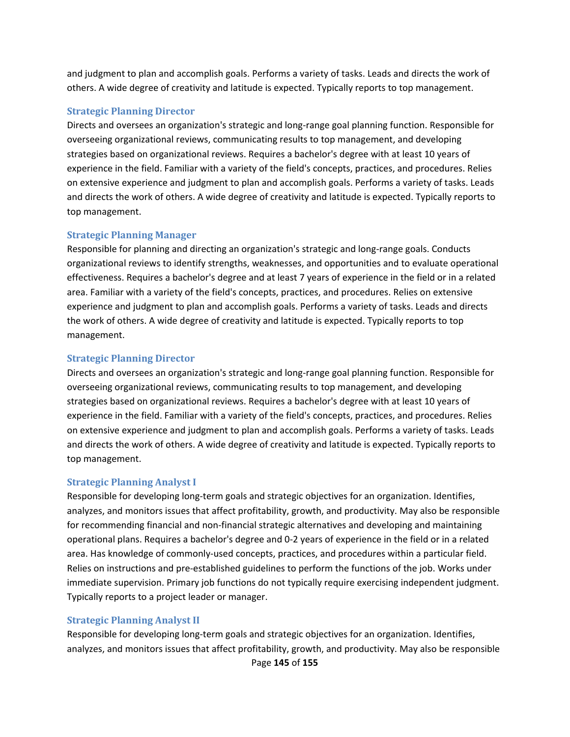and judgment to plan and accomplish goals. Performs a variety of tasks. Leads and directs the work of others. A wide degree of creativity and latitude is expected. Typically reports to top management.

### Strategic Planning Director

Directs and oversees an organization's strategic and long-range goal planning function. Responsible for overseeing organizational reviews, communicating results to top management, and developing strategies based on organizational reviews. Requires a bachelor's degree with at least 10 years of experience in the field. Familiar with a variety of the field's concepts, practices, and procedures. Relies on extensive experience and judgment to plan and accomplish goals. Performs a variety of tasks. Leads and directs the work of others. A wide degree of creativity and latitude is expected. Typically reports to top management.

### Strategic Planning Manager

Responsible for planning and directing an organization's strategic and long-range goals. Conducts organizational reviews to identify strengths, weaknesses, and opportunities and to evaluate operational effectiveness. Requires a bachelor's degree and at least 7 years of experience in the field or in a related area. Familiar with a variety of the field's concepts, practices, and procedures. Relies on extensive experience and judgment to plan and accomplish goals. Performs a variety of tasks. Leads and directs the work of others. A wide degree of creativity and latitude is expected. Typically reports to top management.

### Strategic Planning Director

Directs and oversees an organization's strategic and long-range goal planning function. Responsible for overseeing organizational reviews, communicating results to top management, and developing strategies based on organizational reviews. Requires a bachelor's degree with at least 10 years of experience in the field. Familiar with a variety of the field's concepts, practices, and procedures. Relies on extensive experience and judgment to plan and accomplish goals. Performs a variety of tasks. Leads and directs the work of others. A wide degree of creativity and latitude is expected. Typically reports to top management.

### Strategic Planning Analyst I

Responsible for developing long-term goals and strategic objectives for an organization. Identifies, analyzes, and monitors issues that affect profitability, growth, and productivity. May also be responsible for recommending financial and non-financial strategic alternatives and developing and maintaining operational plans. Requires a bachelor's degree and 0-2 years of experience in the field or in a related area. Has knowledge of commonly-used concepts, practices, and procedures within a particular field. Relies on instructions and pre-established guidelines to perform the functions of the job. Works under immediate supervision. Primary job functions do not typically require exercising independent judgment. Typically reports to a project leader or manager.

### Strategic Planning Analyst II

Responsible for developing long-term goals and strategic objectives for an organization. Identifies, analyzes, and monitors issues that affect profitability, growth, and productivity. May also be responsible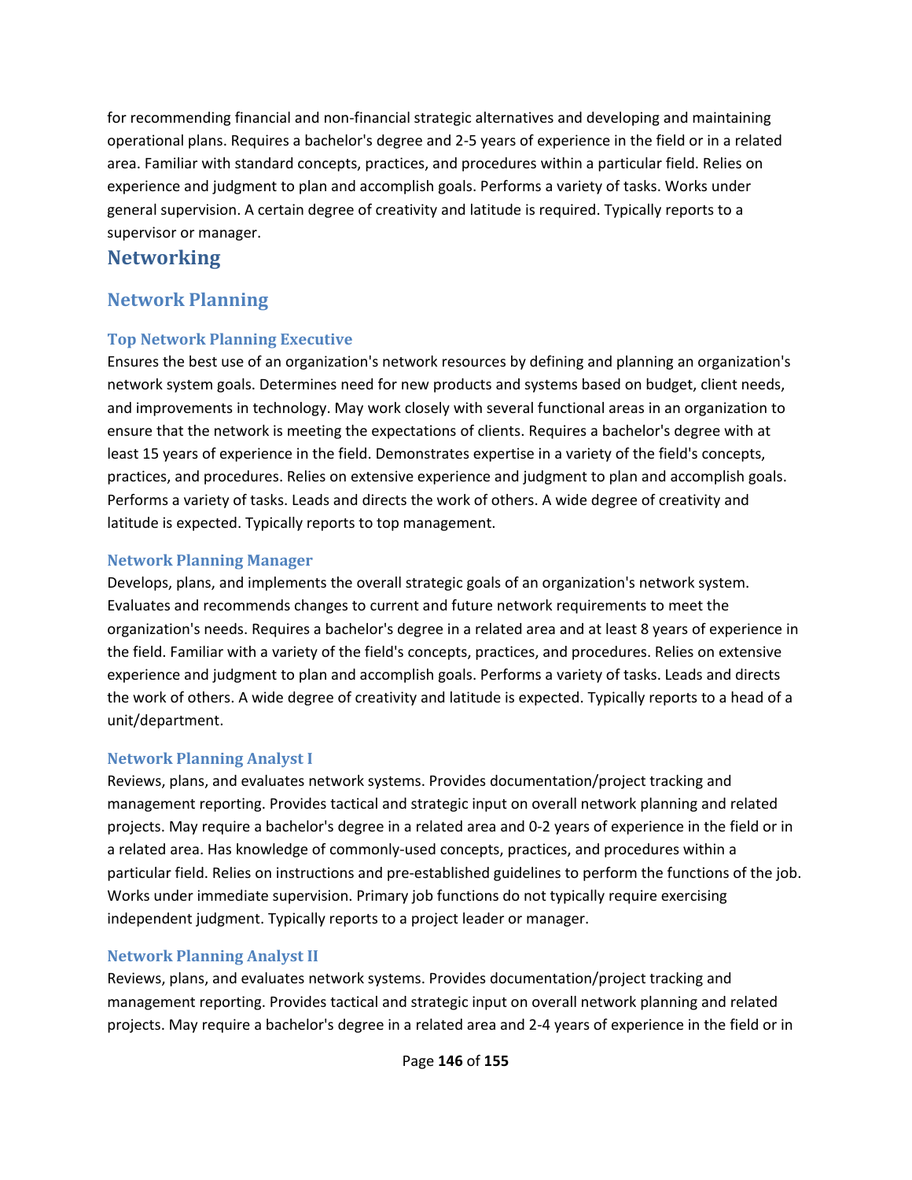for recommending financial and non-financial strategic alternatives and developing and maintaining operational plans. Requires a bachelor's degree and 2-5 years of experience in the field or in a related area. Familiar with standard concepts, practices, and procedures within a particular field. Relies on experience and judgment to plan and accomplish goals. Performs a variety of tasks. Works under general supervision. A certain degree of creativity and latitude is required. Typically reports to a supervisor or manager.

# Networking

## Network Planning

### Top Network Planning Executive

Ensures the best use of an organization's network resources by defining and planning an organization's network system goals. Determines need for new products and systems based on budget, client needs, and improvements in technology. May work closely with several functional areas in an organization to ensure that the network is meeting the expectations of clients. Requires a bachelor's degree with at least 15 years of experience in the field. Demonstrates expertise in a variety of the field's concepts, practices, and procedures. Relies on extensive experience and judgment to plan and accomplish goals. Performs a variety of tasks. Leads and directs the work of others. A wide degree of creativity and latitude is expected. Typically reports to top management.

### Network Planning Manager

Develops, plans, and implements the overall strategic goals of an organization's network system. Evaluates and recommends changes to current and future network requirements to meet the organization's needs. Requires a bachelor's degree in a related area and at least 8 years of experience in the field. Familiar with a variety of the field's concepts, practices, and procedures. Relies on extensive experience and judgment to plan and accomplish goals. Performs a variety of tasks. Leads and directs the work of others. A wide degree of creativity and latitude is expected. Typically reports to a head of a unit/department.

### Network Planning Analyst I

Reviews, plans, and evaluates network systems. Provides documentation/project tracking and management reporting. Provides tactical and strategic input on overall network planning and related projects. May require a bachelor's degree in a related area and 0-2 years of experience in the field or in a related area. Has knowledge of commonly-used concepts, practices, and procedures within a particular field. Relies on instructions and pre-established guidelines to perform the functions of the job. Works under immediate supervision. Primary job functions do not typically require exercising independent judgment. Typically reports to a project leader or manager.

### Network Planning Analyst II

Reviews, plans, and evaluates network systems. Provides documentation/project tracking and management reporting. Provides tactical and strategic input on overall network planning and related projects. May require a bachelor's degree in a related area and 2-4 years of experience in the field or in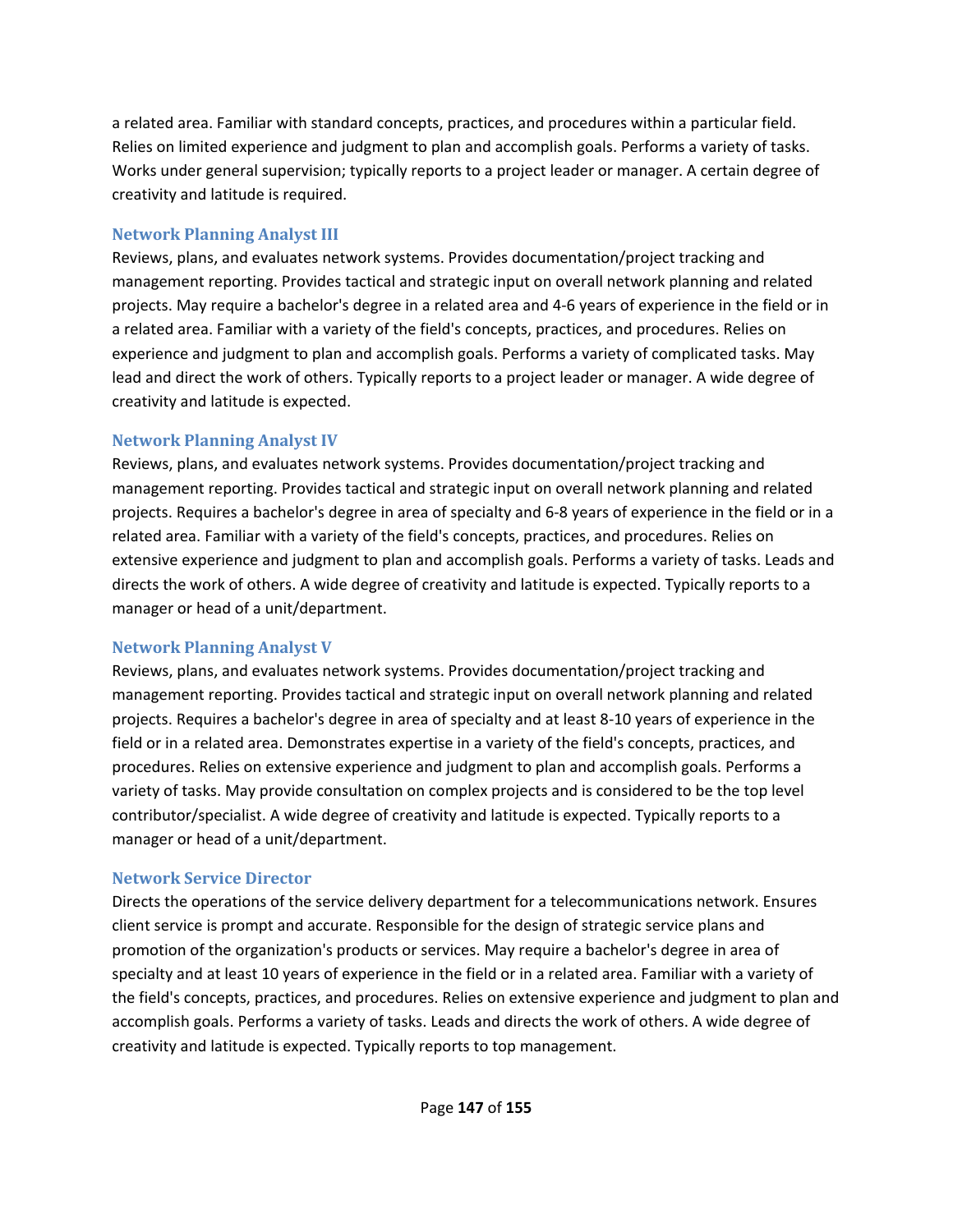a related area. Familiar with standard concepts, practices, and procedures within a particular field. Relies on limited experience and judgment to plan and accomplish goals. Performs a variety of tasks. Works under general supervision; typically reports to a project leader or manager. A certain degree of creativity and latitude is required.

### Network Planning Analyst III

Reviews, plans, and evaluates network systems. Provides documentation/project tracking and management reporting. Provides tactical and strategic input on overall network planning and related projects. May require a bachelor's degree in a related area and 4-6 years of experience in the field or in a related area. Familiar with a variety of the field's concepts, practices, and procedures. Relies on experience and judgment to plan and accomplish goals. Performs a variety of complicated tasks. May lead and direct the work of others. Typically reports to a project leader or manager. A wide degree of creativity and latitude is expected.

### Network Planning Analyst IV

Reviews, plans, and evaluates network systems. Provides documentation/project tracking and management reporting. Provides tactical and strategic input on overall network planning and related projects. Requires a bachelor's degree in area of specialty and 6-8 years of experience in the field or in a related area. Familiar with a variety of the field's concepts, practices, and procedures. Relies on extensive experience and judgment to plan and accomplish goals. Performs a variety of tasks. Leads and directs the work of others. A wide degree of creativity and latitude is expected. Typically reports to a manager or head of a unit/department.

### Network Planning Analyst V

Reviews, plans, and evaluates network systems. Provides documentation/project tracking and management reporting. Provides tactical and strategic input on overall network planning and related projects. Requires a bachelor's degree in area of specialty and at least 8-10 years of experience in the field or in a related area. Demonstrates expertise in a variety of the field's concepts, practices, and procedures. Relies on extensive experience and judgment to plan and accomplish goals. Performs a variety of tasks. May provide consultation on complex projects and is considered to be the top level contributor/specialist. A wide degree of creativity and latitude is expected. Typically reports to a manager or head of a unit/department.

### Network Service Director

Directs the operations of the service delivery department for a telecommunications network. Ensures client service is prompt and accurate. Responsible for the design of strategic service plans and promotion of the organization's products or services. May require a bachelor's degree in area of specialty and at least 10 years of experience in the field or in a related area. Familiar with a variety of the field's concepts, practices, and procedures. Relies on extensive experience and judgment to plan and accomplish goals. Performs a variety of tasks. Leads and directs the work of others. A wide degree of creativity and latitude is expected. Typically reports to top management.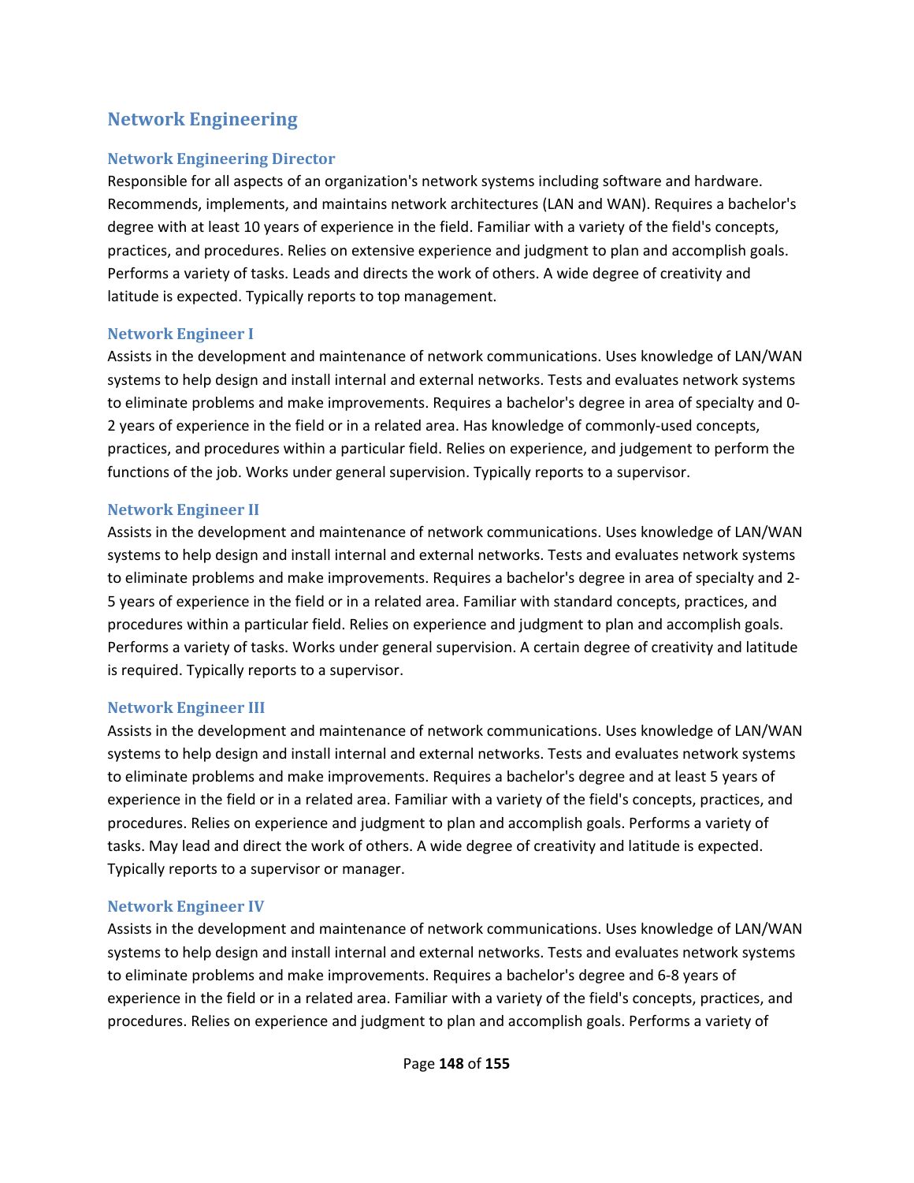## Network Engineering

### Network Engineering Director

Responsible for all aspects of an organization's network systems including software and hardware. Recommends, implements, and maintains network architectures (LAN and WAN). Requires a bachelor's degree with at least 10 years of experience in the field. Familiar with a variety of the field's concepts, practices, and procedures. Relies on extensive experience and judgment to plan and accomplish goals. Performs a variety of tasks. Leads and directs the work of others. A wide degree of creativity and latitude is expected. Typically reports to top management.

### Network Engineer I

Assists in the development and maintenance of network communications. Uses knowledge of LAN/WAN systems to help design and install internal and external networks. Tests and evaluates network systems to eliminate problems and make improvements. Requires a bachelor's degree in area of specialty and 0-2 years of experience in the field or in a related area. Has knowledge of commonly-used concepts, practices, and procedures within a particular field. Relies on experience, and judgement to perform the functions of the job. Works under general supervision. Typically reports to a supervisor.

### Network Engineer II

Assists in the development and maintenance of network communications. Uses knowledge of LAN/WAN systems to help design and install internal and external networks. Tests and evaluates network systems to eliminate problems and make improvements. Requires a bachelor's degree in area of specialty and 2-5 years of experience in the field or in a related area. Familiar with standard concepts, practices, and procedures within a particular field. Relies on experience and judgment to plan and accomplish goals. Performs a variety of tasks. Works under general supervision. A certain degree of creativity and latitude is required. Typically reports to a supervisor.

### Network Engineer III

Assists in the development and maintenance of network communications. Uses knowledge of LAN/WAN systems to help design and install internal and external networks. Tests and evaluates network systems to eliminate problems and make improvements. Requires a bachelor's degree and at least 5 years of experience in the field or in a related area. Familiar with a variety of the field's concepts, practices, and procedures. Relies on experience and judgment to plan and accomplish goals. Performs a variety of tasks. May lead and direct the work of others. A wide degree of creativity and latitude is expected. Typically reports to a supervisor or manager.

### Network Engineer IV

Assists in the development and maintenance of network communications. Uses knowledge of LAN/WAN systems to help design and install internal and external networks. Tests and evaluates network systems to eliminate problems and make improvements. Requires a bachelor's degree and 6-8 years of experience in the field or in a related area. Familiar with a variety of the field's concepts, practices, and procedures. Relies on experience and judgment to plan and accomplish goals. Performs a variety of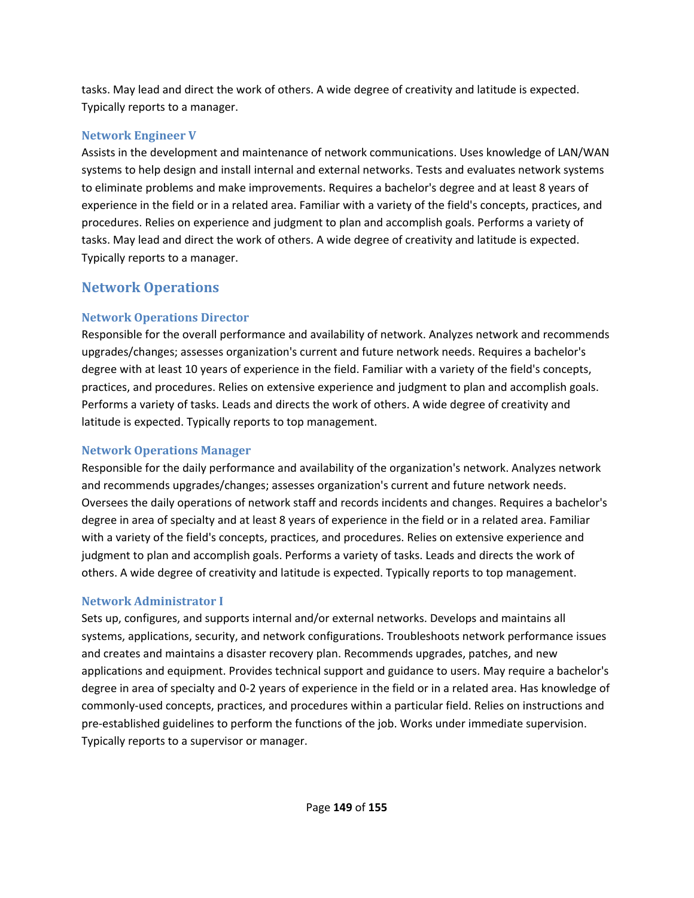tasks. May lead and direct the work of others. A wide degree of creativity and latitude is expected. Typically reports to a manager.

### Network Engineer V

Assists in the development and maintenance of network communications. Uses knowledge of LAN/WAN systems to help design and install internal and external networks. Tests and evaluates network systems to eliminate problems and make improvements. Requires a bachelor's degree and at least 8 years of experience in the field or in a related area. Familiar with a variety of the field's concepts, practices, and procedures. Relies on experience and judgment to plan and accomplish goals. Performs a variety of tasks. May lead and direct the work of others. A wide degree of creativity and latitude is expected. Typically reports to a manager.

## Network Operations

### Network Operations Director

Responsible for the overall performance and availability of network. Analyzes network and recommends upgrades/changes; assesses organization's current and future network needs. Requires a bachelor's degree with at least 10 years of experience in the field. Familiar with a variety of the field's concepts, practices, and procedures. Relies on extensive experience and judgment to plan and accomplish goals. Performs a variety of tasks. Leads and directs the work of others. A wide degree of creativity and latitude is expected. Typically reports to top management.

### Network Operations Manager

Responsible for the daily performance and availability of the organization's network. Analyzes network and recommends upgrades/changes; assesses organization's current and future network needs. Oversees the daily operations of network staff and records incidents and changes. Requires a bachelor's degree in area of specialty and at least 8 years of experience in the field or in a related area. Familiar with a variety of the field's concepts, practices, and procedures. Relies on extensive experience and judgment to plan and accomplish goals. Performs a variety of tasks. Leads and directs the work of others. A wide degree of creativity and latitude is expected. Typically reports to top management.

### Network Administrator I

Sets up, configures, and supports internal and/or external networks. Develops and maintains all systems, applications, security, and network configurations. Troubleshoots network performance issues and creates and maintains a disaster recovery plan. Recommends upgrades, patches, and new applications and equipment. Provides technical support and guidance to users. May require a bachelor's degree in area of specialty and 0-2 years of experience in the field or in a related area. Has knowledge of commonly-used concepts, practices, and procedures within a particular field. Relies on instructions and pre-established guidelines to perform the functions of the job. Works under immediate supervision. Typically reports to a supervisor or manager.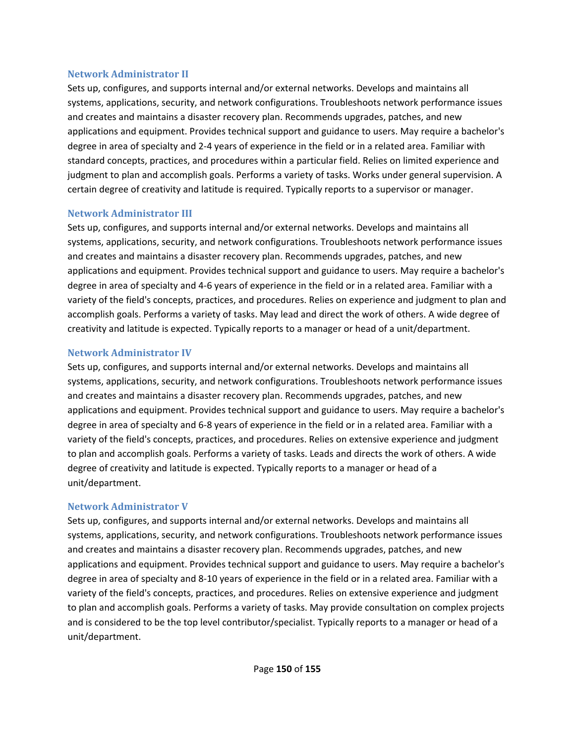### Network Administrator II

Sets up, configures, and supports internal and/or external networks. Develops and maintains all systems, applications, security, and network configurations. Troubleshoots network performance issues and creates and maintains a disaster recovery plan. Recommends upgrades, patches, and new applications and equipment. Provides technical support and guidance to users. May require a bachelor's degree in area of specialty and 2-4 years of experience in the field or in a related area. Familiar with standard concepts, practices, and procedures within a particular field. Relies on limited experience and judgment to plan and accomplish goals. Performs a variety of tasks. Works under general supervision. A certain degree of creativity and latitude is required. Typically reports to a supervisor or manager.

### Network Administrator III

Sets up, configures, and supports internal and/or external networks. Develops and maintains all systems, applications, security, and network configurations. Troubleshoots network performance issues and creates and maintains a disaster recovery plan. Recommends upgrades, patches, and new applications and equipment. Provides technical support and guidance to users. May require a bachelor's degree in area of specialty and 4-6 years of experience in the field or in a related area. Familiar with a variety of the field's concepts, practices, and procedures. Relies on experience and judgment to plan and accomplish goals. Performs a variety of tasks. May lead and direct the work of others. A wide degree of creativity and latitude is expected. Typically reports to a manager or head of a unit/department.

### Network Administrator IV

Sets up, configures, and supports internal and/or external networks. Develops and maintains all systems, applications, security, and network configurations. Troubleshoots network performance issues and creates and maintains a disaster recovery plan. Recommends upgrades, patches, and new applications and equipment. Provides technical support and guidance to users. May require a bachelor's degree in area of specialty and 6-8 years of experience in the field or in a related area. Familiar with a variety of the field's concepts, practices, and procedures. Relies on extensive experience and judgment to plan and accomplish goals. Performs a variety of tasks. Leads and directs the work of others. A wide degree of creativity and latitude is expected. Typically reports to a manager or head of a unit/department.

### Network Administrator V

Sets up, configures, and supports internal and/or external networks. Develops and maintains all systems, applications, security, and network configurations. Troubleshoots network performance issues and creates and maintains a disaster recovery plan. Recommends upgrades, patches, and new applications and equipment. Provides technical support and guidance to users. May require a bachelor's degree in area of specialty and 8-10 years of experience in the field or in a related area. Familiar with a variety of the field's concepts, practices, and procedures. Relies on extensive experience and judgment to plan and accomplish goals. Performs a variety of tasks. May provide consultation on complex projects and is considered to be the top level contributor/specialist. Typically reports to a manager or head of a unit/department.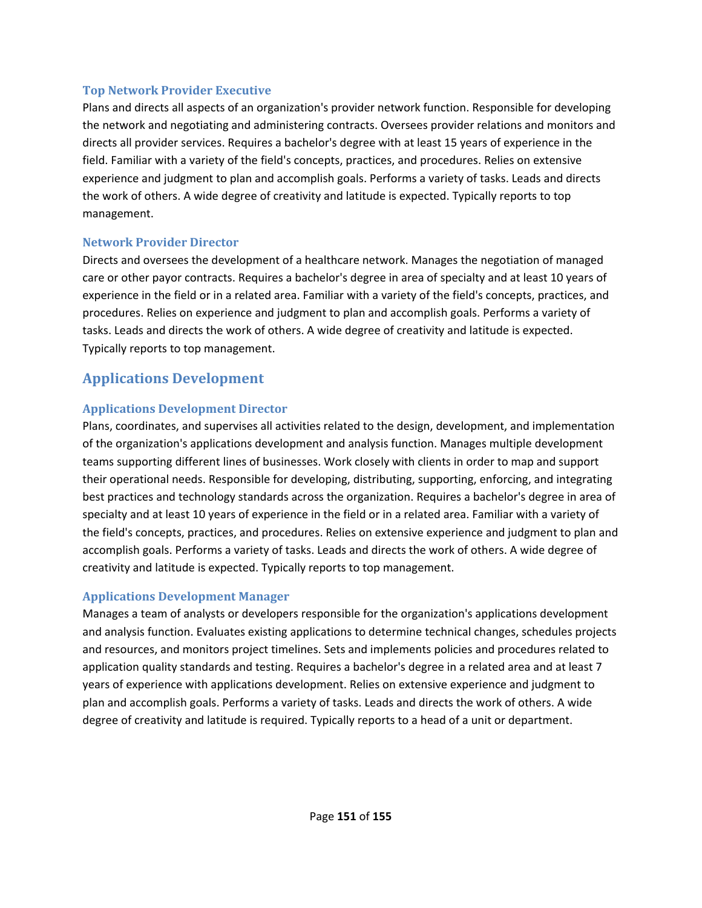### Top Network Provider Executive

Plans and directs all aspects of an organization's provider network function. Responsible for developing the network and negotiating and administering contracts. Oversees provider relations and monitors and directs all provider services. Requires a bachelor's degree with at least 15 years of experience in the field. Familiar with a variety of the field's concepts, practices, and procedures. Relies on extensive experience and judgment to plan and accomplish goals. Performs a variety of tasks. Leads and directs the work of others. A wide degree of creativity and latitude is expected. Typically reports to top management.

### Network Provider Director

Directs and oversees the development of a healthcare network. Manages the negotiation of managed care or other payor contracts. Requires a bachelor's degree in area of specialty and at least 10 years of experience in the field or in a related area. Familiar with a variety of the field's concepts, practices, and procedures. Relies on experience and judgment to plan and accomplish goals. Performs a variety of tasks. Leads and directs the work of others. A wide degree of creativity and latitude is expected. Typically reports to top management.

## Applications Development

### Applications Development Director

Plans, coordinates, and supervises all activities related to the design, development, and implementation of the organization's applications development and analysis function. Manages multiple development teams supporting different lines of businesses. Work closely with clients in order to map and support their operational needs. Responsible for developing, distributing, supporting, enforcing, and integrating best practices and technology standards across the organization. Requires a bachelor's degree in area of specialty and at least 10 years of experience in the field or in a related area. Familiar with a variety of the field's concepts, practices, and procedures. Relies on extensive experience and judgment to plan and accomplish goals. Performs a variety of tasks. Leads and directs the work of others. A wide degree of creativity and latitude is expected. Typically reports to top management.

### Applications Development Manager

Manages a team of analysts or developers responsible for the organization's applications development and analysis function. Evaluates existing applications to determine technical changes, schedules projects and resources, and monitors project timelines. Sets and implements policies and procedures related to application quality standards and testing. Requires a bachelor's degree in a related area and at least 7 years of experience with applications development. Relies on extensive experience and judgment to plan and accomplish goals. Performs a variety of tasks. Leads and directs the work of others. A wide degree of creativity and latitude is required. Typically reports to a head of a unit or department.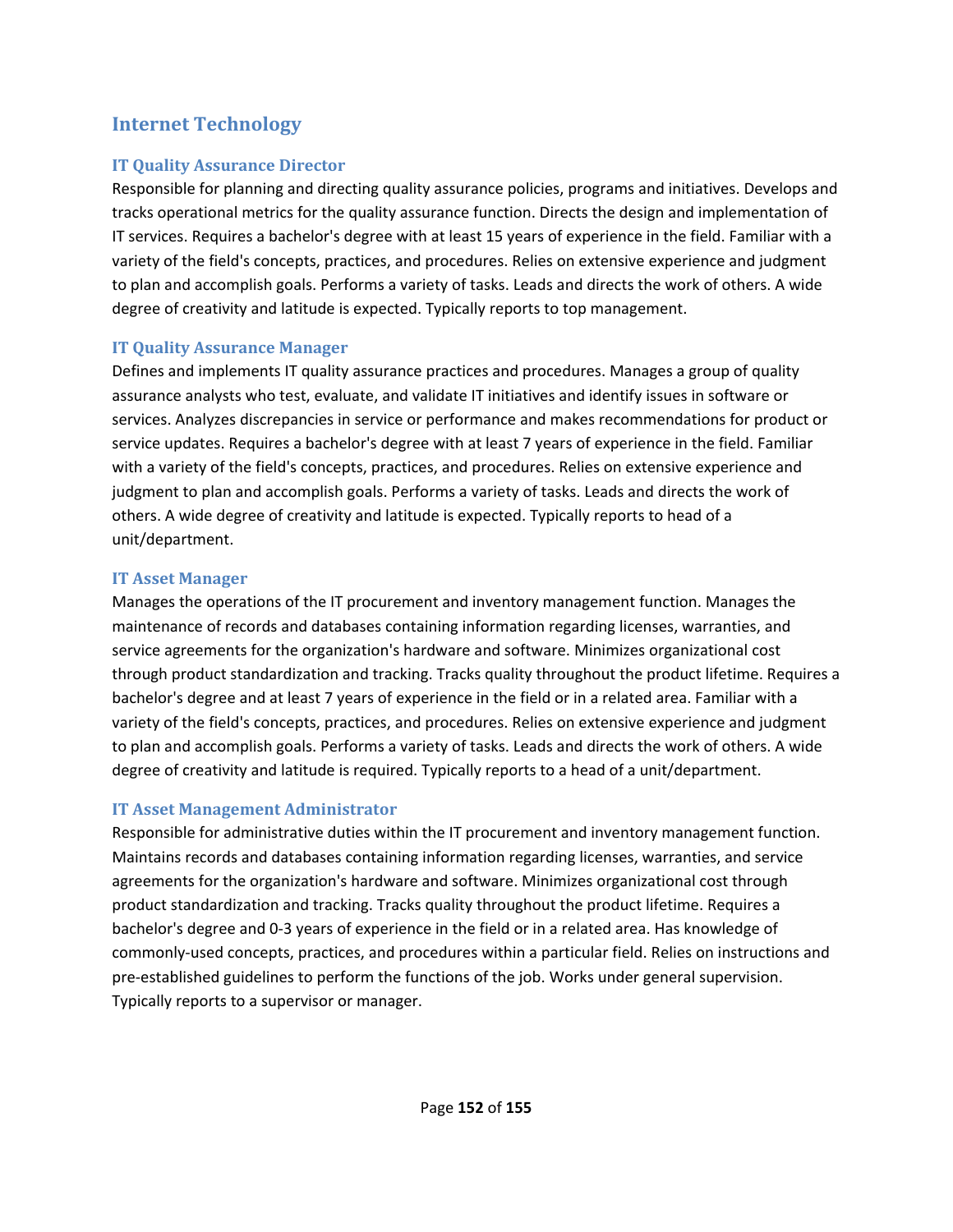## Internet Technology

### IT Quality Assurance Director

Responsible for planning and directing quality assurance policies, programs and initiatives. Develops and tracks operational metrics for the quality assurance function. Directs the design and implementation of IT services. Requires a bachelor's degree with at least 15 years of experience in the field. Familiar with a variety of the field's concepts, practices, and procedures. Relies on extensive experience and judgment to plan and accomplish goals. Performs a variety of tasks. Leads and directs the work of others. A wide degree of creativity and latitude is expected. Typically reports to top management.

### IT Quality Assurance Manager

Defines and implements IT quality assurance practices and procedures. Manages a group of quality assurance analysts who test, evaluate, and validate IT initiatives and identify issues in software or services. Analyzes discrepancies in service or performance and makes recommendations for product or service updates. Requires a bachelor's degree with at least 7 years of experience in the field. Familiar with a variety of the field's concepts, practices, and procedures. Relies on extensive experience and judgment to plan and accomplish goals. Performs a variety of tasks. Leads and directs the work of others. A wide degree of creativity and latitude is expected. Typically reports to head of a unit/department.

### IT Asset Manager

Manages the operations of the IT procurement and inventory management function. Manages the maintenance of records and databases containing information regarding licenses, warranties, and service agreements for the organization's hardware and software. Minimizes organizational cost through product standardization and tracking. Tracks quality throughout the product lifetime. Requires a bachelor's degree and at least 7 years of experience in the field or in a related area. Familiar with a variety of the field's concepts, practices, and procedures. Relies on extensive experience and judgment to plan and accomplish goals. Performs a variety of tasks. Leads and directs the work of others. A wide degree of creativity and latitude is required. Typically reports to a head of a unit/department.

### IT Asset Management Administrator

Responsible for administrative duties within the IT procurement and inventory management function. Maintains records and databases containing information regarding licenses, warranties, and service agreements for the organization's hardware and software. Minimizes organizational cost through product standardization and tracking. Tracks quality throughout the product lifetime. Requires a bachelor's degree and 0-3 years of experience in the field or in a related area. Has knowledge of commonly-used concepts, practices, and procedures within a particular field. Relies on instructions and pre-established guidelines to perform the functions of the job. Works under general supervision. Typically reports to a supervisor or manager.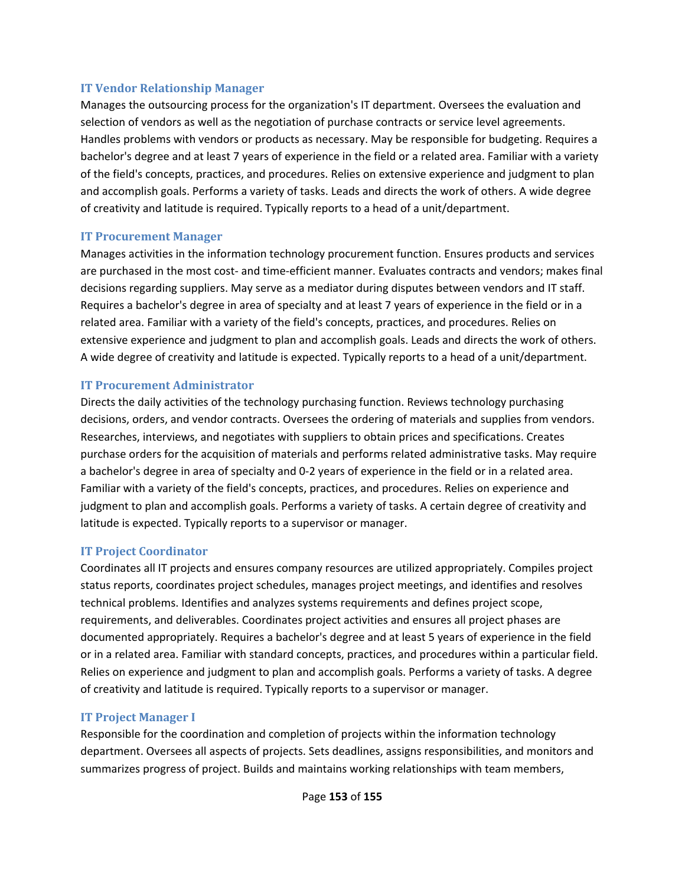### IT Vendor Relationship Manager

Manages the outsourcing process for the organization's IT department. Oversees the evaluation and selection of vendors as well as the negotiation of purchase contracts or service level agreements. Handles problems with vendors or products as necessary. May be responsible for budgeting. Requires a bachelor's degree and at least 7 years of experience in the field or a related area. Familiar with a variety of the field's concepts, practices, and procedures. Relies on extensive experience and judgment to plan and accomplish goals. Performs a variety of tasks. Leads and directs the work of others. A wide degree of creativity and latitude is required. Typically reports to a head of a unit/department.

### IT Procurement Manager

Manages activities in the information technology procurement function. Ensures products and services are purchased in the most cost- and time-efficient manner. Evaluates contracts and vendors; makes final decisions regarding suppliers. May serve as a mediator during disputes between vendors and IT staff. Requires a bachelor's degree in area of specialty and at least 7 years of experience in the field or in a related area. Familiar with a variety of the field's concepts, practices, and procedures. Relies on extensive experience and judgment to plan and accomplish goals. Leads and directs the work of others. A wide degree of creativity and latitude is expected. Typically reports to a head of a unit/department.

### IT Procurement Administrator

Directs the daily activities of the technology purchasing function. Reviews technology purchasing decisions, orders, and vendor contracts. Oversees the ordering of materials and supplies from vendors. Researches, interviews, and negotiates with suppliers to obtain prices and specifications. Creates purchase orders for the acquisition of materials and performs related administrative tasks. May require a bachelor's degree in area of specialty and 0-2 years of experience in the field or in a related area. Familiar with a variety of the field's concepts, practices, and procedures. Relies on experience and judgment to plan and accomplish goals. Performs a variety of tasks. A certain degree of creativity and latitude is expected. Typically reports to a supervisor or manager.

### IT Project Coordinator

Coordinates all IT projects and ensures company resources are utilized appropriately. Compiles project status reports, coordinates project schedules, manages project meetings, and identifies and resolves technical problems. Identifies and analyzes systems requirements and defines project scope, requirements, and deliverables. Coordinates project activities and ensures all project phases are documented appropriately. Requires a bachelor's degree and at least 5 years of experience in the field or in a related area. Familiar with standard concepts, practices, and procedures within a particular field. Relies on experience and judgment to plan and accomplish goals. Performs a variety of tasks. A degree of creativity and latitude is required. Typically reports to a supervisor or manager.

### IT Project Manager I

Responsible for the coordination and completion of projects within the information technology department. Oversees all aspects of projects. Sets deadlines, assigns responsibilities, and monitors and summarizes progress of project. Builds and maintains working relationships with team members,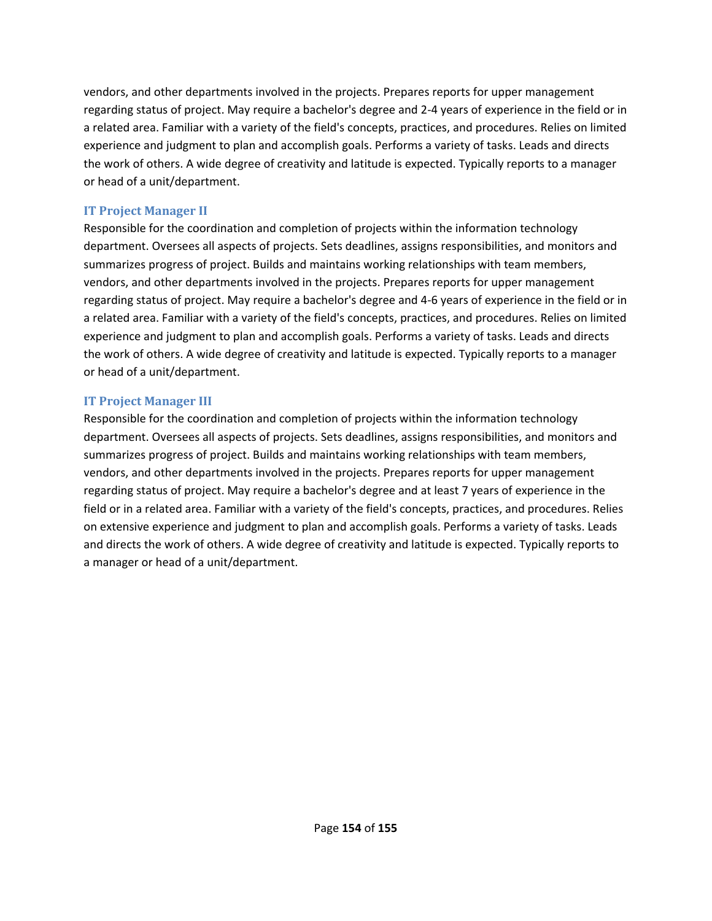vendors, and other departments involved in the projects. Prepares reports for upper management regarding status of project. May require a bachelor's degree and 2-4 years of experience in the field or in a related area. Familiar with a variety of the field's concepts, practices, and procedures. Relies on limited experience and judgment to plan and accomplish goals. Performs a variety of tasks. Leads and directs the work of others. A wide degree of creativity and latitude is expected. Typically reports to a manager or head of a unit/department.

### IT Project Manager II

Responsible for the coordination and completion of projects within the information technology department. Oversees all aspects of projects. Sets deadlines, assigns responsibilities, and monitors and summarizes progress of project. Builds and maintains working relationships with team members, vendors, and other departments involved in the projects. Prepares reports for upper management regarding status of project. May require a bachelor's degree and 4-6 years of experience in the field or in a related area. Familiar with a variety of the field's concepts, practices, and procedures. Relies on limited experience and judgment to plan and accomplish goals. Performs a variety of tasks. Leads and directs the work of others. A wide degree of creativity and latitude is expected. Typically reports to a manager or head of a unit/department.

### IT Project Manager III

Responsible for the coordination and completion of projects within the information technology department. Oversees all aspects of projects. Sets deadlines, assigns responsibilities, and monitors and summarizes progress of project. Builds and maintains working relationships with team members, vendors, and other departments involved in the projects. Prepares reports for upper management regarding status of project. May require a bachelor's degree and at least 7 years of experience in the field or in a related area. Familiar with a variety of the field's concepts, practices, and procedures. Relies on extensive experience and judgment to plan and accomplish goals. Performs a variety of tasks. Leads and directs the work of others. A wide degree of creativity and latitude is expected. Typically reports to a manager or head of a unit/department.